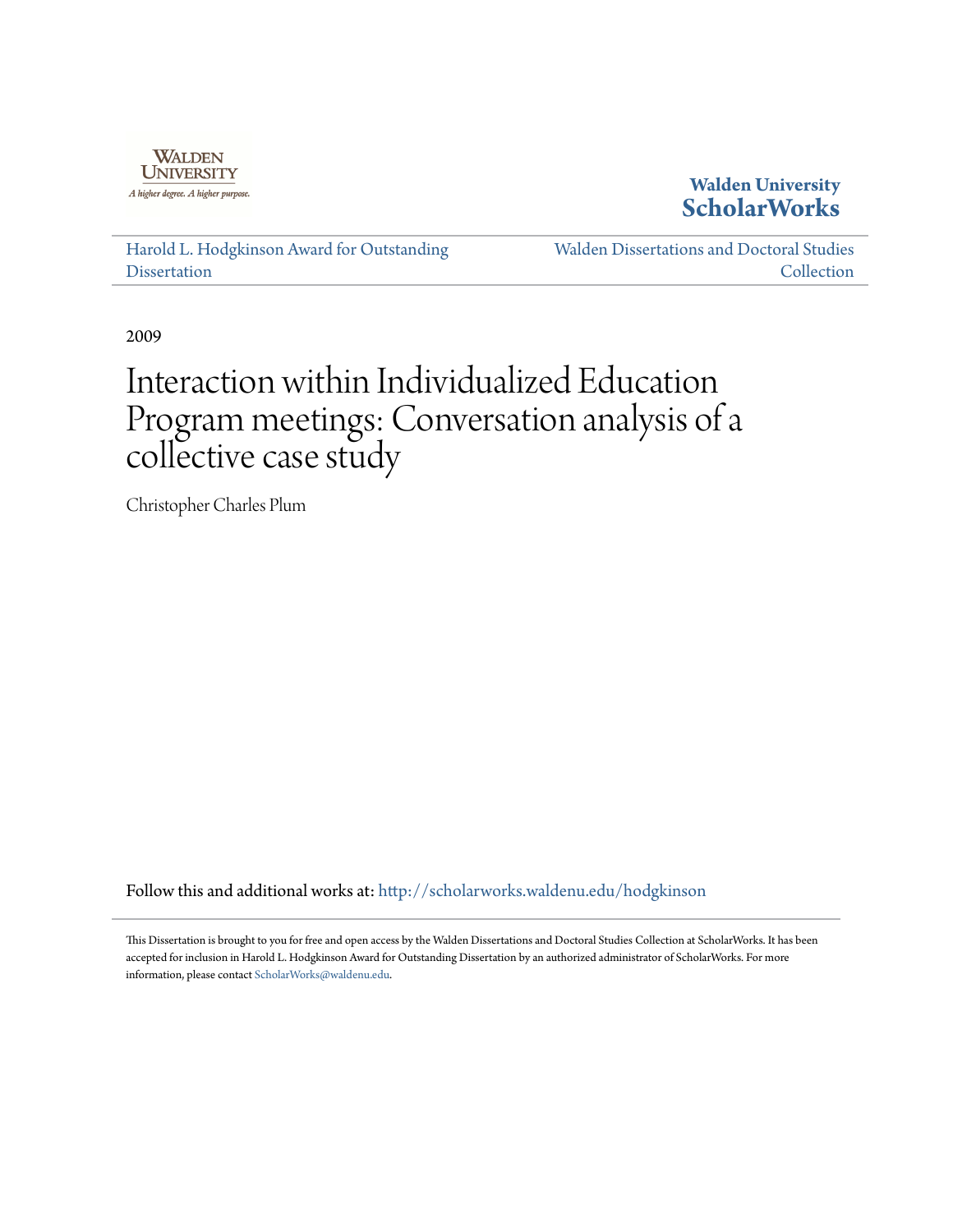Walden University

A higher degree. A higher purpose.

**Walden University ScholarWorks**

Harold L. Hodgkinson Award for Outstanding Dissertation

Walden Dissertations and Doctoral Studies Collection

2009

# Interaction within Individualized Education Program meetings: Conversation analysis of a collective case study

Christopher Charles Plum

Follow this and additional works at: http://scholarworks.waldenu.edu/hodgkinson

This Dissertation is brought to you for free and open access by the Walden Dissertations and Doctoral Studies Collection at ScholarWorks. It has been accepted for inclusion in Harold L. Hodgkinson Award for Outstanding Dissertation by an authorized administrator of ScholarWorks. For more information, please contact ScholarWorks@waldenu.edu.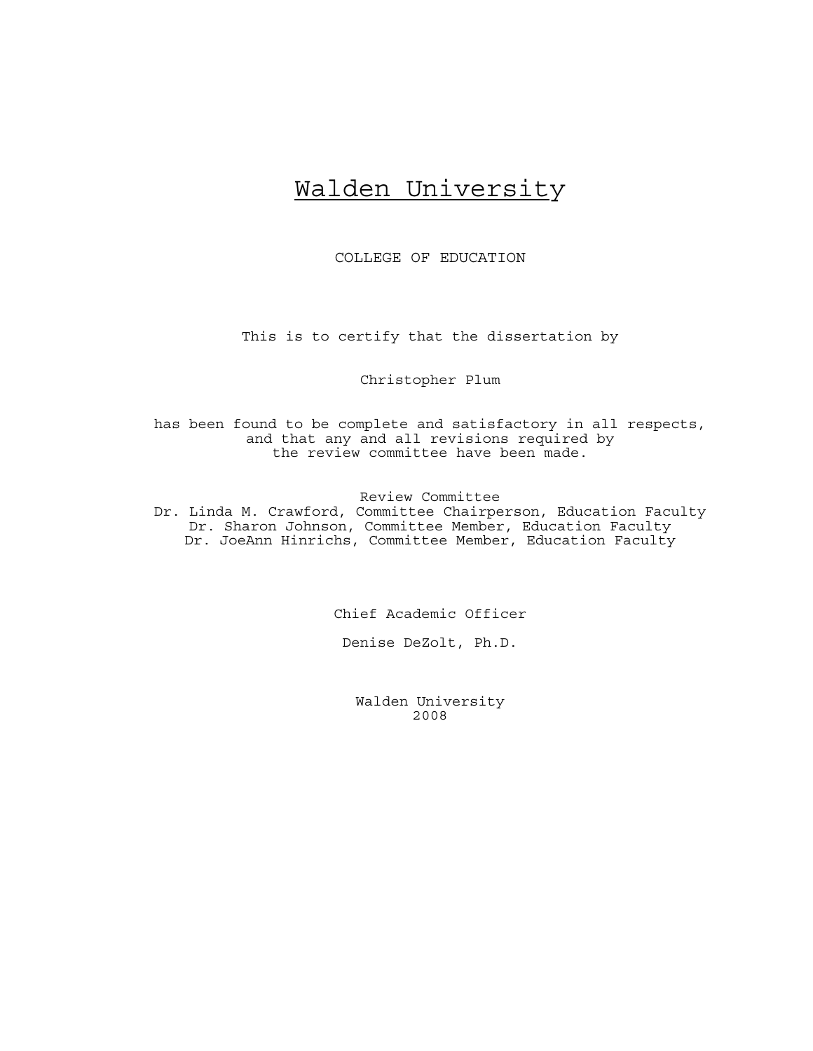# Walden University

COLLEGE OF EDUCATION

This is to certify that the dissertation by

Christopher Plum

has been found to be complete and satisfactory in all respects,
and that any and all revisions required by
the review committee have been made.

Review Committee
Dr. Linda M. Crawford, Committee Chairperson, Education Faculty
Dr. Sharon Johnson, Committee Member, Education Faculty
Dr. JoeAnn Hinrichs, Committee Member, Education Faculty

Chief Academic Officer

Denise DeZolt, Ph.D.

Walden University
2008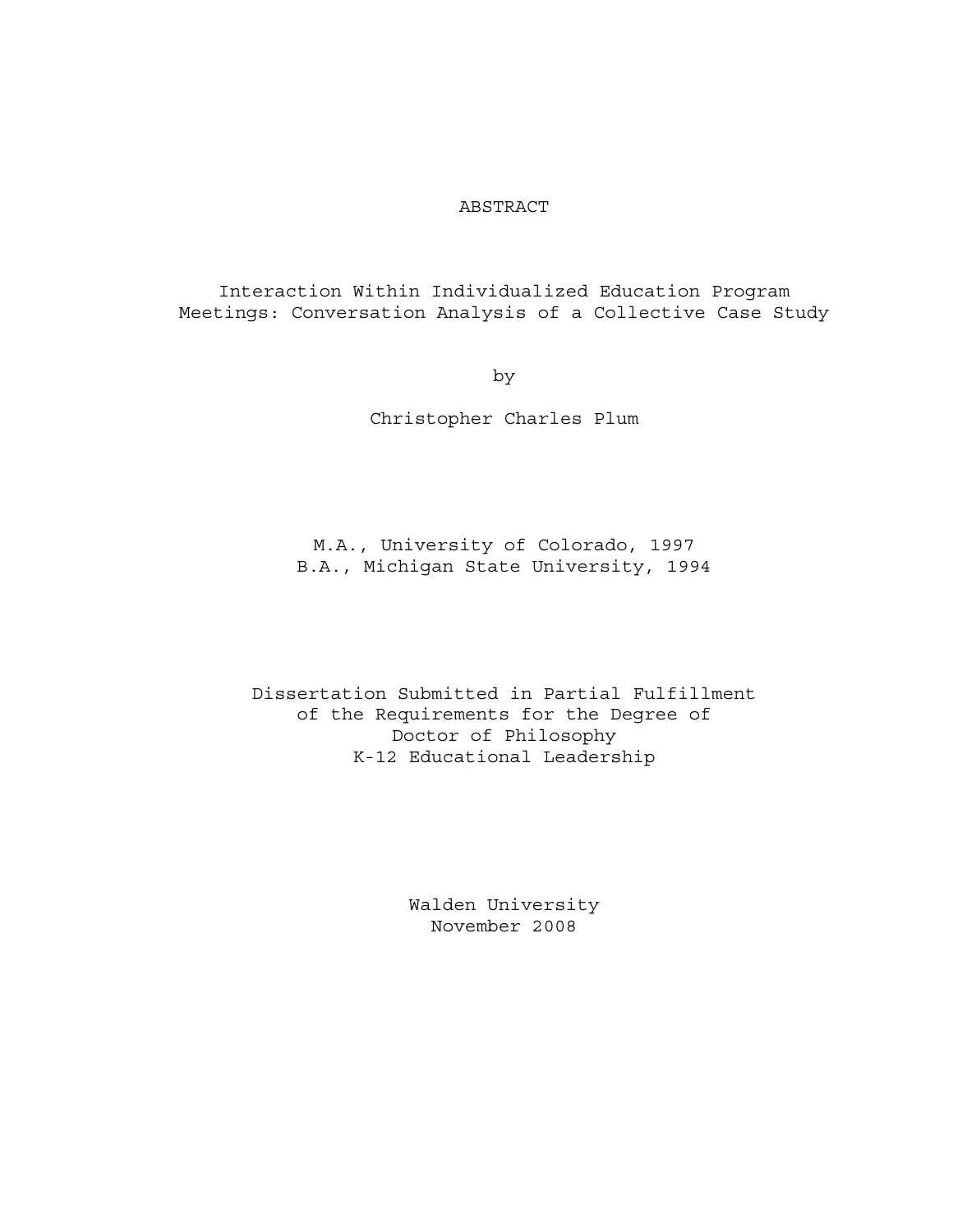# ABSTRACT

Interaction Within Individualized Education Program Meetings: Conversation Analysis of a Collective Case Study

by

Christopher Charles Plum

M.A., University of Colorado, 1997
B.A., Michigan State University, 1994

Dissertation Submitted in Partial Fulfillment
of the Requirements for the Degree of
Doctor of Philosophy
K-12 Educational Leadership

Walden University
November 2008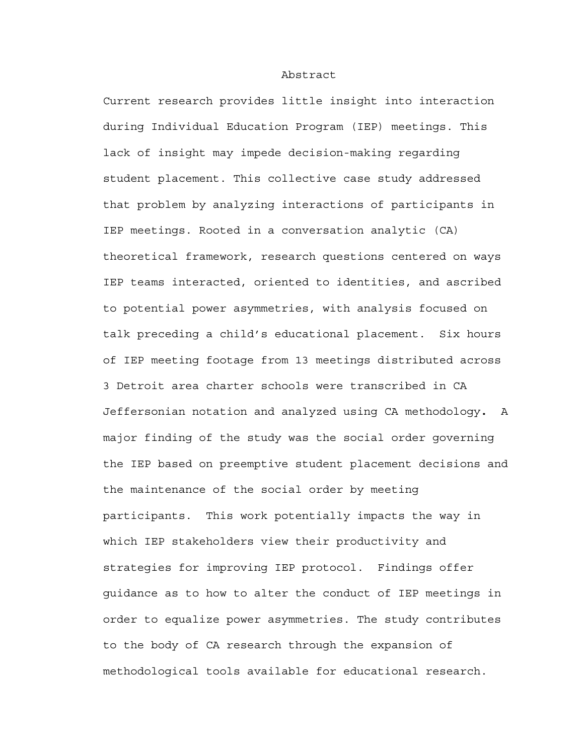# Abstract

Current research provides little insight into interaction during Individual Education Program (IEP) meetings. This lack of insight may impede decision-making regarding student placement. This collective case study addressed that problem by analyzing interactions of participants in IEP meetings. Rooted in a conversation analytic (CA) theoretical framework, research questions centered on ways IEP teams interacted, oriented to identities, and ascribed to potential power asymmetries, with analysis focused on talk preceding a child's educational placement. Six hours of IEP meeting footage from 13 meetings distributed across 3 Detroit area charter schools were transcribed in CA Jeffersonian notation and analyzed using CA methodology. A major finding of the study was the social order governing the IEP based on preemptive student placement decisions and the maintenance of the social order by meeting participants. This work potentially impacts the way in which IEP stakeholders view their productivity and strategies for improving IEP protocol. Findings offer guidance as to how to alter the conduct of IEP meetings in order to equalize power asymmetries. The study contributes to the body of CA research through the expansion of methodological tools available for educational research.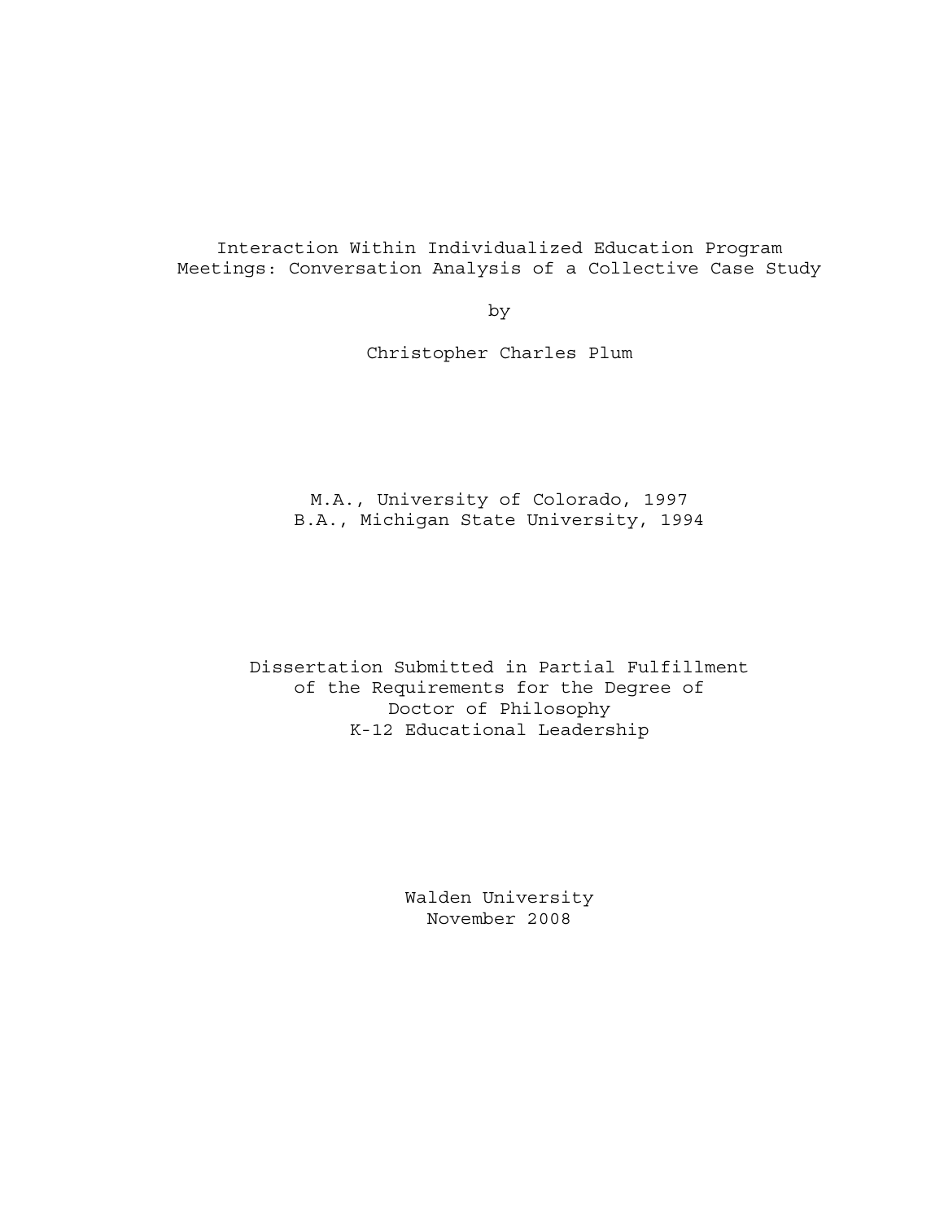# Interaction Within Individualized Education Program Meetings: Conversation Analysis of a Collective Case Study

by

Christopher Charles Plum

M.A., University of Colorado, 1997
B.A., Michigan State University, 1994

Dissertation Submitted in Partial Fulfillment
of the Requirements for the Degree of
Doctor of Philosophy
K-12 Educational Leadership

Walden University
November 2008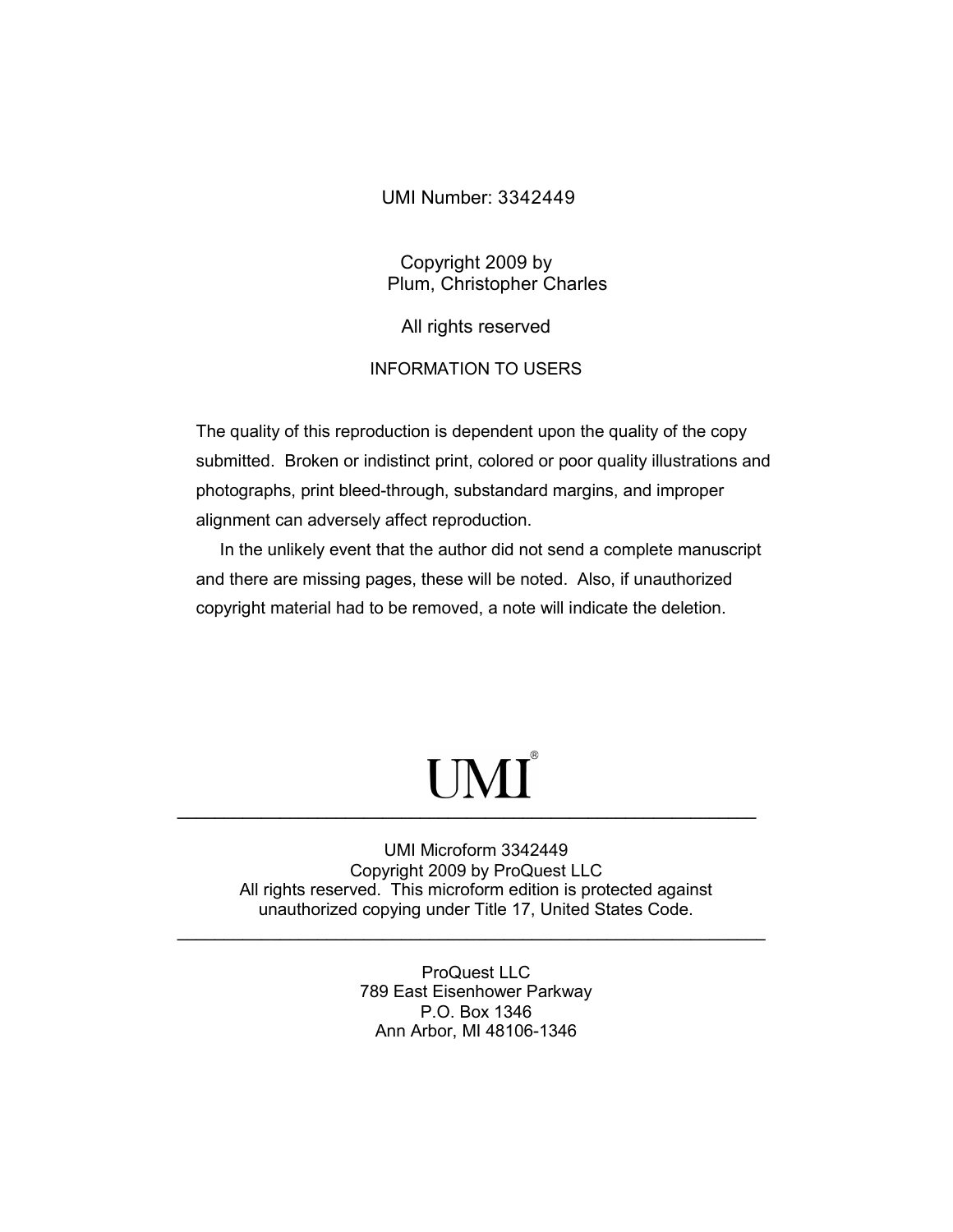UMI Number: 3342449

Copyright 2009 by
Plum, Christopher Charles

All rights reserved

INFORMATION TO USERS

The quality of this reproduction is dependent upon the quality of the copy submitted. Broken or indistinct print, colored or poor quality illustrations and photographs, print bleed-through, substandard margins, and improper alignment can adversely affect reproduction.

In the unlikely event that the author did not send a complete manuscript and there are missing pages, these will be noted. Also, if unauthorized copyright material had to be removed, a note will indicate the deletion.

UMI®

---

UMI Microform 3342449
Copyright 2009 by ProQuest LLC
All rights reserved. This microform edition is protected against unauthorized copying under Title 17, United States Code.

---

ProQuest LLC
789 East Eisenhower Parkway
P.O. Box 1346
Ann Arbor, MI 48106-1346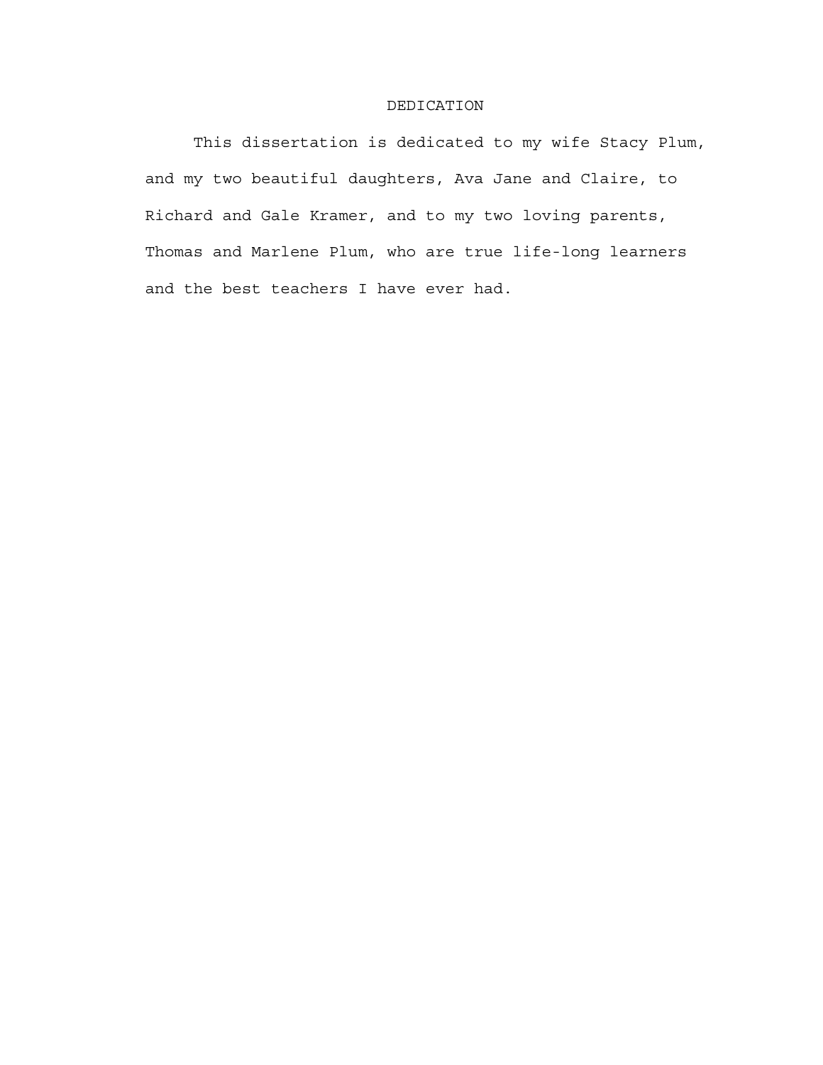# DEDICATION

This dissertation is dedicated to my wife Stacy Plum, and my two beautiful daughters, Ava Jane and Claire, to Richard and Gale Kramer, and to my two loving parents, Thomas and Marlene Plum, who are true life-long learners and the best teachers I have ever had.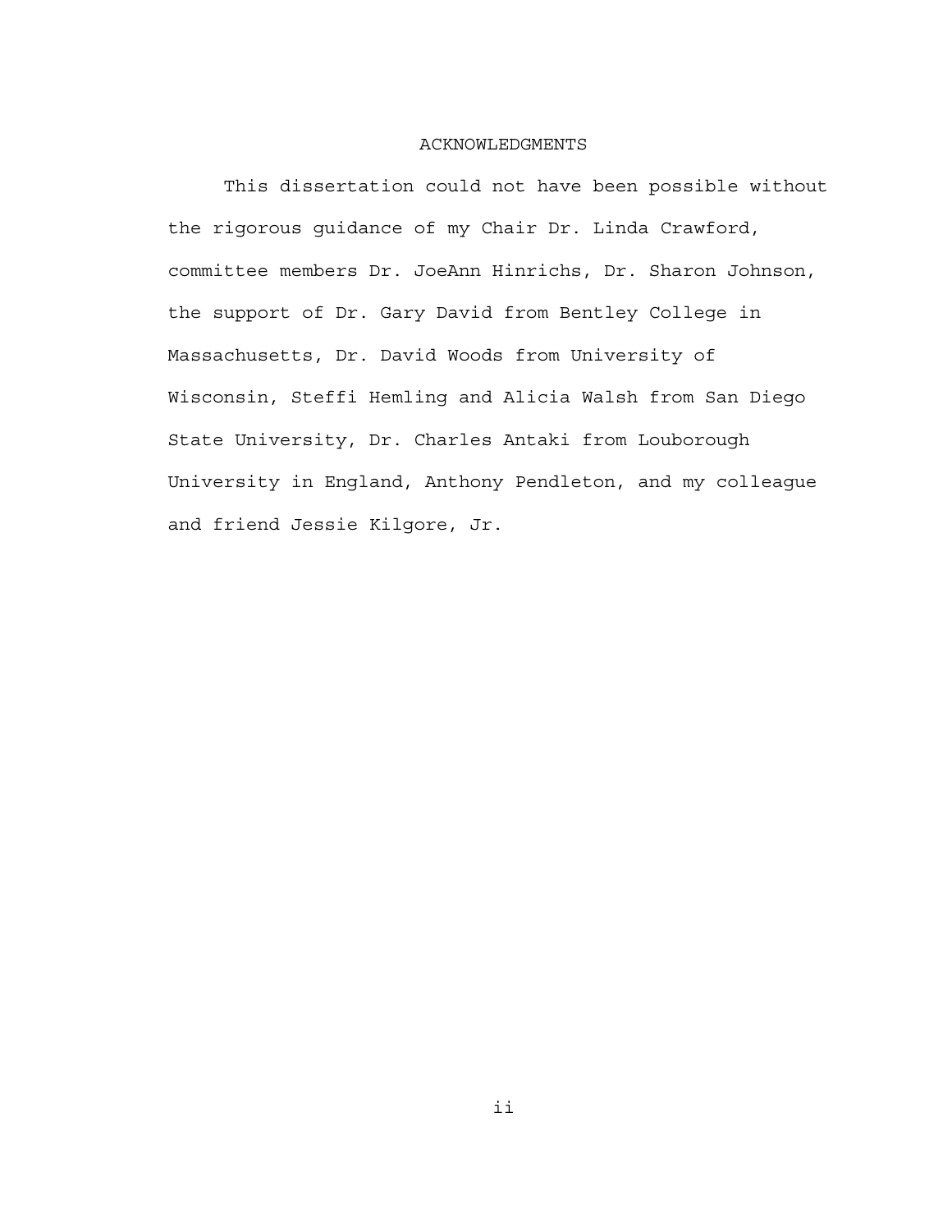# ACKNOWLEDGMENTS

This dissertation could not have been possible without the rigorous guidance of my Chair Dr. Linda Crawford, committee members Dr. JoeAnn Hinrichs, Dr. Sharon Johnson, the support of Dr. Gary David from Bentley College in Massachusetts, Dr. David Woods from University of Wisconsin, Steffi Hemling and Alicia Walsh from San Diego State University, Dr. Charles Antaki from Louborough University in England, Anthony Pendleton, and my colleague and friend Jessie Kilgore, Jr.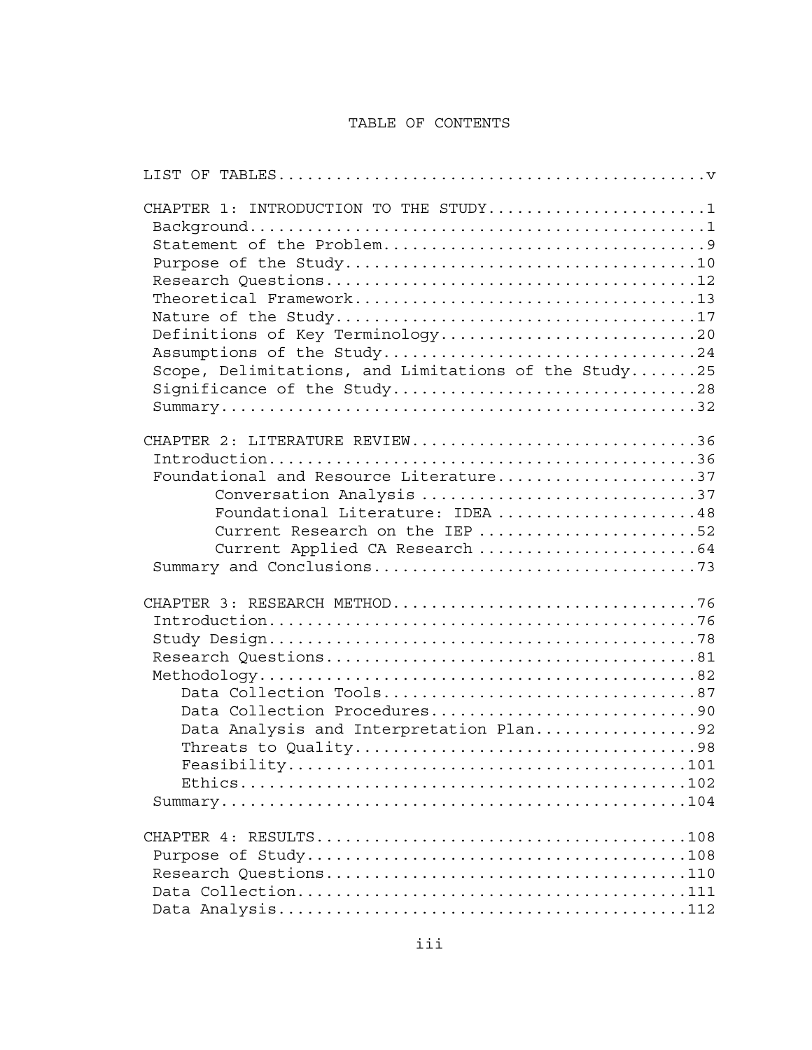# TABLE OF CONTENTS

LIST OF TABLES.............................................v

CHAPTER 1: INTRODUCTION TO THE STUDY.......................1
- Background................................................1
- Statement of the Problem..................................9
- Purpose of the Study.....................................10
- Research Questions.......................................12
- Theoretical Framework....................................13
- Nature of the Study......................................17
- Definitions of Key Terminology...........................20
- Assumptions of the Study.................................24
- Scope, Delimitations, and Limitations of the Study.......25
- Significance of the Study................................28
- Summary..................................................32

CHAPTER 2: LITERATURE REVIEW..............................36
- Introduction.............................................36
- Foundational and Resource Literature.....................37
  - Conversation Analysis ............................37
  - Foundational Literature: IDEA ....................48
  - Current Research on the IEP ......................52
  - Current Applied CA Research ......................64
- Summary and Conclusions..................................73

CHAPTER 3: RESEARCH METHOD................................76
- Introduction.............................................76
- Study Design.............................................78
- Research Questions.......................................81
- Methodology..............................................82
  - Data Collection Tools................................87
  - Data Collection Procedures...........................90
  - Data Analysis and Interpretation Plan................92
  - Threats to Quality...................................98
  - Feasibility.........................................101
  - Ethics..............................................102
- Summary.................................................104

CHAPTER 4: RESULTS.......................................108
- Purpose of Study........................................108
- Research Questions......................................110
- Data Collection.........................................111
- Data Analysis...........................................112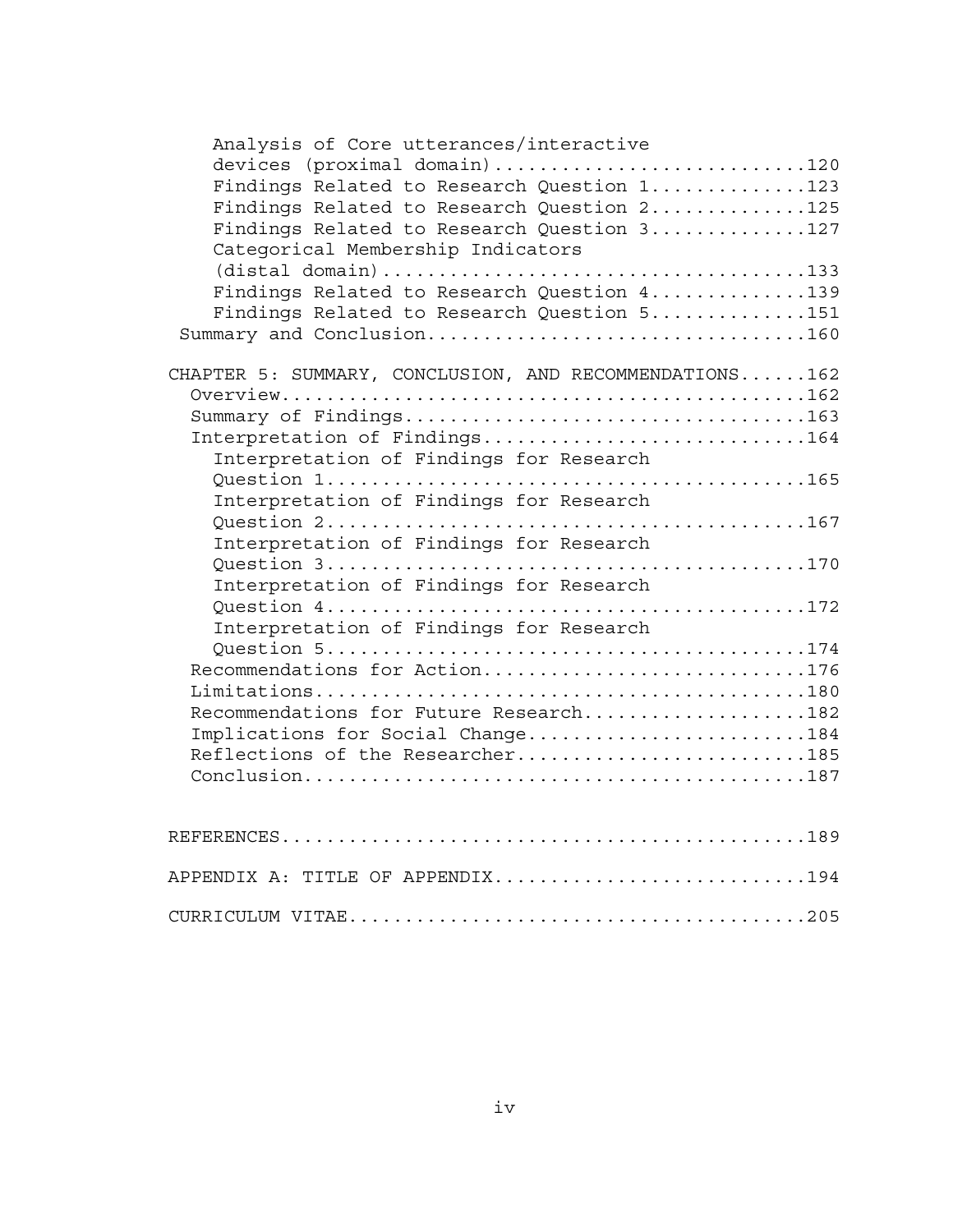Analysis of Core utterances/interactive devices (proximal domain)............................120
Findings Related to Research Question 1..............123
Findings Related to Research Question 2..............125
Findings Related to Research Question 3..............127
Categorical Membership Indicators (distal domain)....................................133
Findings Related to Research Question 4..............139
Findings Related to Research Question 5..............151
Summary and Conclusion.................................160

CHAPTER 5: SUMMARY, CONCLUSION, AND RECOMMENDATIONS......162
Overview...............................................162
Summary of Findings....................................163
Interpretation of Findings.............................164
Interpretation of Findings for Research Question 1.........................................165
Interpretation of Findings for Research Question 2.........................................167
Interpretation of Findings for Research Question 3.........................................170
Interpretation of Findings for Research Question 4.........................................172
Interpretation of Findings for Research Question 5.........................................174
Recommendations for Action.............................176
Limitations............................................180
Recommendations for Future Research....................182
Implications for Social Change.........................184
Reflections of the Researcher..........................185
Conclusion.............................................187

REFERENCES...............................................189

APPENDIX A: TITLE OF APPENDIX............................194

CURRICULUM VITAE.........................................205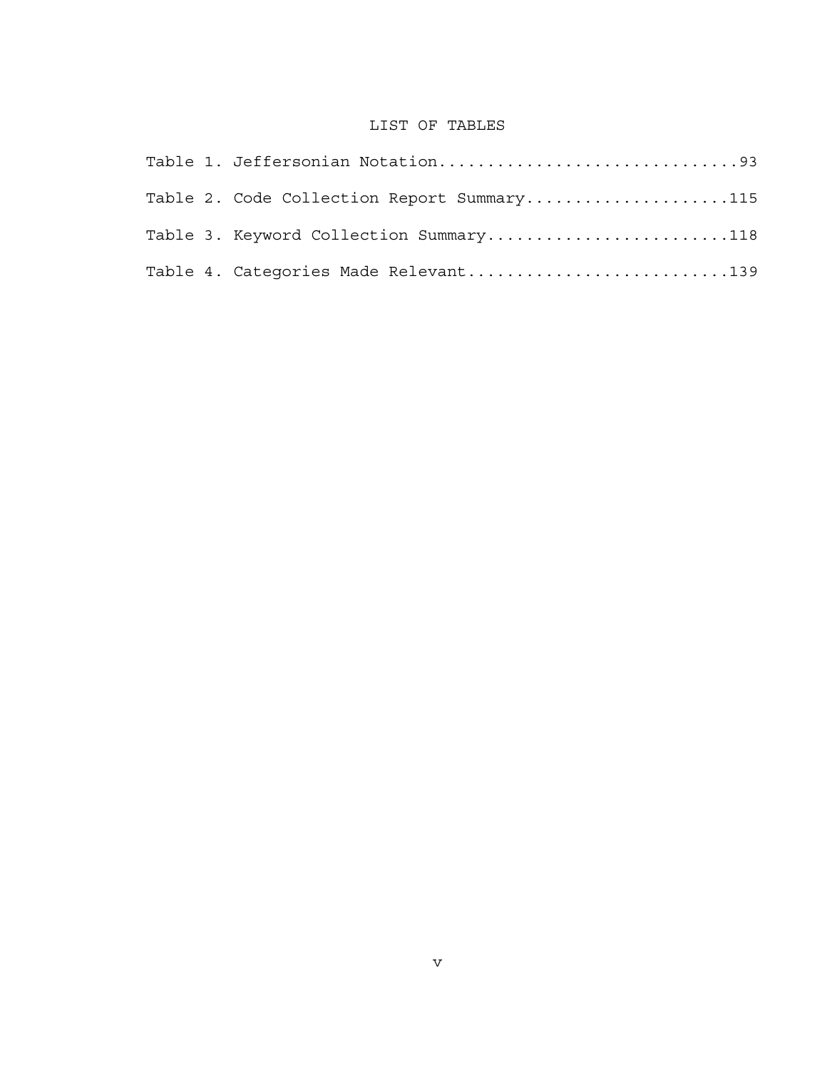# LIST OF TABLES

Table 1. Jeffersonian Notation...............................93

Table 2. Code Collection Report Summary.....................115

Table 3. Keyword Collection Summary.........................118

Table 4. Categories Made Relevant...........................139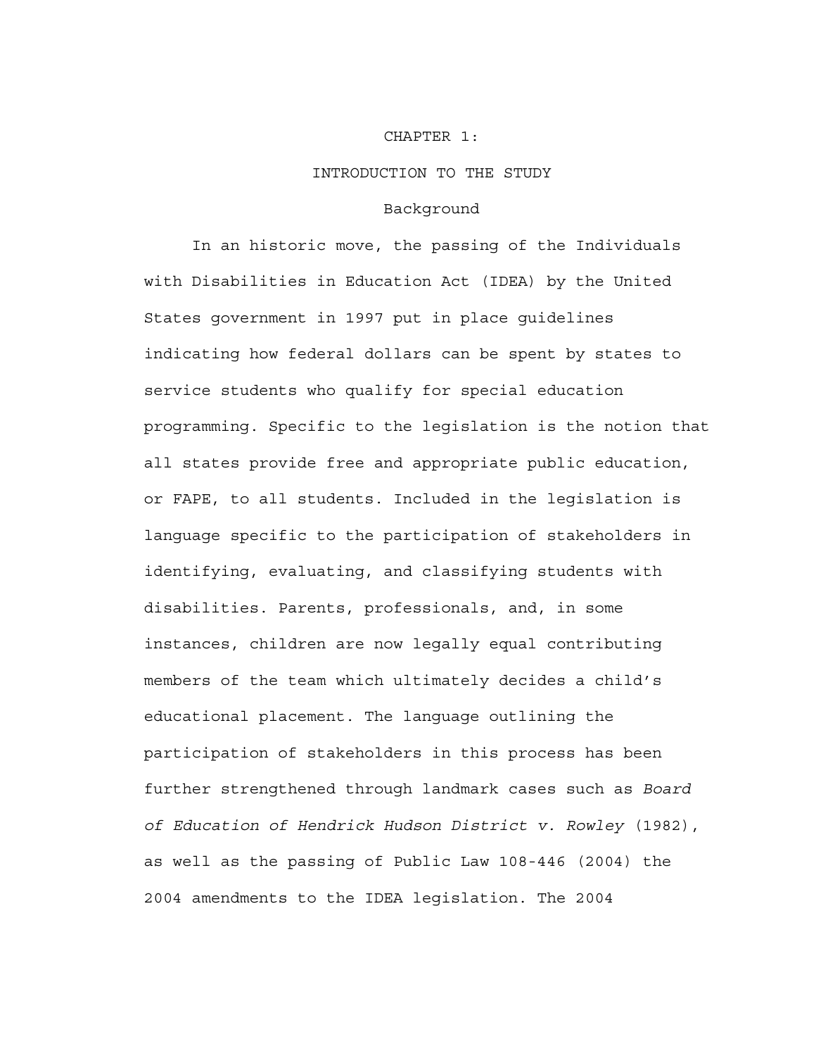# CHAPTER 1:

# INTRODUCTION TO THE STUDY

## Background

In an historic move, the passing of the Individuals with Disabilities in Education Act (IDEA) by the United States government in 1997 put in place guidelines indicating how federal dollars can be spent by states to service students who qualify for special education programming. Specific to the legislation is the notion that all states provide free and appropriate public education, or FAPE, to all students. Included in the legislation is language specific to the participation of stakeholders in identifying, evaluating, and classifying students with disabilities. Parents, professionals, and, in some instances, children are now legally equal contributing members of the team which ultimately decides a child's educational placement. The language outlining the participation of stakeholders in this process has been further strengthened through landmark cases such as *Board of Education of Hendrick Hudson District v. Rowley* (1982), as well as the passing of Public Law 108-446 (2004) the 2004 amendments to the IDEA legislation. The 2004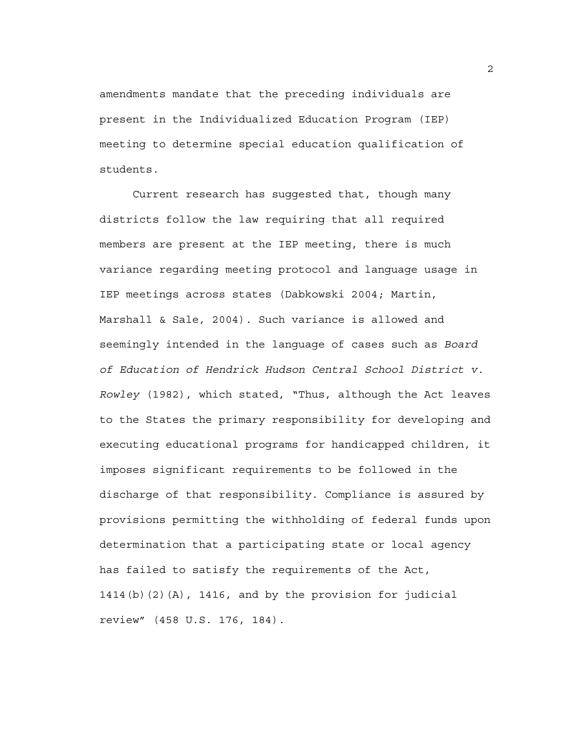amendments mandate that the preceding individuals are present in the Individualized Education Program (IEP) meeting to determine special education qualification of students.

Current research has suggested that, though many districts follow the law requiring that all required members are present at the IEP meeting, there is much variance regarding meeting protocol and language usage in IEP meetings across states (Dabkowski 2004; Martin, Marshall & Sale, 2004). Such variance is allowed and seemingly intended in the language of cases such as *Board of Education of Hendrick Hudson Central School District v. Rowley* (1982), which stated, "Thus, although the Act leaves to the States the primary responsibility for developing and executing educational programs for handicapped children, it imposes significant requirements to be followed in the discharge of that responsibility. Compliance is assured by provisions permitting the withholding of federal funds upon determination that a participating state or local agency has failed to satisfy the requirements of the Act, 1414(b)(2)(A), 1416, and by the provision for judicial review" (458 U.S. 176, 184).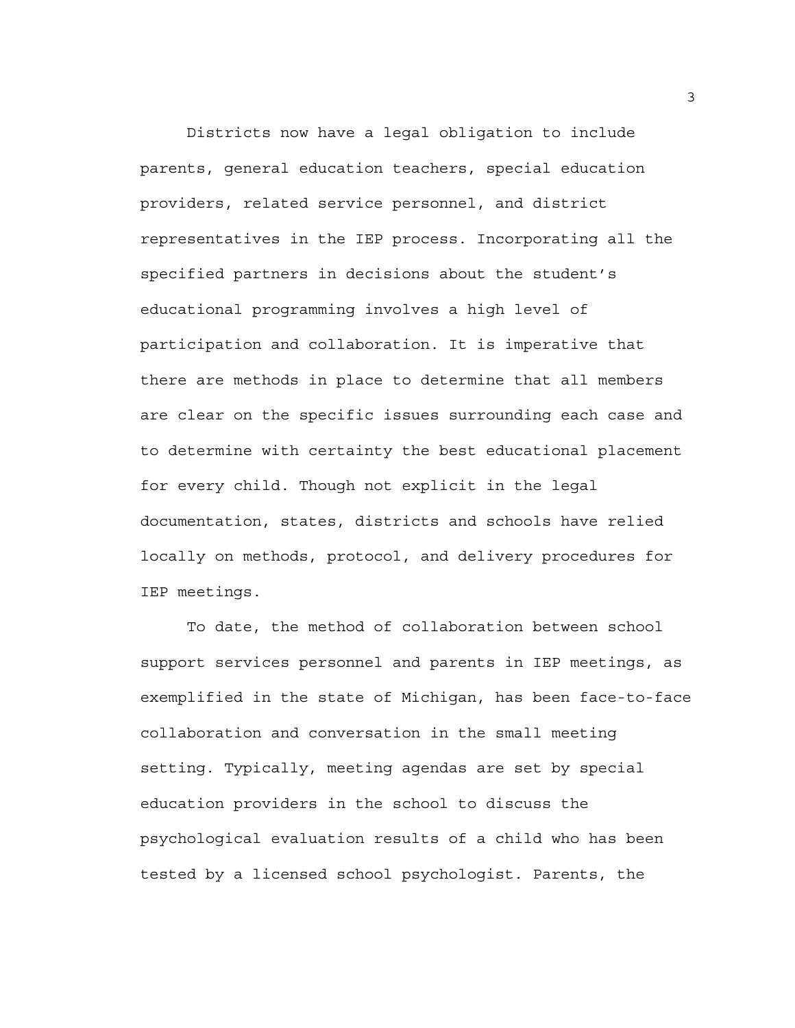Districts now have a legal obligation to include parents, general education teachers, special education providers, related service personnel, and district representatives in the IEP process. Incorporating all the specified partners in decisions about the student's educational programming involves a high level of participation and collaboration. It is imperative that there are methods in place to determine that all members are clear on the specific issues surrounding each case and to determine with certainty the best educational placement for every child. Though not explicit in the legal documentation, states, districts and schools have relied locally on methods, protocol, and delivery procedures for IEP meetings.

To date, the method of collaboration between school support services personnel and parents in IEP meetings, as exemplified in the state of Michigan, has been face-to-face collaboration and conversation in the small meeting setting. Typically, meeting agendas are set by special education providers in the school to discuss the psychological evaluation results of a child who has been tested by a licensed school psychologist. Parents, the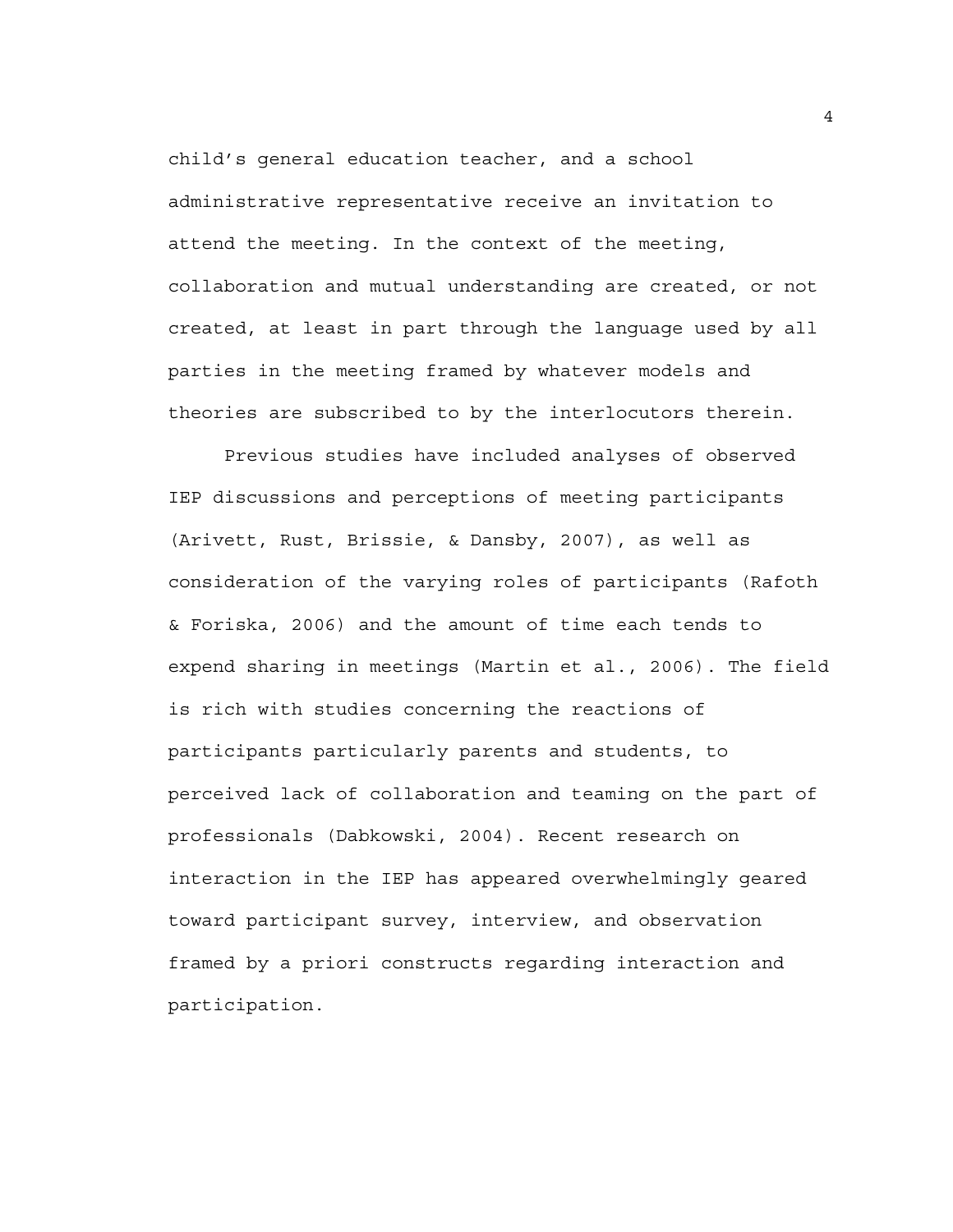child’s general education teacher, and a school administrative representative receive an invitation to attend the meeting. In the context of the meeting, collaboration and mutual understanding are created, or not created, at least in part through the language used by all parties in the meeting framed by whatever models and theories are subscribed to by the interlocutors therein.

Previous studies have included analyses of observed IEP discussions and perceptions of meeting participants (Arivett, Rust, Brissie, & Dansby, 2007), as well as consideration of the varying roles of participants (Rafoth & Foriska, 2006) and the amount of time each tends to expend sharing in meetings (Martin et al., 2006). The field is rich with studies concerning the reactions of participants particularly parents and students, to perceived lack of collaboration and teaming on the part of professionals (Dabkowski, 2004). Recent research on interaction in the IEP has appeared overwhelmingly geared toward participant survey, interview, and observation framed by a priori constructs regarding interaction and participation.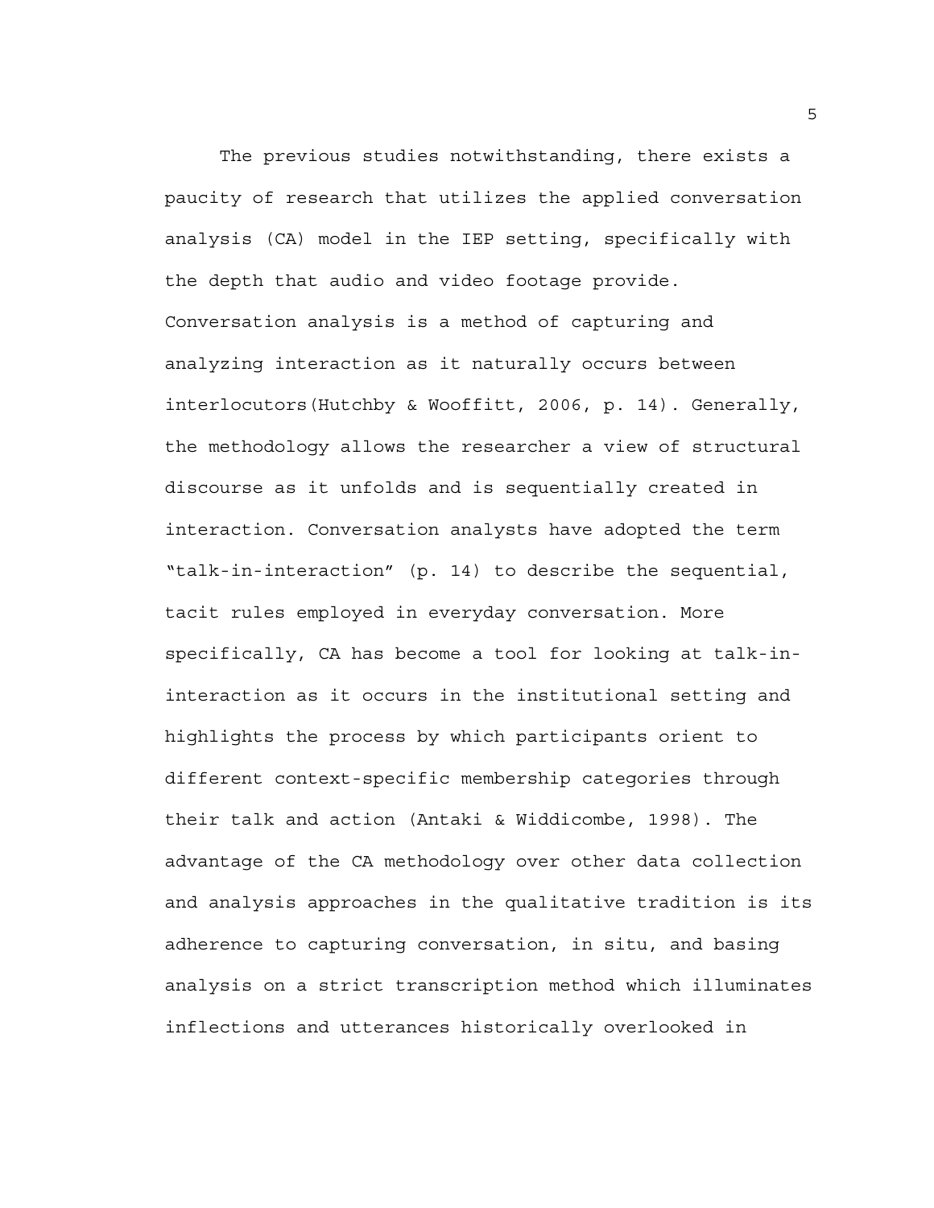The previous studies notwithstanding, there exists a paucity of research that utilizes the applied conversation analysis (CA) model in the IEP setting, specifically with the depth that audio and video footage provide. Conversation analysis is a method of capturing and analyzing interaction as it naturally occurs between interlocutors(Hutchby & Wooffitt, 2006, p. 14). Generally, the methodology allows the researcher a view of structural discourse as it unfolds and is sequentially created in interaction. Conversation analysts have adopted the term "talk-in-interaction" (p. 14) to describe the sequential, tacit rules employed in everyday conversation. More specifically, CA has become a tool for looking at talk-in-interaction as it occurs in the institutional setting and highlights the process by which participants orient to different context-specific membership categories through their talk and action (Antaki & Widdicombe, 1998). The advantage of the CA methodology over other data collection and analysis approaches in the qualitative tradition is its adherence to capturing conversation, in situ, and basing analysis on a strict transcription method which illuminates inflections and utterances historically overlooked in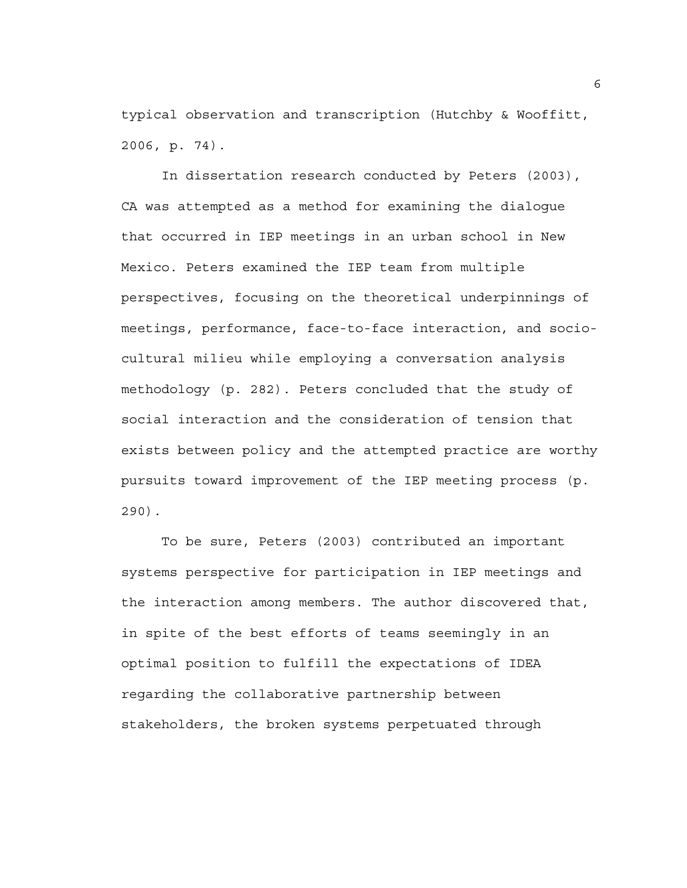typical observation and transcription (Hutchby & Wooffitt, 2006, p. 74).

In dissertation research conducted by Peters (2003), CA was attempted as a method for examining the dialogue that occurred in IEP meetings in an urban school in New Mexico. Peters examined the IEP team from multiple perspectives, focusing on the theoretical underpinnings of meetings, performance, face-to-face interaction, and socio-cultural milieu while employing a conversation analysis methodology (p. 282). Peters concluded that the study of social interaction and the consideration of tension that exists between policy and the attempted practice are worthy pursuits toward improvement of the IEP meeting process (p. 290).

To be sure, Peters (2003) contributed an important systems perspective for participation in IEP meetings and the interaction among members. The author discovered that, in spite of the best efforts of teams seemingly in an optimal position to fulfill the expectations of IDEA regarding the collaborative partnership between stakeholders, the broken systems perpetuated through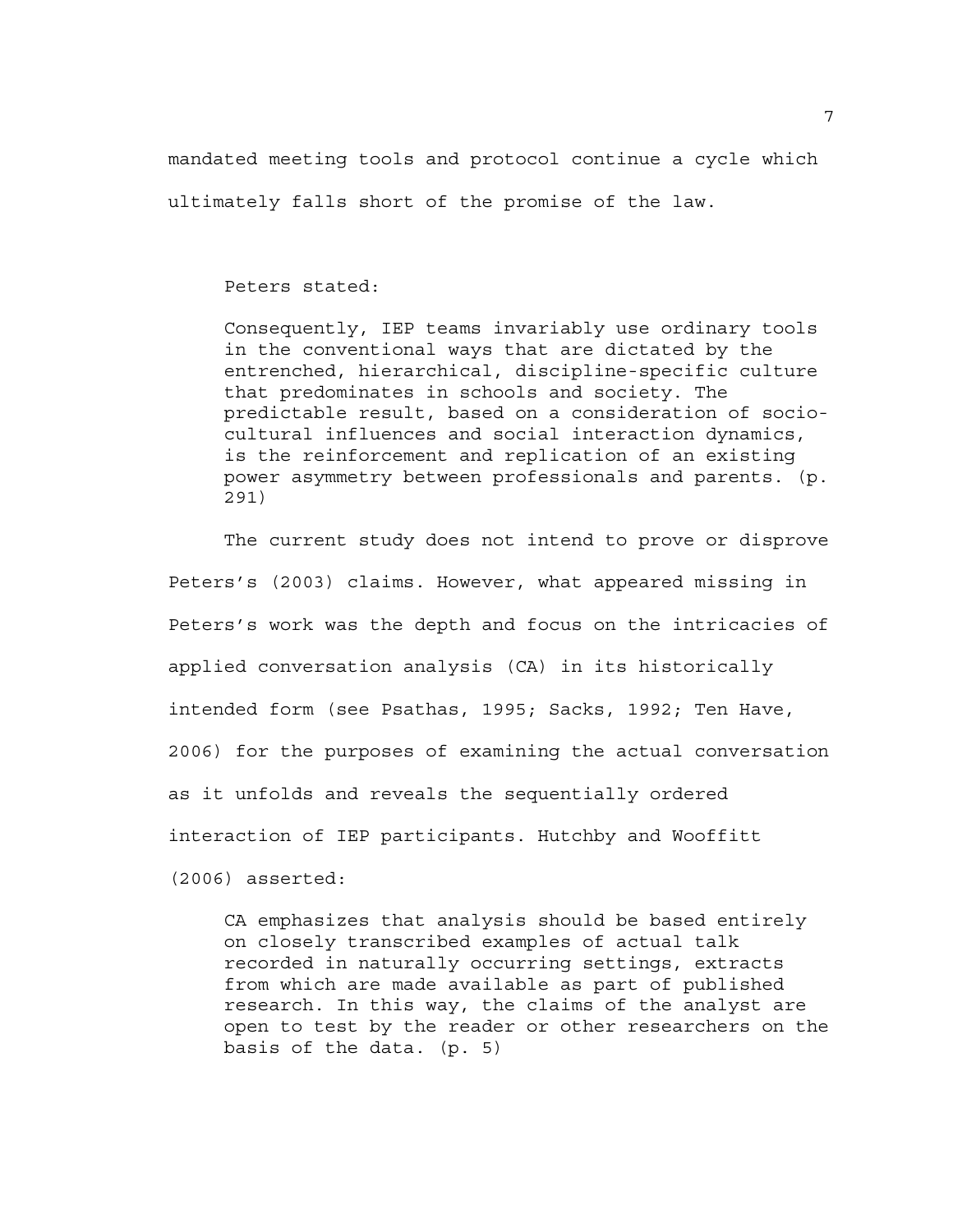mandated meeting tools and protocol continue a cycle which ultimately falls short of the promise of the law.

Peters stated:

> Consequently, IEP teams invariably use ordinary tools in the conventional ways that are dictated by the entrenched, hierarchical, discipline-specific culture that predominates in schools and society. The predictable result, based on a consideration of socio-cultural influences and social interaction dynamics, is the reinforcement and replication of an existing power asymmetry between professionals and parents. (p. 291)

The current study does not intend to prove or disprove Peters's (2003) claims. However, what appeared missing in Peters's work was the depth and focus on the intricacies of applied conversation analysis (CA) in its historically intended form (see Psathas, 1995; Sacks, 1992; Ten Have, 2006) for the purposes of examining the actual conversation as it unfolds and reveals the sequentially ordered interaction of IEP participants. Hutchby and Wooffitt (2006) asserted:

> CA emphasizes that analysis should be based entirely on closely transcribed examples of actual talk recorded in naturally occurring settings, extracts from which are made available as part of published research. In this way, the claims of the analyst are open to test by the reader or other researchers on the basis of the data. (p. 5)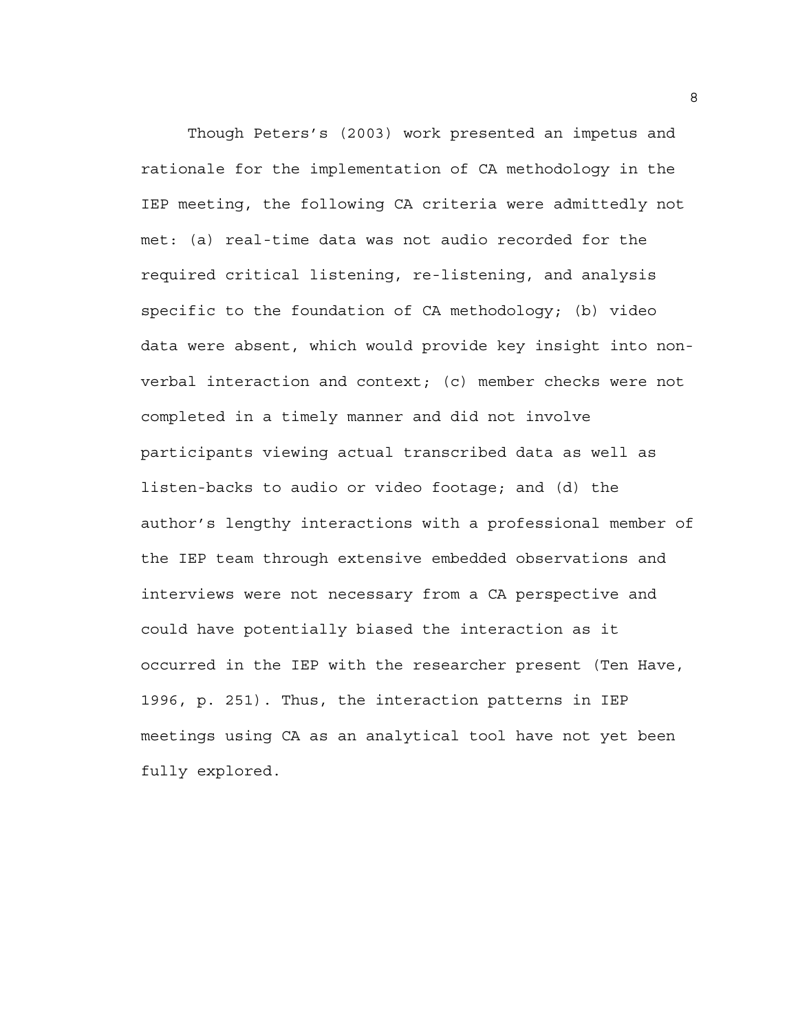Though Peters's (2003) work presented an impetus and rationale for the implementation of CA methodology in the IEP meeting, the following CA criteria were admittedly not met: (a) real-time data was not audio recorded for the required critical listening, re-listening, and analysis specific to the foundation of CA methodology; (b) video data were absent, which would provide key insight into non-verbal interaction and context; (c) member checks were not completed in a timely manner and did not involve participants viewing actual transcribed data as well as listen-backs to audio or video footage; and (d) the author's lengthy interactions with a professional member of the IEP team through extensive embedded observations and interviews were not necessary from a CA perspective and could have potentially biased the interaction as it occurred in the IEP with the researcher present (Ten Have, 1996, p. 251). Thus, the interaction patterns in IEP meetings using CA as an analytical tool have not yet been fully explored.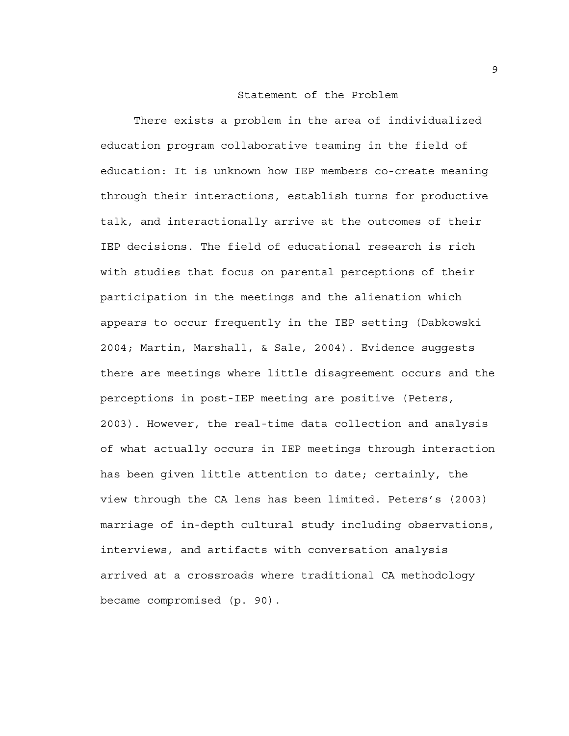## Statement of the Problem

There exists a problem in the area of individualized education program collaborative teaming in the field of education: It is unknown how IEP members co-create meaning through their interactions, establish turns for productive talk, and interactionally arrive at the outcomes of their IEP decisions. The field of educational research is rich with studies that focus on parental perceptions of their participation in the meetings and the alienation which appears to occur frequently in the IEP setting (Dabkowski 2004; Martin, Marshall, & Sale, 2004). Evidence suggests there are meetings where little disagreement occurs and the perceptions in post-IEP meeting are positive (Peters, 2003). However, the real-time data collection and analysis of what actually occurs in IEP meetings through interaction has been given little attention to date; certainly, the view through the CA lens has been limited. Peters's (2003) marriage of in-depth cultural study including observations, interviews, and artifacts with conversation analysis arrived at a crossroads where traditional CA methodology became compromised (p. 90).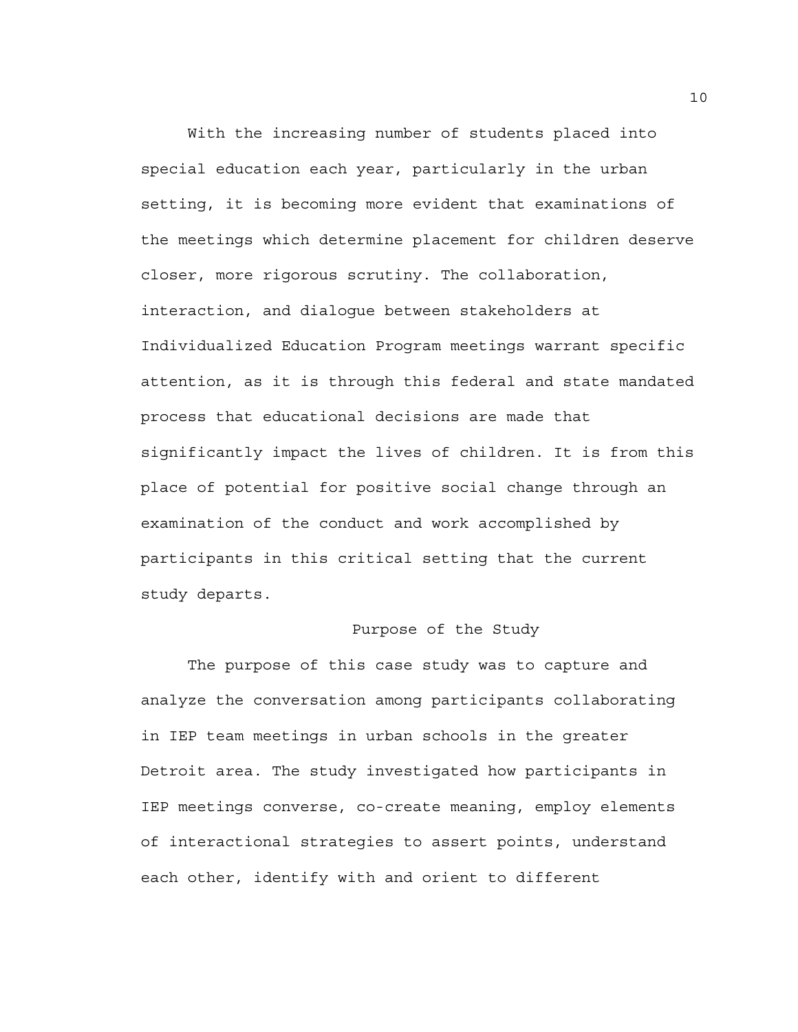With the increasing number of students placed into special education each year, particularly in the urban setting, it is becoming more evident that examinations of the meetings which determine placement for children deserve closer, more rigorous scrutiny. The collaboration, interaction, and dialogue between stakeholders at Individualized Education Program meetings warrant specific attention, as it is through this federal and state mandated process that educational decisions are made that significantly impact the lives of children. It is from this place of potential for positive social change through an examination of the conduct and work accomplished by participants in this critical setting that the current study departs.

## Purpose of the Study

The purpose of this case study was to capture and analyze the conversation among participants collaborating in IEP team meetings in urban schools in the greater Detroit area. The study investigated how participants in IEP meetings converse, co-create meaning, employ elements of interactional strategies to assert points, understand each other, identify with and orient to different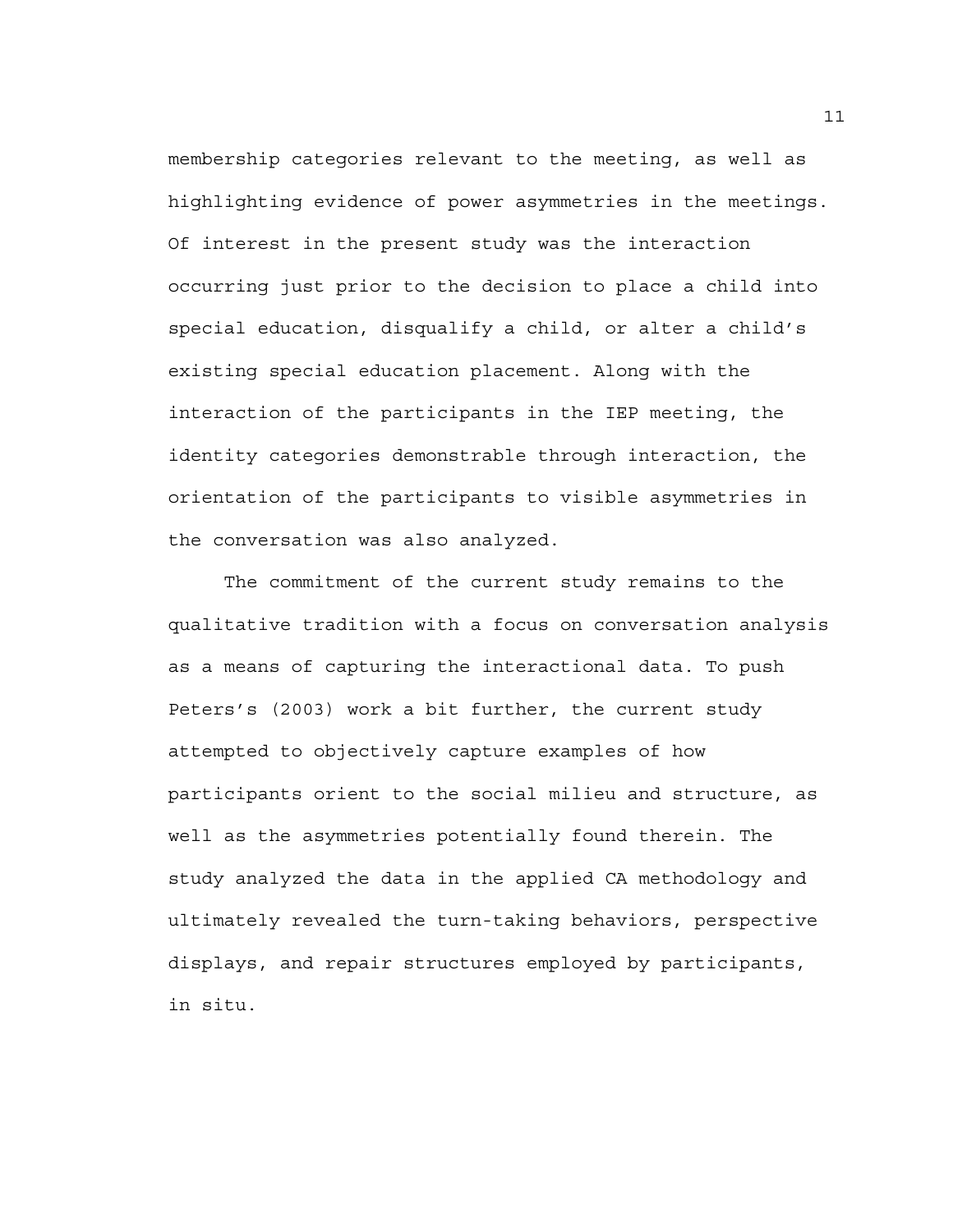membership categories relevant to the meeting, as well as highlighting evidence of power asymmetries in the meetings. Of interest in the present study was the interaction occurring just prior to the decision to place a child into special education, disqualify a child, or alter a child's existing special education placement. Along with the interaction of the participants in the IEP meeting, the identity categories demonstrable through interaction, the orientation of the participants to visible asymmetries in the conversation was also analyzed.

The commitment of the current study remains to the qualitative tradition with a focus on conversation analysis as a means of capturing the interactional data. To push Peters's (2003) work a bit further, the current study attempted to objectively capture examples of how participants orient to the social milieu and structure, as well as the asymmetries potentially found therein. The study analyzed the data in the applied CA methodology and ultimately revealed the turn-taking behaviors, perspective displays, and repair structures employed by participants, in situ.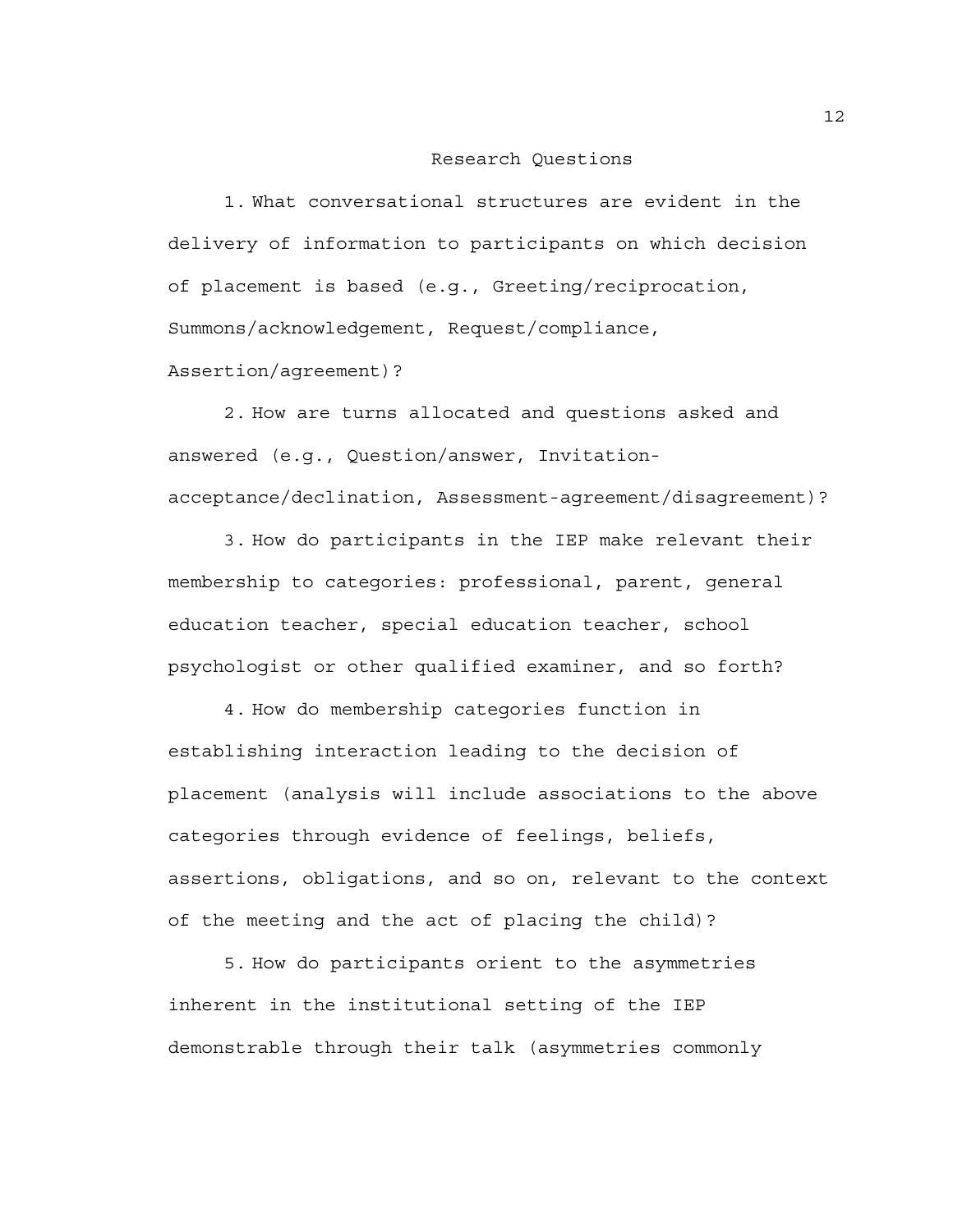## Research Questions

1. What conversational structures are evident in the delivery of information to participants on which decision of placement is based (e.g., Greeting/reciprocation, Summons/acknowledgement, Request/compliance, Assertion/agreement)?

2. How are turns allocated and questions asked and answered (e.g., Question/answer, Invitation-acceptance/declination, Assessment-agreement/disagreement)?

3. How do participants in the IEP make relevant their membership to categories: professional, parent, general education teacher, special education teacher, school psychologist or other qualified examiner, and so forth?

4. How do membership categories function in establishing interaction leading to the decision of placement (analysis will include associations to the above categories through evidence of feelings, beliefs, assertions, obligations, and so on, relevant to the context of the meeting and the act of placing the child)?

5. How do participants orient to the asymmetries inherent in the institutional setting of the IEP demonstrable through their talk (asymmetries commonly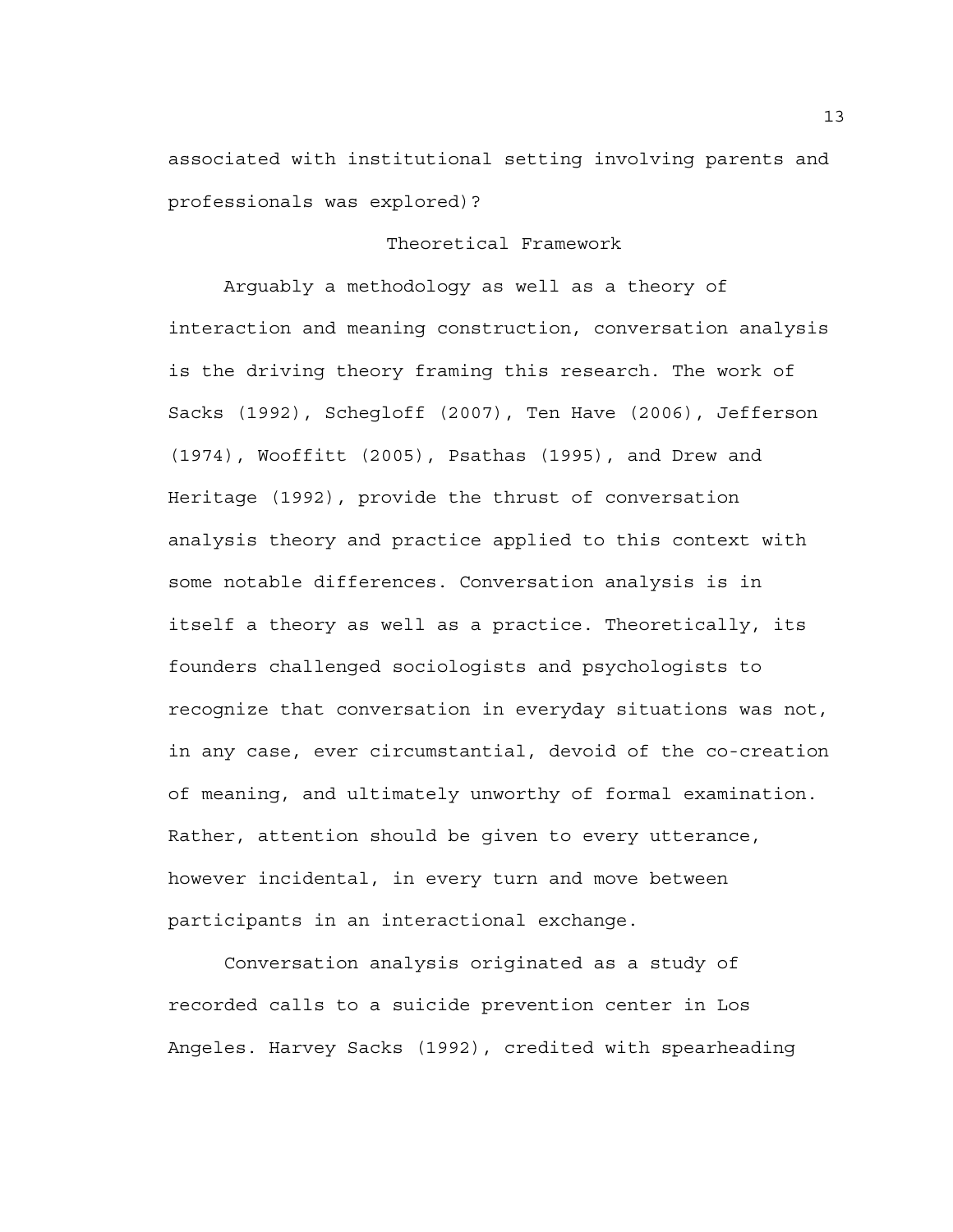associated with institutional setting involving parents and professionals was explored)?

## Theoretical Framework

Arguably a methodology as well as a theory of interaction and meaning construction, conversation analysis is the driving theory framing this research. The work of Sacks (1992), Schegloff (2007), Ten Have (2006), Jefferson (1974), Wooffitt (2005), Psathas (1995), and Drew and Heritage (1992), provide the thrust of conversation analysis theory and practice applied to this context with some notable differences. Conversation analysis is in itself a theory as well as a practice. Theoretically, its founders challenged sociologists and psychologists to recognize that conversation in everyday situations was not, in any case, ever circumstantial, devoid of the co-creation of meaning, and ultimately unworthy of formal examination. Rather, attention should be given to every utterance, however incidental, in every turn and move between participants in an interactional exchange.

Conversation analysis originated as a study of recorded calls to a suicide prevention center in Los Angeles. Harvey Sacks (1992), credited with spearheading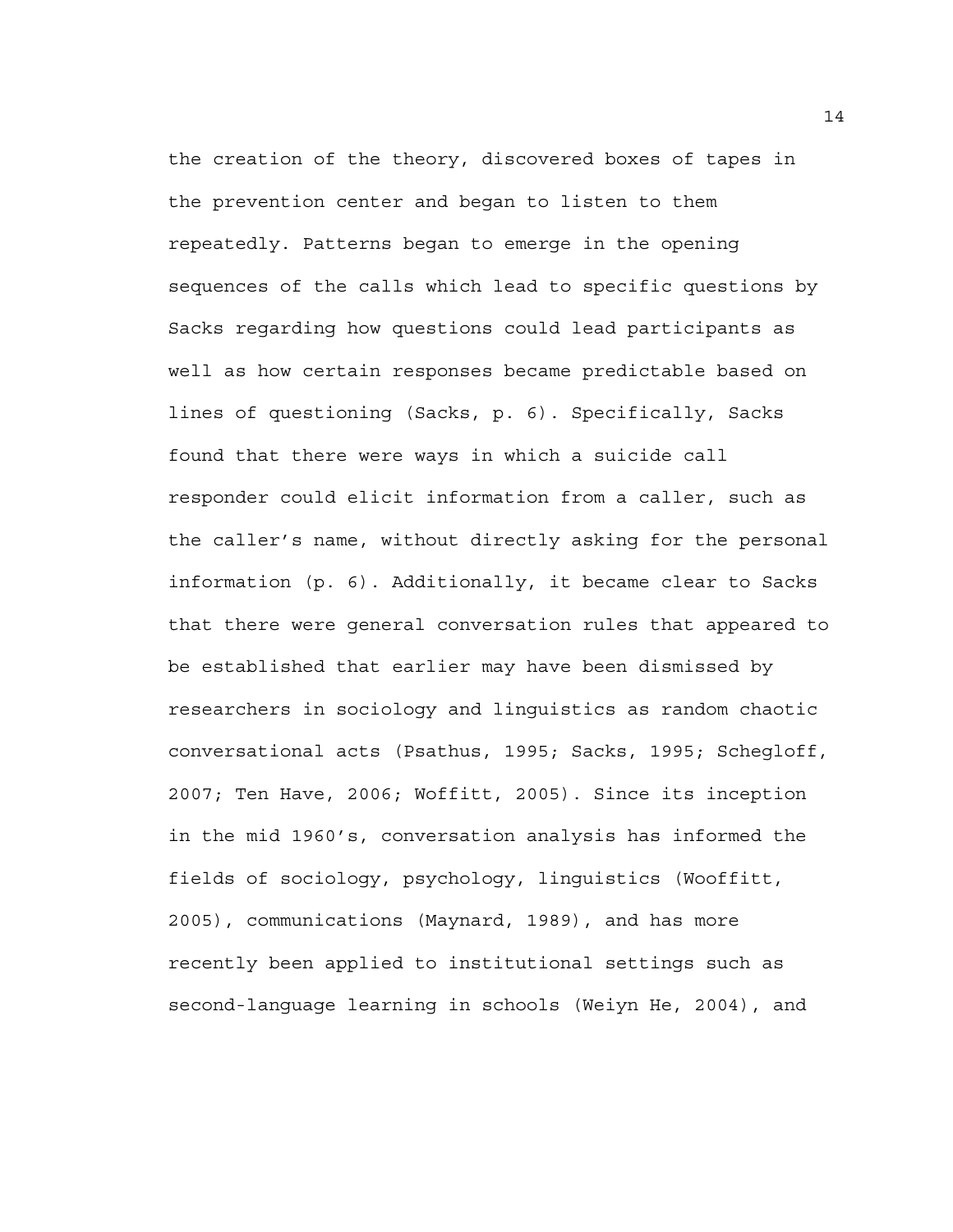the creation of the theory, discovered boxes of tapes in the prevention center and began to listen to them repeatedly. Patterns began to emerge in the opening sequences of the calls which lead to specific questions by Sacks regarding how questions could lead participants as well as how certain responses became predictable based on lines of questioning (Sacks, p. 6). Specifically, Sacks found that there were ways in which a suicide call responder could elicit information from a caller, such as the caller’s name, without directly asking for the personal information (p. 6). Additionally, it became clear to Sacks that there were general conversation rules that appeared to be established that earlier may have been dismissed by researchers in sociology and linguistics as random chaotic conversational acts (Psathus, 1995; Sacks, 1995; Schegloff, 2007; Ten Have, 2006; Woffitt, 2005). Since its inception in the mid 1960’s, conversation analysis has informed the fields of sociology, psychology, linguistics (Wooffitt, 2005), communications (Maynard, 1989), and has more recently been applied to institutional settings such as second-language learning in schools (Weiyn He, 2004), and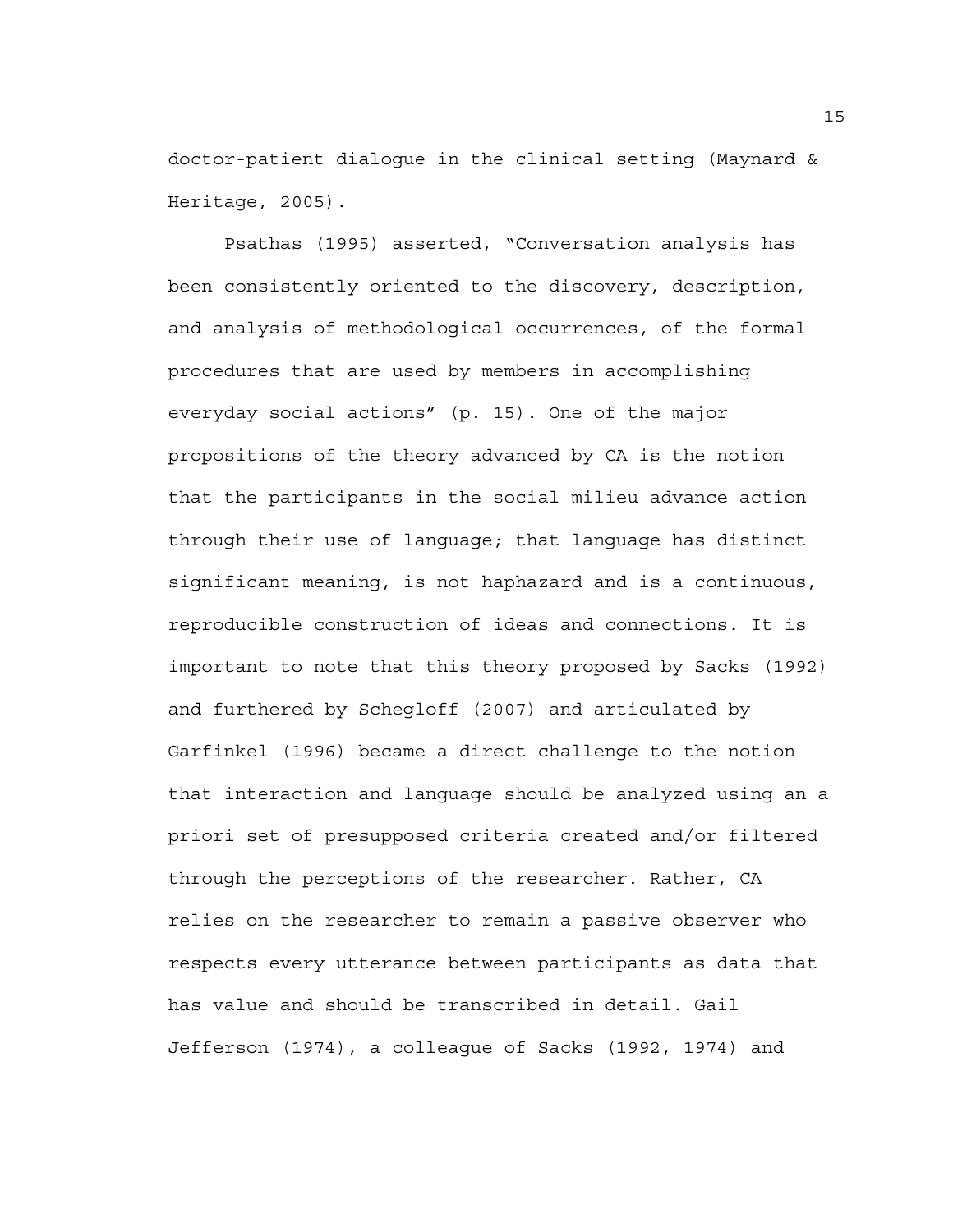doctor-patient dialogue in the clinical setting (Maynard & Heritage, 2005).

Psathas (1995) asserted, "Conversation analysis has been consistently oriented to the discovery, description, and analysis of methodological occurrences, of the formal procedures that are used by members in accomplishing everyday social actions" (p. 15). One of the major propositions of the theory advanced by CA is the notion that the participants in the social milieu advance action through their use of language; that language has distinct significant meaning, is not haphazard and is a continuous, reproducible construction of ideas and connections. It is important to note that this theory proposed by Sacks (1992) and furthered by Schegloff (2007) and articulated by Garfinkel (1996) became a direct challenge to the notion that interaction and language should be analyzed using an a priori set of presupposed criteria created and/or filtered through the perceptions of the researcher. Rather, CA relies on the researcher to remain a passive observer who respects every utterance between participants as data that has value and should be transcribed in detail. Gail Jefferson (1974), a colleague of Sacks (1992, 1974) and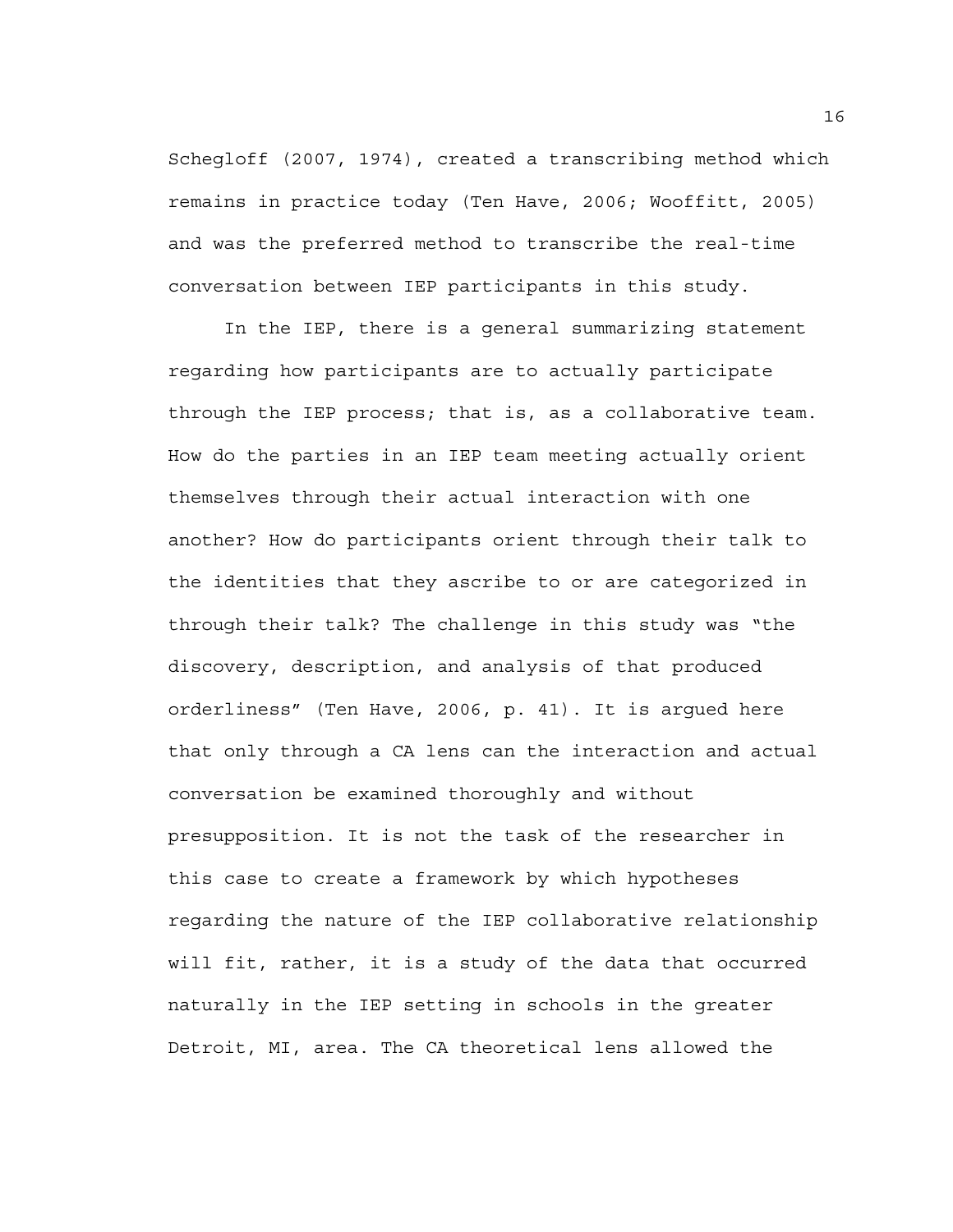Schegloff (2007, 1974), created a transcribing method which remains in practice today (Ten Have, 2006; Wooffitt, 2005) and was the preferred method to transcribe the real-time conversation between IEP participants in this study.

In the IEP, there is a general summarizing statement regarding how participants are to actually participate through the IEP process; that is, as a collaborative team. How do the parties in an IEP team meeting actually orient themselves through their actual interaction with one another? How do participants orient through their talk to the identities that they ascribe to or are categorized in through their talk? The challenge in this study was "the discovery, description, and analysis of that produced orderliness" (Ten Have, 2006, p. 41). It is argued here that only through a CA lens can the interaction and actual conversation be examined thoroughly and without presupposition. It is not the task of the researcher in this case to create a framework by which hypotheses regarding the nature of the IEP collaborative relationship will fit, rather, it is a study of the data that occurred naturally in the IEP setting in schools in the greater Detroit, MI, area. The CA theoretical lens allowed the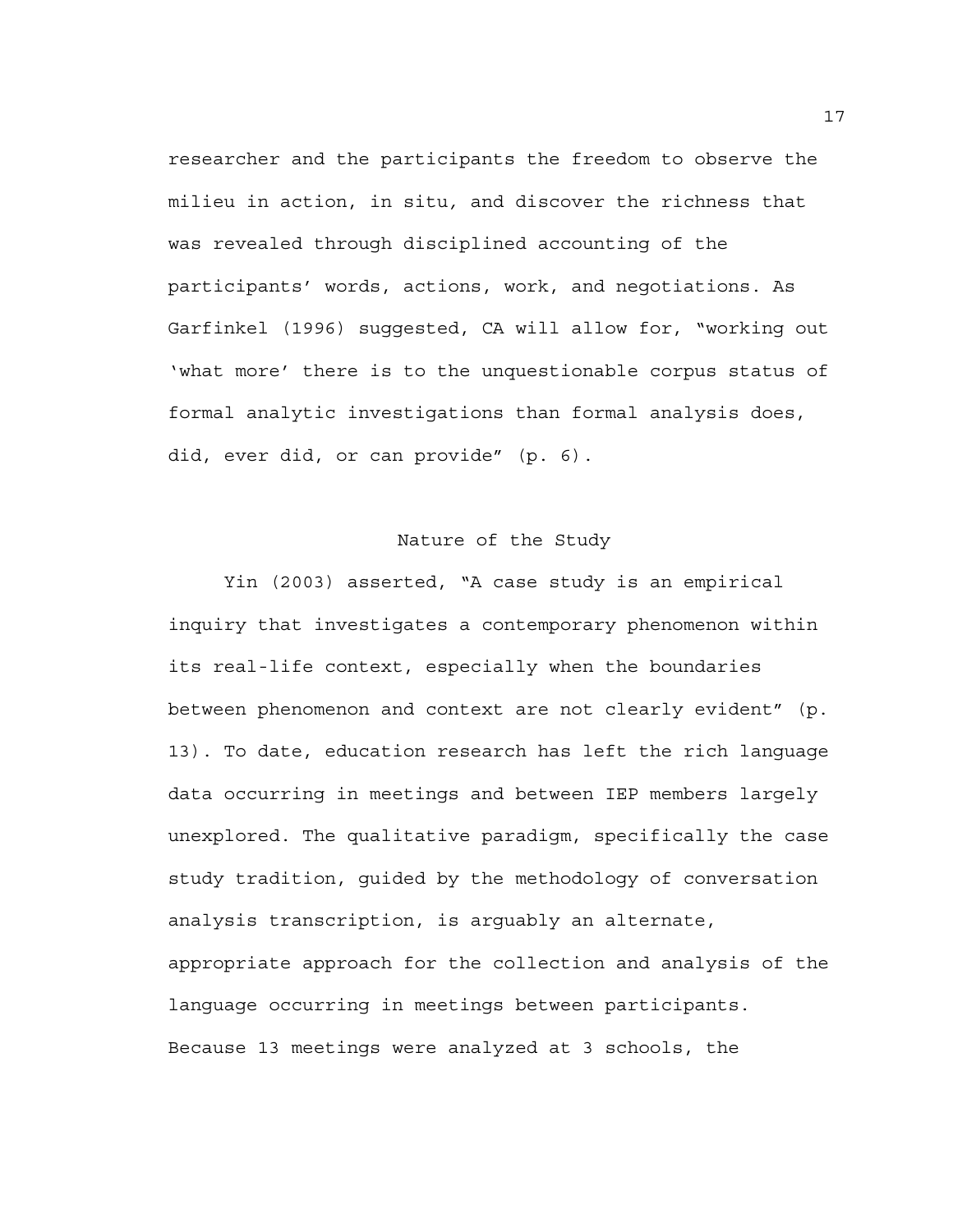researcher and the participants the freedom to observe the milieu in action, *in situ*, and discover the richness that was revealed through disciplined accounting of the participants' words, actions, work, and negotiations. As Garfinkel (1996) suggested, CA will allow for, "working out 'what more' there is to the unquestionable corpus status of formal analytic investigations than formal analysis does, did, ever did, or can provide" (p. 6).

## Nature of the Study

Yin (2003) asserted, "A case study is an empirical inquiry that investigates a contemporary phenomenon within its real-life context, especially when the boundaries between phenomenon and context are not clearly evident" (p. 13). To date, education research has left the rich language data occurring in meetings and between IEP members largely unexplored. The qualitative paradigm, specifically the case study tradition, guided by the methodology of conversation analysis transcription, is arguably an alternate, appropriate approach for the collection and analysis of the language occurring in meetings between participants. Because 13 meetings were analyzed at 3 schools, the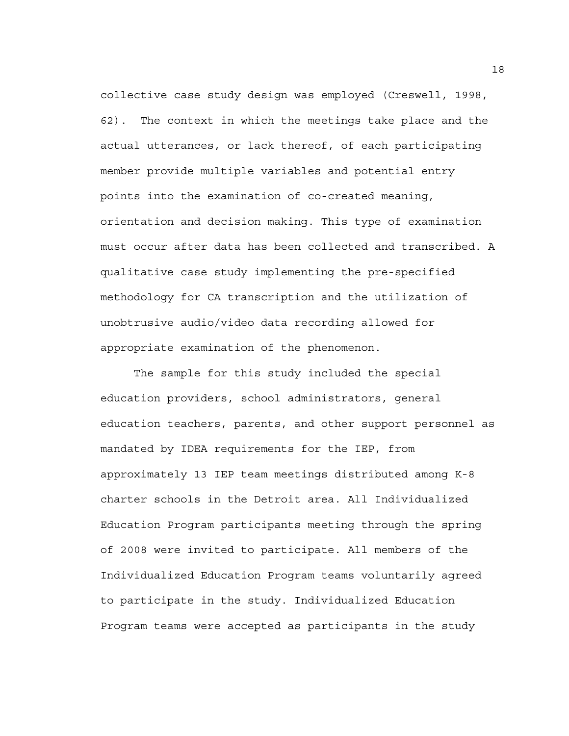collective case study design was employed (Creswell, 1998, 62). The context in which the meetings take place and the actual utterances, or lack thereof, of each participating member provide multiple variables and potential entry points into the examination of co-created meaning, orientation and decision making. This type of examination must occur after data has been collected and transcribed. A qualitative case study implementing the pre-specified methodology for CA transcription and the utilization of unobtrusive audio/video data recording allowed for appropriate examination of the phenomenon.

The sample for this study included the special education providers, school administrators, general education teachers, parents, and other support personnel as mandated by IDEA requirements for the IEP, from approximately 13 IEP team meetings distributed among K-8 charter schools in the Detroit area. All Individualized Education Program participants meeting through the spring of 2008 were invited to participate. All members of the Individualized Education Program teams voluntarily agreed to participate in the study. Individualized Education Program teams were accepted as participants in the study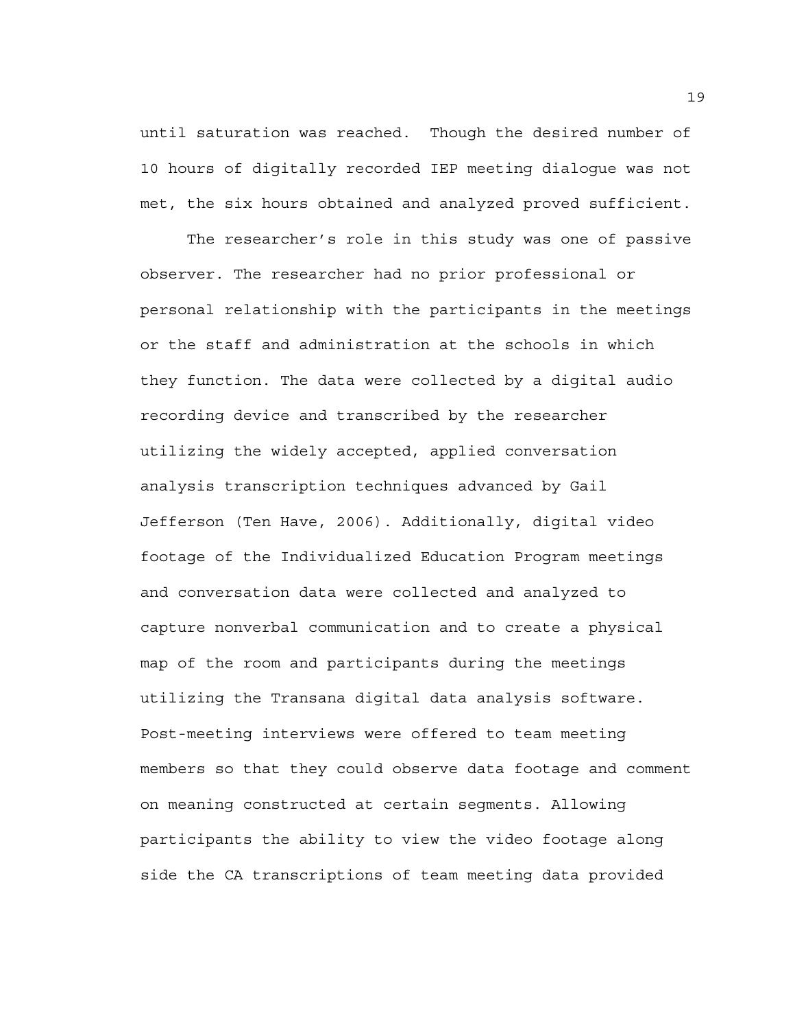until saturation was reached.  Though the desired number of 10 hours of digitally recorded IEP meeting dialogue was not met, the six hours obtained and analyzed proved sufficient.

The researcher's role in this study was one of passive observer. The researcher had no prior professional or personal relationship with the participants in the meetings or the staff and administration at the schools in which they function. The data were collected by a digital audio recording device and transcribed by the researcher utilizing the widely accepted, applied conversation analysis transcription techniques advanced by Gail Jefferson (Ten Have, 2006). Additionally, digital video footage of the Individualized Education Program meetings and conversation data were collected and analyzed to capture nonverbal communication and to create a physical map of the room and participants during the meetings utilizing the Transana digital data analysis software. Post-meeting interviews were offered to team meeting members so that they could observe data footage and comment on meaning constructed at certain segments. Allowing participants the ability to view the video footage along side the CA transcriptions of team meeting data provided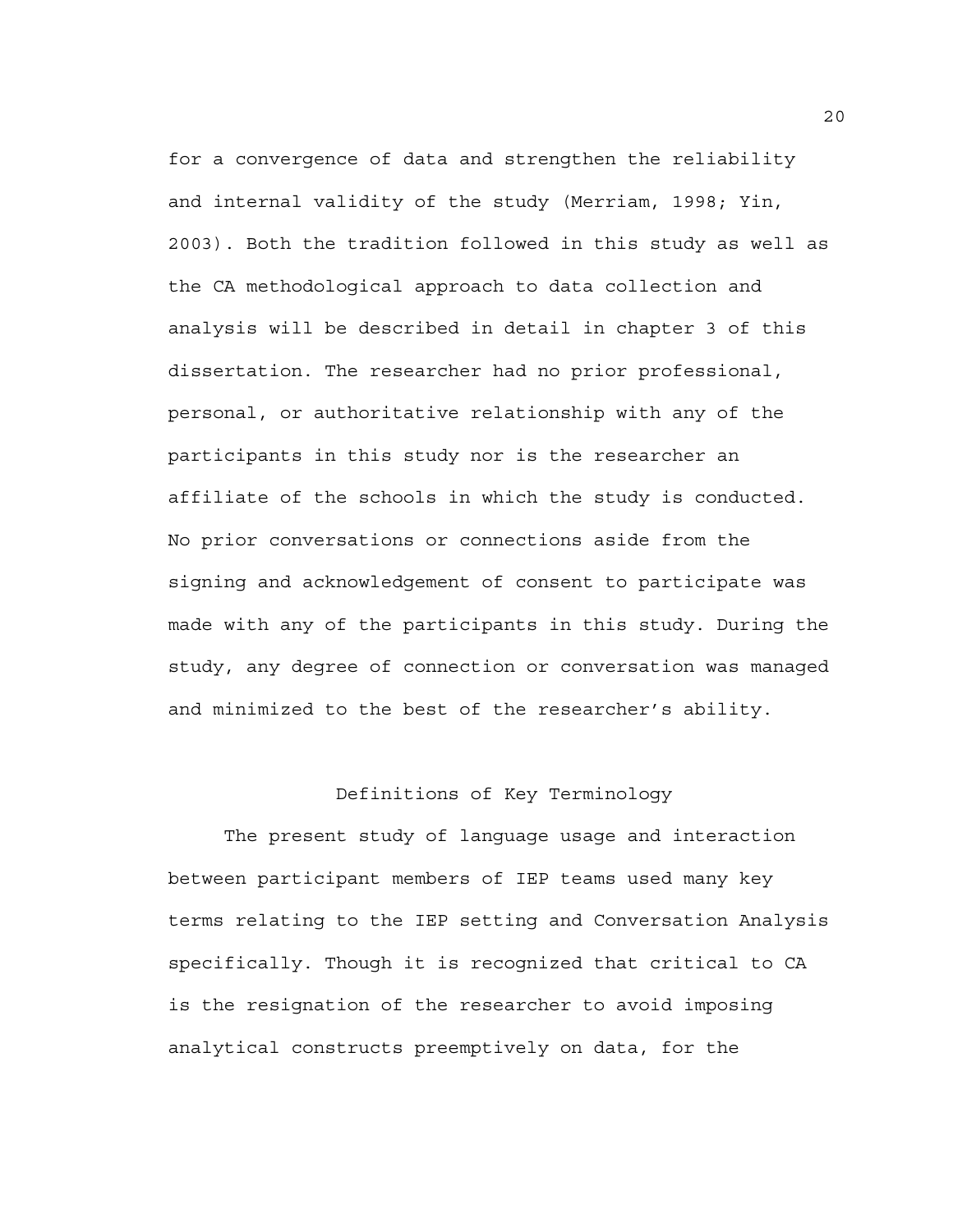for a convergence of data and strengthen the reliability and internal validity of the study (Merriam, 1998; Yin, 2003). Both the tradition followed in this study as well as the CA methodological approach to data collection and analysis will be described in detail in chapter 3 of this dissertation. The researcher had no prior professional, personal, or authoritative relationship with any of the participants in this study nor is the researcher an affiliate of the schools in which the study is conducted. No prior conversations or connections aside from the signing and acknowledgement of consent to participate was made with any of the participants in this study. During the study, any degree of connection or conversation was managed and minimized to the best of the researcher's ability.

## Definitions of Key Terminology

The present study of language usage and interaction between participant members of IEP teams used many key terms relating to the IEP setting and Conversation Analysis specifically. Though it is recognized that critical to CA is the resignation of the researcher to avoid imposing analytical constructs preemptively on data, for the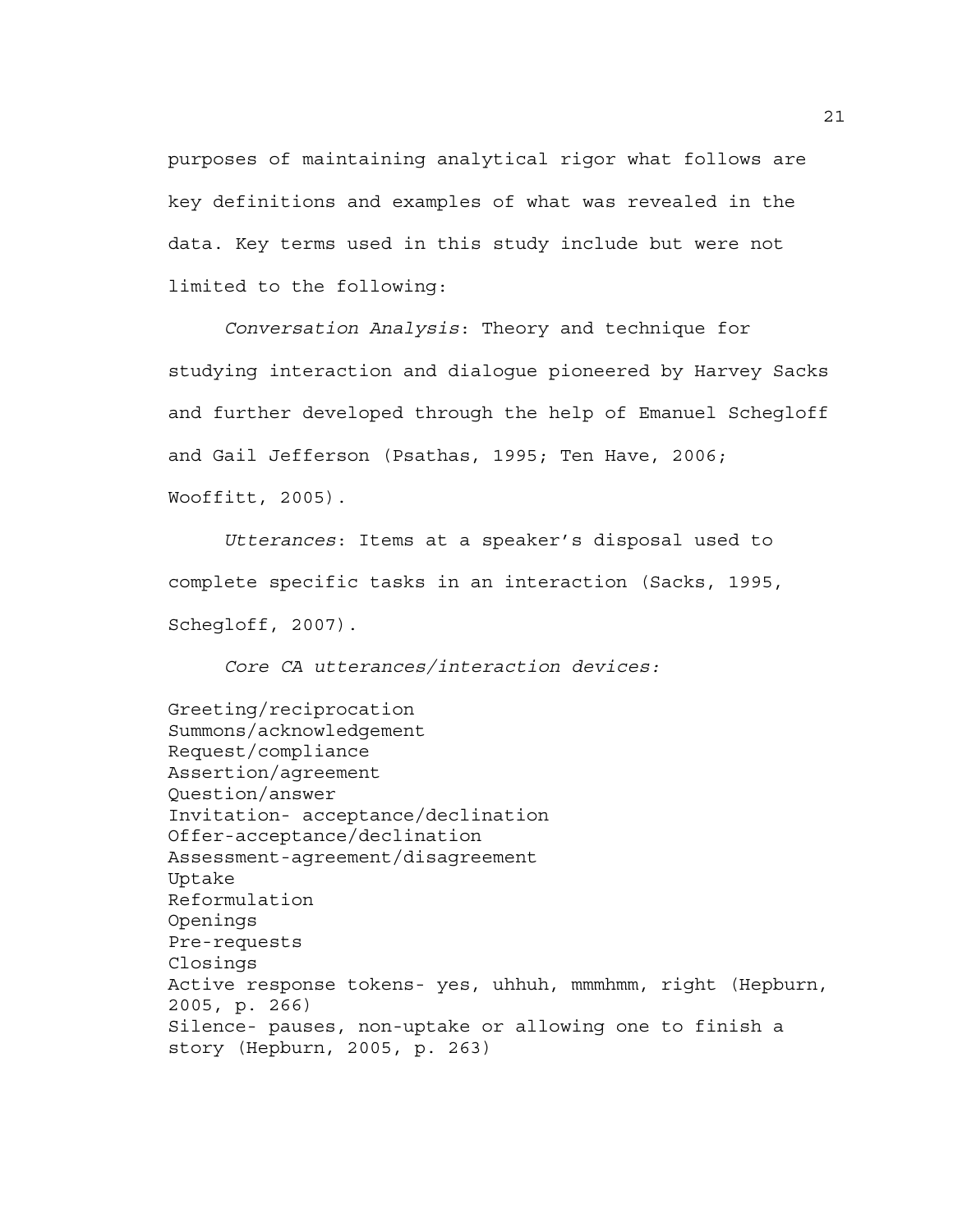purposes of maintaining analytical rigor what follows are key definitions and examples of what was revealed in the data. Key terms used in this study include but were not limited to the following:

*Conversation Analysis*: Theory and technique for studying interaction and dialogue pioneered by Harvey Sacks and further developed through the help of Emanuel Schegloff and Gail Jefferson (Psathas, 1995; Ten Have, 2006; Wooffitt, 2005).

*Utterances*: Items at a speaker's disposal used to complete specific tasks in an interaction (Sacks, 1995, Schegloff, 2007).

*Core CA utterances/interaction devices:*

Greeting/reciprocation  
Summons/acknowledgement  
Request/compliance  
Assertion/agreement  
Question/answer  
Invitation- acceptance/declination  
Offer-acceptance/declination  
Assessment-agreement/disagreement  
Uptake  
Reformulation  
Openings  
Pre-requests  
Closings  
Active response tokens- yes, uhhuh, mmmhmm, right (Hepburn, 2005, p. 266)  
Silence- pauses, non-uptake or allowing one to finish a story (Hepburn, 2005, p. 263)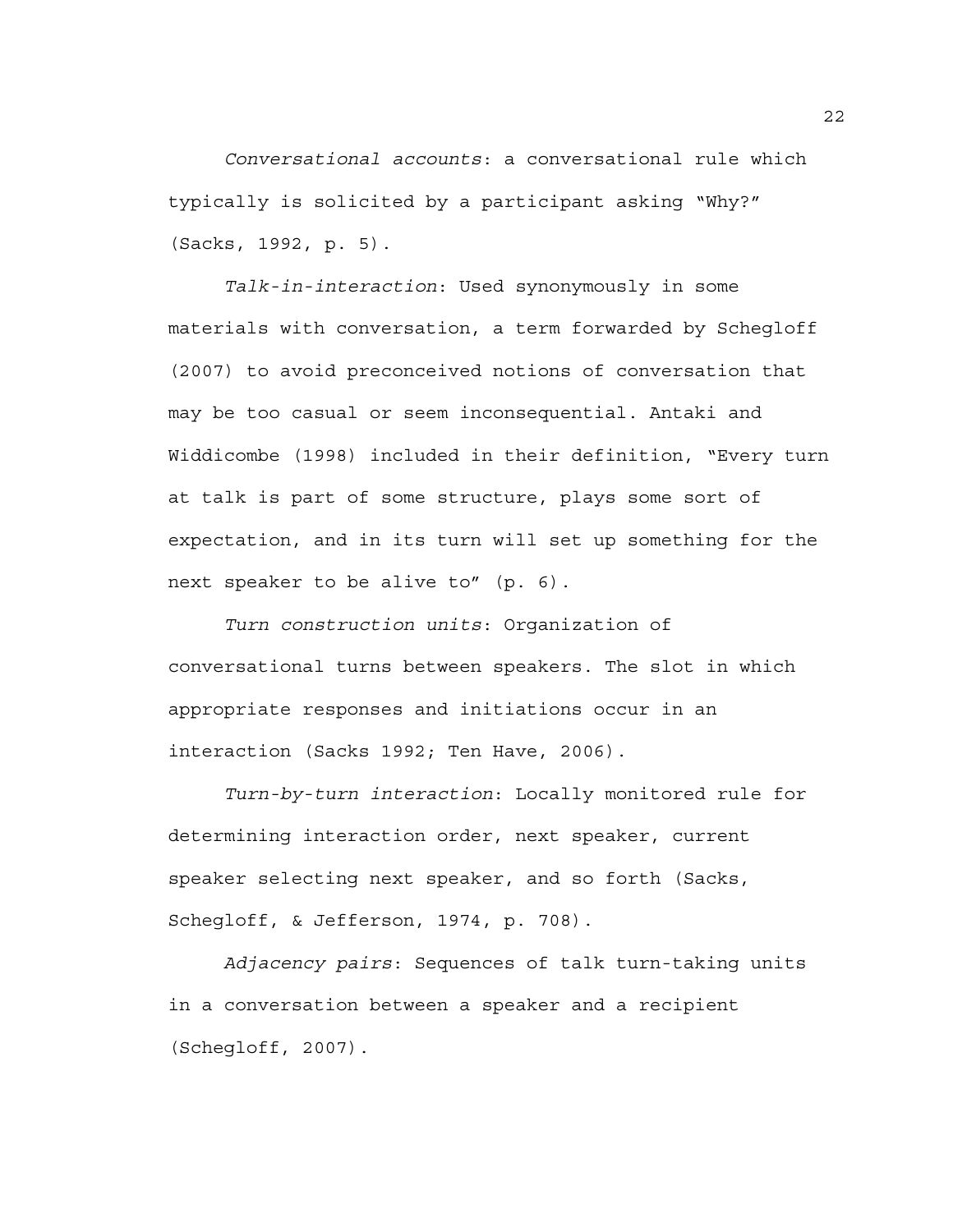*Conversational accounts*: a conversational rule which typically is solicited by a participant asking "Why?" (Sacks, 1992, p. 5).

*Talk-in-interaction*: Used synonymously in some materials with conversation, a term forwarded by Schegloff (2007) to avoid preconceived notions of conversation that may be too casual or seem inconsequential. Antaki and Widdicombe (1998) included in their definition, "Every turn at talk is part of some structure, plays some sort of expectation, and in its turn will set up something for the next speaker to be alive to" (p. 6).

*Turn construction units*: Organization of conversational turns between speakers. The slot in which appropriate responses and initiations occur in an interaction (Sacks 1992; Ten Have, 2006).

*Turn-by-turn interaction*: Locally monitored rule for determining interaction order, next speaker, current speaker selecting next speaker, and so forth (Sacks, Schegloff, & Jefferson, 1974, p. 708).

*Adjacency pairs*: Sequences of talk turn-taking units in a conversation between a speaker and a recipient (Schegloff, 2007).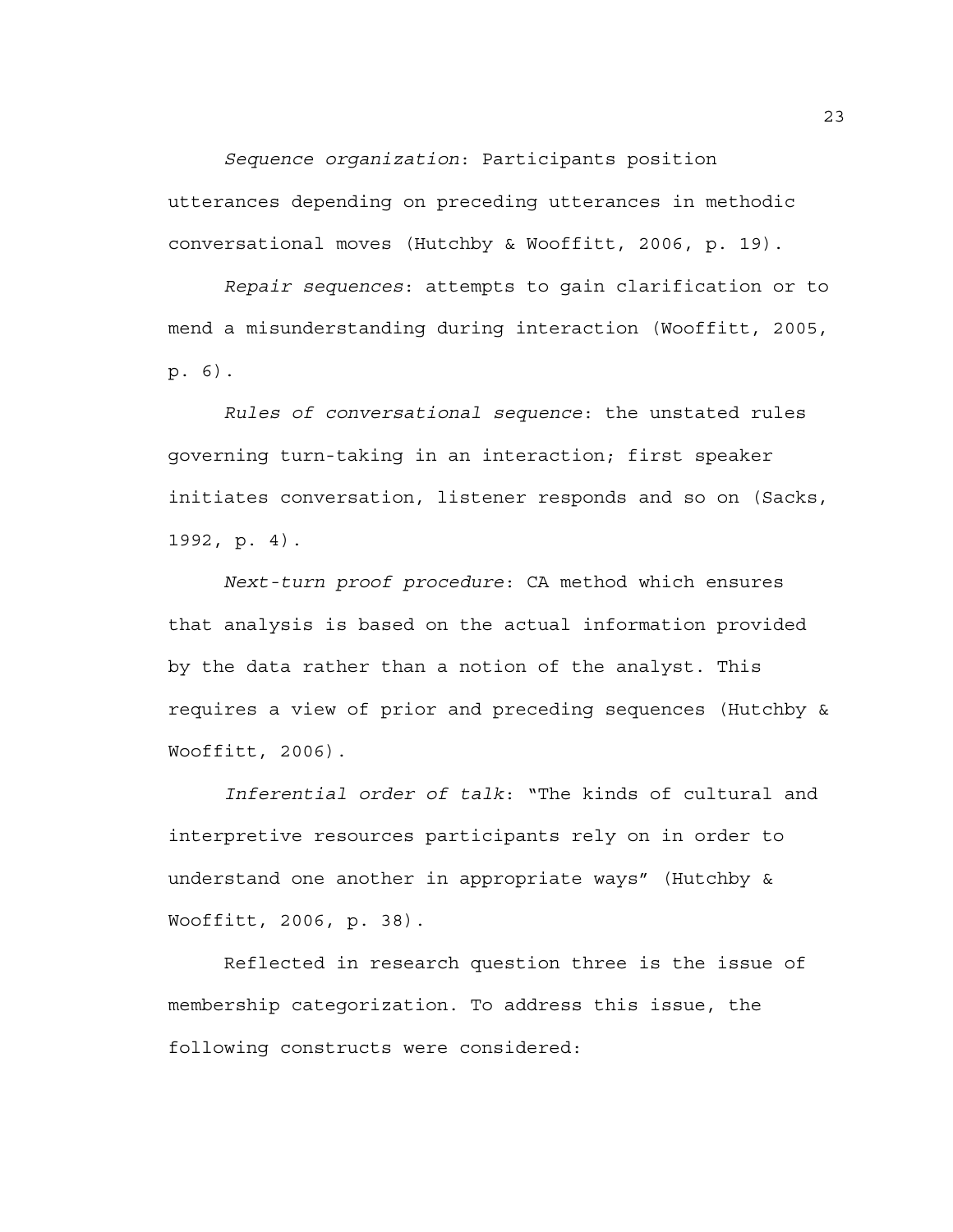*Sequence organization*: Participants position utterances depending on preceding utterances in methodic conversational moves (Hutchby & Wooffitt, 2006, p. 19).

*Repair sequences*: attempts to gain clarification or to mend a misunderstanding during interaction (Wooffitt, 2005, p. 6).

*Rules of conversational sequence*: the unstated rules governing turn-taking in an interaction; first speaker initiates conversation, listener responds and so on (Sacks, 1992, p. 4).

*Next-turn proof procedure*: CA method which ensures that analysis is based on the actual information provided by the data rather than a notion of the analyst. This requires a view of prior and preceding sequences (Hutchby & Wooffitt, 2006).

*Inferential order of talk*: "The kinds of cultural and interpretive resources participants rely on in order to understand one another in appropriate ways" (Hutchby & Wooffitt, 2006, p. 38).

Reflected in research question three is the issue of membership categorization. To address this issue, the following constructs were considered: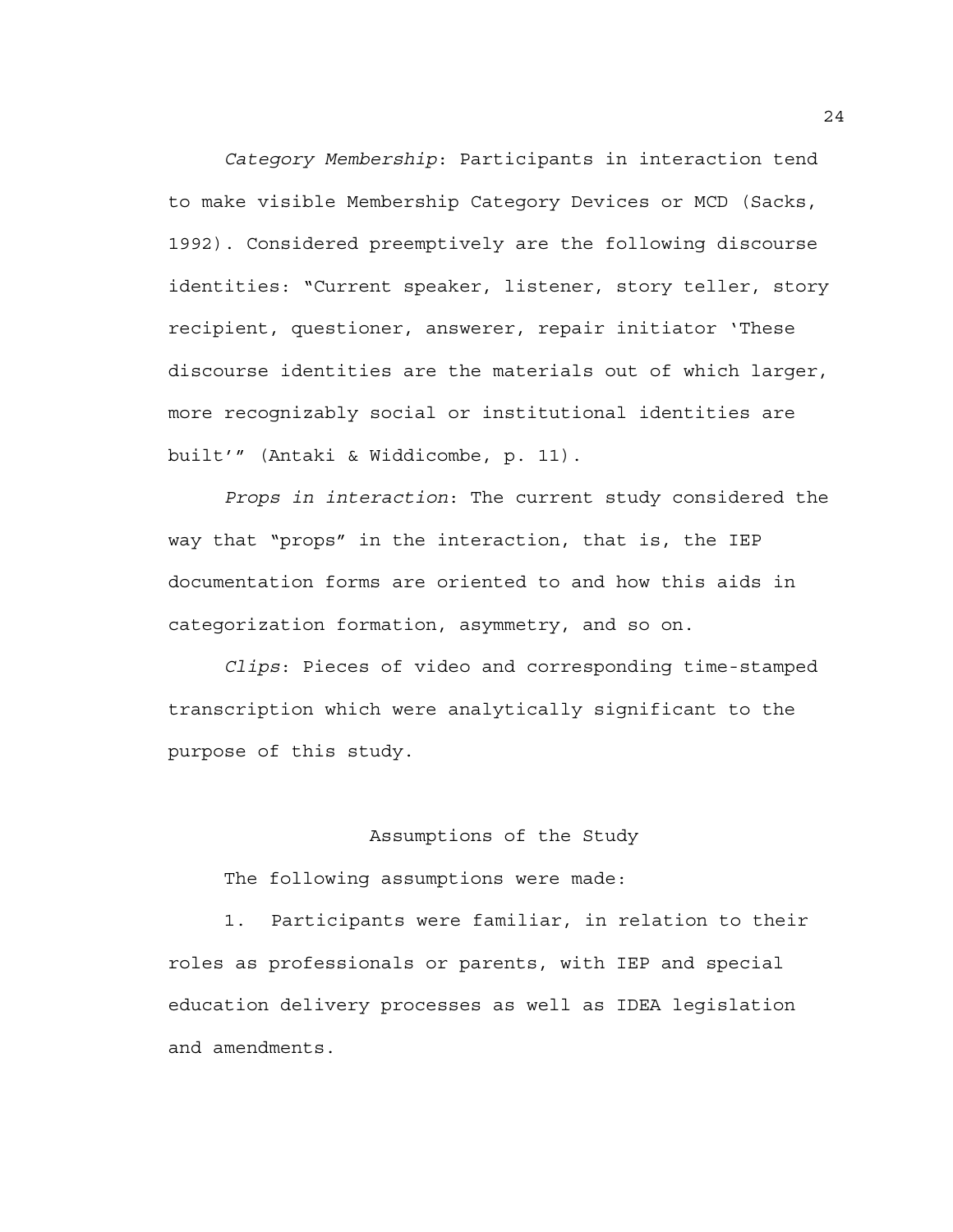*Category Membership*: Participants in interaction tend to make visible Membership Category Devices or MCD (Sacks, 1992). Considered preemptively are the following discourse identities: "Current speaker, listener, story teller, story recipient, questioner, answerer, repair initiator 'These discourse identities are the materials out of which larger, more recognizably social or institutional identities are built'" (Antaki & Widdicombe, p. 11).

*Props in interaction*: The current study considered the way that "props" in the interaction, that is, the IEP documentation forms are oriented to and how this aids in categorization formation, asymmetry, and so on.

*Clips*: Pieces of video and corresponding time-stamped transcription which were analytically significant to the purpose of this study.

## Assumptions of the Study

The following assumptions were made:

1. Participants were familiar, in relation to their roles as professionals or parents, with IEP and special education delivery processes as well as IDEA legislation and amendments.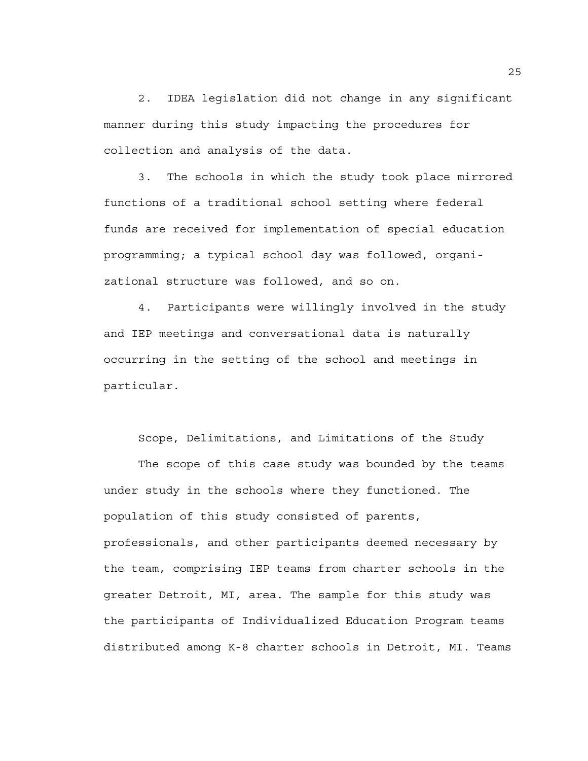2. IDEA legislation did not change in any significant manner during this study impacting the procedures for collection and analysis of the data.

3. The schools in which the study took place mirrored functions of a traditional school setting where federal funds are received for implementation of special education programming; a typical school day was followed, organizational structure was followed, and so on.

4. Participants were willingly involved in the study and IEP meetings and conversational data is naturally occurring in the setting of the school and meetings in particular.

## Scope, Delimitations, and Limitations of the Study

The scope of this case study was bounded by the teams under study in the schools where they functioned. The population of this study consisted of parents, professionals, and other participants deemed necessary by the team, comprising IEP teams from charter schools in the greater Detroit, MI, area. The sample for this study was the participants of Individualized Education Program teams distributed among K-8 charter schools in Detroit, MI. Teams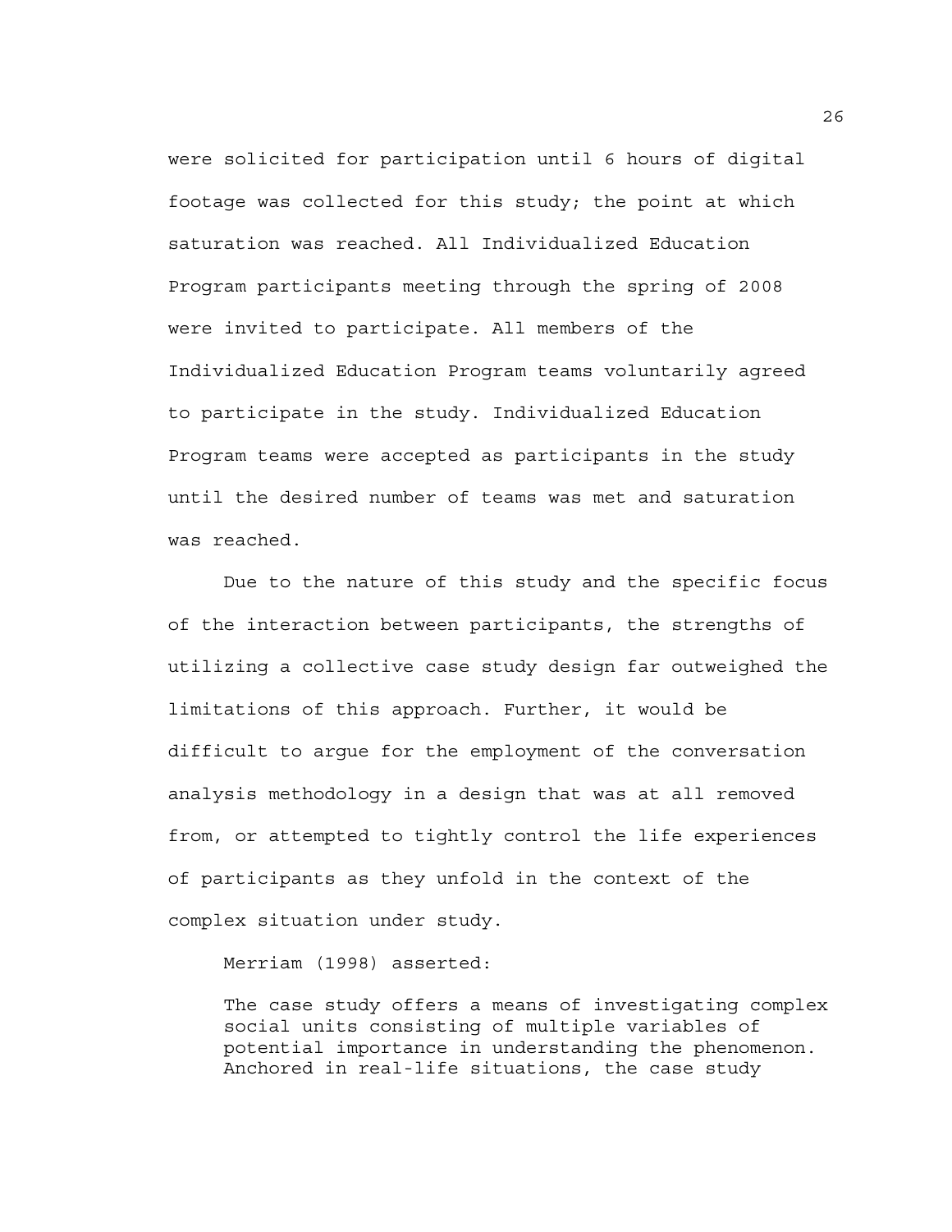were solicited for participation until 6 hours of digital footage was collected for this study; the point at which saturation was reached. All Individualized Education Program participants meeting through the spring of 2008 were invited to participate. All members of the Individualized Education Program teams voluntarily agreed to participate in the study. Individualized Education Program teams were accepted as participants in the study until the desired number of teams was met and saturation was reached.

Due to the nature of this study and the specific focus of the interaction between participants, the strengths of utilizing a collective case study design far outweighed the limitations of this approach. Further, it would be difficult to argue for the employment of the conversation analysis methodology in a design that was at all removed from, or attempted to tightly control the life experiences of participants as they unfold in the context of the complex situation under study.

Merriam (1998) asserted:

> The case study offers a means of investigating complex social units consisting of multiple variables of potential importance in understanding the phenomenon. Anchored in real-life situations, the case study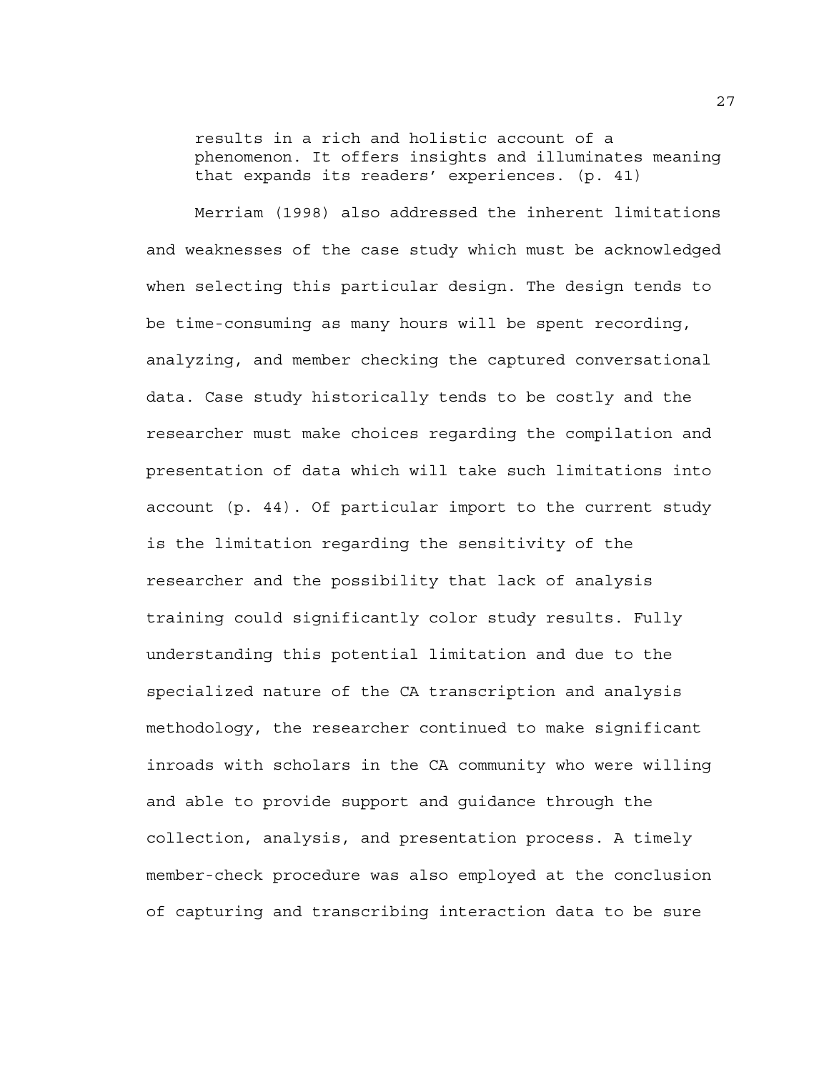> results in a rich and holistic account of a phenomenon. It offers insights and illuminates meaning that expands its readers' experiences. (p. 41)

Merriam (1998) also addressed the inherent limitations and weaknesses of the case study which must be acknowledged when selecting this particular design. The design tends to be time-consuming as many hours will be spent recording, analyzing, and member checking the captured conversational data. Case study historically tends to be costly and the researcher must make choices regarding the compilation and presentation of data which will take such limitations into account (p. 44). Of particular import to the current study is the limitation regarding the sensitivity of the researcher and the possibility that lack of analysis training could significantly color study results. Fully understanding this potential limitation and due to the specialized nature of the CA transcription and analysis methodology, the researcher continued to make significant inroads with scholars in the CA community who were willing and able to provide support and guidance through the collection, analysis, and presentation process. A timely member-check procedure was also employed at the conclusion of capturing and transcribing interaction data to be sure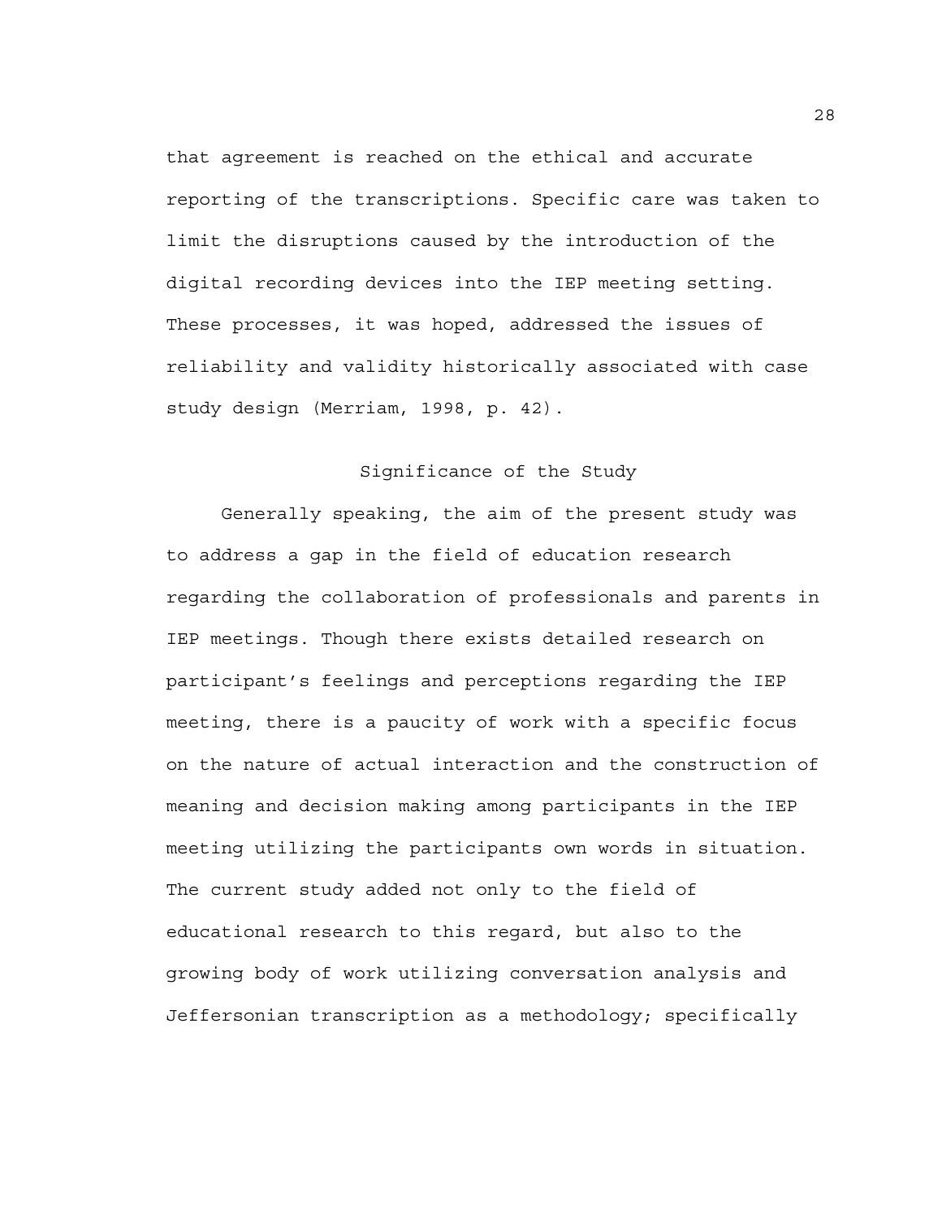that agreement is reached on the ethical and accurate reporting of the transcriptions. Specific care was taken to limit the disruptions caused by the introduction of the digital recording devices into the IEP meeting setting. These processes, it was hoped, addressed the issues of reliability and validity historically associated with case study design (Merriam, 1998, p. 42).

## Significance of the Study

Generally speaking, the aim of the present study was to address a gap in the field of education research regarding the collaboration of professionals and parents in IEP meetings. Though there exists detailed research on participant's feelings and perceptions regarding the IEP meeting, there is a paucity of work with a specific focus on the nature of actual interaction and the construction of meaning and decision making among participants in the IEP meeting utilizing the participants own words in situation. The current study added not only to the field of educational research to this regard, but also to the growing body of work utilizing conversation analysis and Jeffersonian transcription as a methodology; specifically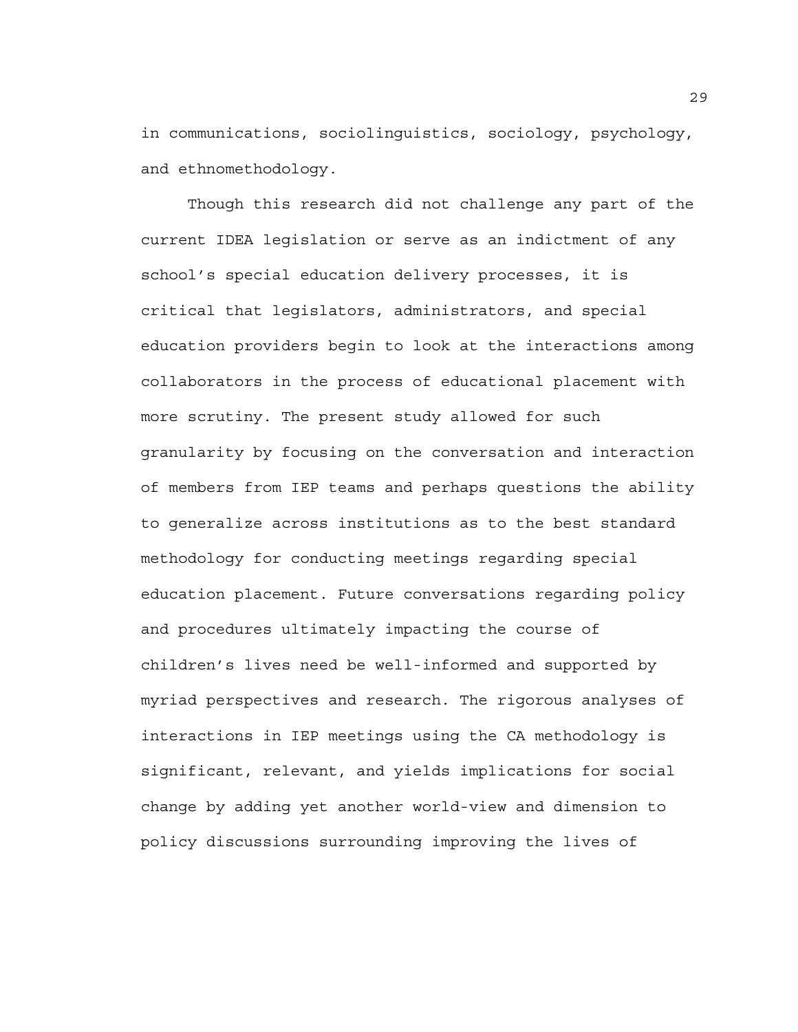in communications, sociolinguistics, sociology, psychology, and ethnomethodology.

Though this research did not challenge any part of the current IDEA legislation or serve as an indictment of any school's special education delivery processes, it is critical that legislators, administrators, and special education providers begin to look at the interactions among collaborators in the process of educational placement with more scrutiny. The present study allowed for such granularity by focusing on the conversation and interaction of members from IEP teams and perhaps questions the ability to generalize across institutions as to the best standard methodology for conducting meetings regarding special education placement. Future conversations regarding policy and procedures ultimately impacting the course of children's lives need be well-informed and supported by myriad perspectives and research. The rigorous analyses of interactions in IEP meetings using the CA methodology is significant, relevant, and yields implications for social change by adding yet another world-view and dimension to policy discussions surrounding improving the lives of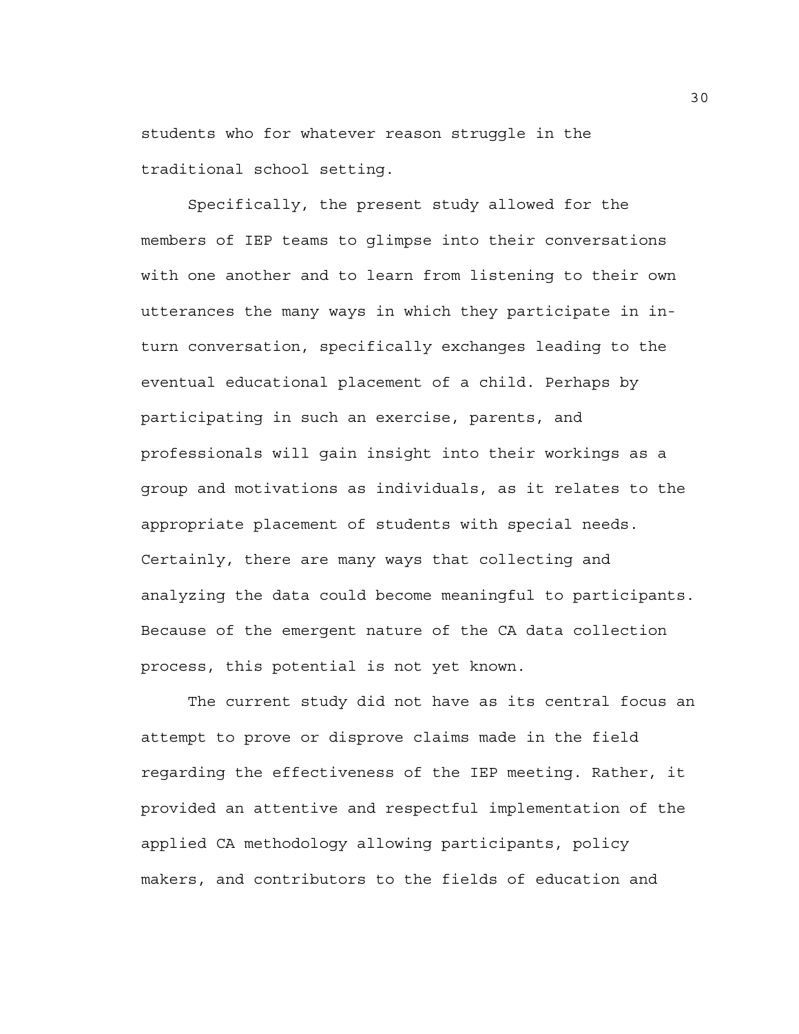students who for whatever reason struggle in the traditional school setting.

Specifically, the present study allowed for the members of IEP teams to glimpse into their conversations with one another and to learn from listening to their own utterances the many ways in which they participate in in-turn conversation, specifically exchanges leading to the eventual educational placement of a child. Perhaps by participating in such an exercise, parents, and professionals will gain insight into their workings as a group and motivations as individuals, as it relates to the appropriate placement of students with special needs. Certainly, there are many ways that collecting and analyzing the data could become meaningful to participants. Because of the emergent nature of the CA data collection process, this potential is not yet known.

The current study did not have as its central focus an attempt to prove or disprove claims made in the field regarding the effectiveness of the IEP meeting. Rather, it provided an attentive and respectful implementation of the applied CA methodology allowing participants, policy makers, and contributors to the fields of education and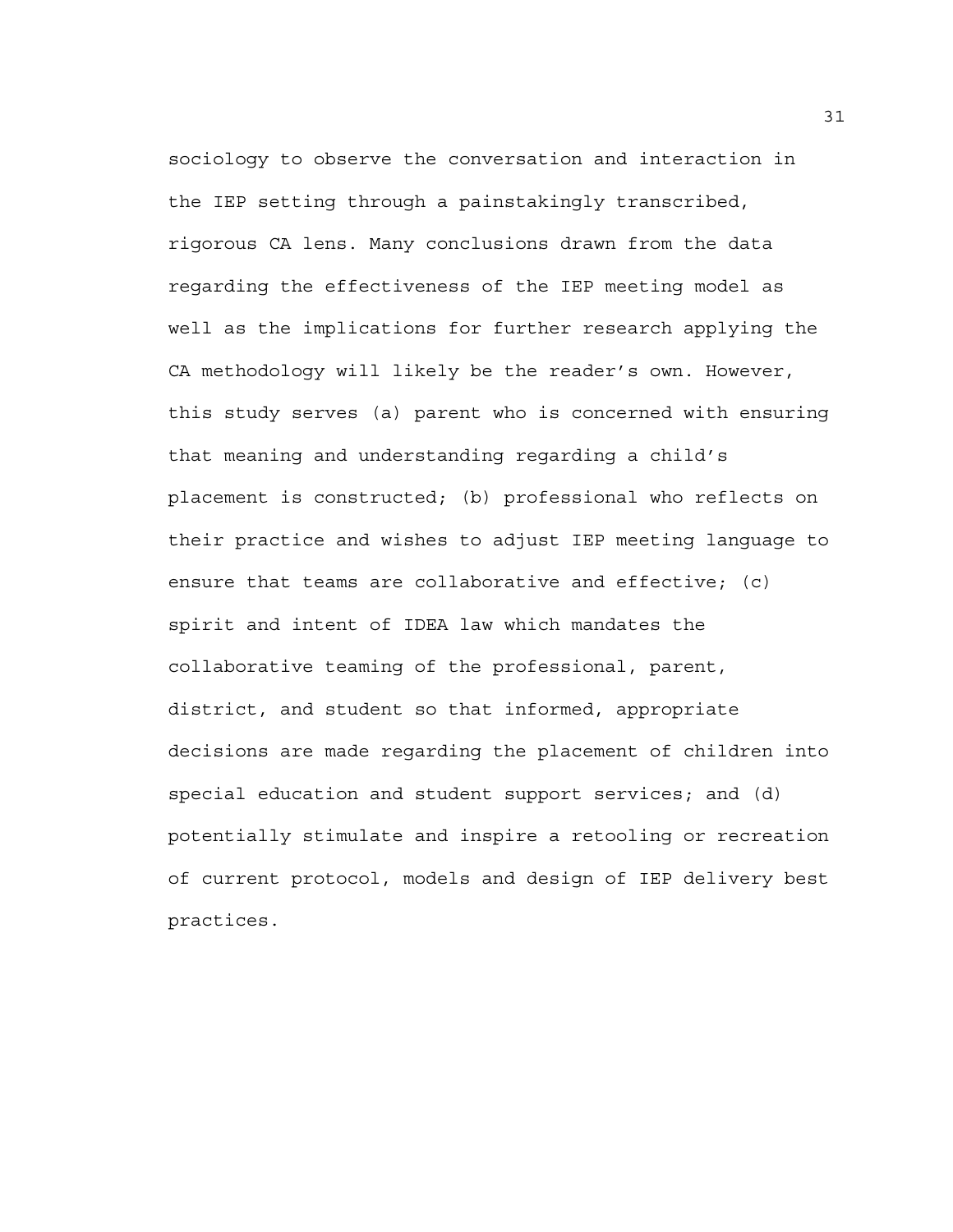sociology to observe the conversation and interaction in the IEP setting through a painstakingly transcribed, rigorous CA lens. Many conclusions drawn from the data regarding the effectiveness of the IEP meeting model as well as the implications for further research applying the CA methodology will likely be the reader's own. However, this study serves (a) parent who is concerned with ensuring that meaning and understanding regarding a child's placement is constructed; (b) professional who reflects on their practice and wishes to adjust IEP meeting language to ensure that teams are collaborative and effective; (c) spirit and intent of IDEA law which mandates the collaborative teaming of the professional, parent, district, and student so that informed, appropriate decisions are made regarding the placement of children into special education and student support services; and (d) potentially stimulate and inspire a retooling or recreation of current protocol, models and design of IEP delivery best practices.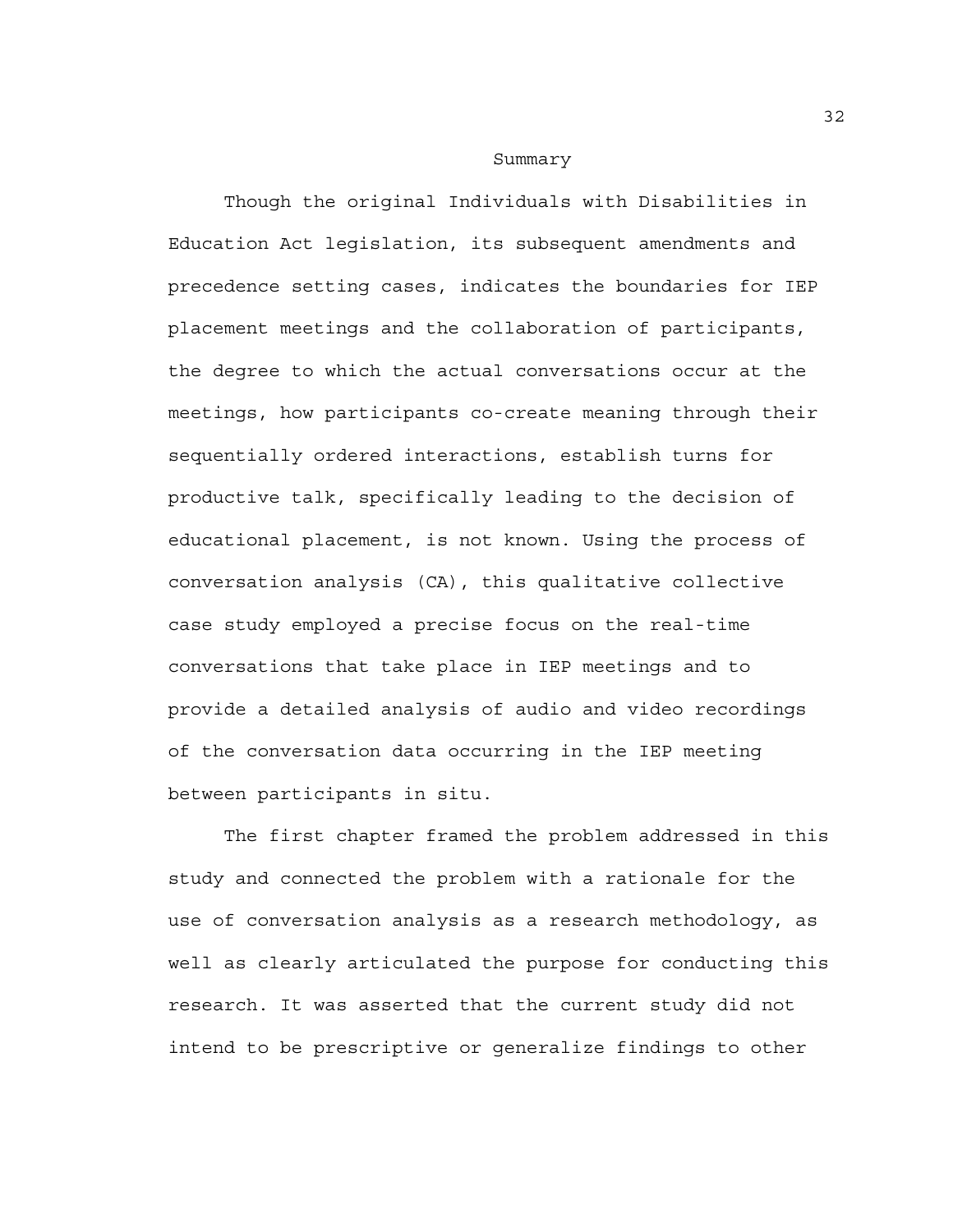## Summary

Though the original Individuals with Disabilities in Education Act legislation, its subsequent amendments and precedence setting cases, indicates the boundaries for IEP placement meetings and the collaboration of participants, the degree to which the actual conversations occur at the meetings, how participants co-create meaning through their sequentially ordered interactions, establish turns for productive talk, specifically leading to the decision of educational placement, is not known. Using the process of conversation analysis (CA), this qualitative collective case study employed a precise focus on the real-time conversations that take place in IEP meetings and to provide a detailed analysis of audio and video recordings of the conversation data occurring in the IEP meeting between participants in situ.

The first chapter framed the problem addressed in this study and connected the problem with a rationale for the use of conversation analysis as a research methodology, as well as clearly articulated the purpose for conducting this research. It was asserted that the current study did not intend to be prescriptive or generalize findings to other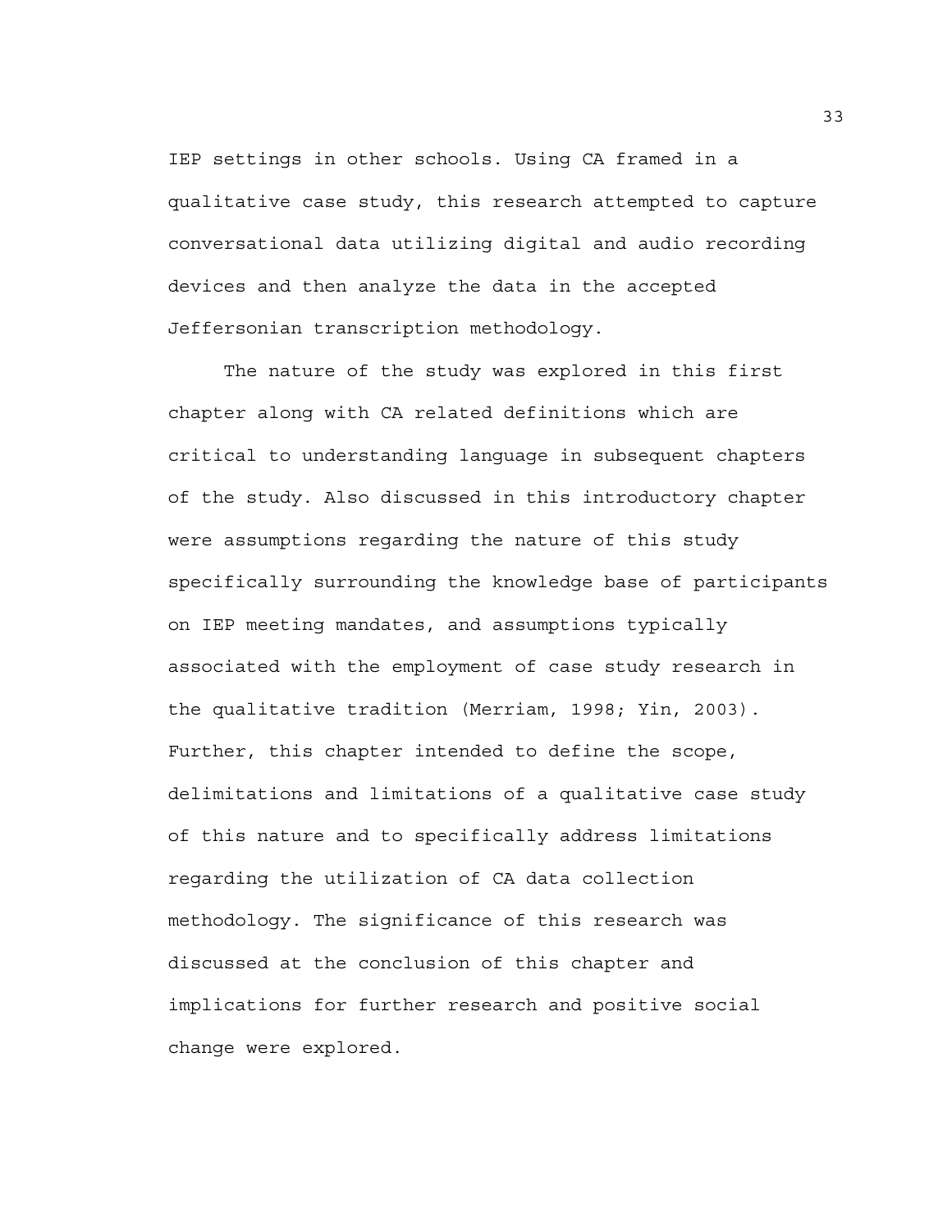IEP settings in other schools. Using CA framed in a qualitative case study, this research attempted to capture conversational data utilizing digital and audio recording devices and then analyze the data in the accepted Jeffersonian transcription methodology.

The nature of the study was explored in this first chapter along with CA related definitions which are critical to understanding language in subsequent chapters of the study. Also discussed in this introductory chapter were assumptions regarding the nature of this study specifically surrounding the knowledge base of participants on IEP meeting mandates, and assumptions typically associated with the employment of case study research in the qualitative tradition (Merriam, 1998; Yin, 2003). Further, this chapter intended to define the scope, delimitations and limitations of a qualitative case study of this nature and to specifically address limitations regarding the utilization of CA data collection methodology. The significance of this research was discussed at the conclusion of this chapter and implications for further research and positive social change were explored.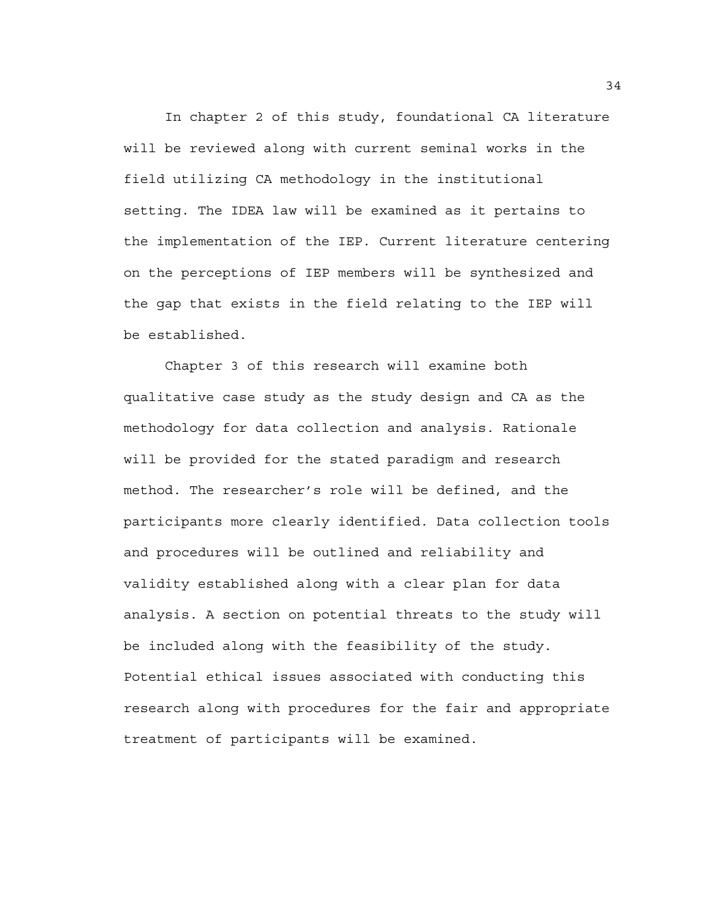In chapter 2 of this study, foundational CA literature will be reviewed along with current seminal works in the field utilizing CA methodology in the institutional setting. The IDEA law will be examined as it pertains to the implementation of the IEP. Current literature centering on the perceptions of IEP members will be synthesized and the gap that exists in the field relating to the IEP will be established.

Chapter 3 of this research will examine both qualitative case study as the study design and CA as the methodology for data collection and analysis. Rationale will be provided for the stated paradigm and research method. The researcher's role will be defined, and the participants more clearly identified. Data collection tools and procedures will be outlined and reliability and validity established along with a clear plan for data analysis. A section on potential threats to the study will be included along with the feasibility of the study. Potential ethical issues associated with conducting this research along with procedures for the fair and appropriate treatment of participants will be examined.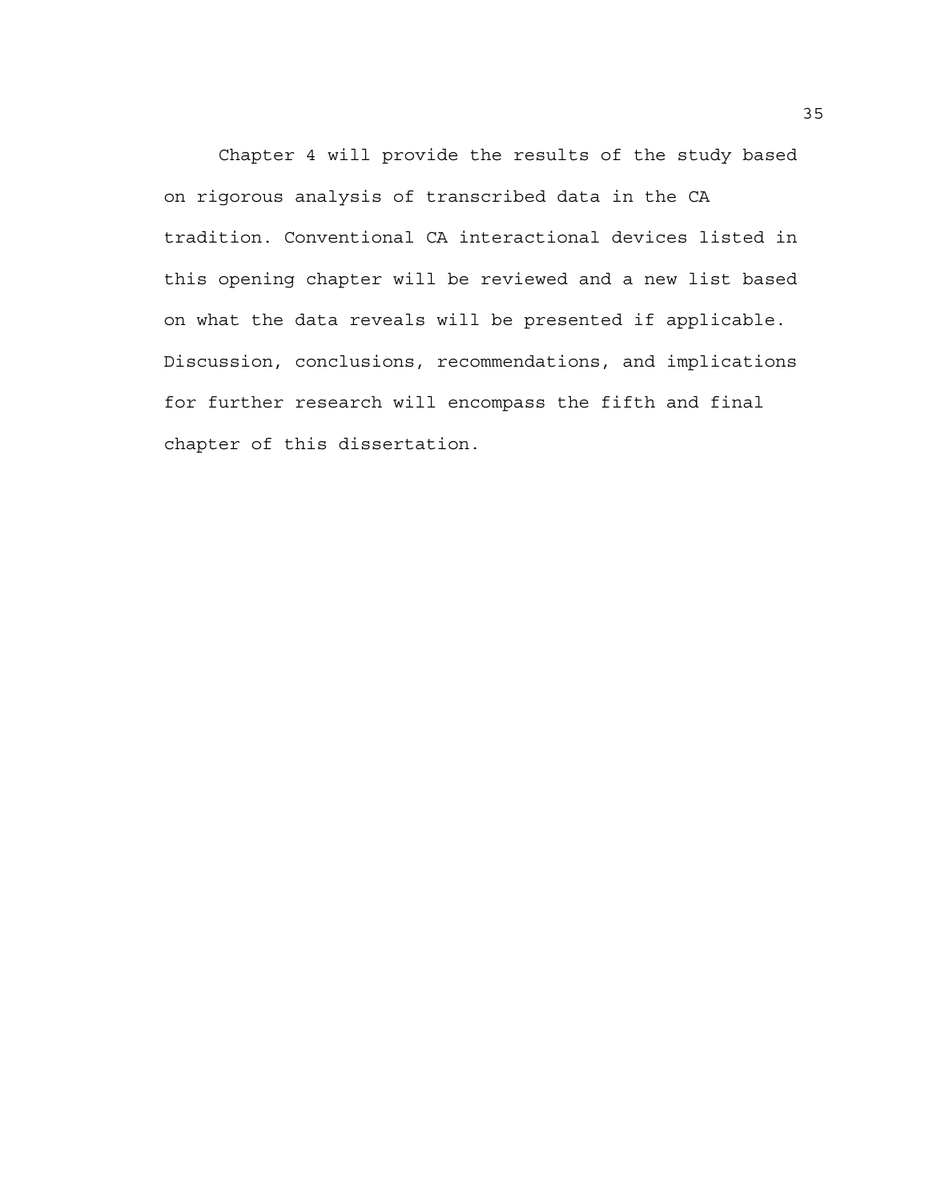Chapter 4 will provide the results of the study based on rigorous analysis of transcribed data in the CA tradition. Conventional CA interactional devices listed in this opening chapter will be reviewed and a new list based on what the data reveals will be presented if applicable. Discussion, conclusions, recommendations, and implications for further research will encompass the fifth and final chapter of this dissertation.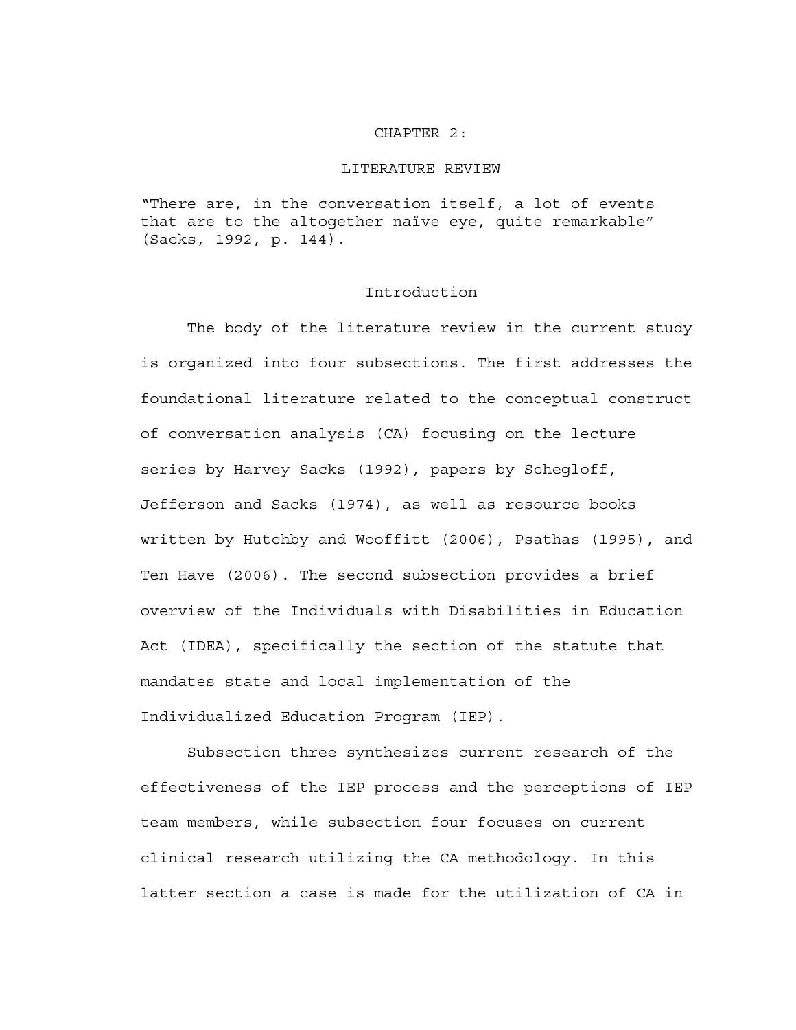# CHAPTER 2:

# LITERATURE REVIEW

"There are, in the conversation itself, a lot of events that are to the altogether naïve eye, quite remarkable" (Sacks, 1992, p. 144).

## Introduction

The body of the literature review in the current study is organized into four subsections. The first addresses the foundational literature related to the conceptual construct of conversation analysis (CA) focusing on the lecture series by Harvey Sacks (1992), papers by Schegloff, Jefferson and Sacks (1974), as well as resource books written by Hutchby and Wooffitt (2006), Psathas (1995), and Ten Have (2006). The second subsection provides a brief overview of the Individuals with Disabilities in Education Act (IDEA), specifically the section of the statute that mandates state and local implementation of the Individualized Education Program (IEP).

Subsection three synthesizes current research of the effectiveness of the IEP process and the perceptions of IEP team members, while subsection four focuses on current clinical research utilizing the CA methodology. In this latter section a case is made for the utilization of CA in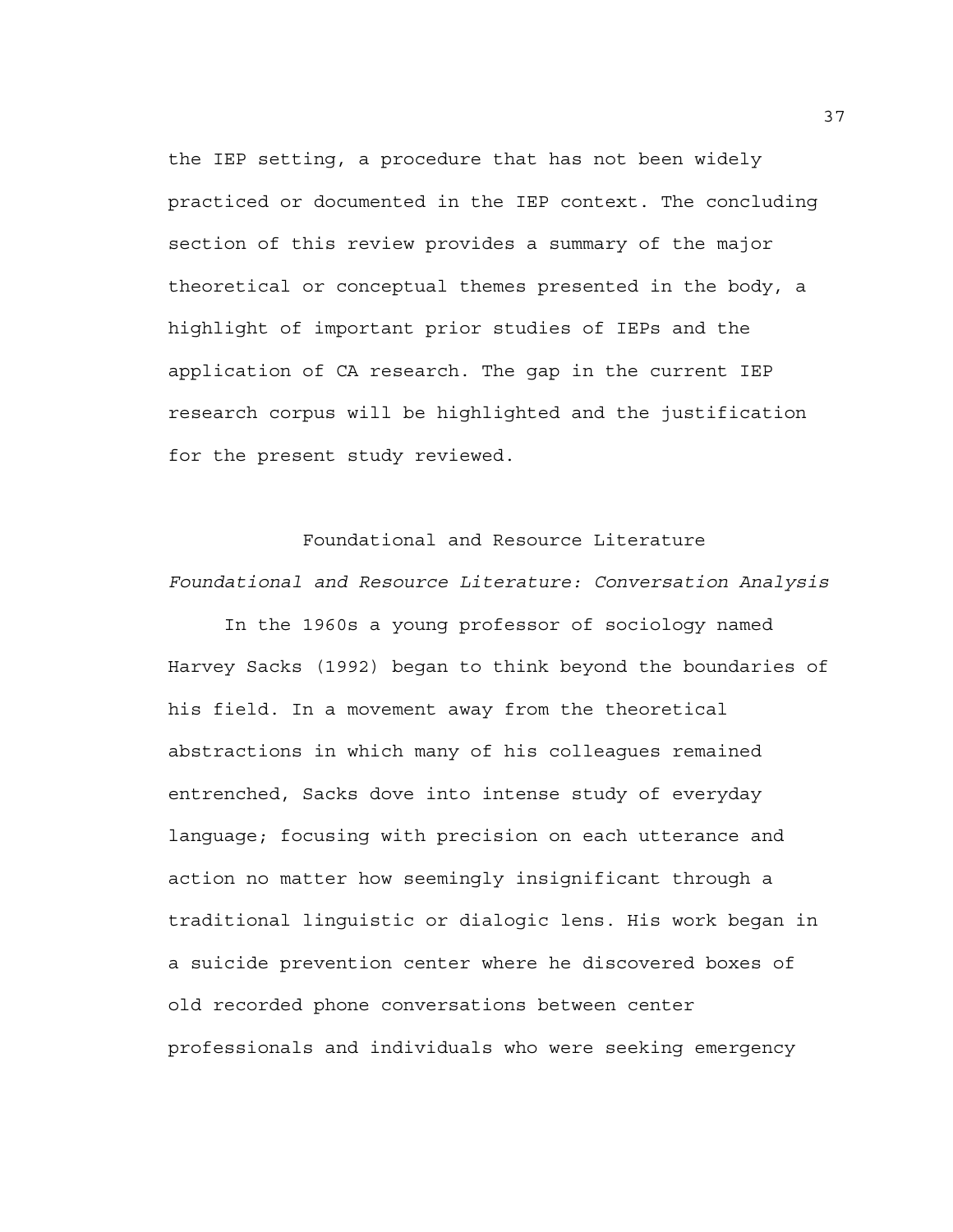the IEP setting, a procedure that has not been widely practiced or documented in the IEP context. The concluding section of this review provides a summary of the major theoretical or conceptual themes presented in the body, a highlight of important prior studies of IEPs and the application of CA research. The gap in the current IEP research corpus will be highlighted and the justification for the present study reviewed.

## Foundational and Resource Literature

### *Foundational and Resource Literature: Conversation Analysis*

In the 1960s a young professor of sociology named Harvey Sacks (1992) began to think beyond the boundaries of his field. In a movement away from the theoretical abstractions in which many of his colleagues remained entrenched, Sacks dove into intense study of everyday language; focusing with precision on each utterance and action no matter how seemingly insignificant through a traditional linguistic or dialogic lens. His work began in a suicide prevention center where he discovered boxes of old recorded phone conversations between center professionals and individuals who were seeking emergency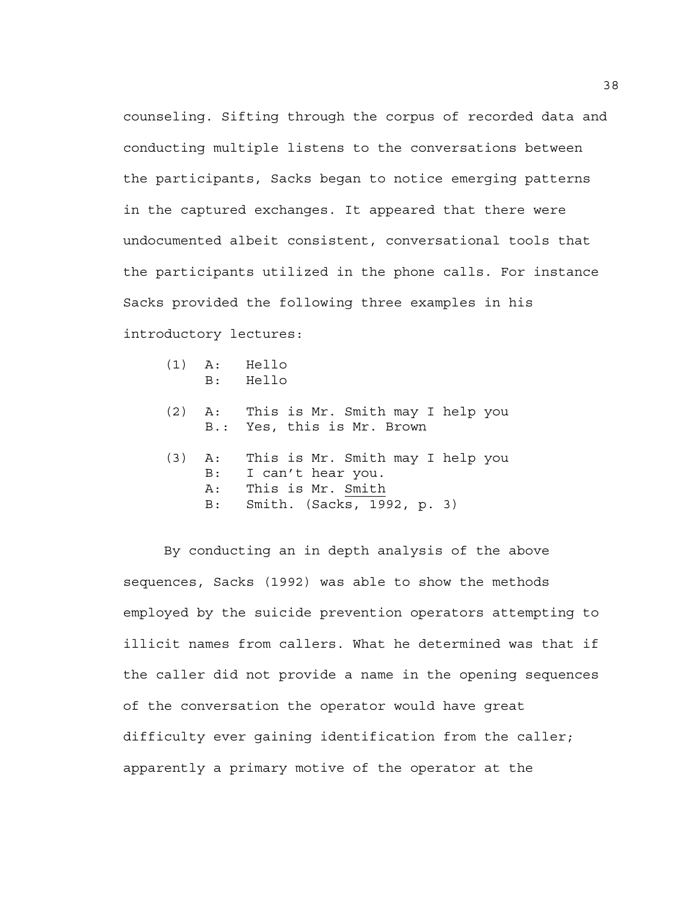counseling. Sifting through the corpus of recorded data and conducting multiple listens to the conversations between the participants, Sacks began to notice emerging patterns in the captured exchanges. It appeared that there were undocumented albeit consistent, conversational tools that the participants utilized in the phone calls. For instance Sacks provided the following three examples in his introductory lectures:

```
(1)  A:   Hello
     B:   Hello

(2)  A:   This is Mr. Smith may I help you
     B.:  Yes, this is Mr. Brown

(3)  A:   This is Mr. Smith may I help you
     B:   I can't hear you.
     A:   This is Mr. Smith
     B:   Smith. (Sacks, 1992, p. 3)
```

By conducting an in depth analysis of the above sequences, Sacks (1992) was able to show the methods employed by the suicide prevention operators attempting to illicit names from callers. What he determined was that if the caller did not provide a name in the opening sequences of the conversation the operator would have great difficulty ever gaining identification from the caller; apparently a primary motive of the operator at the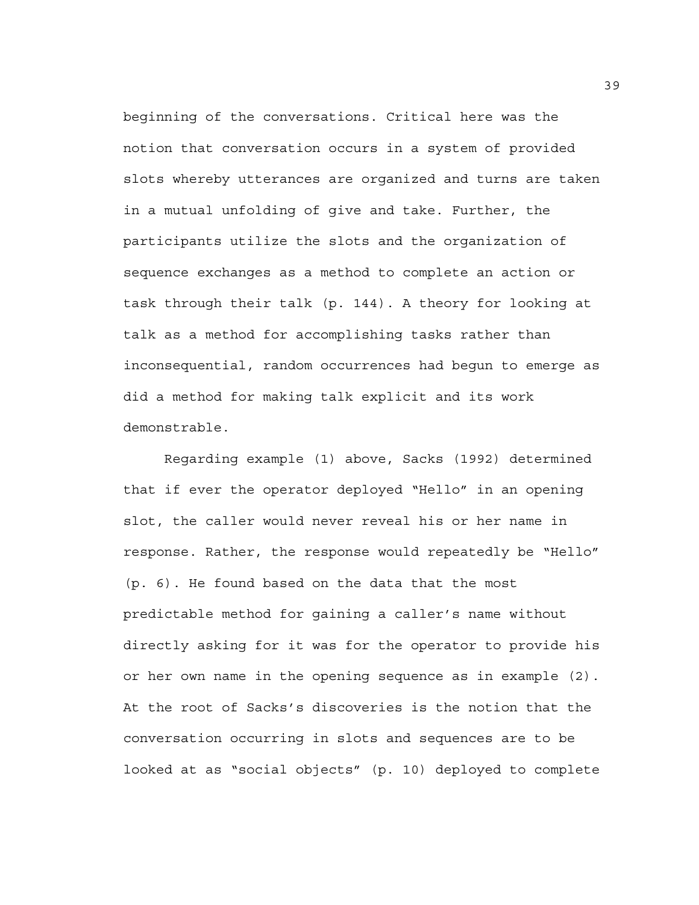beginning of the conversations. Critical here was the notion that conversation occurs in a system of provided slots whereby utterances are organized and turns are taken in a mutual unfolding of give and take. Further, the participants utilize the slots and the organization of sequence exchanges as a method to complete an action or task through their talk (p. 144). A theory for looking at talk as a method for accomplishing tasks rather than inconsequential, random occurrences had begun to emerge as did a method for making talk explicit and its work demonstrable.

Regarding example (1) above, Sacks (1992) determined that if ever the operator deployed "Hello" in an opening slot, the caller would never reveal his or her name in response. Rather, the response would repeatedly be "Hello" (p. 6). He found based on the data that the most predictable method for gaining a caller's name without directly asking for it was for the operator to provide his or her own name in the opening sequence as in example (2). At the root of Sacks's discoveries is the notion that the conversation occurring in slots and sequences are to be looked at as "social objects" (p. 10) deployed to complete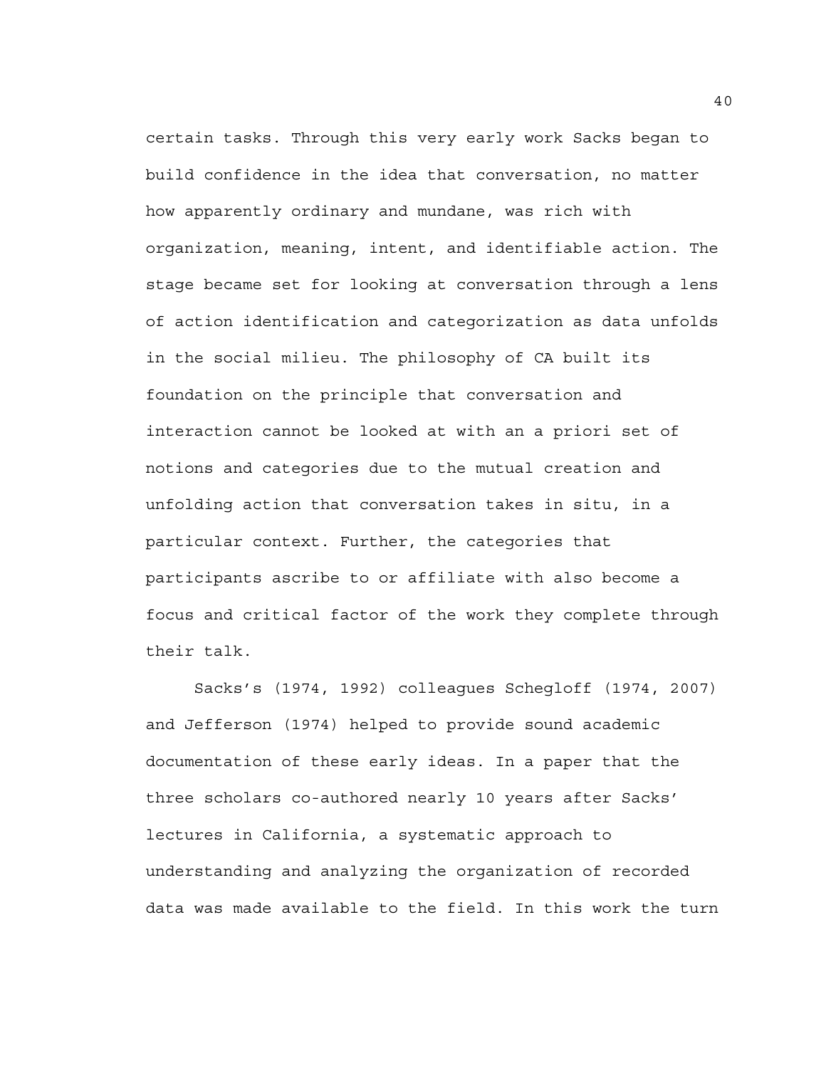certain tasks. Through this very early work Sacks began to build confidence in the idea that conversation, no matter how apparently ordinary and mundane, was rich with organization, meaning, intent, and identifiable action. The stage became set for looking at conversation through a lens of action identification and categorization as data unfolds in the social milieu. The philosophy of CA built its foundation on the principle that conversation and interaction cannot be looked at with an a priori set of notions and categories due to the mutual creation and unfolding action that conversation takes in situ, in a particular context. Further, the categories that participants ascribe to or affiliate with also become a focus and critical factor of the work they complete through their talk.

Sacks's (1974, 1992) colleagues Schegloff (1974, 2007) and Jefferson (1974) helped to provide sound academic documentation of these early ideas. In a paper that the three scholars co-authored nearly 10 years after Sacks' lectures in California, a systematic approach to understanding and analyzing the organization of recorded data was made available to the field. In this work the turn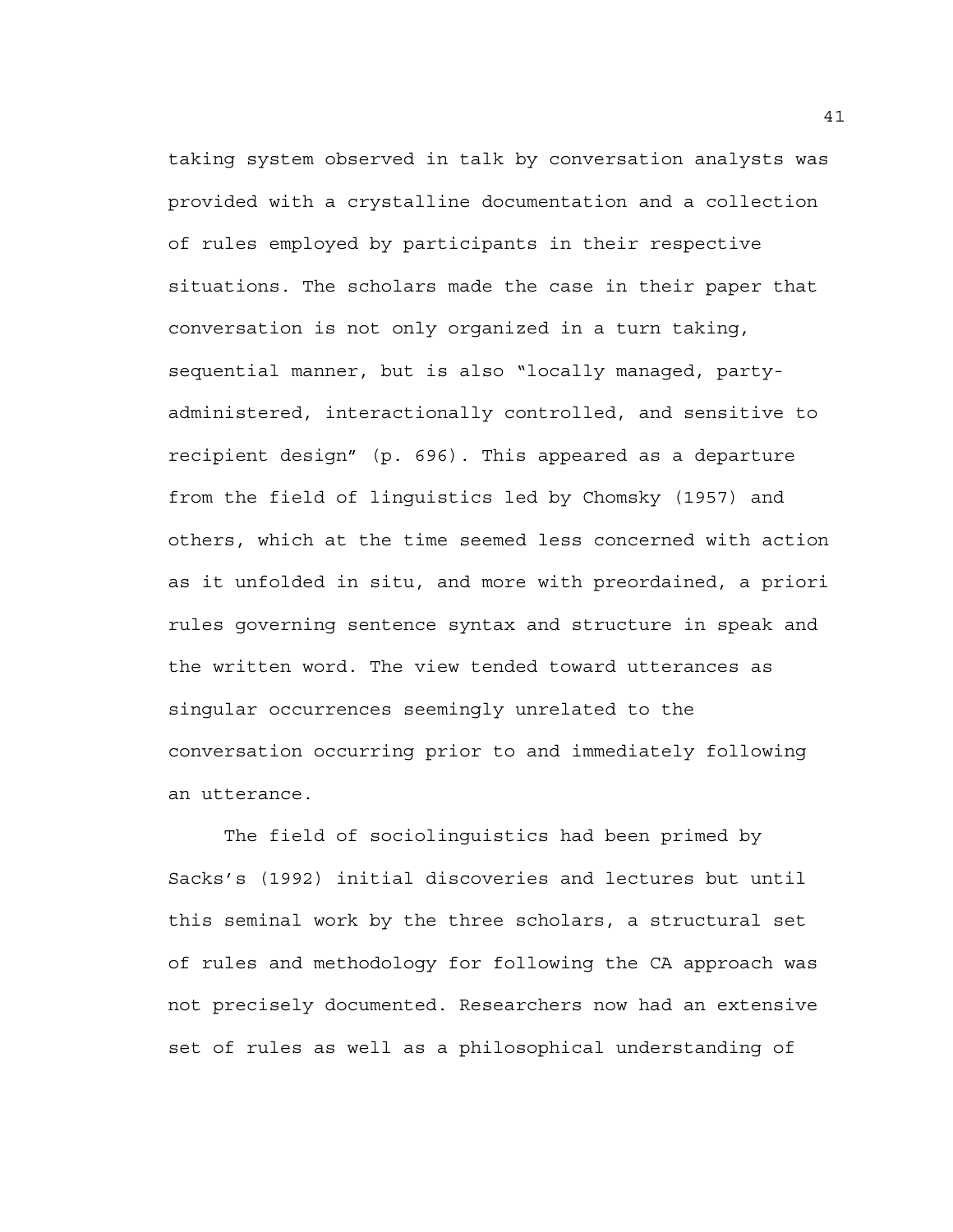taking system observed in talk by conversation analysts was provided with a crystalline documentation and a collection of rules employed by participants in their respective situations. The scholars made the case in their paper that conversation is not only organized in a turn taking, sequential manner, but is also "locally managed, party-administered, interactionally controlled, and sensitive to recipient design" (p. 696). This appeared as a departure from the field of linguistics led by Chomsky (1957) and others, which at the time seemed less concerned with action as it unfolded in situ, and more with preordained, a priori rules governing sentence syntax and structure in speak and the written word. The view tended toward utterances as singular occurrences seemingly unrelated to the conversation occurring prior to and immediately following an utterance.

The field of sociolinguistics had been primed by Sacks's (1992) initial discoveries and lectures but until this seminal work by the three scholars, a structural set of rules and methodology for following the CA approach was not precisely documented. Researchers now had an extensive set of rules as well as a philosophical understanding of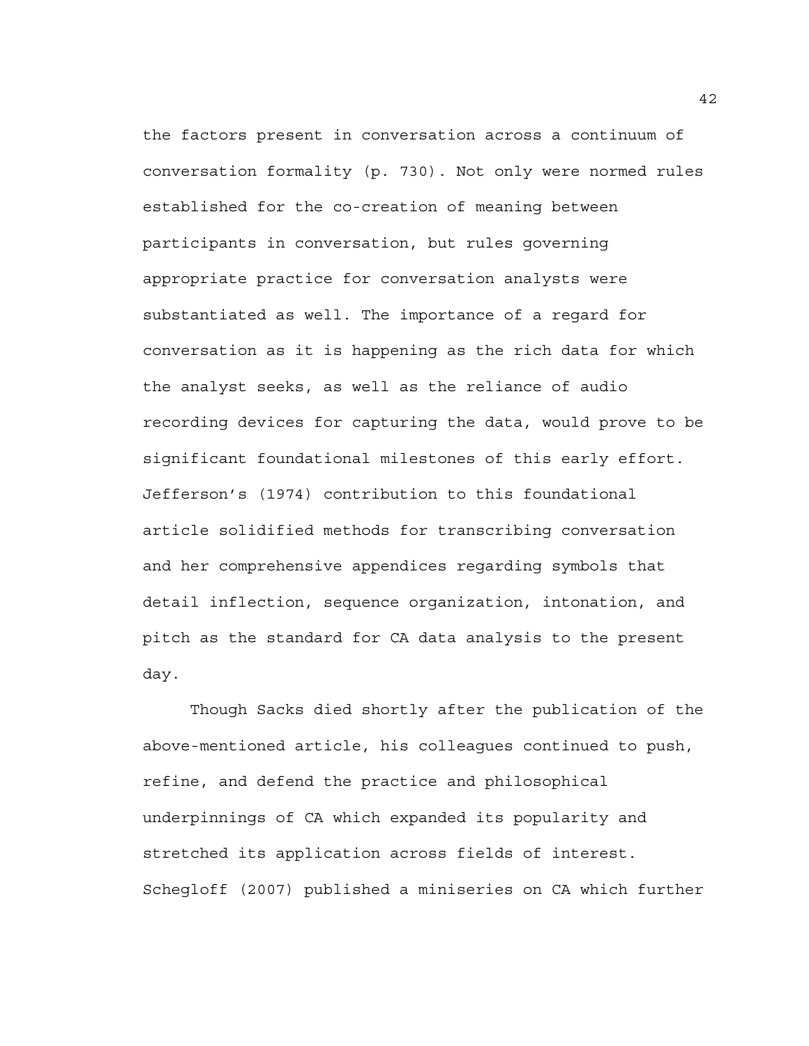the factors present in conversation across a continuum of conversation formality (p. 730). Not only were normed rules established for the co-creation of meaning between participants in conversation, but rules governing appropriate practice for conversation analysts were substantiated as well. The importance of a regard for conversation as it is happening as the rich data for which the analyst seeks, as well as the reliance of audio recording devices for capturing the data, would prove to be significant foundational milestones of this early effort. Jefferson's (1974) contribution to this foundational article solidified methods for transcribing conversation and her comprehensive appendices regarding symbols that detail inflection, sequence organization, intonation, and pitch as the standard for CA data analysis to the present day.

Though Sacks died shortly after the publication of the above-mentioned article, his colleagues continued to push, refine, and defend the practice and philosophical underpinnings of CA which expanded its popularity and stretched its application across fields of interest. Schegloff (2007) published a miniseries on CA which further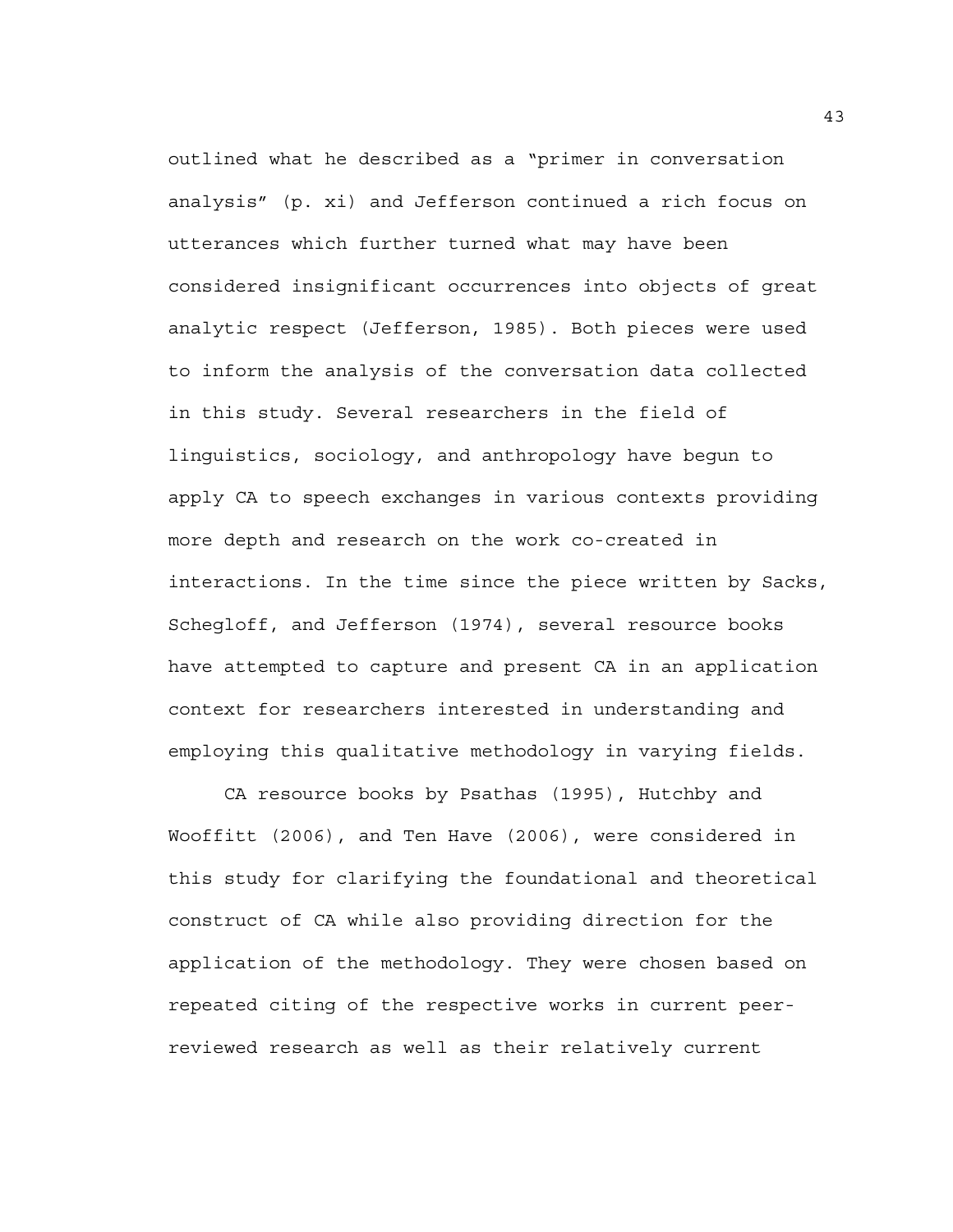outlined what he described as a "primer in conversation analysis" (p. xi) and Jefferson continued a rich focus on utterances which further turned what may have been considered insignificant occurrences into objects of great analytic respect (Jefferson, 1985). Both pieces were used to inform the analysis of the conversation data collected in this study. Several researchers in the field of linguistics, sociology, and anthropology have begun to apply CA to speech exchanges in various contexts providing more depth and research on the work co-created in interactions. In the time since the piece written by Sacks, Schegloff, and Jefferson (1974), several resource books have attempted to capture and present CA in an application context for researchers interested in understanding and employing this qualitative methodology in varying fields.

CA resource books by Psathas (1995), Hutchby and Wooffitt (2006), and Ten Have (2006), were considered in this study for clarifying the foundational and theoretical construct of CA while also providing direction for the application of the methodology. They were chosen based on repeated citing of the respective works in current peer-reviewed research as well as their relatively current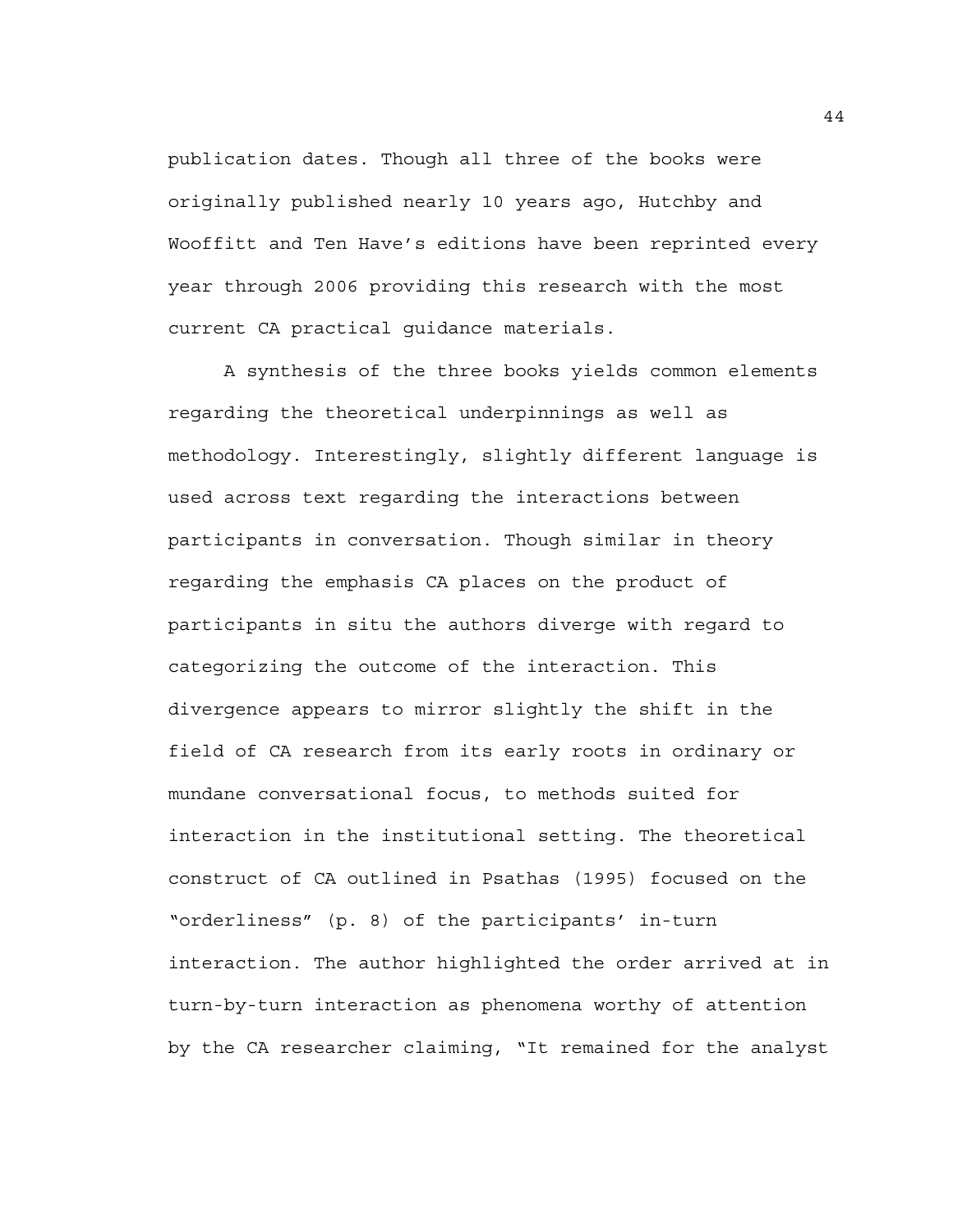publication dates. Though all three of the books were originally published nearly 10 years ago, Hutchby and Wooffitt and Ten Have's editions have been reprinted every year through 2006 providing this research with the most current CA practical guidance materials.

A synthesis of the three books yields common elements regarding the theoretical underpinnings as well as methodology. Interestingly, slightly different language is used across text regarding the interactions between participants in conversation. Though similar in theory regarding the emphasis CA places on the product of participants in situ the authors diverge with regard to categorizing the outcome of the interaction. This divergence appears to mirror slightly the shift in the field of CA research from its early roots in ordinary or mundane conversational focus, to methods suited for interaction in the institutional setting. The theoretical construct of CA outlined in Psathas (1995) focused on the "orderliness" (p. 8) of the participants' in-turn interaction. The author highlighted the order arrived at in turn-by-turn interaction as phenomena worthy of attention by the CA researcher claiming, "It remained for the analyst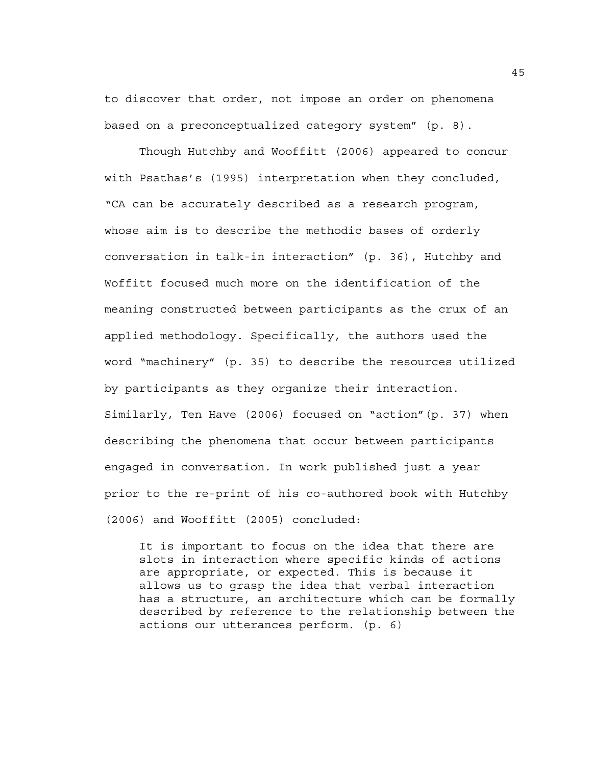to discover that order, not impose an order on phenomena based on a preconceptualized category system" (p. 8).

Though Hutchby and Wooffitt (2006) appeared to concur with Psathas's (1995) interpretation when they concluded, "CA can be accurately described as a research program, whose aim is to describe the methodic bases of orderly conversation in talk-in interaction" (p. 36), Hutchby and Woffitt focused much more on the identification of the meaning constructed between participants as the crux of an applied methodology. Specifically, the authors used the word "machinery" (p. 35) to describe the resources utilized by participants as they organize their interaction. Similarly, Ten Have (2006) focused on "action"(p. 37) when describing the phenomena that occur between participants engaged in conversation. In work published just a year prior to the re-print of his co-authored book with Hutchby (2006) and Wooffitt (2005) concluded:

> It is important to focus on the idea that there are slots in interaction where specific kinds of actions are appropriate, or expected. This is because it allows us to grasp the idea that verbal interaction has a structure, an architecture which can be formally described by reference to the relationship between the actions our utterances perform. (p. 6)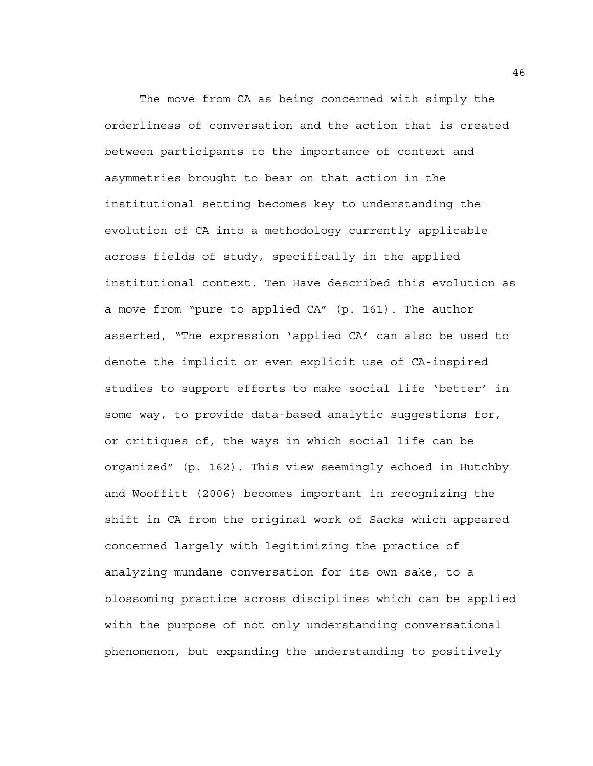The move from CA as being concerned with simply the orderliness of conversation and the action that is created between participants to the importance of context and asymmetries brought to bear on that action in the institutional setting becomes key to understanding the evolution of CA into a methodology currently applicable across fields of study, specifically in the applied institutional context. Ten Have described this evolution as a move from "pure to applied CA" (p. 161). The author asserted, "The expression 'applied CA' can also be used to denote the implicit or even explicit use of CA-inspired studies to support efforts to make social life 'better' in some way, to provide data-based analytic suggestions for, or critiques of, the ways in which social life can be organized" (p. 162). This view seemingly echoed in Hutchby and Wooffitt (2006) becomes important in recognizing the shift in CA from the original work of Sacks which appeared concerned largely with legitimizing the practice of analyzing mundane conversation for its own sake, to a blossoming practice across disciplines which can be applied with the purpose of not only understanding conversational phenomenon, but expanding the understanding to positively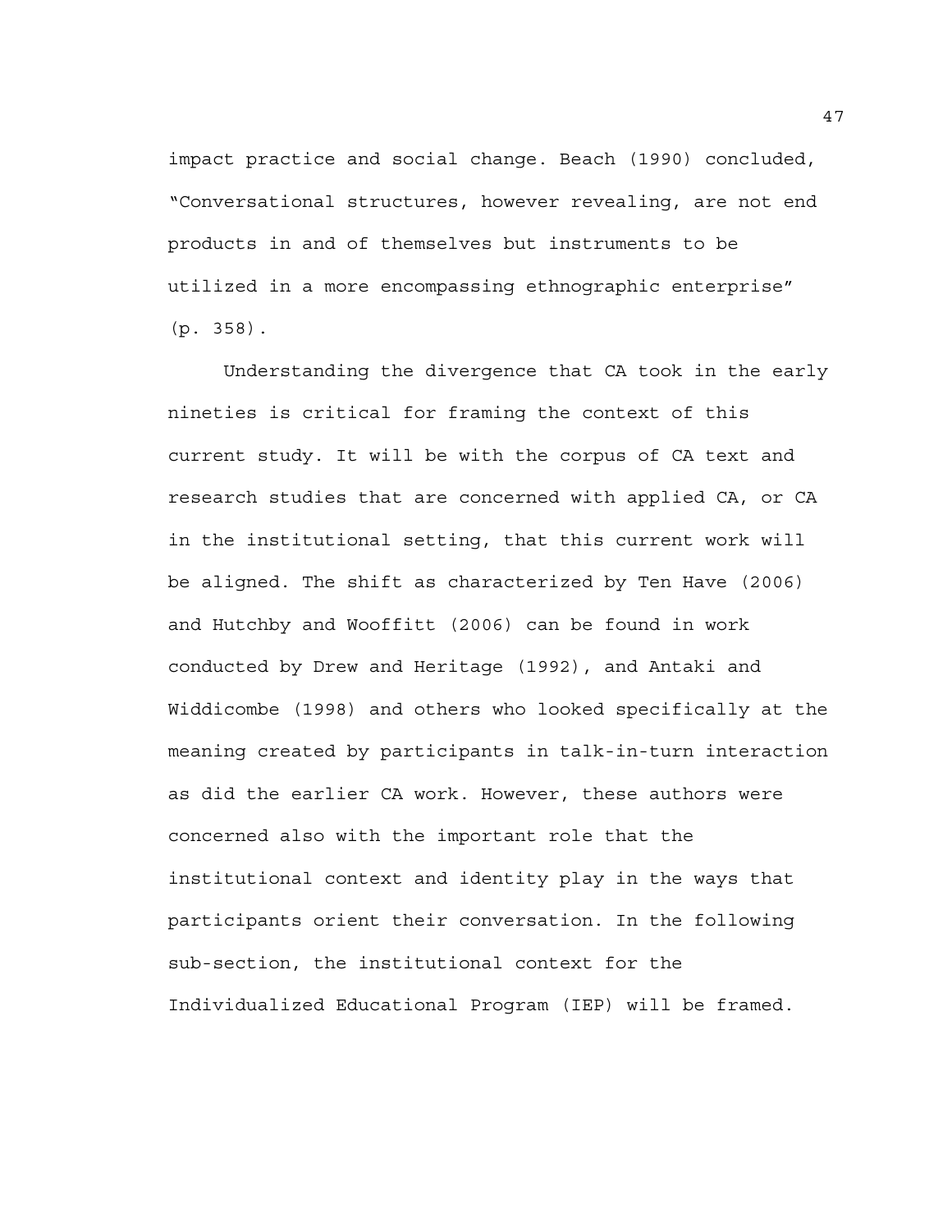impact practice and social change. Beach (1990) concluded, "Conversational structures, however revealing, are not end products in and of themselves but instruments to be utilized in a more encompassing ethnographic enterprise" (p. 358).

Understanding the divergence that CA took in the early nineties is critical for framing the context of this current study. It will be with the corpus of CA text and research studies that are concerned with applied CA, or CA in the institutional setting, that this current work will be aligned. The shift as characterized by Ten Have (2006) and Hutchby and Wooffitt (2006) can be found in work conducted by Drew and Heritage (1992), and Antaki and Widdicombe (1998) and others who looked specifically at the meaning created by participants in talk-in-turn interaction as did the earlier CA work. However, these authors were concerned also with the important role that the institutional context and identity play in the ways that participants orient their conversation. In the following sub-section, the institutional context for the Individualized Educational Program (IEP) will be framed.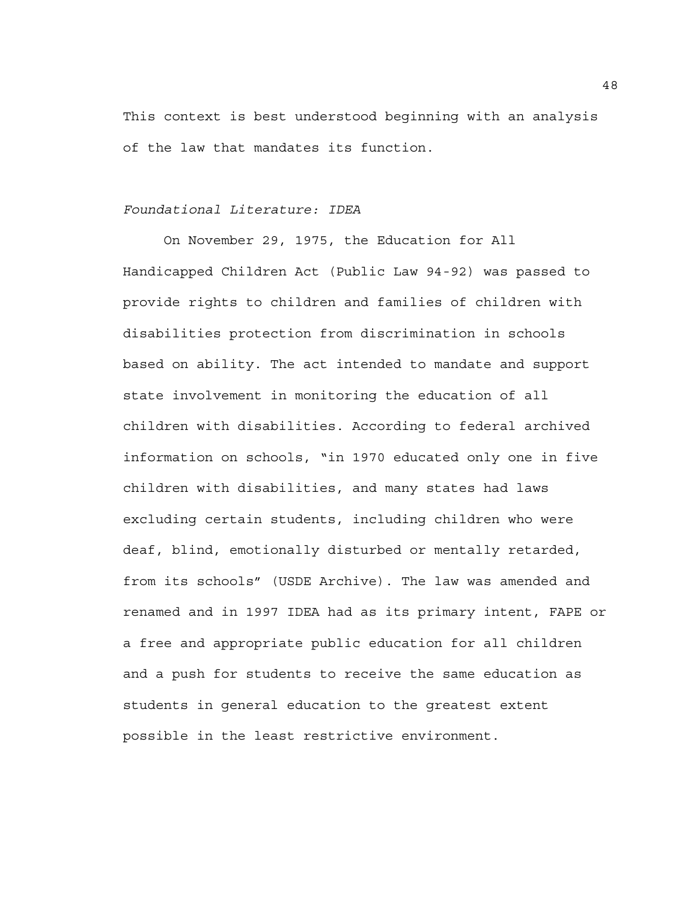This context is best understood beginning with an analysis of the law that mandates its function.

*Foundational Literature: IDEA*

On November 29, 1975, the Education for All Handicapped Children Act (Public Law 94-92) was passed to provide rights to children and families of children with disabilities protection from discrimination in schools based on ability. The act intended to mandate and support state involvement in monitoring the education of all children with disabilities. According to federal archived information on schools, "in 1970 educated only one in five children with disabilities, and many states had laws excluding certain students, including children who were deaf, blind, emotionally disturbed or mentally retarded, from its schools" (USDE Archive). The law was amended and renamed and in 1997 IDEA had as its primary intent, FAPE or a free and appropriate public education for all children and a push for students to receive the same education as students in general education to the greatest extent possible in the least restrictive environment.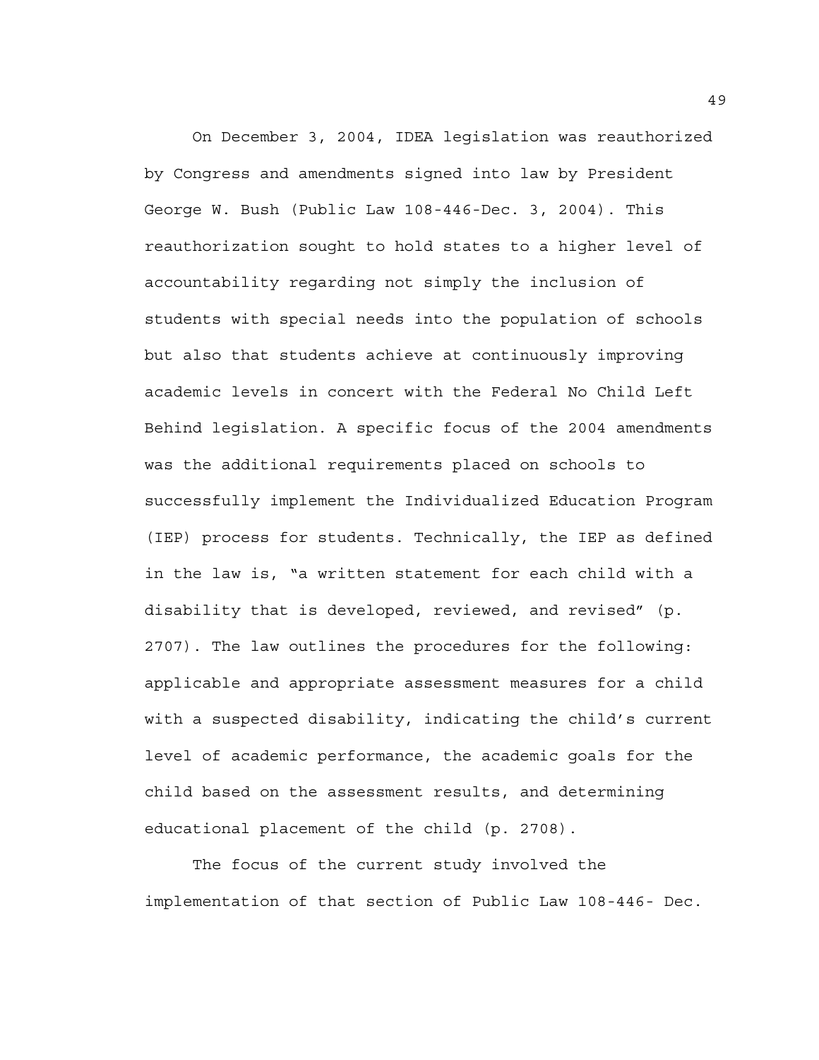On December 3, 2004, IDEA legislation was reauthorized by Congress and amendments signed into law by President George W. Bush (Public Law 108-446-Dec. 3, 2004). This reauthorization sought to hold states to a higher level of accountability regarding not simply the inclusion of students with special needs into the population of schools but also that students achieve at continuously improving academic levels in concert with the Federal No Child Left Behind legislation. A specific focus of the 2004 amendments was the additional requirements placed on schools to successfully implement the Individualized Education Program (IEP) process for students. Technically, the IEP as defined in the law is, "a written statement for each child with a disability that is developed, reviewed, and revised" (p. 2707). The law outlines the procedures for the following: applicable and appropriate assessment measures for a child with a suspected disability, indicating the child's current level of academic performance, the academic goals for the child based on the assessment results, and determining educational placement of the child (p. 2708).

The focus of the current study involved the implementation of that section of Public Law 108-446- Dec.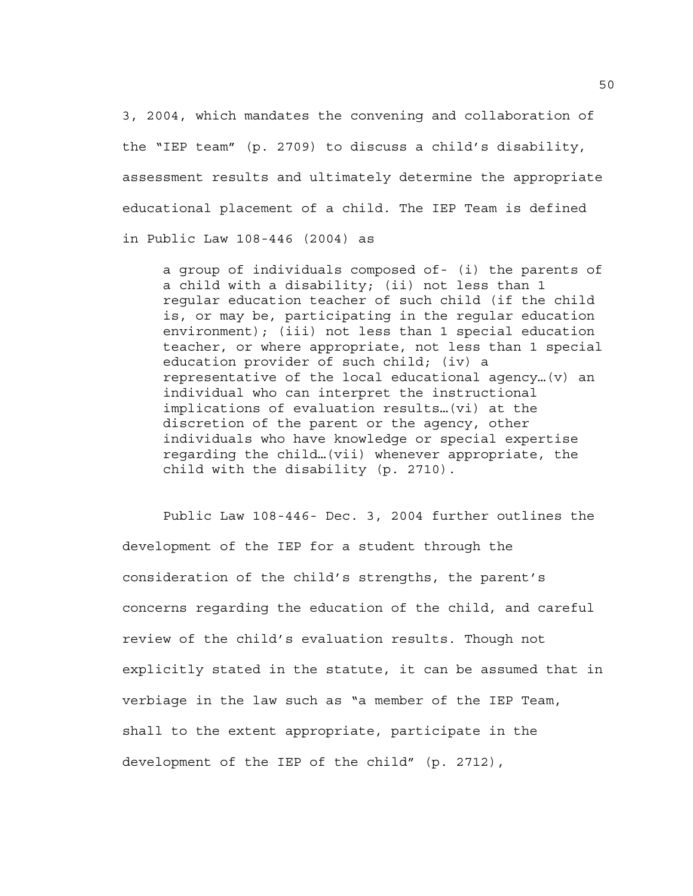3, 2004, which mandates the convening and collaboration of the "IEP team" (p. 2709) to discuss a child's disability, assessment results and ultimately determine the appropriate educational placement of a child. The IEP Team is defined in Public Law 108-446 (2004) as

> a group of individuals composed of- (i) the parents of a child with a disability; (ii) not less than 1 regular education teacher of such child (if the child is, or may be, participating in the regular education environment); (iii) not less than 1 special education teacher, or where appropriate, not less than 1 special education provider of such child; (iv) a representative of the local educational agency…(v) an individual who can interpret the instructional implications of evaluation results…(vi) at the discretion of the parent or the agency, other individuals who have knowledge or special expertise regarding the child…(vii) whenever appropriate, the child with the disability (p. 2710).

Public Law 108-446- Dec. 3, 2004 further outlines the development of the IEP for a student through the consideration of the child's strengths, the parent's concerns regarding the education of the child, and careful review of the child's evaluation results. Though not explicitly stated in the statute, it can be assumed that in verbiage in the law such as "a member of the IEP Team, shall to the extent appropriate, participate in the development of the IEP of the child" (p. 2712),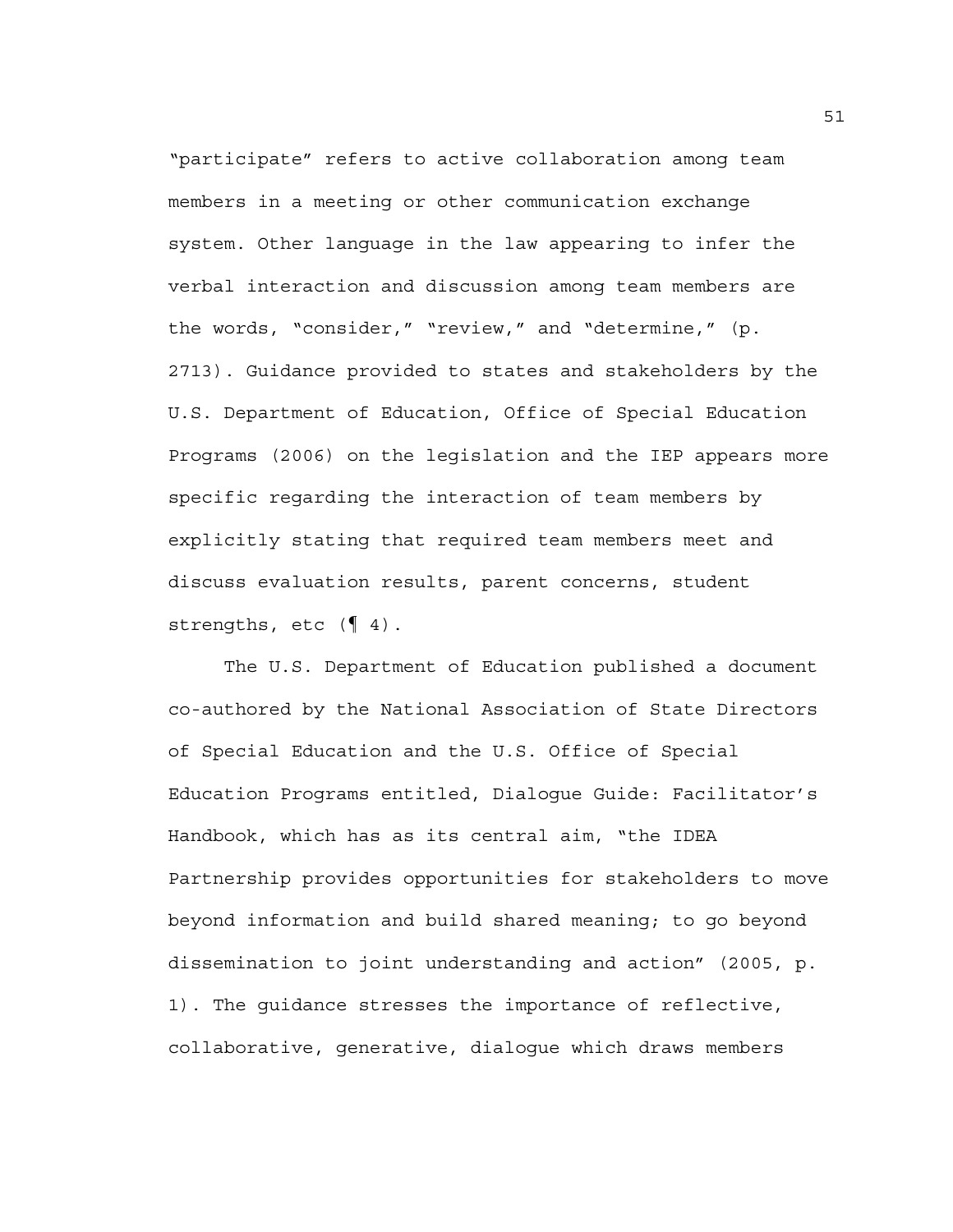“participate” refers to active collaboration among team members in a meeting or other communication exchange system. Other language in the law appearing to infer the verbal interaction and discussion among team members are the words, “consider,” “review,” and “determine,” (p. 2713). Guidance provided to states and stakeholders by the U.S. Department of Education, Office of Special Education Programs (2006) on the legislation and the IEP appears more specific regarding the interaction of team members by explicitly stating that required team members meet and discuss evaluation results, parent concerns, student strengths, etc (¶ 4).

The U.S. Department of Education published a document co-authored by the National Association of State Directors of Special Education and the U.S. Office of Special Education Programs entitled, Dialogue Guide: Facilitator’s Handbook, which has as its central aim, “the IDEA Partnership provides opportunities for stakeholders to move beyond information and build shared meaning; to go beyond dissemination to joint understanding and action” (2005, p. 1). The guidance stresses the importance of reflective, collaborative, generative, dialogue which draws members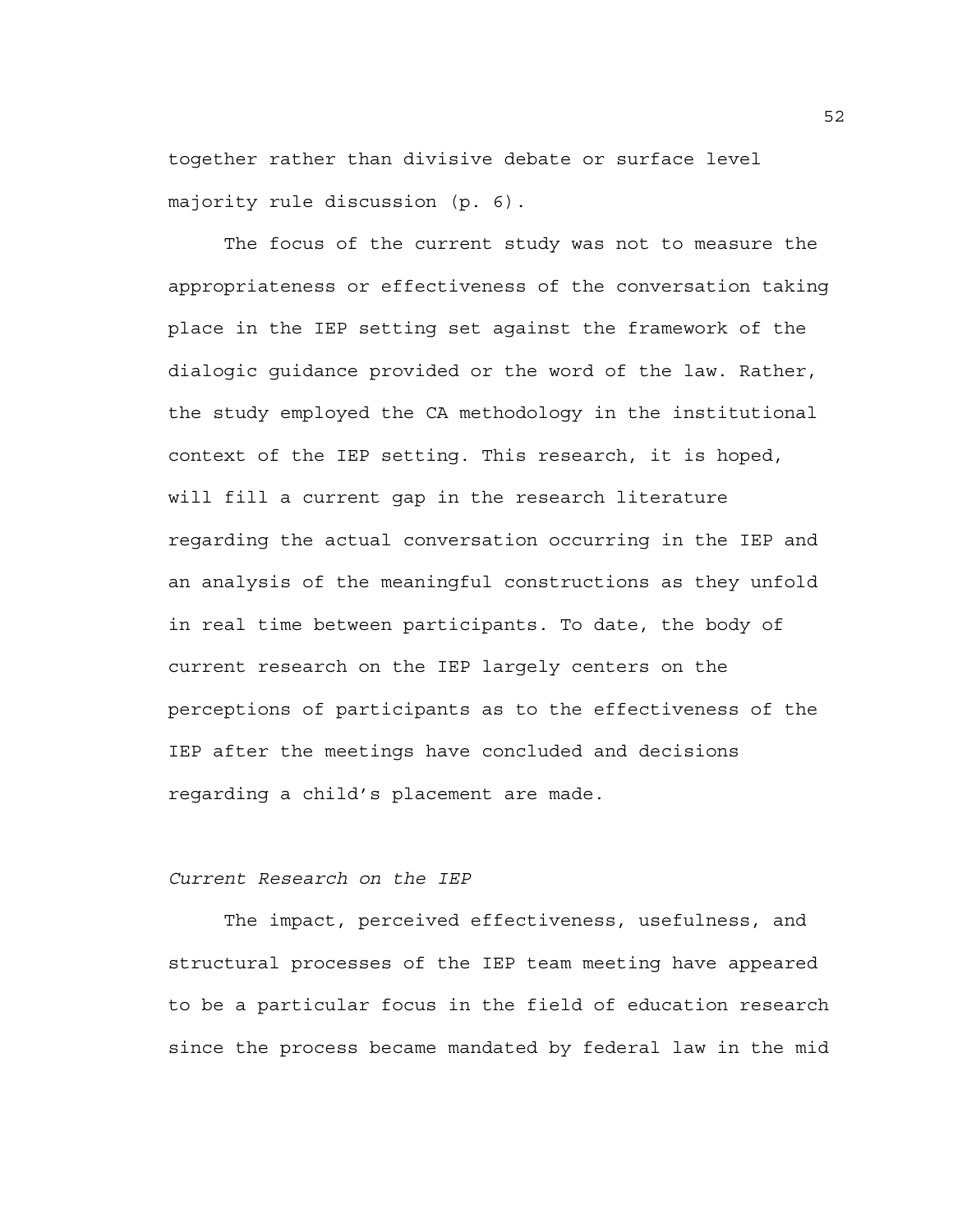together rather than divisive debate or surface level majority rule discussion (p. 6).

The focus of the current study was not to measure the appropriateness or effectiveness of the conversation taking place in the IEP setting set against the framework of the dialogic guidance provided or the word of the law. Rather, the study employed the CA methodology in the institutional context of the IEP setting. This research, it is hoped, will fill a current gap in the research literature regarding the actual conversation occurring in the IEP and an analysis of the meaningful constructions as they unfold in real time between participants. To date, the body of current research on the IEP largely centers on the perceptions of participants as to the effectiveness of the IEP after the meetings have concluded and decisions regarding a child's placement are made.

*Current Research on the IEP*

The impact, perceived effectiveness, usefulness, and structural processes of the IEP team meeting have appeared to be a particular focus in the field of education research since the process became mandated by federal law in the mid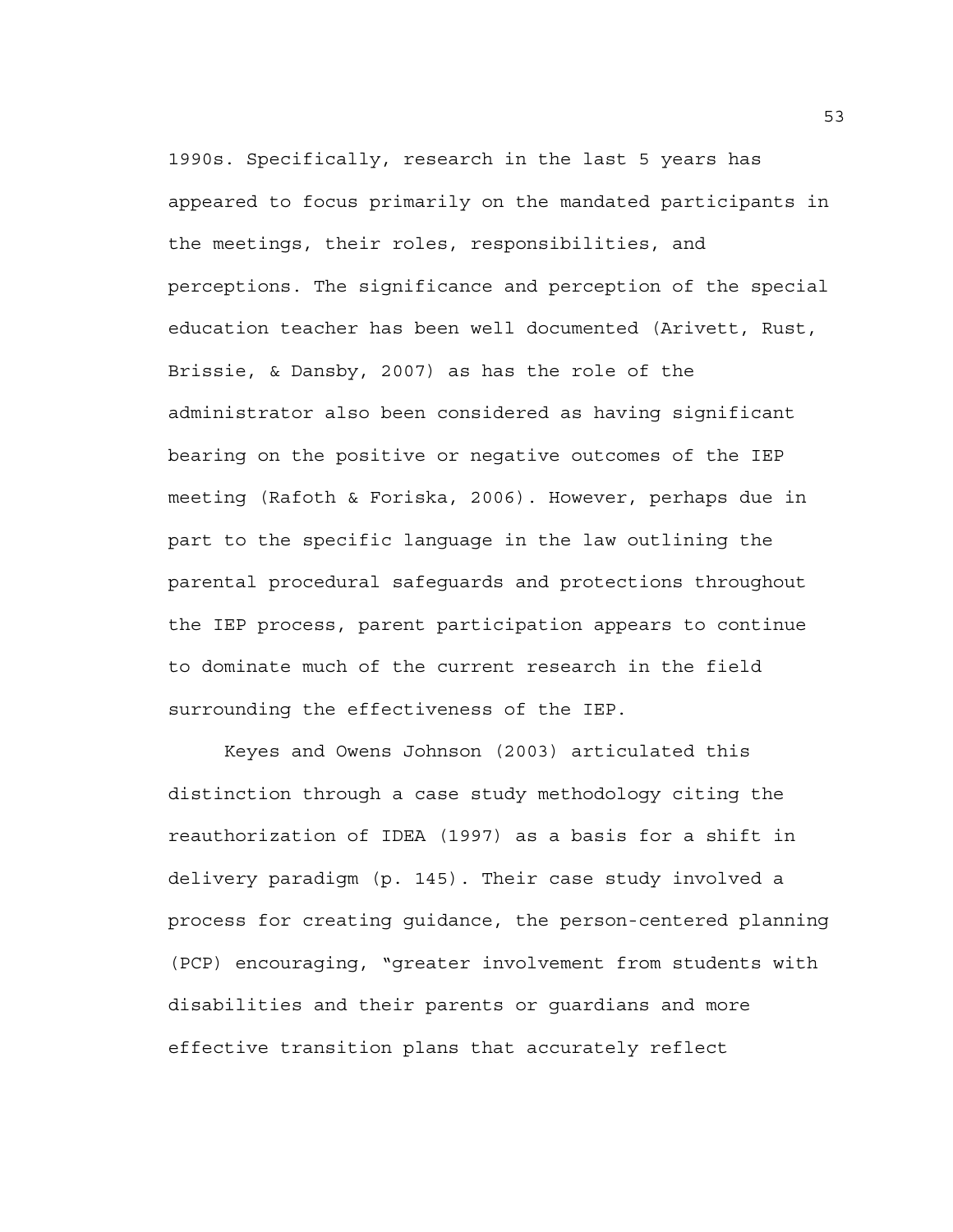1990s. Specifically, research in the last 5 years has appeared to focus primarily on the mandated participants in the meetings, their roles, responsibilities, and perceptions. The significance and perception of the special education teacher has been well documented (Arivett, Rust, Brissie, & Dansby, 2007) as has the role of the administrator also been considered as having significant bearing on the positive or negative outcomes of the IEP meeting (Rafoth & Foriska, 2006). However, perhaps due in part to the specific language in the law outlining the parental procedural safeguards and protections throughout the IEP process, parent participation appears to continue to dominate much of the current research in the field surrounding the effectiveness of the IEP.

Keyes and Owens Johnson (2003) articulated this distinction through a case study methodology citing the reauthorization of IDEA (1997) as a basis for a shift in delivery paradigm (p. 145). Their case study involved a process for creating guidance, the person-centered planning (PCP) encouraging, "greater involvement from students with disabilities and their parents or guardians and more effective transition plans that accurately reflect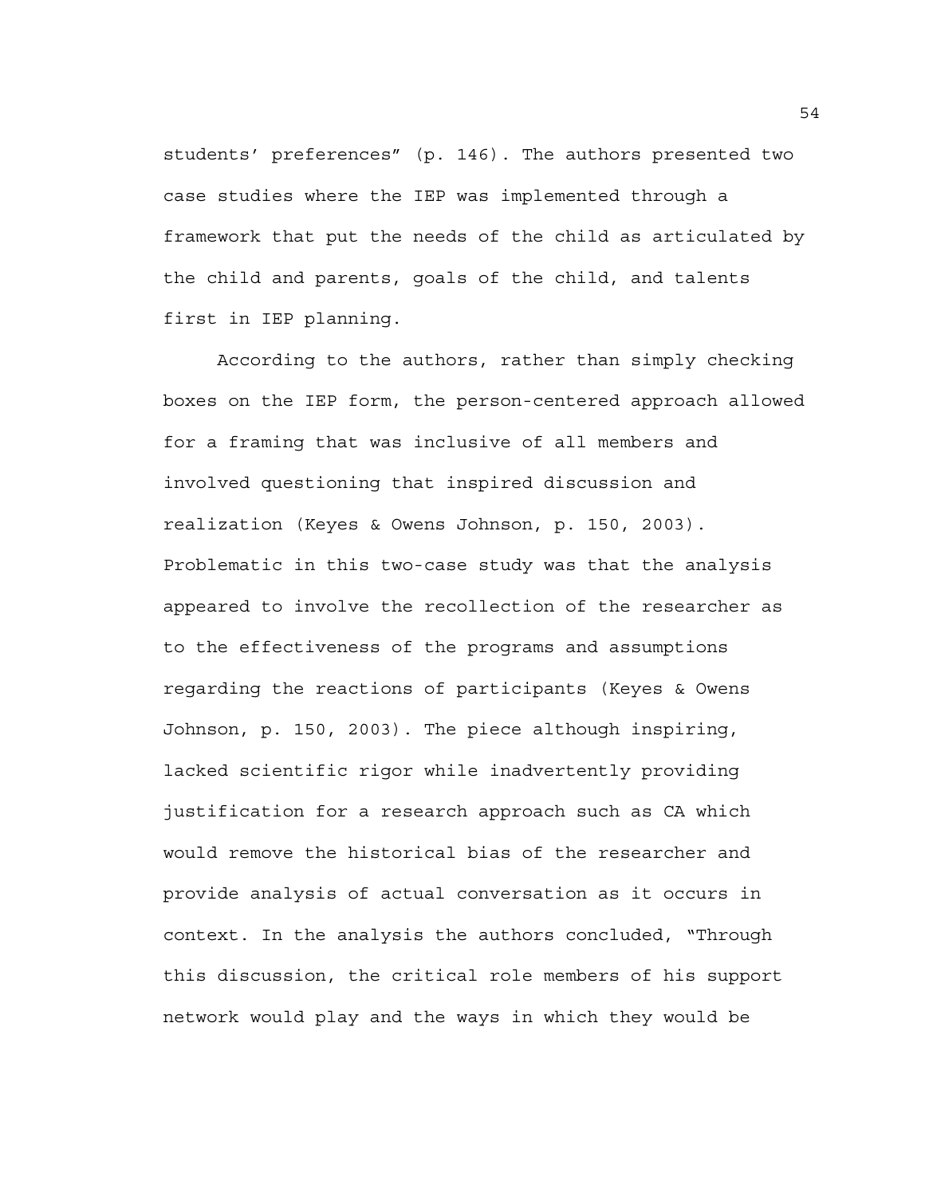students' preferences" (p. 146). The authors presented two case studies where the IEP was implemented through a framework that put the needs of the child as articulated by the child and parents, goals of the child, and talents first in IEP planning.

According to the authors, rather than simply checking boxes on the IEP form, the person-centered approach allowed for a framing that was inclusive of all members and involved questioning that inspired discussion and realization (Keyes & Owens Johnson, p. 150, 2003). Problematic in this two-case study was that the analysis appeared to involve the recollection of the researcher as to the effectiveness of the programs and assumptions regarding the reactions of participants (Keyes & Owens Johnson, p. 150, 2003). The piece although inspiring, lacked scientific rigor while inadvertently providing justification for a research approach such as CA which would remove the historical bias of the researcher and provide analysis of actual conversation as it occurs in context. In the analysis the authors concluded, "Through this discussion, the critical role members of his support network would play and the ways in which they would be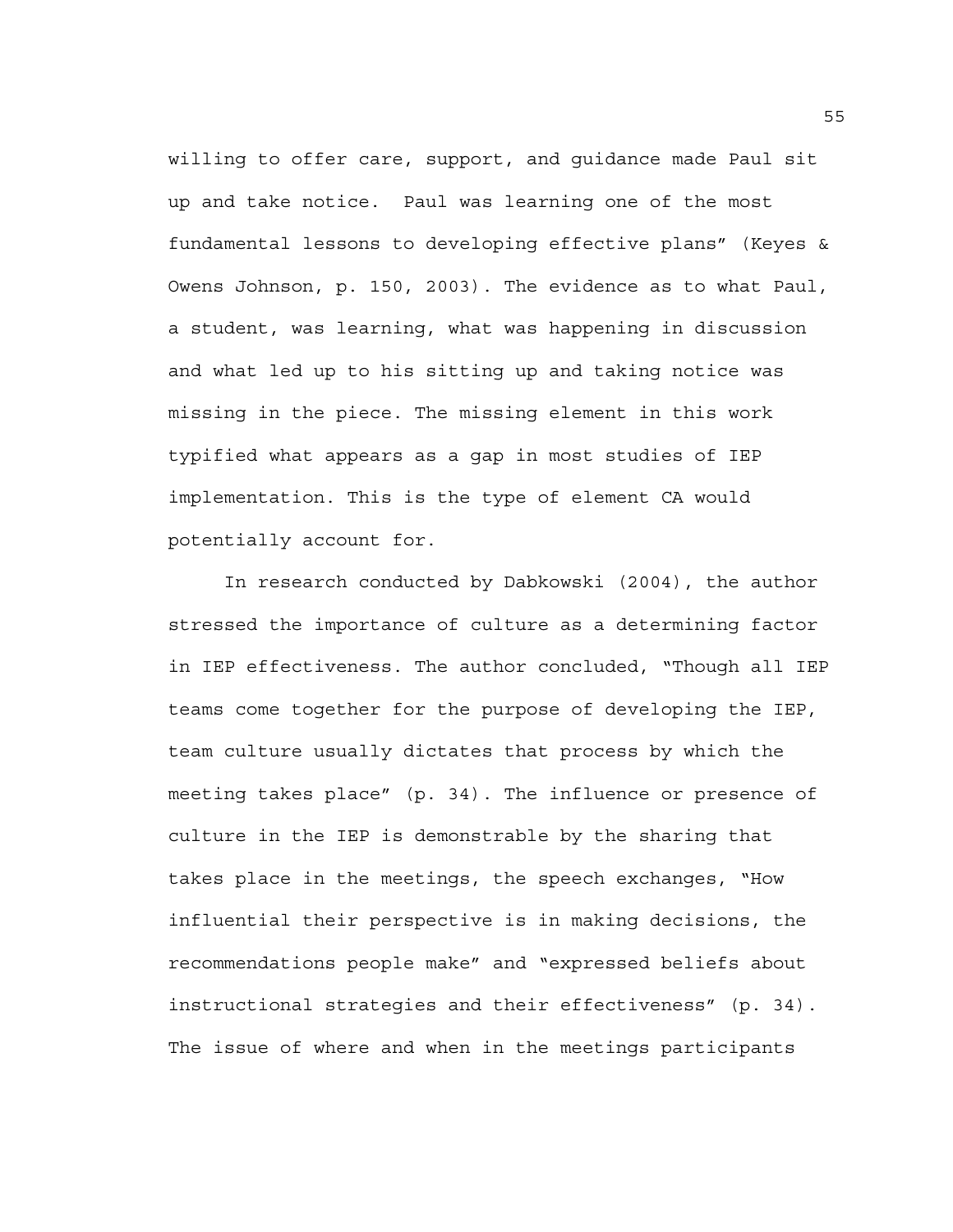willing to offer care, support, and guidance made Paul sit up and take notice. Paul was learning one of the most fundamental lessons to developing effective plans" (Keyes & Owens Johnson, p. 150, 2003). The evidence as to what Paul, a student, was learning, what was happening in discussion and what led up to his sitting up and taking notice was missing in the piece. The missing element in this work typified what appears as a gap in most studies of IEP implementation. This is the type of element CA would potentially account for.

In research conducted by Dabkowski (2004), the author stressed the importance of culture as a determining factor in IEP effectiveness. The author concluded, "Though all IEP teams come together for the purpose of developing the IEP, team culture usually dictates that process by which the meeting takes place" (p. 34). The influence or presence of culture in the IEP is demonstrable by the sharing that takes place in the meetings, the speech exchanges, "How influential their perspective is in making decisions, the recommendations people make" and "expressed beliefs about instructional strategies and their effectiveness" (p. 34). The issue of where and when in the meetings participants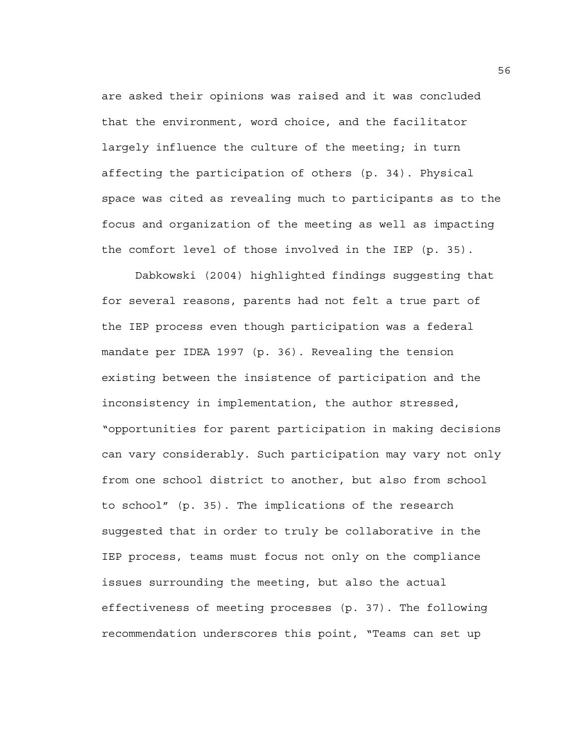are asked their opinions was raised and it was concluded that the environment, word choice, and the facilitator largely influence the culture of the meeting; in turn affecting the participation of others (p. 34). Physical space was cited as revealing much to participants as to the focus and organization of the meeting as well as impacting the comfort level of those involved in the IEP (p. 35).

Dabkowski (2004) highlighted findings suggesting that for several reasons, parents had not felt a true part of the IEP process even though participation was a federal mandate per IDEA 1997 (p. 36). Revealing the tension existing between the insistence of participation and the inconsistency in implementation, the author stressed, "opportunities for parent participation in making decisions can vary considerably. Such participation may vary not only from one school district to another, but also from school to school" (p. 35). The implications of the research suggested that in order to truly be collaborative in the IEP process, teams must focus not only on the compliance issues surrounding the meeting, but also the actual effectiveness of meeting processes (p. 37). The following recommendation underscores this point, "Teams can set up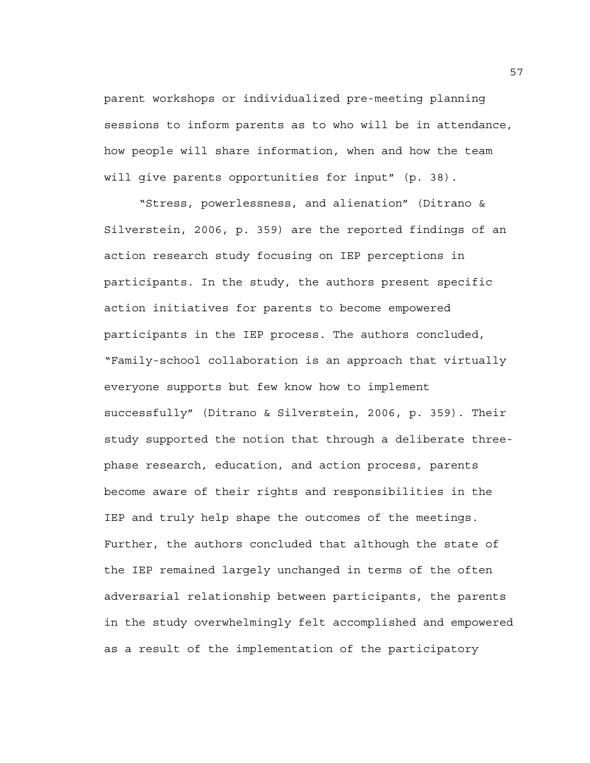parent workshops or individualized pre-meeting planning sessions to inform parents as to who will be in attendance, how people will share information, when and how the team will give parents opportunities for input" (p. 38).

"Stress, powerlessness, and alienation" (Ditrano & Silverstein, 2006, p. 359) are the reported findings of an action research study focusing on IEP perceptions in participants. In the study, the authors present specific action initiatives for parents to become empowered participants in the IEP process. The authors concluded, "Family-school collaboration is an approach that virtually everyone supports but few know how to implement successfully" (Ditrano & Silverstein, 2006, p. 359). Their study supported the notion that through a deliberate three-phase research, education, and action process, parents become aware of their rights and responsibilities in the IEP and truly help shape the outcomes of the meetings. Further, the authors concluded that although the state of the IEP remained largely unchanged in terms of the often adversarial relationship between participants, the parents in the study overwhelmingly felt accomplished and empowered as a result of the implementation of the participatory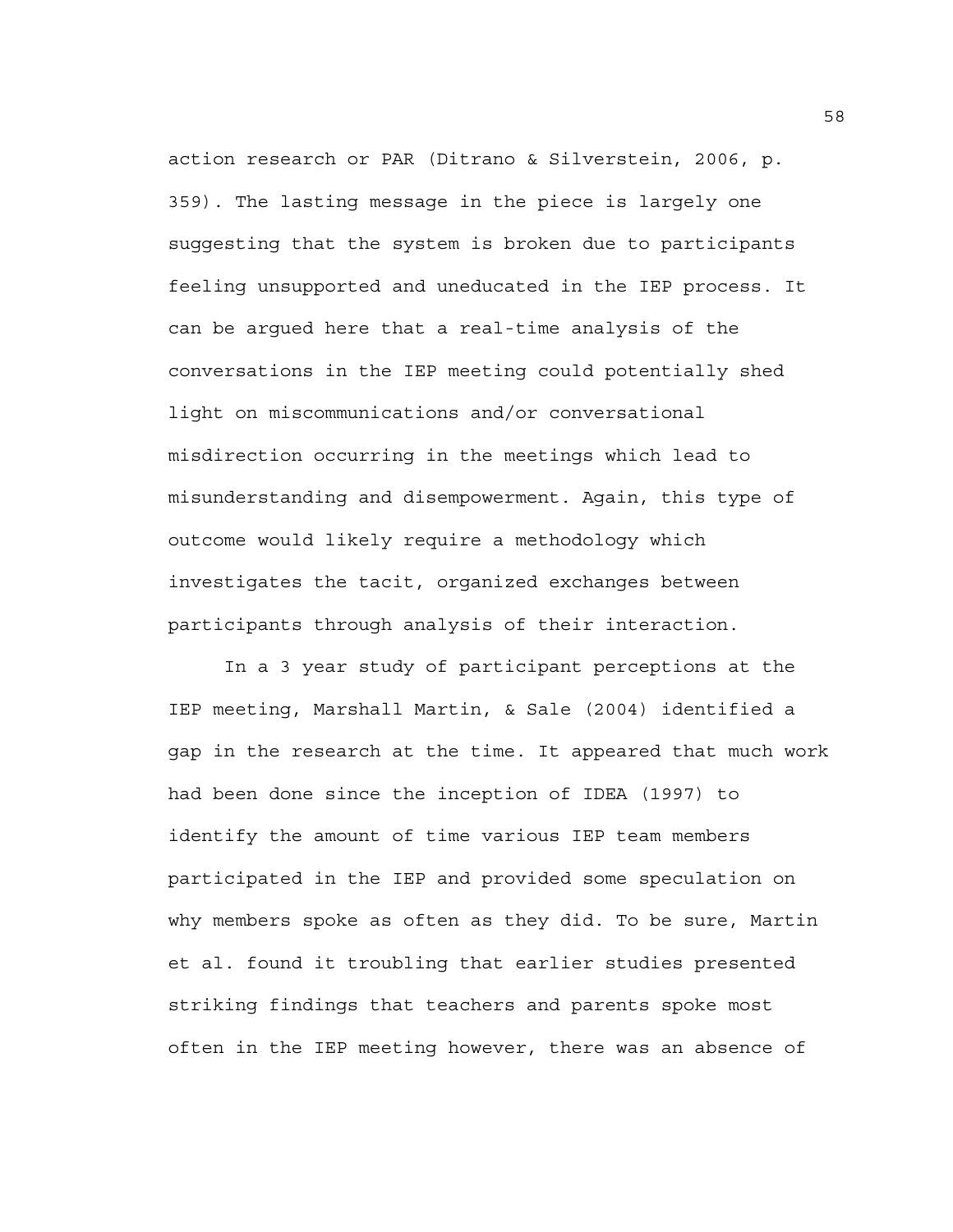action research or PAR (Ditrano & Silverstein, 2006, p. 359). The lasting message in the piece is largely one suggesting that the system is broken due to participants feeling unsupported and uneducated in the IEP process. It can be argued here that a real-time analysis of the conversations in the IEP meeting could potentially shed light on miscommunications and/or conversational misdirection occurring in the meetings which lead to misunderstanding and disempowerment. Again, this type of outcome would likely require a methodology which investigates the tacit, organized exchanges between participants through analysis of their interaction.

In a 3 year study of participant perceptions at the IEP meeting, Marshall Martin, & Sale (2004) identified a gap in the research at the time. It appeared that much work had been done since the inception of IDEA (1997) to identify the amount of time various IEP team members participated in the IEP and provided some speculation on why members spoke as often as they did. To be sure, Martin et al. found it troubling that earlier studies presented striking findings that teachers and parents spoke most often in the IEP meeting however, there was an absence of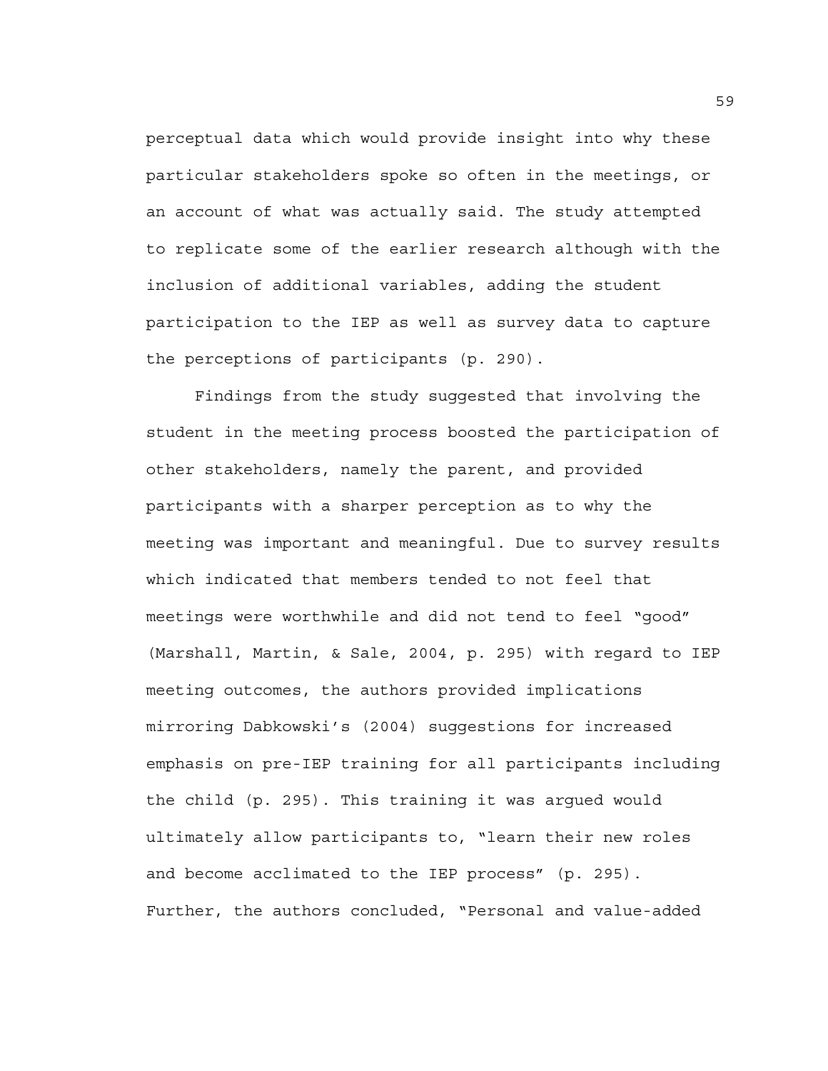perceptual data which would provide insight into why these particular stakeholders spoke so often in the meetings, or an account of what was actually said. The study attempted to replicate some of the earlier research although with the inclusion of additional variables, adding the student participation to the IEP as well as survey data to capture the perceptions of participants (p. 290).

Findings from the study suggested that involving the student in the meeting process boosted the participation of other stakeholders, namely the parent, and provided participants with a sharper perception as to why the meeting was important and meaningful. Due to survey results which indicated that members tended to not feel that meetings were worthwhile and did not tend to feel "good" (Marshall, Martin, & Sale, 2004, p. 295) with regard to IEP meeting outcomes, the authors provided implications mirroring Dabkowski's (2004) suggestions for increased emphasis on pre-IEP training for all participants including the child (p. 295). This training it was argued would ultimately allow participants to, "learn their new roles and become acclimated to the IEP process" (p. 295). Further, the authors concluded, "Personal and value-added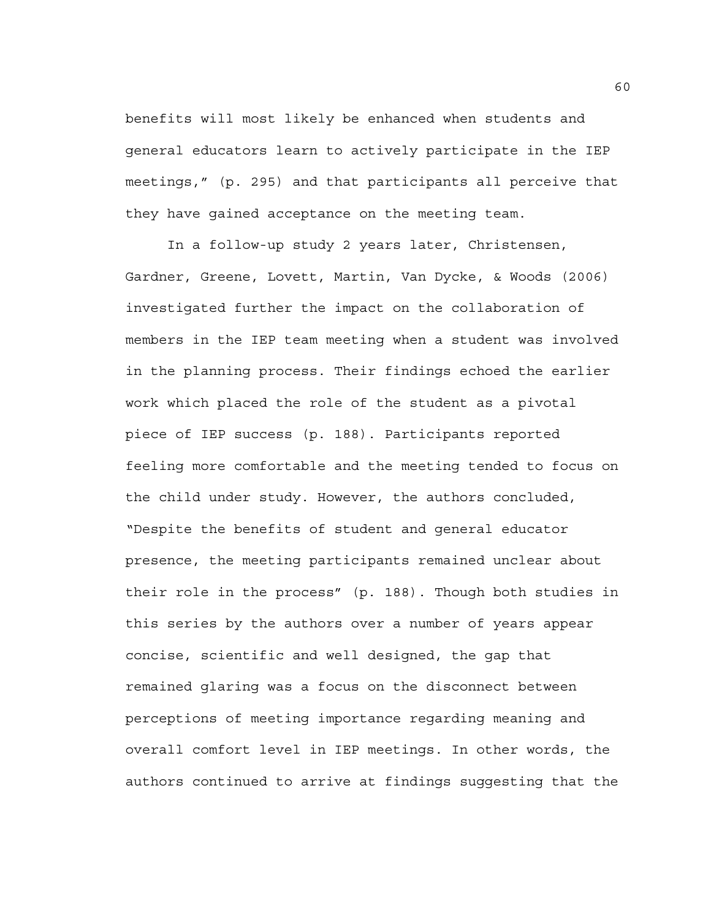benefits will most likely be enhanced when students and general educators learn to actively participate in the IEP meetings," (p. 295) and that participants all perceive that they have gained acceptance on the meeting team.

In a follow-up study 2 years later, Christensen, Gardner, Greene, Lovett, Martin, Van Dycke, & Woods (2006) investigated further the impact on the collaboration of members in the IEP team meeting when a student was involved in the planning process. Their findings echoed the earlier work which placed the role of the student as a pivotal piece of IEP success (p. 188). Participants reported feeling more comfortable and the meeting tended to focus on the child under study. However, the authors concluded, "Despite the benefits of student and general educator presence, the meeting participants remained unclear about their role in the process" (p. 188). Though both studies in this series by the authors over a number of years appear concise, scientific and well designed, the gap that remained glaring was a focus on the disconnect between perceptions of meeting importance regarding meaning and overall comfort level in IEP meetings. In other words, the authors continued to arrive at findings suggesting that the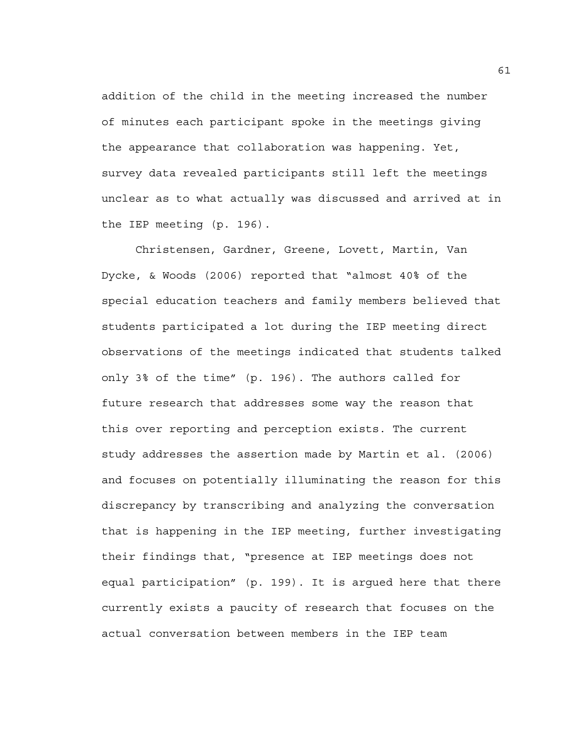addition of the child in the meeting increased the number of minutes each participant spoke in the meetings giving the appearance that collaboration was happening. Yet, survey data revealed participants still left the meetings unclear as to what actually was discussed and arrived at in the IEP meeting (p. 196).

Christensen, Gardner, Greene, Lovett, Martin, Van Dycke, & Woods (2006) reported that "almost 40% of the special education teachers and family members believed that students participated a lot during the IEP meeting direct observations of the meetings indicated that students talked only 3% of the time" (p. 196). The authors called for future research that addresses some way the reason that this over reporting and perception exists. The current study addresses the assertion made by Martin et al. (2006) and focuses on potentially illuminating the reason for this discrepancy by transcribing and analyzing the conversation that is happening in the IEP meeting, further investigating their findings that, "presence at IEP meetings does not equal participation" (p. 199). It is argued here that there currently exists a paucity of research that focuses on the actual conversation between members in the IEP team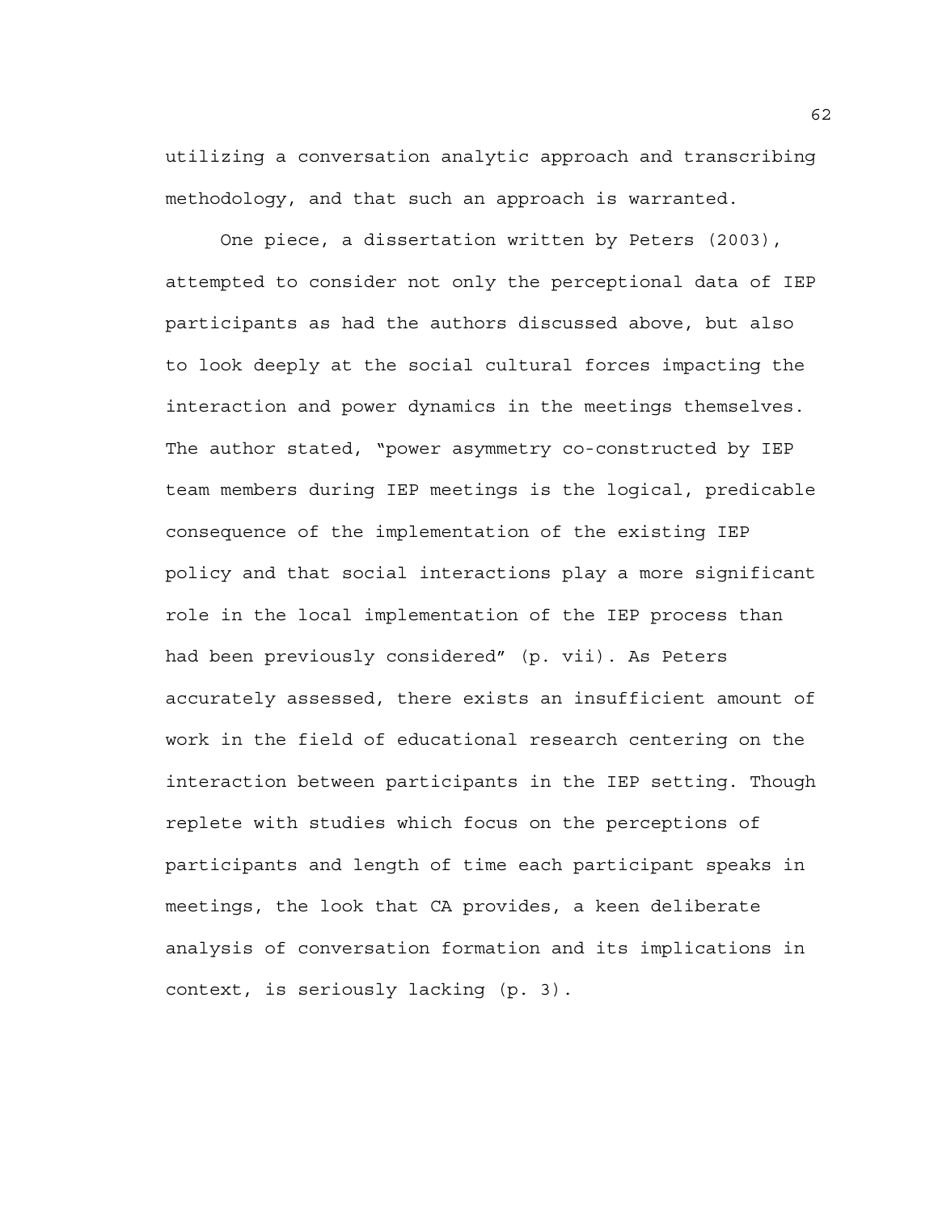utilizing a conversation analytic approach and transcribing methodology, and that such an approach is warranted.

One piece, a dissertation written by Peters (2003), attempted to consider not only the perceptional data of IEP participants as had the authors discussed above, but also to look deeply at the social cultural forces impacting the interaction and power dynamics in the meetings themselves. The author stated, "power asymmetry co-constructed by IEP team members during IEP meetings is the logical, predicable consequence of the implementation of the existing IEP policy and that social interactions play a more significant role in the local implementation of the IEP process than had been previously considered" (p. vii). As Peters accurately assessed, there exists an insufficient amount of work in the field of educational research centering on the interaction between participants in the IEP setting. Though replete with studies which focus on the perceptions of participants and length of time each participant speaks in meetings, the look that CA provides, a keen deliberate analysis of conversation formation and its implications in context, is seriously lacking (p. 3).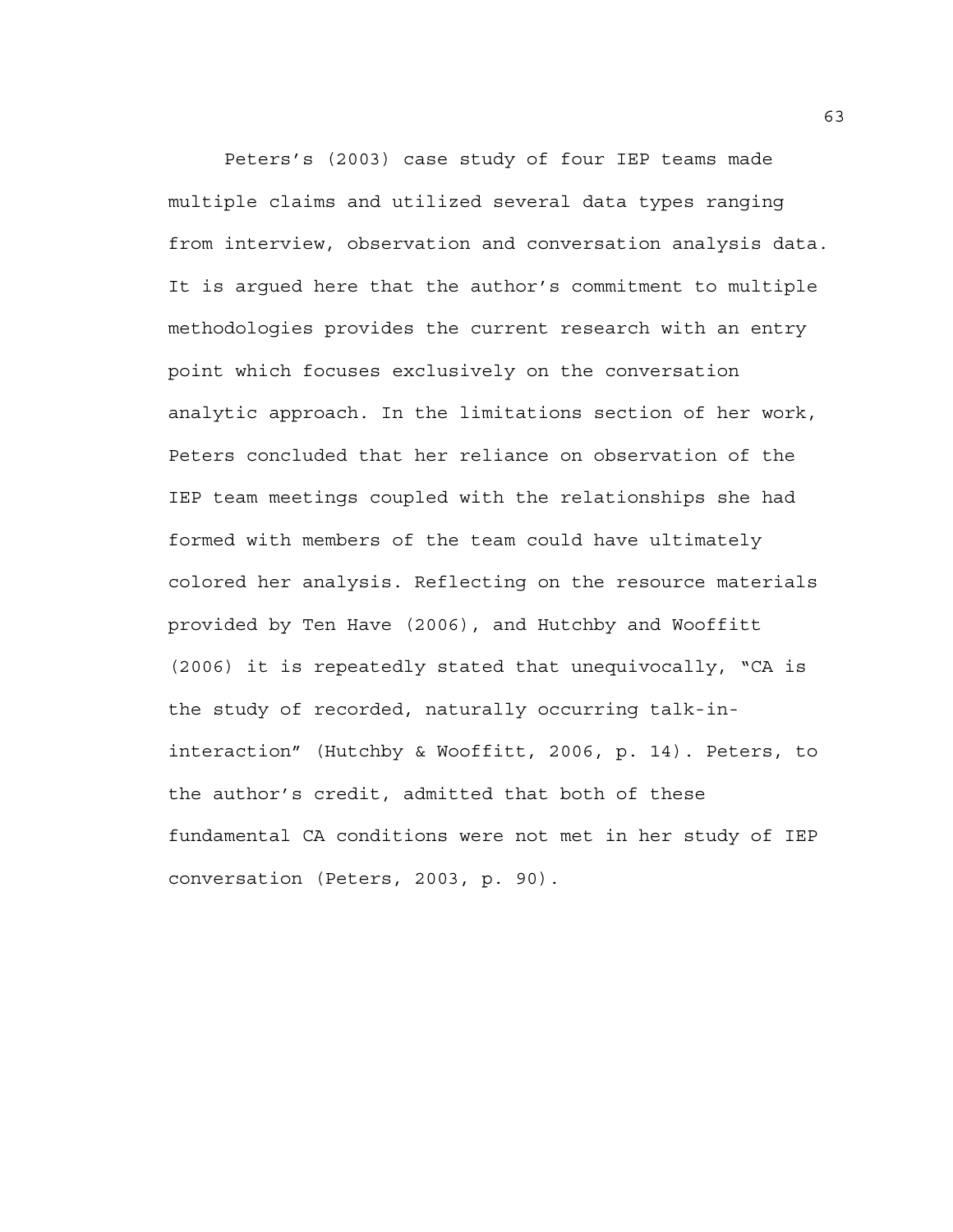Peters's (2003) case study of four IEP teams made multiple claims and utilized several data types ranging from interview, observation and conversation analysis data. It is argued here that the author's commitment to multiple methodologies provides the current research with an entry point which focuses exclusively on the conversation analytic approach. In the limitations section of her work, Peters concluded that her reliance on observation of the IEP team meetings coupled with the relationships she had formed with members of the team could have ultimately colored her analysis. Reflecting on the resource materials provided by Ten Have (2006), and Hutchby and Wooffitt (2006) it is repeatedly stated that unequivocally, "CA is the study of recorded, naturally occurring talk-in-interaction" (Hutchby & Wooffitt, 2006, p. 14). Peters, to the author's credit, admitted that both of these fundamental CA conditions were not met in her study of IEP conversation (Peters, 2003, p. 90).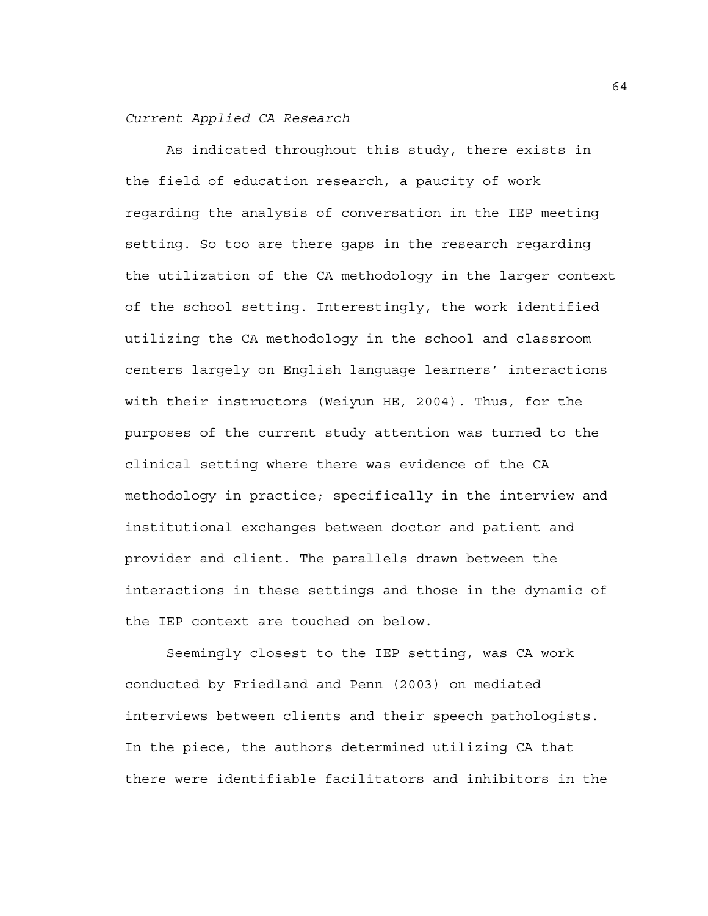*Current Applied CA Research*

As indicated throughout this study, there exists in the field of education research, a paucity of work regarding the analysis of conversation in the IEP meeting setting. So too are there gaps in the research regarding the utilization of the CA methodology in the larger context of the school setting. Interestingly, the work identified utilizing the CA methodology in the school and classroom centers largely on English language learners' interactions with their instructors (Weiyun HE, 2004). Thus, for the purposes of the current study attention was turned to the clinical setting where there was evidence of the CA methodology in practice; specifically in the interview and institutional exchanges between doctor and patient and provider and client. The parallels drawn between the interactions in these settings and those in the dynamic of the IEP context are touched on below.

Seemingly closest to the IEP setting, was CA work conducted by Friedland and Penn (2003) on mediated interviews between clients and their speech pathologists. In the piece, the authors determined utilizing CA that there were identifiable facilitators and inhibitors in the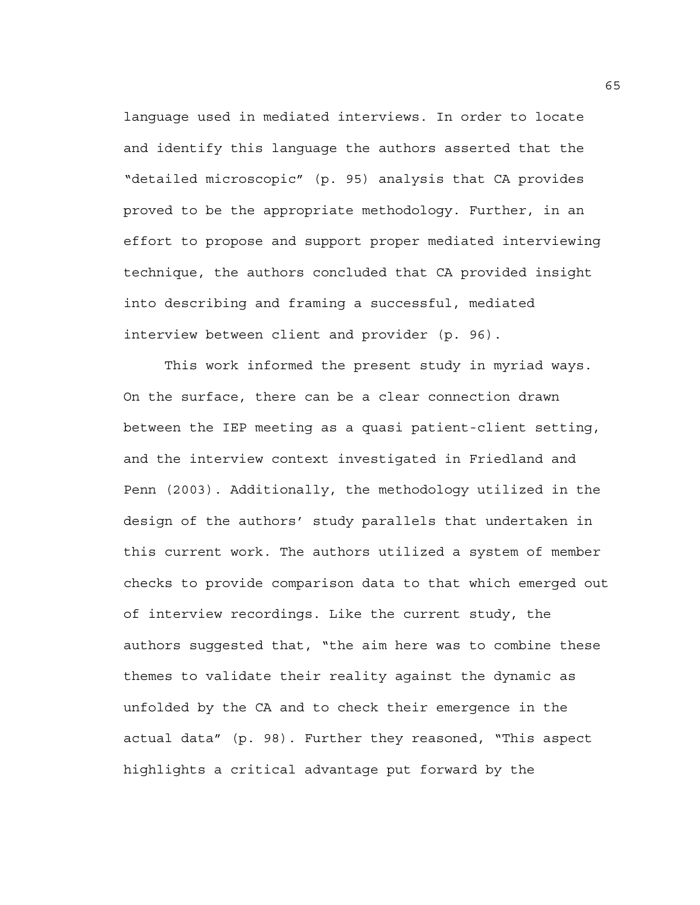language used in mediated interviews. In order to locate and identify this language the authors asserted that the "detailed microscopic" (p. 95) analysis that CA provides proved to be the appropriate methodology. Further, in an effort to propose and support proper mediated interviewing technique, the authors concluded that CA provided insight into describing and framing a successful, mediated interview between client and provider (p. 96).

This work informed the present study in myriad ways. On the surface, there can be a clear connection drawn between the IEP meeting as a quasi patient-client setting, and the interview context investigated in Friedland and Penn (2003). Additionally, the methodology utilized in the design of the authors' study parallels that undertaken in this current work. The authors utilized a system of member checks to provide comparison data to that which emerged out of interview recordings. Like the current study, the authors suggested that, "the aim here was to combine these themes to validate their reality against the dynamic as unfolded by the CA and to check their emergence in the actual data" (p. 98). Further they reasoned, "This aspect highlights a critical advantage put forward by the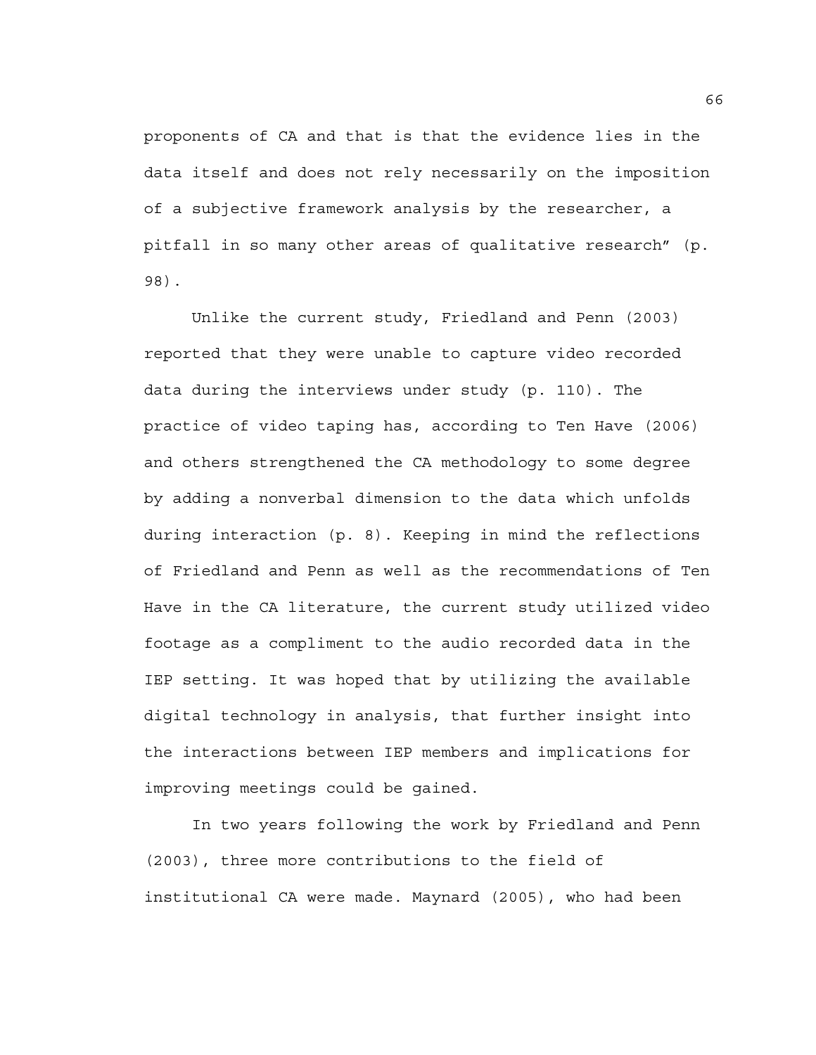proponents of CA and that is that the evidence lies in the data itself and does not rely necessarily on the imposition of a subjective framework analysis by the researcher, a pitfall in so many other areas of qualitative research" (p. 98).

Unlike the current study, Friedland and Penn (2003) reported that they were unable to capture video recorded data during the interviews under study (p. 110). The practice of video taping has, according to Ten Have (2006) and others strengthened the CA methodology to some degree by adding a nonverbal dimension to the data which unfolds during interaction (p. 8). Keeping in mind the reflections of Friedland and Penn as well as the recommendations of Ten Have in the CA literature, the current study utilized video footage as a compliment to the audio recorded data in the IEP setting. It was hoped that by utilizing the available digital technology in analysis, that further insight into the interactions between IEP members and implications for improving meetings could be gained.

In two years following the work by Friedland and Penn (2003), three more contributions to the field of institutional CA were made. Maynard (2005), who had been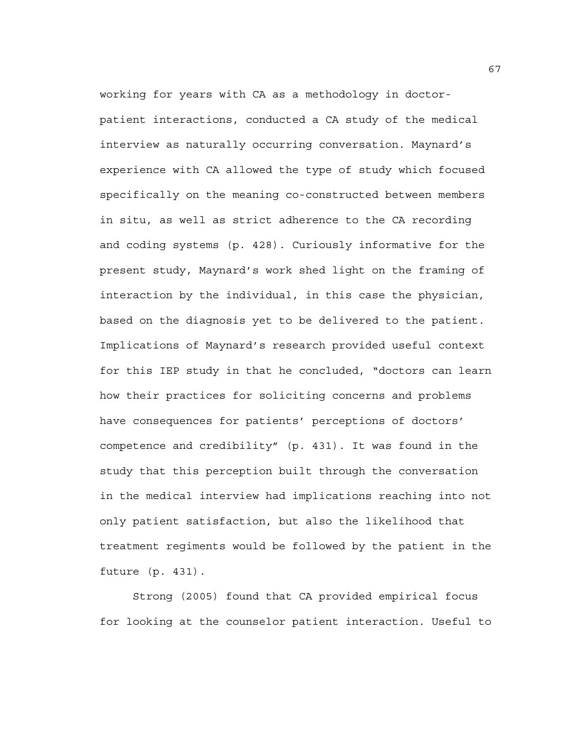working for years with CA as a methodology in doctor-patient interactions, conducted a CA study of the medical interview as naturally occurring conversation. Maynard's experience with CA allowed the type of study which focused specifically on the meaning co-constructed between members in situ, as well as strict adherence to the CA recording and coding systems (p. 428). Curiously informative for the present study, Maynard's work shed light on the framing of interaction by the individual, in this case the physician, based on the diagnosis yet to be delivered to the patient. Implications of Maynard's research provided useful context for this IEP study in that he concluded, "doctors can learn how their practices for soliciting concerns and problems have consequences for patients' perceptions of doctors' competence and credibility" (p. 431). It was found in the study that this perception built through the conversation in the medical interview had implications reaching into not only patient satisfaction, but also the likelihood that treatment regiments would be followed by the patient in the future (p. 431).

Strong (2005) found that CA provided empirical focus for looking at the counselor patient interaction. Useful to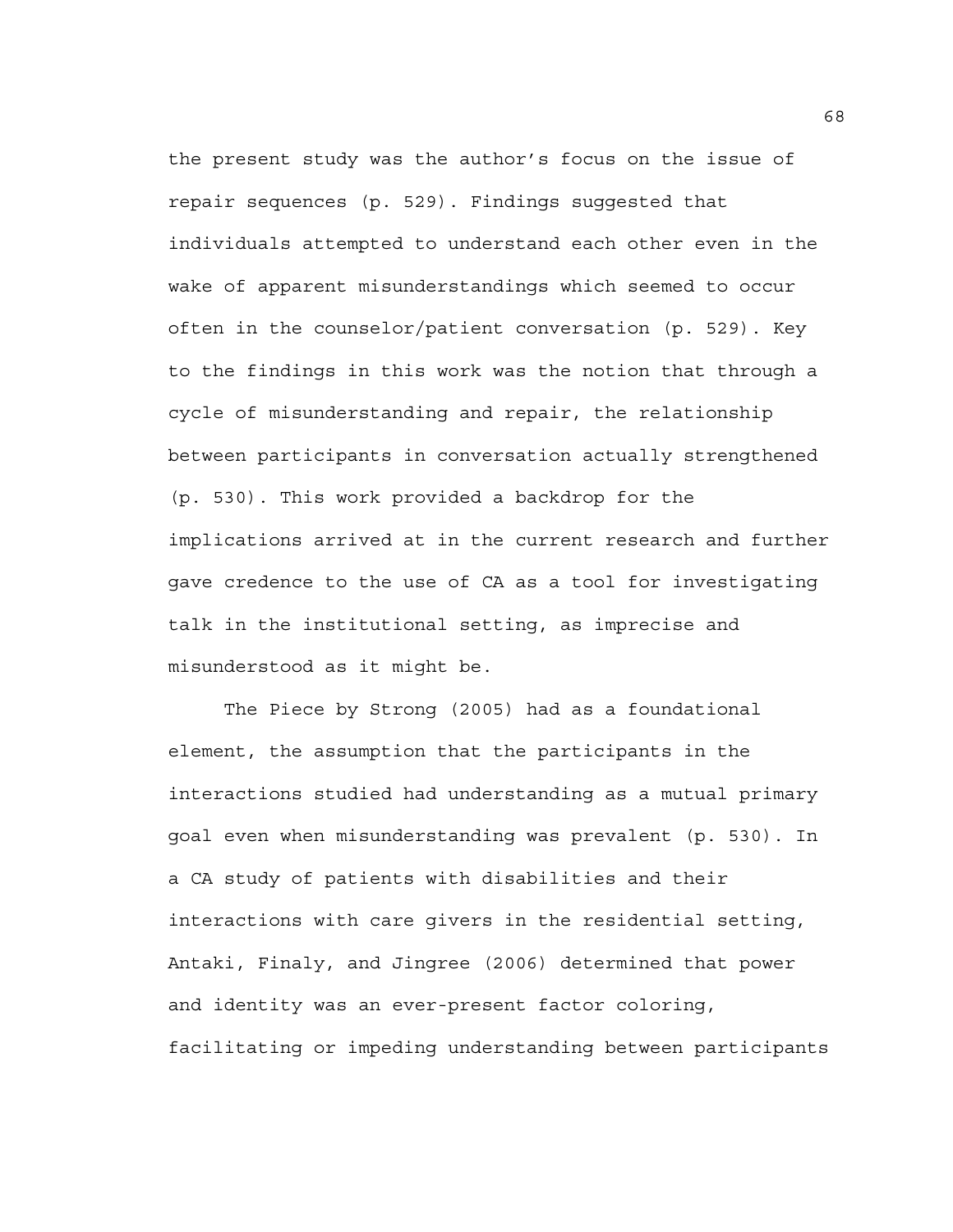the present study was the author's focus on the issue of repair sequences (p. 529). Findings suggested that individuals attempted to understand each other even in the wake of apparent misunderstandings which seemed to occur often in the counselor/patient conversation (p. 529). Key to the findings in this work was the notion that through a cycle of misunderstanding and repair, the relationship between participants in conversation actually strengthened (p. 530). This work provided a backdrop for the implications arrived at in the current research and further gave credence to the use of CA as a tool for investigating talk in the institutional setting, as imprecise and misunderstood as it might be.

The Piece by Strong (2005) had as a foundational element, the assumption that the participants in the interactions studied had understanding as a mutual primary goal even when misunderstanding was prevalent (p. 530). In a CA study of patients with disabilities and their interactions with care givers in the residential setting, Antaki, Finaly, and Jingree (2006) determined that power and identity was an ever-present factor coloring, facilitating or impeding understanding between participants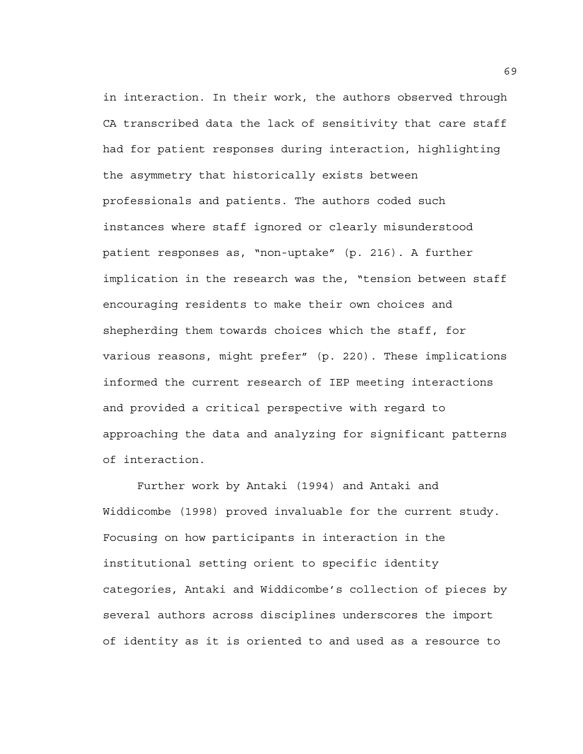in interaction. In their work, the authors observed through CA transcribed data the lack of sensitivity that care staff had for patient responses during interaction, highlighting the asymmetry that historically exists between professionals and patients. The authors coded such instances where staff ignored or clearly misunderstood patient responses as, "non-uptake" (p. 216). A further implication in the research was the, "tension between staff encouraging residents to make their own choices and shepherding them towards choices which the staff, for various reasons, might prefer" (p. 220). These implications informed the current research of IEP meeting interactions and provided a critical perspective with regard to approaching the data and analyzing for significant patterns of interaction.

Further work by Antaki (1994) and Antaki and Widdicombe (1998) proved invaluable for the current study. Focusing on how participants in interaction in the institutional setting orient to specific identity categories, Antaki and Widdicombe's collection of pieces by several authors across disciplines underscores the import of identity as it is oriented to and used as a resource to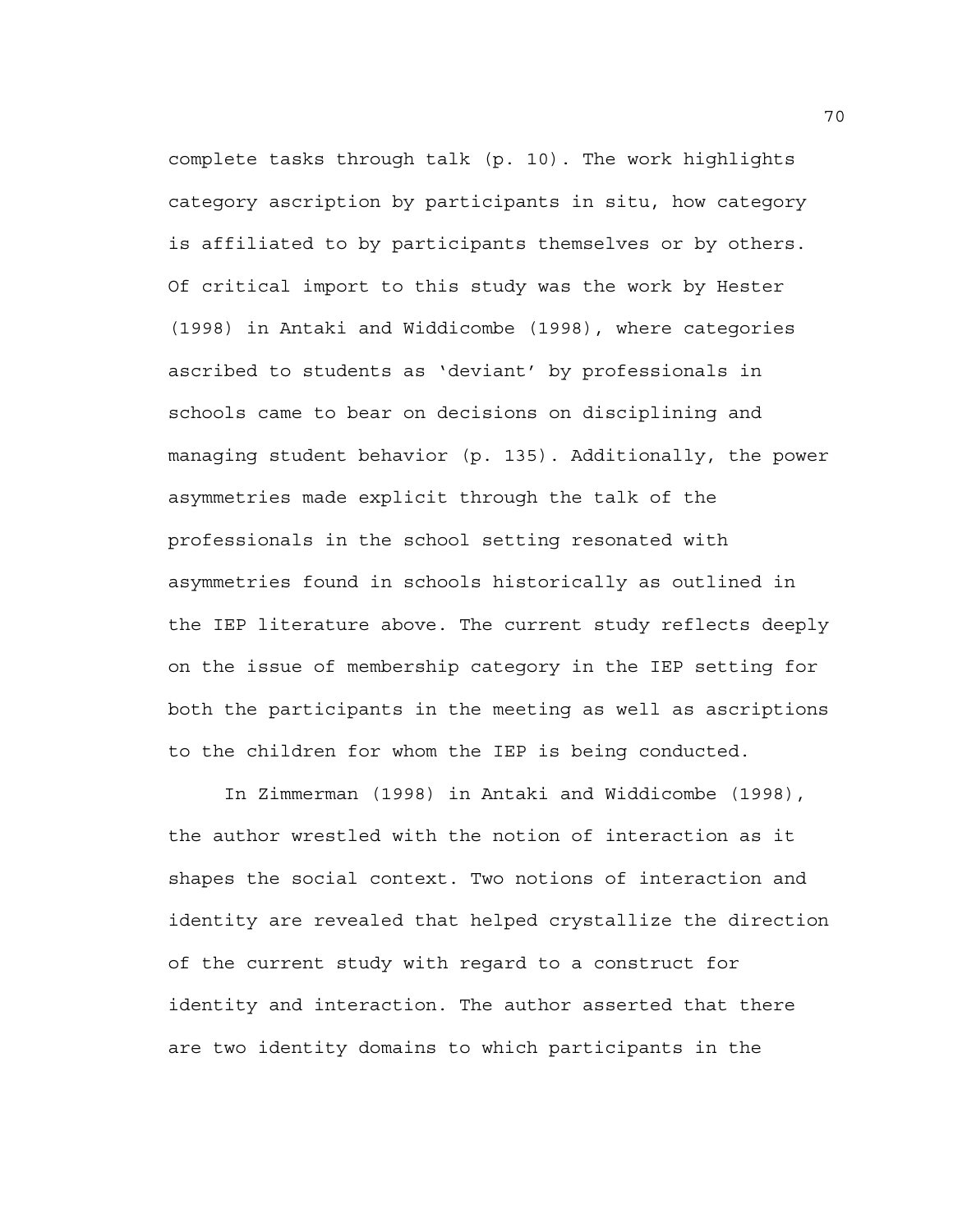complete tasks through talk (p. 10). The work highlights category ascription by participants in situ, how category is affiliated to by participants themselves or by others. Of critical import to this study was the work by Hester (1998) in Antaki and Widdicombe (1998), where categories ascribed to students as 'deviant' by professionals in schools came to bear on decisions on disciplining and managing student behavior (p. 135). Additionally, the power asymmetries made explicit through the talk of the professionals in the school setting resonated with asymmetries found in schools historically as outlined in the IEP literature above. The current study reflects deeply on the issue of membership category in the IEP setting for both the participants in the meeting as well as ascriptions to the children for whom the IEP is being conducted.

In Zimmerman (1998) in Antaki and Widdicombe (1998), the author wrestled with the notion of interaction as it shapes the social context. Two notions of interaction and identity are revealed that helped crystallize the direction of the current study with regard to a construct for identity and interaction. The author asserted that there are two identity domains to which participants in the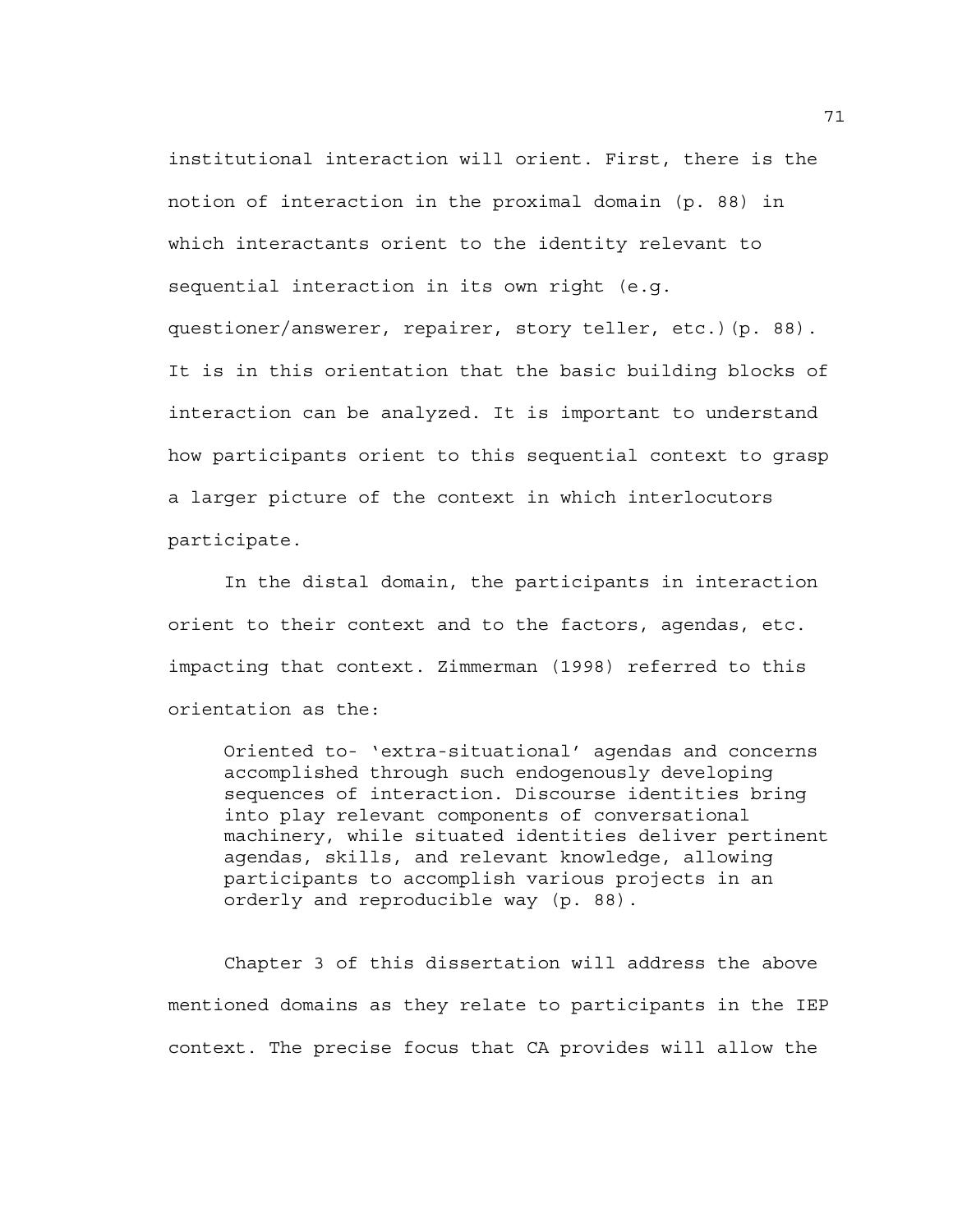institutional interaction will orient. First, there is the notion of interaction in the proximal domain (p. 88) in which interactants orient to the identity relevant to sequential interaction in its own right (e.g. questioner/answerer, repairer, story teller, etc.)(p. 88). It is in this orientation that the basic building blocks of interaction can be analyzed. It is important to understand how participants orient to this sequential context to grasp a larger picture of the context in which interlocutors participate.

In the distal domain, the participants in interaction orient to their context and to the factors, agendas, etc. impacting that context. Zimmerman (1998) referred to this orientation as the:

> Oriented to- 'extra-situational' agendas and concerns accomplished through such endogenously developing sequences of interaction. Discourse identities bring into play relevant components of conversational machinery, while situated identities deliver pertinent agendas, skills, and relevant knowledge, allowing participants to accomplish various projects in an orderly and reproducible way (p. 88).

Chapter 3 of this dissertation will address the above mentioned domains as they relate to participants in the IEP context. The precise focus that CA provides will allow the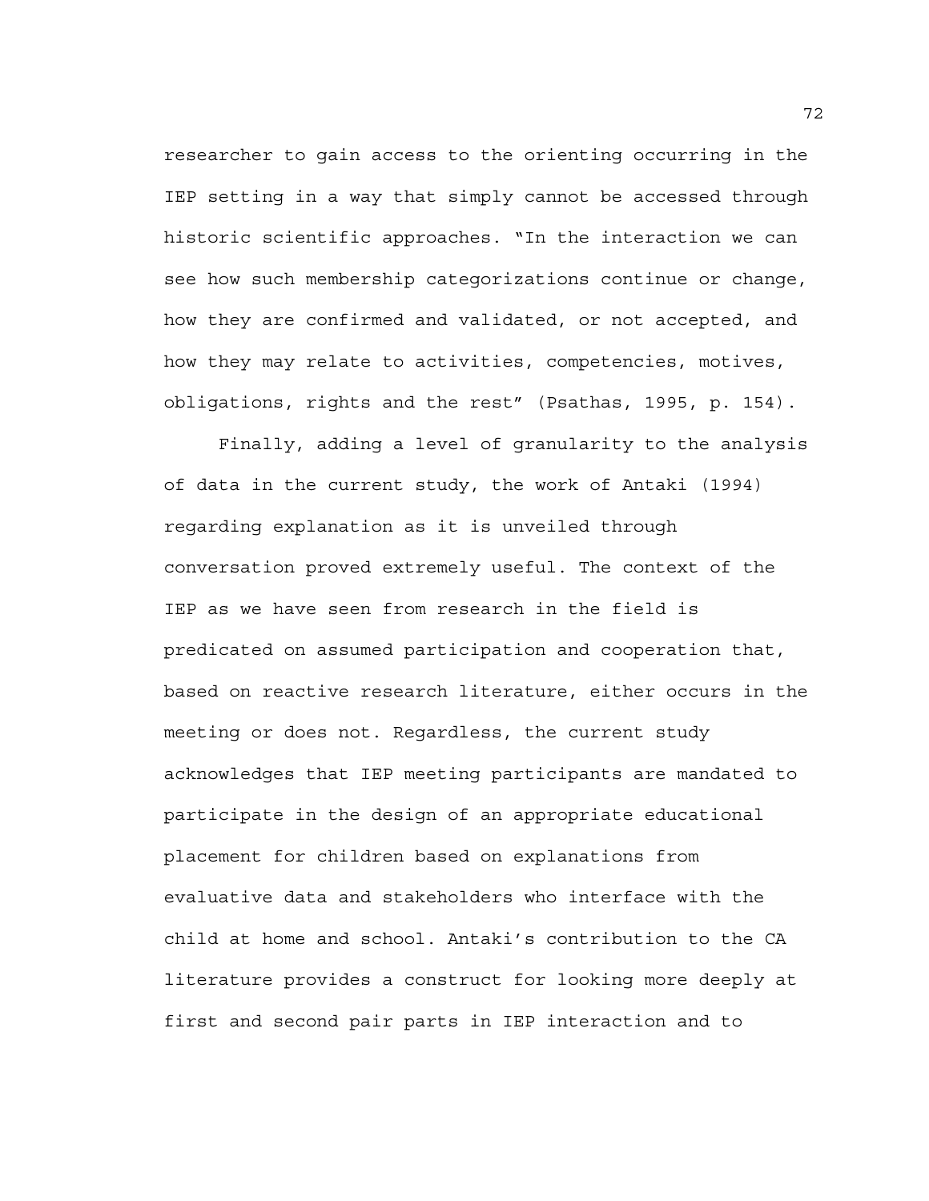researcher to gain access to the orienting occurring in the IEP setting in a way that simply cannot be accessed through historic scientific approaches. "In the interaction we can see how such membership categorizations continue or change, how they are confirmed and validated, or not accepted, and how they may relate to activities, competencies, motives, obligations, rights and the rest" (Psathas, 1995, p. 154).

Finally, adding a level of granularity to the analysis of data in the current study, the work of Antaki (1994) regarding explanation as it is unveiled through conversation proved extremely useful. The context of the IEP as we have seen from research in the field is predicated on assumed participation and cooperation that, based on reactive research literature, either occurs in the meeting or does not. Regardless, the current study acknowledges that IEP meeting participants are mandated to participate in the design of an appropriate educational placement for children based on explanations from evaluative data and stakeholders who interface with the child at home and school. Antaki's contribution to the CA literature provides a construct for looking more deeply at first and second pair parts in IEP interaction and to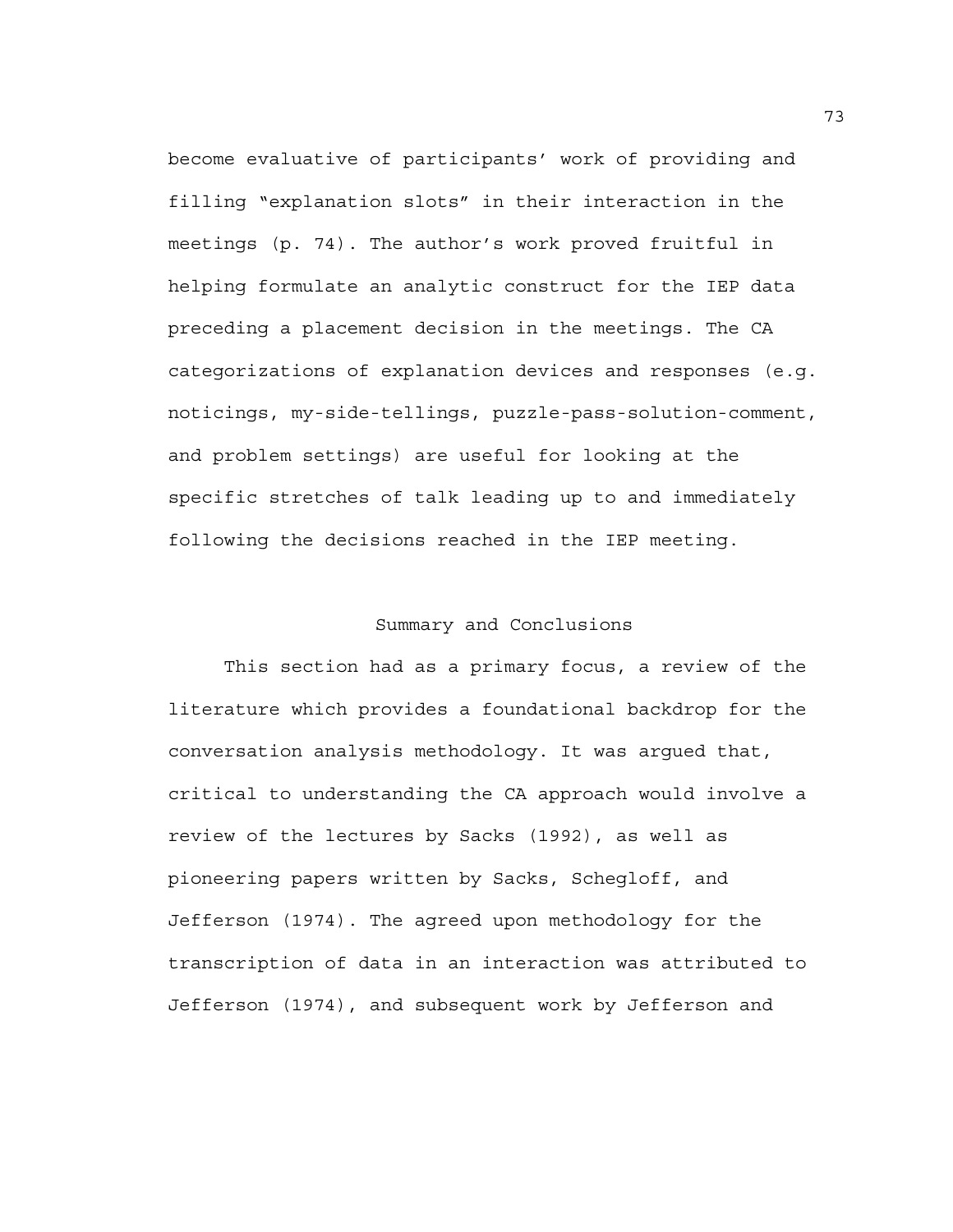become evaluative of participants' work of providing and filling "explanation slots" in their interaction in the meetings (p. 74). The author's work proved fruitful in helping formulate an analytic construct for the IEP data preceding a placement decision in the meetings. The CA categorizations of explanation devices and responses (e.g. noticings, my-side-tellings, puzzle-pass-solution-comment, and problem settings) are useful for looking at the specific stretches of talk leading up to and immediately following the decisions reached in the IEP meeting.

## Summary and Conclusions

This section had as a primary focus, a review of the literature which provides a foundational backdrop for the conversation analysis methodology. It was argued that, critical to understanding the CA approach would involve a review of the lectures by Sacks (1992), as well as pioneering papers written by Sacks, Schegloff, and Jefferson (1974). The agreed upon methodology for the transcription of data in an interaction was attributed to Jefferson (1974), and subsequent work by Jefferson and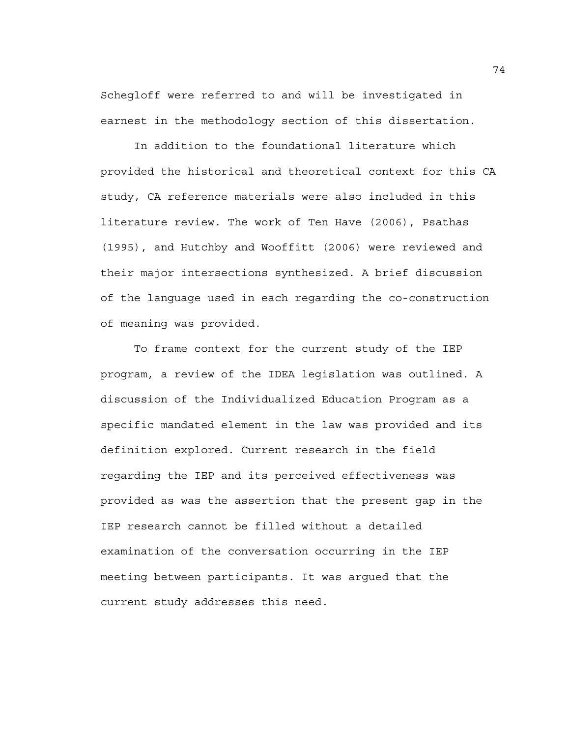Schegloff were referred to and will be investigated in earnest in the methodology section of this dissertation.

In addition to the foundational literature which provided the historical and theoretical context for this CA study, CA reference materials were also included in this literature review. The work of Ten Have (2006), Psathas (1995), and Hutchby and Wooffitt (2006) were reviewed and their major intersections synthesized. A brief discussion of the language used in each regarding the co-construction of meaning was provided.

To frame context for the current study of the IEP program, a review of the IDEA legislation was outlined. A discussion of the Individualized Education Program as a specific mandated element in the law was provided and its definition explored. Current research in the field regarding the IEP and its perceived effectiveness was provided as was the assertion that the present gap in the IEP research cannot be filled without a detailed examination of the conversation occurring in the IEP meeting between participants. It was argued that the current study addresses this need.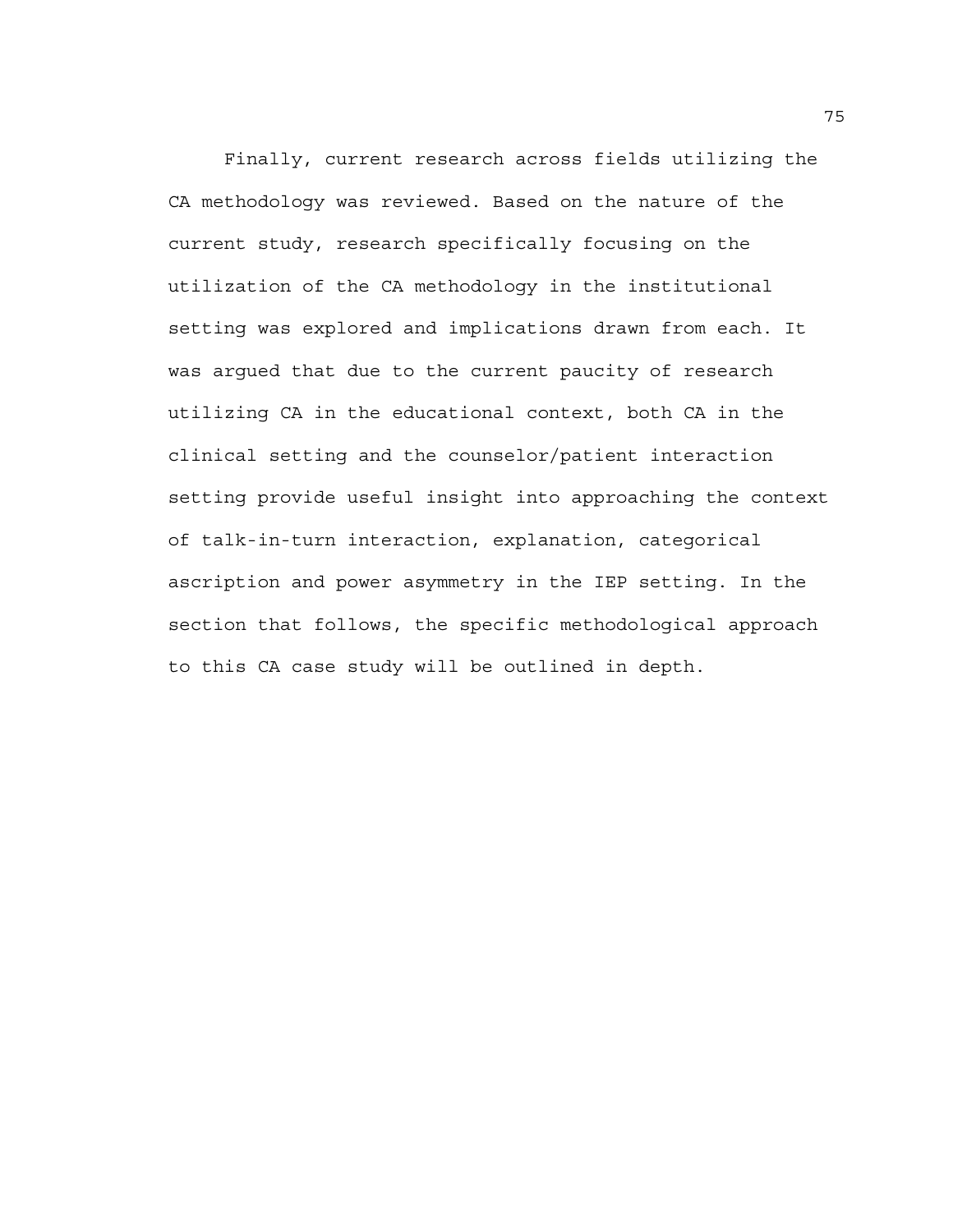Finally, current research across fields utilizing the CA methodology was reviewed. Based on the nature of the current study, research specifically focusing on the utilization of the CA methodology in the institutional setting was explored and implications drawn from each. It was argued that due to the current paucity of research utilizing CA in the educational context, both CA in the clinical setting and the counselor/patient interaction setting provide useful insight into approaching the context of talk-in-turn interaction, explanation, categorical ascription and power asymmetry in the IEP setting. In the section that follows, the specific methodological approach to this CA case study will be outlined in depth.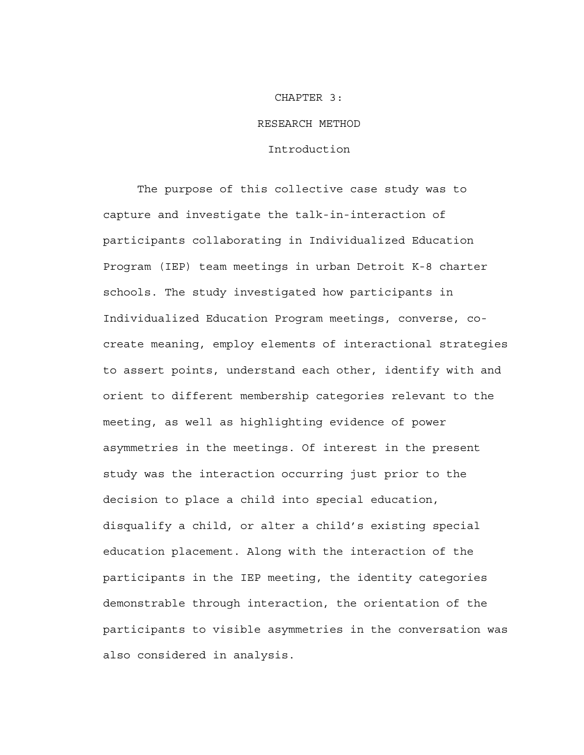# CHAPTER 3:

# RESEARCH METHOD

## Introduction

The purpose of this collective case study was to capture and investigate the talk-in-interaction of participants collaborating in Individualized Education Program (IEP) team meetings in urban Detroit K-8 charter schools. The study investigated how participants in Individualized Education Program meetings, converse, co-create meaning, employ elements of interactional strategies to assert points, understand each other, identify with and orient to different membership categories relevant to the meeting, as well as highlighting evidence of power asymmetries in the meetings. Of interest in the present study was the interaction occurring just prior to the decision to place a child into special education, disqualify a child, or alter a child's existing special education placement. Along with the interaction of the participants in the IEP meeting, the identity categories demonstrable through interaction, the orientation of the participants to visible asymmetries in the conversation was also considered in analysis.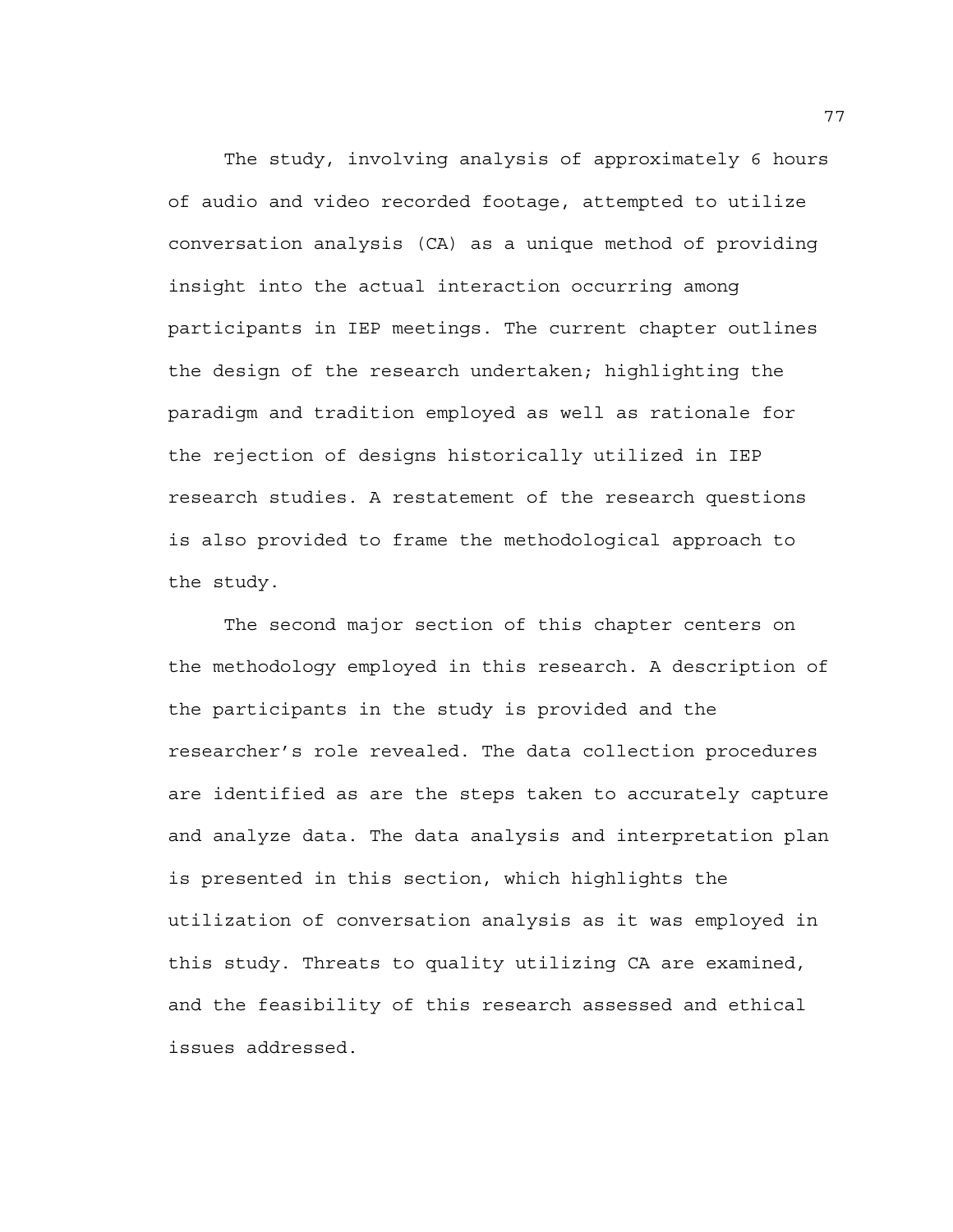The study, involving analysis of approximately 6 hours of audio and video recorded footage, attempted to utilize conversation analysis (CA) as a unique method of providing insight into the actual interaction occurring among participants in IEP meetings. The current chapter outlines the design of the research undertaken; highlighting the paradigm and tradition employed as well as rationale for the rejection of designs historically utilized in IEP research studies. A restatement of the research questions is also provided to frame the methodological approach to the study.

The second major section of this chapter centers on the methodology employed in this research. A description of the participants in the study is provided and the researcher’s role revealed. The data collection procedures are identified as are the steps taken to accurately capture and analyze data. The data analysis and interpretation plan is presented in this section, which highlights the utilization of conversation analysis as it was employed in this study. Threats to quality utilizing CA are examined, and the feasibility of this research assessed and ethical issues addressed.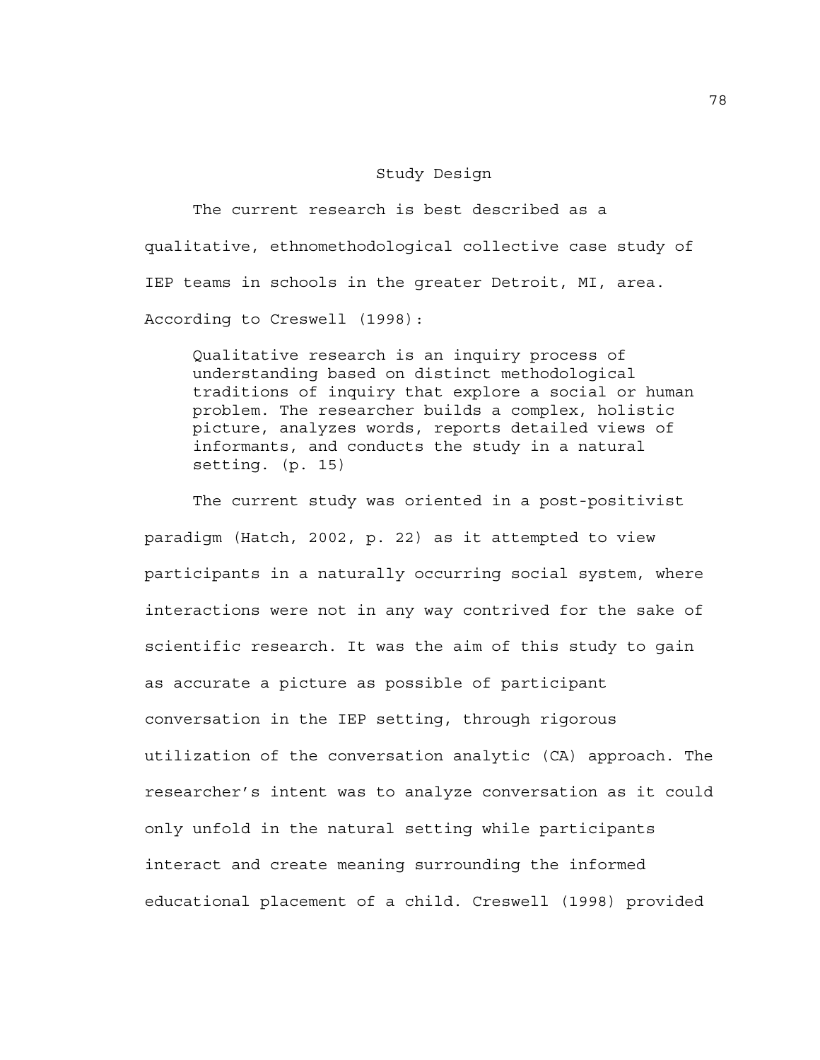## Study Design

The current research is best described as a qualitative, ethnomethodological collective case study of IEP teams in schools in the greater Detroit, MI, area. According to Creswell (1998):

> Qualitative research is an inquiry process of understanding based on distinct methodological traditions of inquiry that explore a social or human problem. The researcher builds a complex, holistic picture, analyzes words, reports detailed views of informants, and conducts the study in a natural setting. (p. 15)

The current study was oriented in a post-positivist paradigm (Hatch, 2002, p. 22) as it attempted to view participants in a naturally occurring social system, where interactions were not in any way contrived for the sake of scientific research. It was the aim of this study to gain as accurate a picture as possible of participant conversation in the IEP setting, through rigorous utilization of the conversation analytic (CA) approach. The researcher's intent was to analyze conversation as it could only unfold in the natural setting while participants interact and create meaning surrounding the informed educational placement of a child. Creswell (1998) provided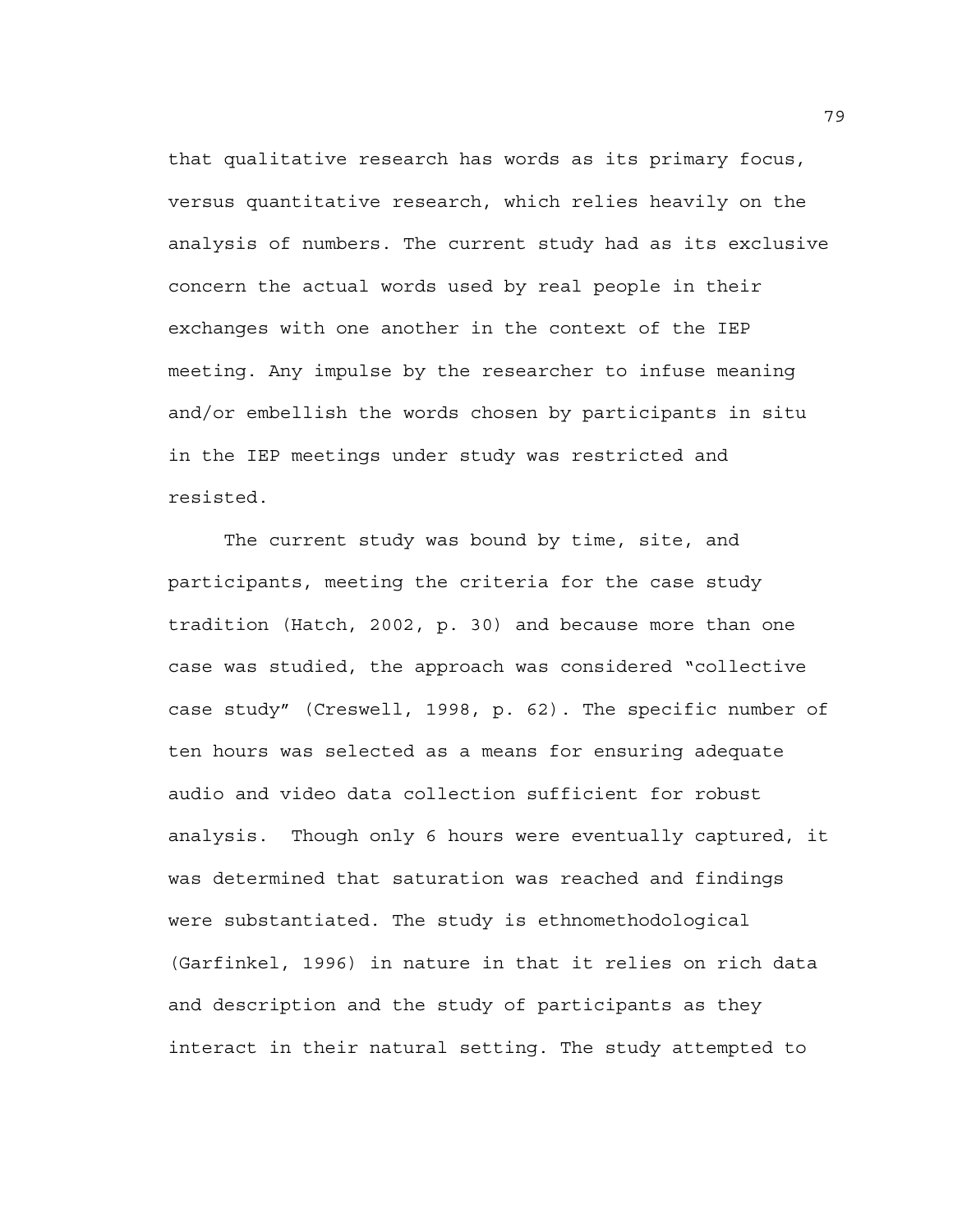that qualitative research has words as its primary focus, versus quantitative research, which relies heavily on the analysis of numbers. The current study had as its exclusive concern the actual words used by real people in their exchanges with one another in the context of the IEP meeting. Any impulse by the researcher to infuse meaning and/or embellish the words chosen by participants in situ in the IEP meetings under study was restricted and resisted.

The current study was bound by time, site, and participants, meeting the criteria for the case study tradition (Hatch, 2002, p. 30) and because more than one case was studied, the approach was considered "collective case study" (Creswell, 1998, p. 62). The specific number of ten hours was selected as a means for ensuring adequate audio and video data collection sufficient for robust analysis. Though only 6 hours were eventually captured, it was determined that saturation was reached and findings were substantiated. The study is ethnomethodological (Garfinkel, 1996) in nature in that it relies on rich data and description and the study of participants as they interact in their natural setting. The study attempted to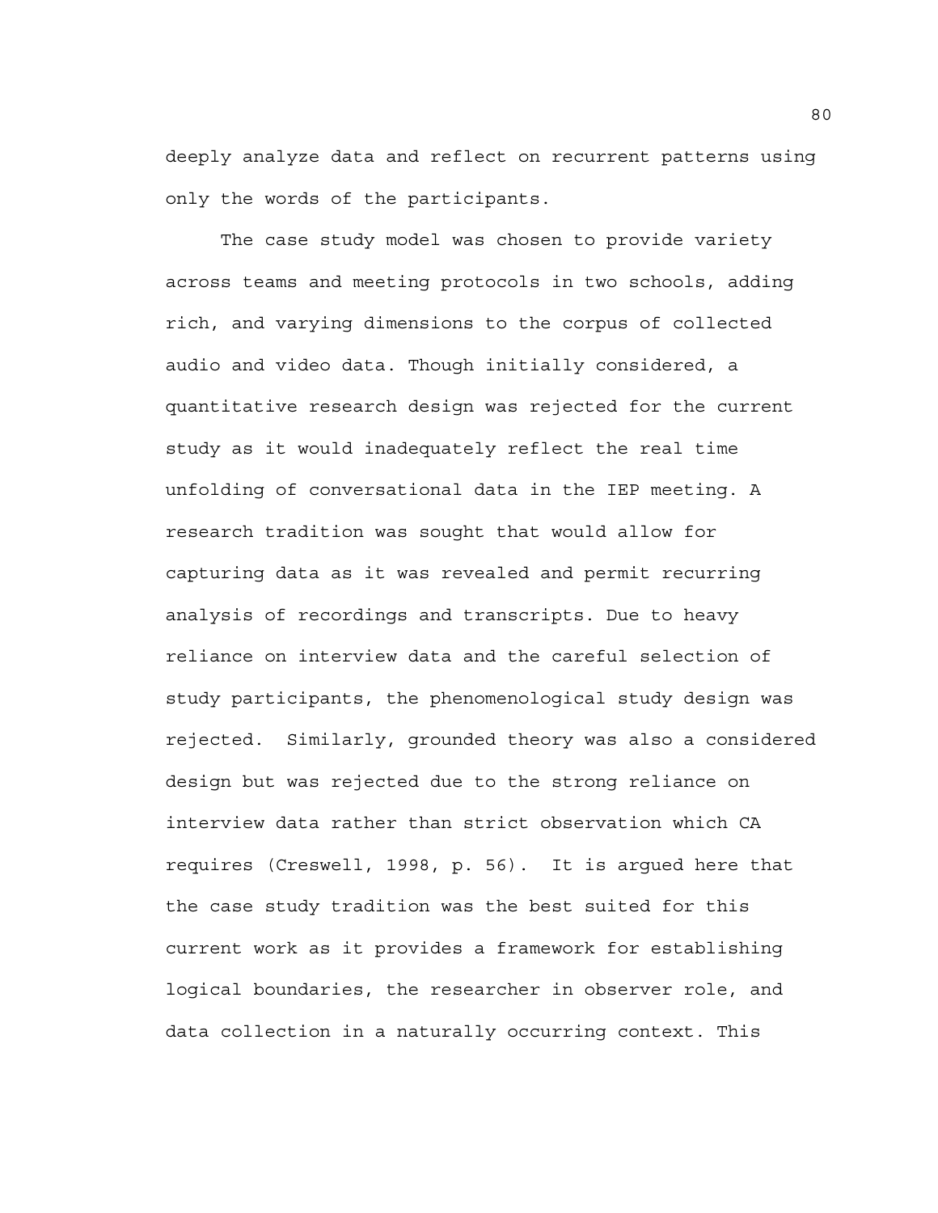deeply analyze data and reflect on recurrent patterns using only the words of the participants.

The case study model was chosen to provide variety across teams and meeting protocols in two schools, adding rich, and varying dimensions to the corpus of collected audio and video data. Though initially considered, a quantitative research design was rejected for the current study as it would inadequately reflect the real time unfolding of conversational data in the IEP meeting. A research tradition was sought that would allow for capturing data as it was revealed and permit recurring analysis of recordings and transcripts. Due to heavy reliance on interview data and the careful selection of study participants, the phenomenological study design was rejected. Similarly, grounded theory was also a considered design but was rejected due to the strong reliance on interview data rather than strict observation which CA requires (Creswell, 1998, p. 56). It is argued here that the case study tradition was the best suited for this current work as it provides a framework for establishing logical boundaries, the researcher in observer role, and data collection in a naturally occurring context. This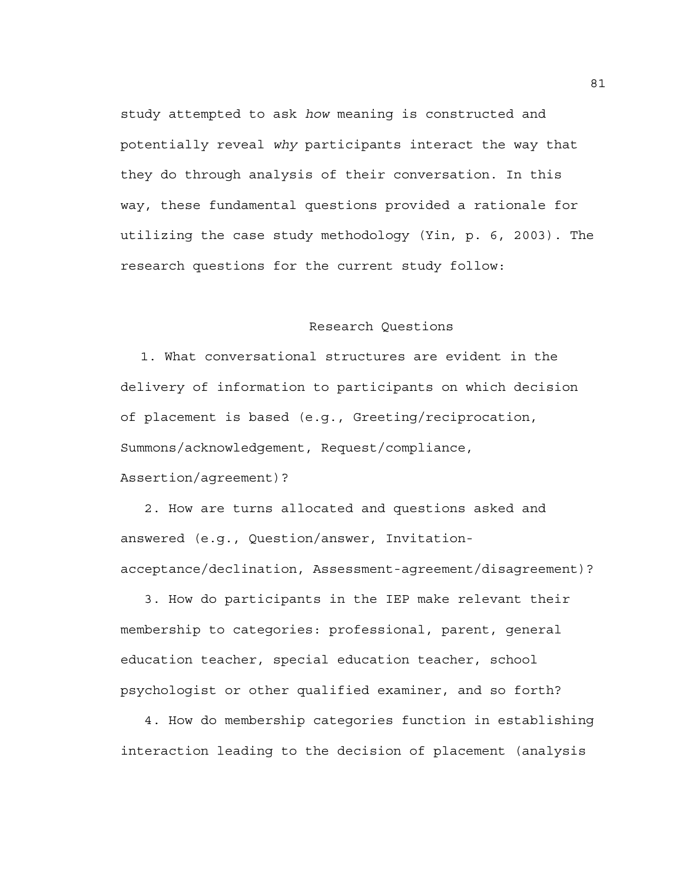study attempted to ask *how* meaning is constructed and potentially reveal *why* participants interact the way that they do through analysis of their conversation. In this way, these fundamental questions provided a rationale for utilizing the case study methodology (Yin, p. 6, 2003). The research questions for the current study follow:

## Research Questions

1. What conversational structures are evident in the delivery of information to participants on which decision of placement is based (e.g., Greeting/reciprocation, Summons/acknowledgement, Request/compliance, Assertion/agreement)?

2. How are turns allocated and questions asked and answered (e.g., Question/answer, Invitation-acceptance/declination, Assessment-agreement/disagreement)?

3. How do participants in the IEP make relevant their membership to categories: professional, parent, general education teacher, special education teacher, school psychologist or other qualified examiner, and so forth?

4. How do membership categories function in establishing interaction leading to the decision of placement (analysis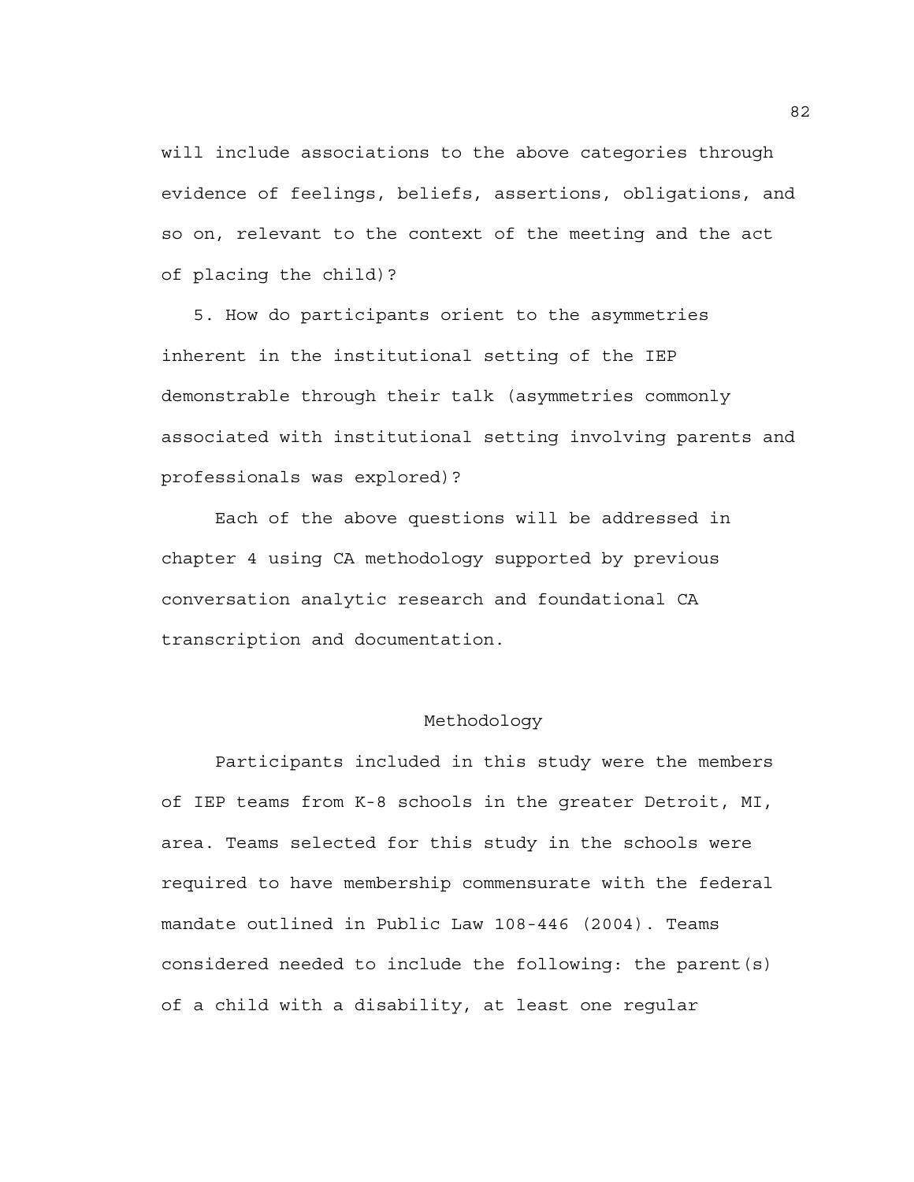will include associations to the above categories through evidence of feelings, beliefs, assertions, obligations, and so on, relevant to the context of the meeting and the act of placing the child)?

5. How do participants orient to the asymmetries inherent in the institutional setting of the IEP demonstrable through their talk (asymmetries commonly associated with institutional setting involving parents and professionals was explored)?

Each of the above questions will be addressed in chapter 4 using CA methodology supported by previous conversation analytic research and foundational CA transcription and documentation.

## Methodology

Participants included in this study were the members of IEP teams from K-8 schools in the greater Detroit, MI, area. Teams selected for this study in the schools were required to have membership commensurate with the federal mandate outlined in Public Law 108-446 (2004). Teams considered needed to include the following: the parent(s) of a child with a disability, at least one regular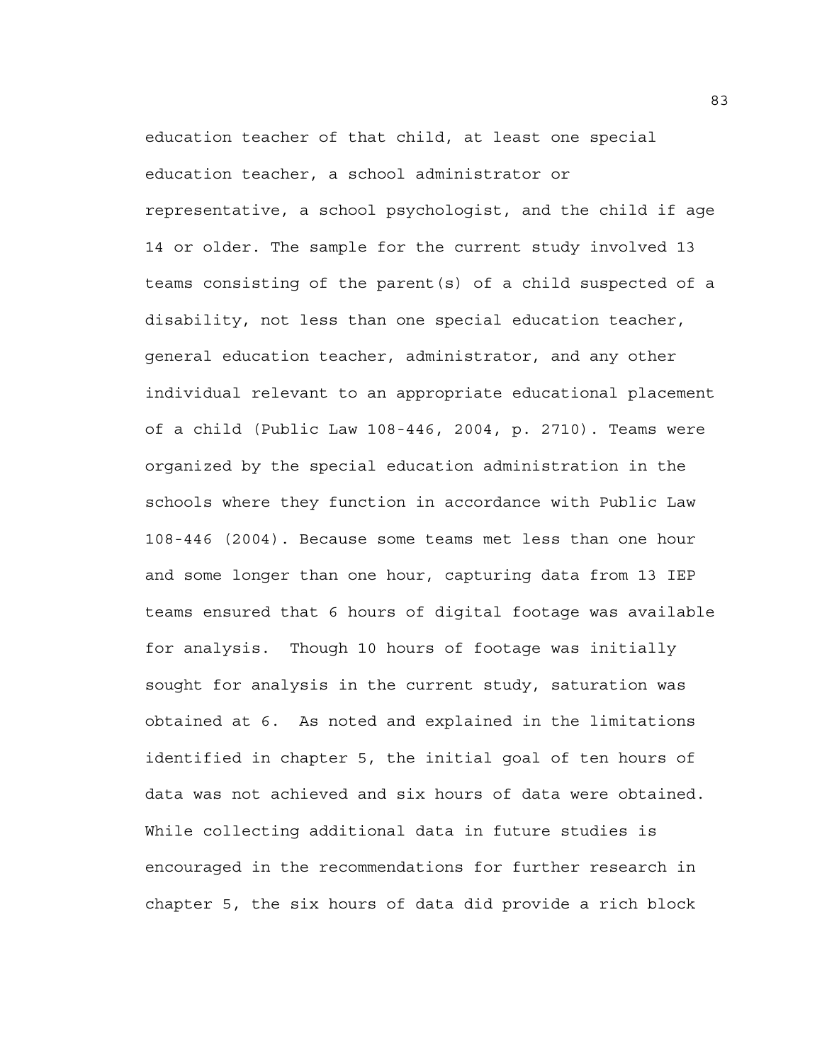education teacher of that child, at least one special education teacher, a school administrator or representative, a school psychologist, and the child if age 14 or older. The sample for the current study involved 13 teams consisting of the parent(s) of a child suspected of a disability, not less than one special education teacher, general education teacher, administrator, and any other individual relevant to an appropriate educational placement of a child (Public Law 108-446, 2004, p. 2710). Teams were organized by the special education administration in the schools where they function in accordance with Public Law 108-446 (2004). Because some teams met less than one hour and some longer than one hour, capturing data from 13 IEP teams ensured that 6 hours of digital footage was available for analysis. Though 10 hours of footage was initially sought for analysis in the current study, saturation was obtained at 6. As noted and explained in the limitations identified in chapter 5, the initial goal of ten hours of data was not achieved and six hours of data were obtained. While collecting additional data in future studies is encouraged in the recommendations for further research in chapter 5, the six hours of data did provide a rich block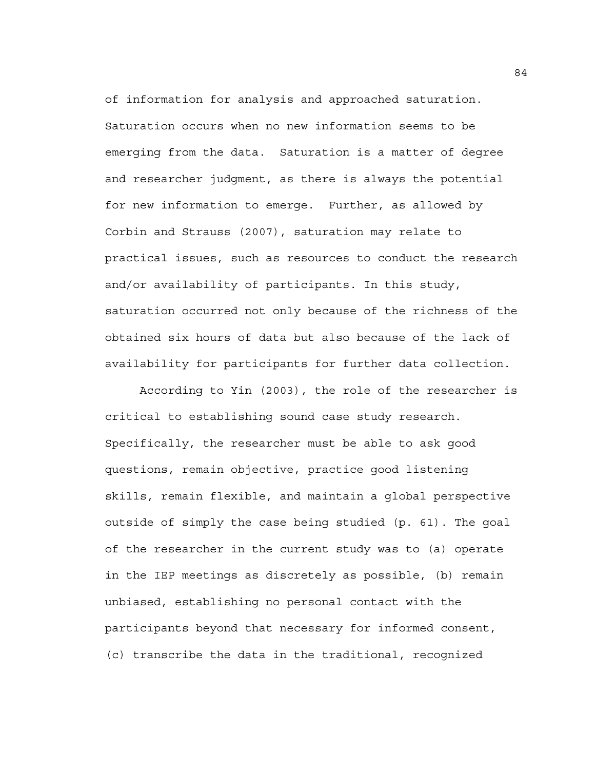of information for analysis and approached saturation. Saturation occurs when no new information seems to be emerging from the data. Saturation is a matter of degree and researcher judgment, as there is always the potential for new information to emerge. Further, as allowed by Corbin and Strauss (2007), saturation may relate to practical issues, such as resources to conduct the research and/or availability of participants. In this study, saturation occurred not only because of the richness of the obtained six hours of data but also because of the lack of availability for participants for further data collection.

According to Yin (2003), the role of the researcher is critical to establishing sound case study research. Specifically, the researcher must be able to ask good questions, remain objective, practice good listening skills, remain flexible, and maintain a global perspective outside of simply the case being studied (p. 61). The goal of the researcher in the current study was to (a) operate in the IEP meetings as discretely as possible, (b) remain unbiased, establishing no personal contact with the participants beyond that necessary for informed consent, (c) transcribe the data in the traditional, recognized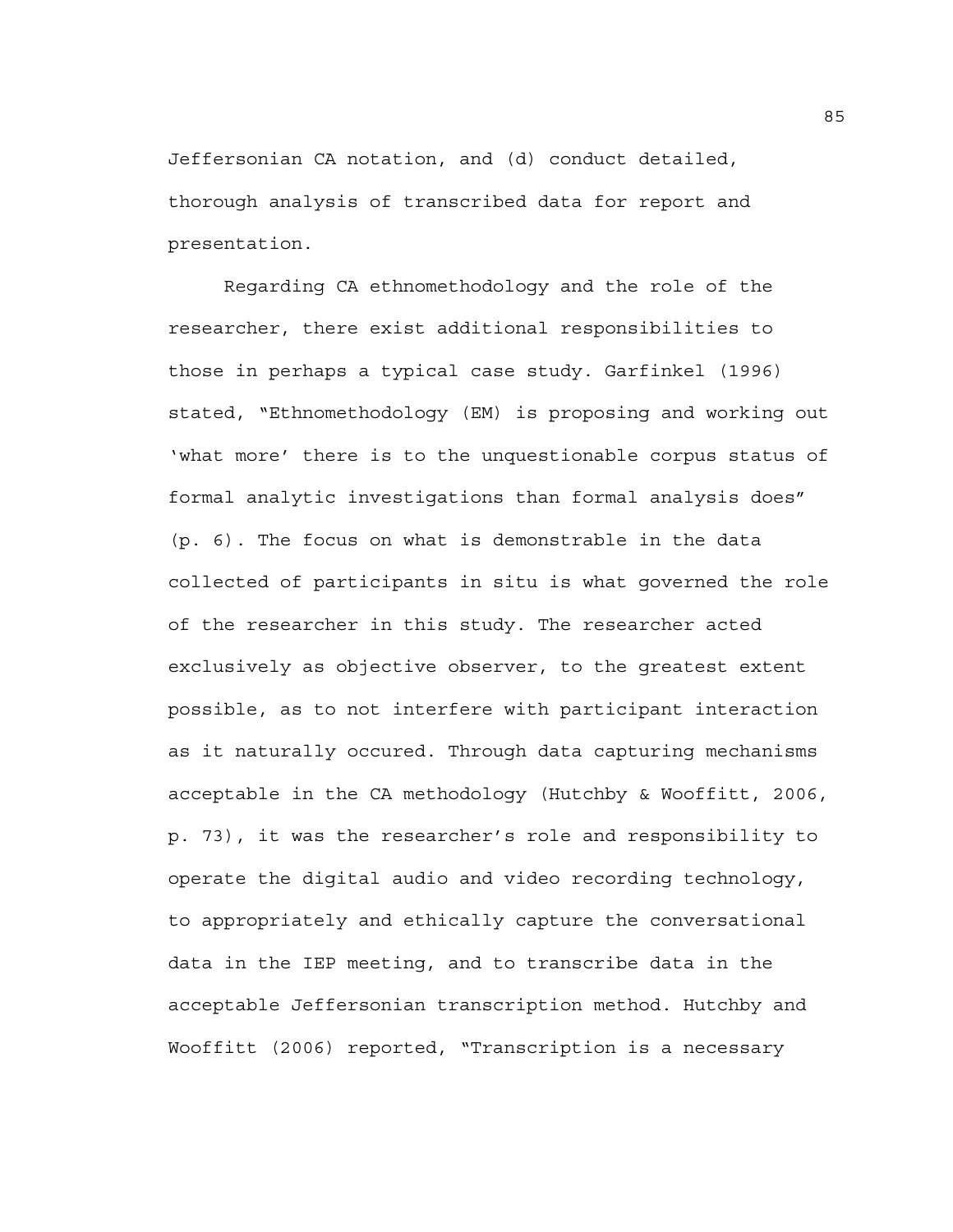Jeffersonian CA notation, and (d) conduct detailed, thorough analysis of transcribed data for report and presentation.

Regarding CA ethnomethodology and the role of the researcher, there exist additional responsibilities to those in perhaps a typical case study. Garfinkel (1996) stated, "Ethnomethodology (EM) is proposing and working out 'what more' there is to the unquestionable corpus status of formal analytic investigations than formal analysis does" (p. 6). The focus on what is demonstrable in the data collected of participants in situ is what governed the role of the researcher in this study. The researcher acted exclusively as objective observer, to the greatest extent possible, as to not interfere with participant interaction as it naturally occured. Through data capturing mechanisms acceptable in the CA methodology (Hutchby & Wooffitt, 2006, p. 73), it was the researcher's role and responsibility to operate the digital audio and video recording technology, to appropriately and ethically capture the conversational data in the IEP meeting, and to transcribe data in the acceptable Jeffersonian transcription method. Hutchby and Wooffitt (2006) reported, "Transcription is a necessary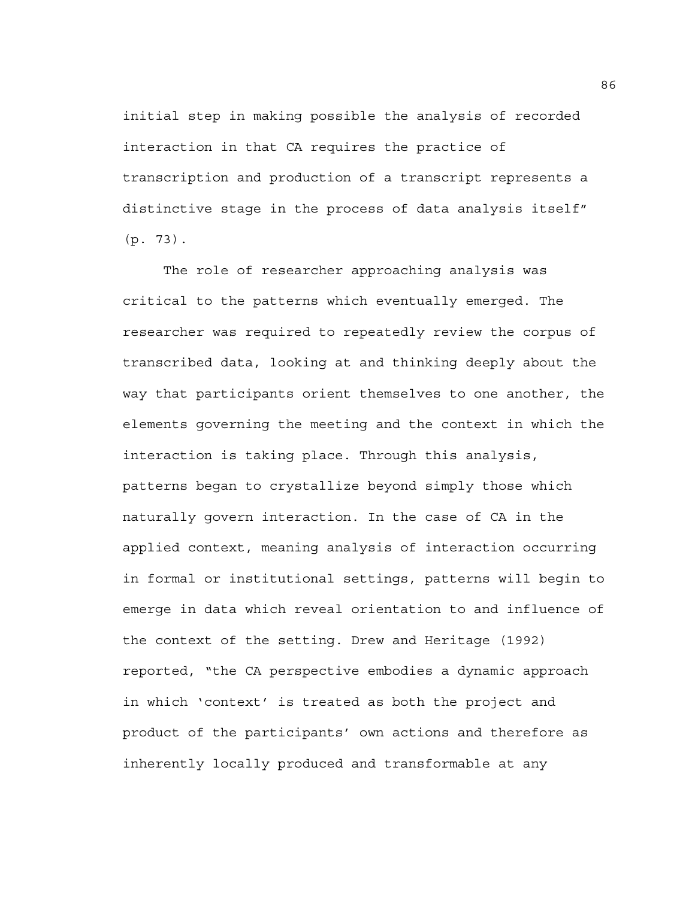initial step in making possible the analysis of recorded interaction in that CA requires the practice of transcription and production of a transcript represents a distinctive stage in the process of data analysis itself" (p. 73).

The role of researcher approaching analysis was critical to the patterns which eventually emerged. The researcher was required to repeatedly review the corpus of transcribed data, looking at and thinking deeply about the way that participants orient themselves to one another, the elements governing the meeting and the context in which the interaction is taking place. Through this analysis, patterns began to crystallize beyond simply those which naturally govern interaction. In the case of CA in the applied context, meaning analysis of interaction occurring in formal or institutional settings, patterns will begin to emerge in data which reveal orientation to and influence of the context of the setting. Drew and Heritage (1992) reported, "the CA perspective embodies a dynamic approach in which 'context' is treated as both the project and product of the participants' own actions and therefore as inherently locally produced and transformable at any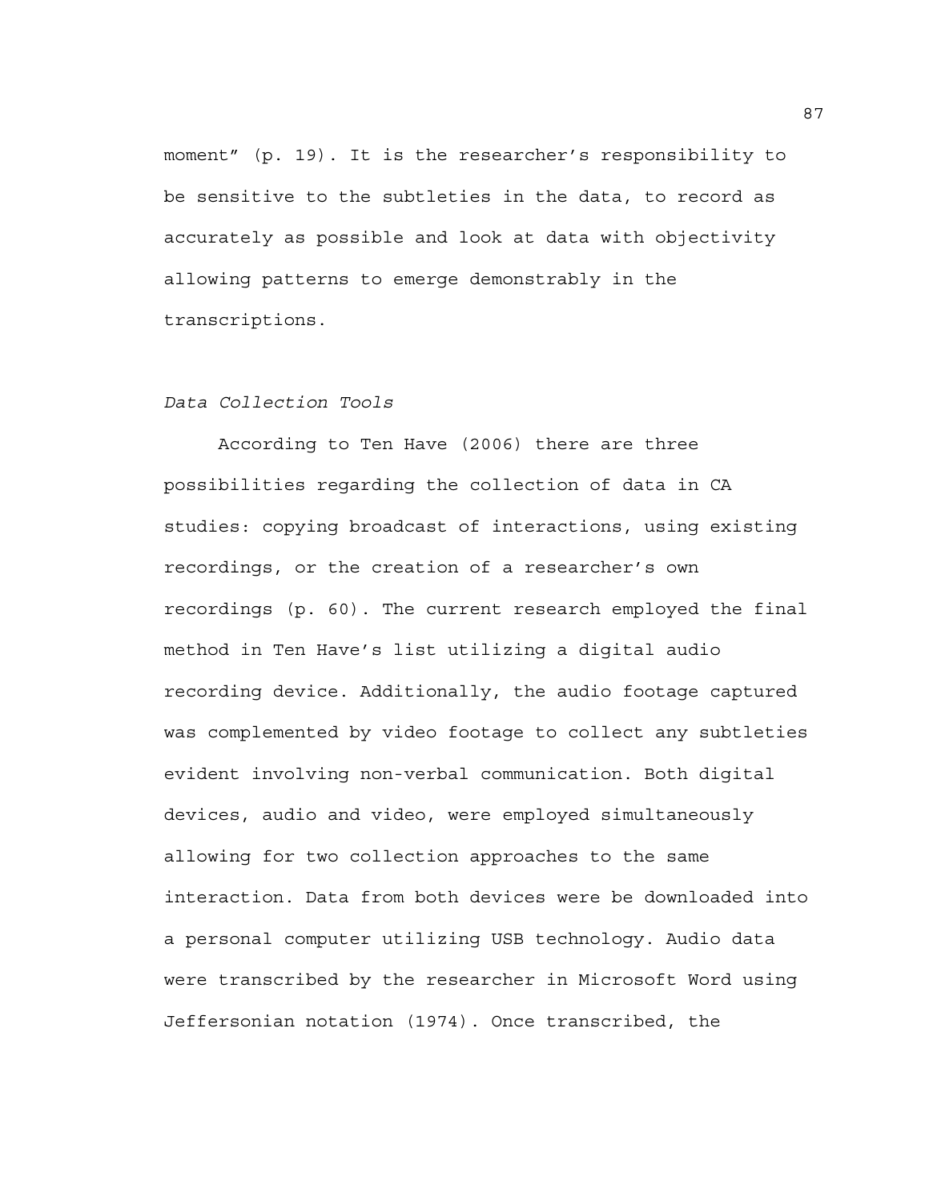moment" (p. 19). It is the researcher's responsibility to be sensitive to the subtleties in the data, to record as accurately as possible and look at data with objectivity allowing patterns to emerge demonstrably in the transcriptions.

*Data Collection Tools*

According to Ten Have (2006) there are three possibilities regarding the collection of data in CA studies: copying broadcast of interactions, using existing recordings, or the creation of a researcher's own recordings (p. 60). The current research employed the final method in Ten Have's list utilizing a digital audio recording device. Additionally, the audio footage captured was complemented by video footage to collect any subtleties evident involving non-verbal communication. Both digital devices, audio and video, were employed simultaneously allowing for two collection approaches to the same interaction. Data from both devices were be downloaded into a personal computer utilizing USB technology. Audio data were transcribed by the researcher in Microsoft Word using Jeffersonian notation (1974). Once transcribed, the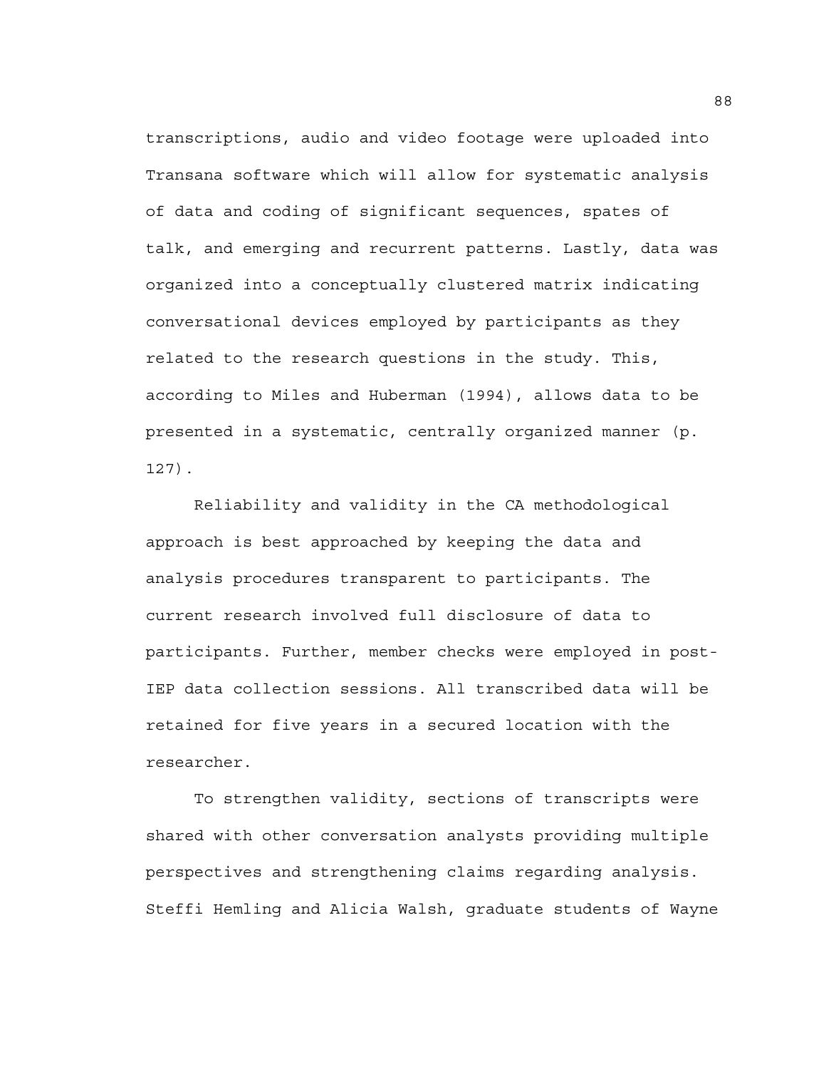transcriptions, audio and video footage were uploaded into Transana software which will allow for systematic analysis of data and coding of significant sequences, spates of talk, and emerging and recurrent patterns. Lastly, data was organized into a conceptually clustered matrix indicating conversational devices employed by participants as they related to the research questions in the study. This, according to Miles and Huberman (1994), allows data to be presented in a systematic, centrally organized manner (p. 127).

Reliability and validity in the CA methodological approach is best approached by keeping the data and analysis procedures transparent to participants. The current research involved full disclosure of data to participants. Further, member checks were employed in post-IEP data collection sessions. All transcribed data will be retained for five years in a secured location with the researcher.

To strengthen validity, sections of transcripts were shared with other conversation analysts providing multiple perspectives and strengthening claims regarding analysis. Steffi Hemling and Alicia Walsh, graduate students of Wayne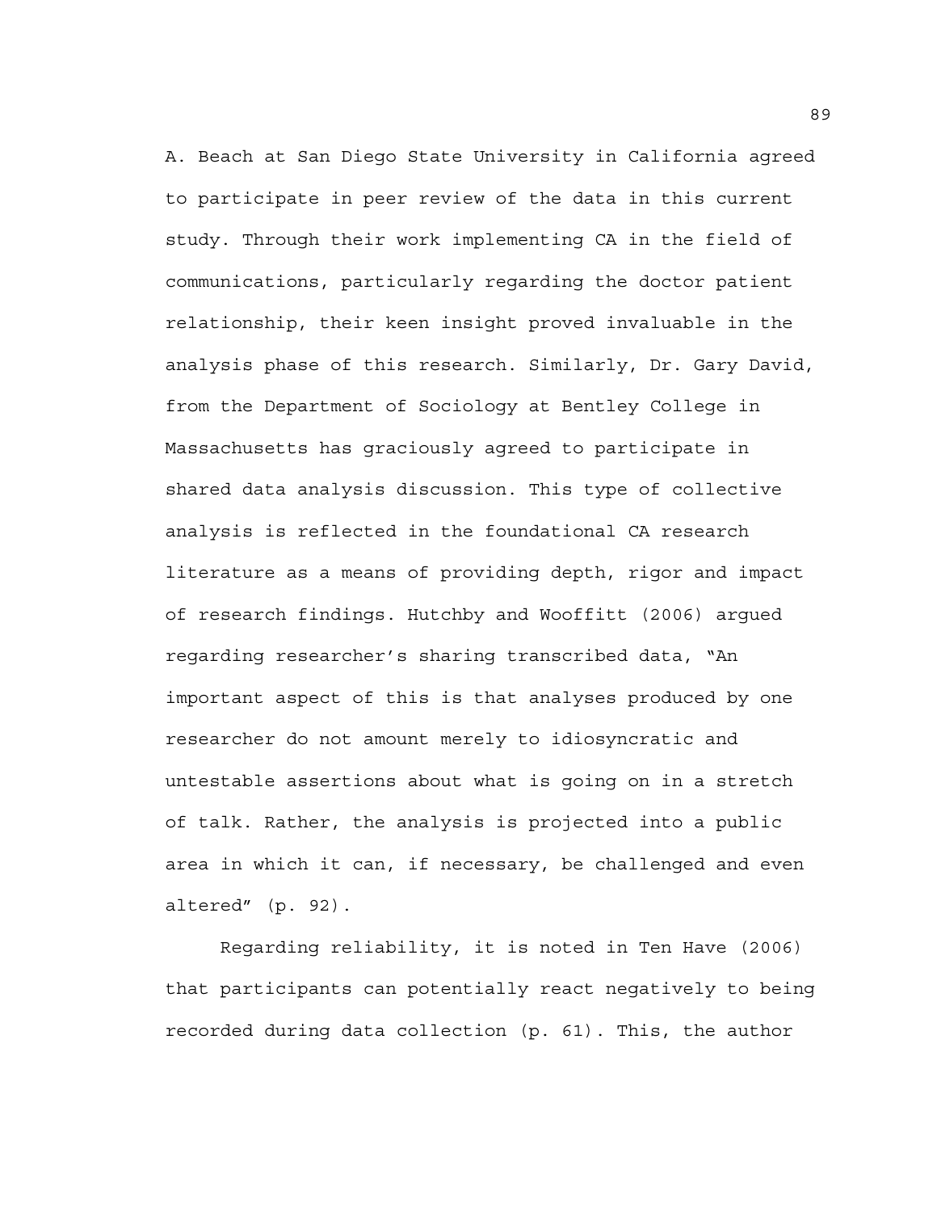A. Beach at San Diego State University in California agreed to participate in peer review of the data in this current study. Through their work implementing CA in the field of communications, particularly regarding the doctor patient relationship, their keen insight proved invaluable in the analysis phase of this research. Similarly, Dr. Gary David, from the Department of Sociology at Bentley College in Massachusetts has graciously agreed to participate in shared data analysis discussion. This type of collective analysis is reflected in the foundational CA research literature as a means of providing depth, rigor and impact of research findings. Hutchby and Wooffitt (2006) argued regarding researcher's sharing transcribed data, "An important aspect of this is that analyses produced by one researcher do not amount merely to idiosyncratic and untestable assertions about what is going on in a stretch of talk. Rather, the analysis is projected into a public area in which it can, if necessary, be challenged and even altered" (p. 92).

Regarding reliability, it is noted in Ten Have (2006) that participants can potentially react negatively to being recorded during data collection (p. 61). This, the author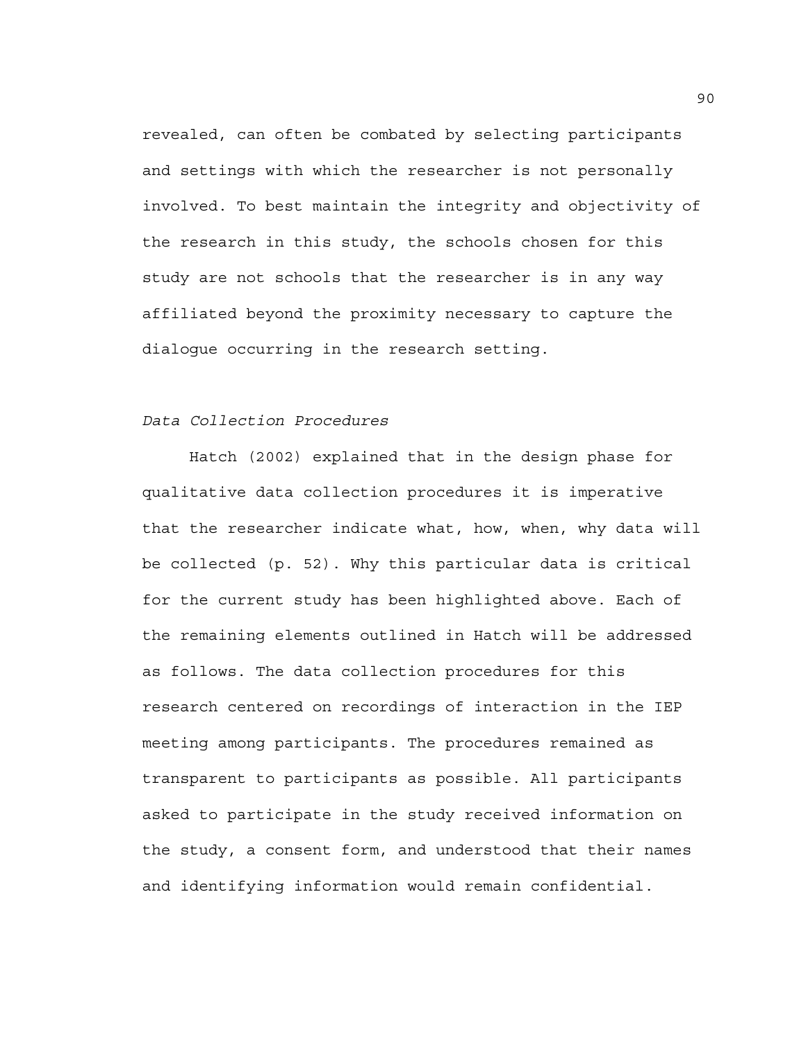revealed, can often be combated by selecting participants and settings with which the researcher is not personally involved. To best maintain the integrity and objectivity of the research in this study, the schools chosen for this study are not schools that the researcher is in any way affiliated beyond the proximity necessary to capture the dialogue occurring in the research setting.

### *Data Collection Procedures*

Hatch (2002) explained that in the design phase for qualitative data collection procedures it is imperative that the researcher indicate what, how, when, why data will be collected (p. 52). Why this particular data is critical for the current study has been highlighted above. Each of the remaining elements outlined in Hatch will be addressed as follows. The data collection procedures for this research centered on recordings of interaction in the IEP meeting among participants. The procedures remained as transparent to participants as possible. All participants asked to participate in the study received information on the study, a consent form, and understood that their names and identifying information would remain confidential.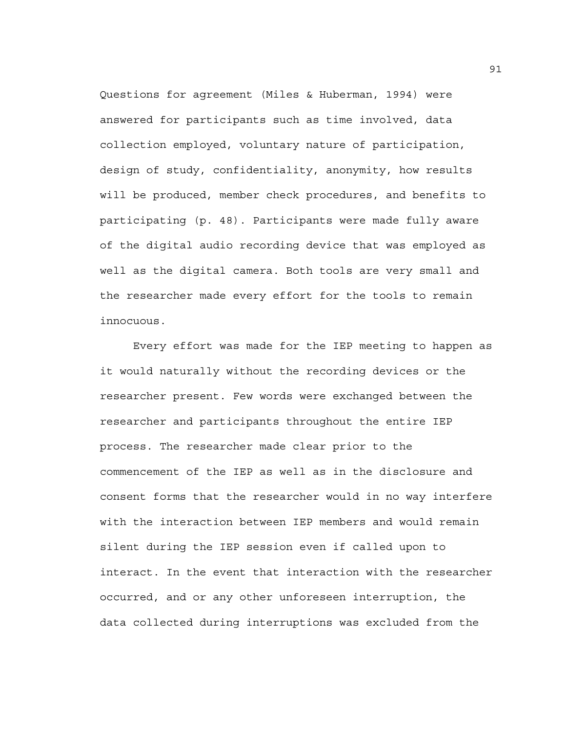Questions for agreement (Miles & Huberman, 1994) were answered for participants such as time involved, data collection employed, voluntary nature of participation, design of study, confidentiality, anonymity, how results will be produced, member check procedures, and benefits to participating (p. 48). Participants were made fully aware of the digital audio recording device that was employed as well as the digital camera. Both tools are very small and the researcher made every effort for the tools to remain innocuous.

Every effort was made for the IEP meeting to happen as it would naturally without the recording devices or the researcher present. Few words were exchanged between the researcher and participants throughout the entire IEP process. The researcher made clear prior to the commencement of the IEP as well as in the disclosure and consent forms that the researcher would in no way interfere with the interaction between IEP members and would remain silent during the IEP session even if called upon to interact. In the event that interaction with the researcher occurred, and or any other unforeseen interruption, the data collected during interruptions was excluded from the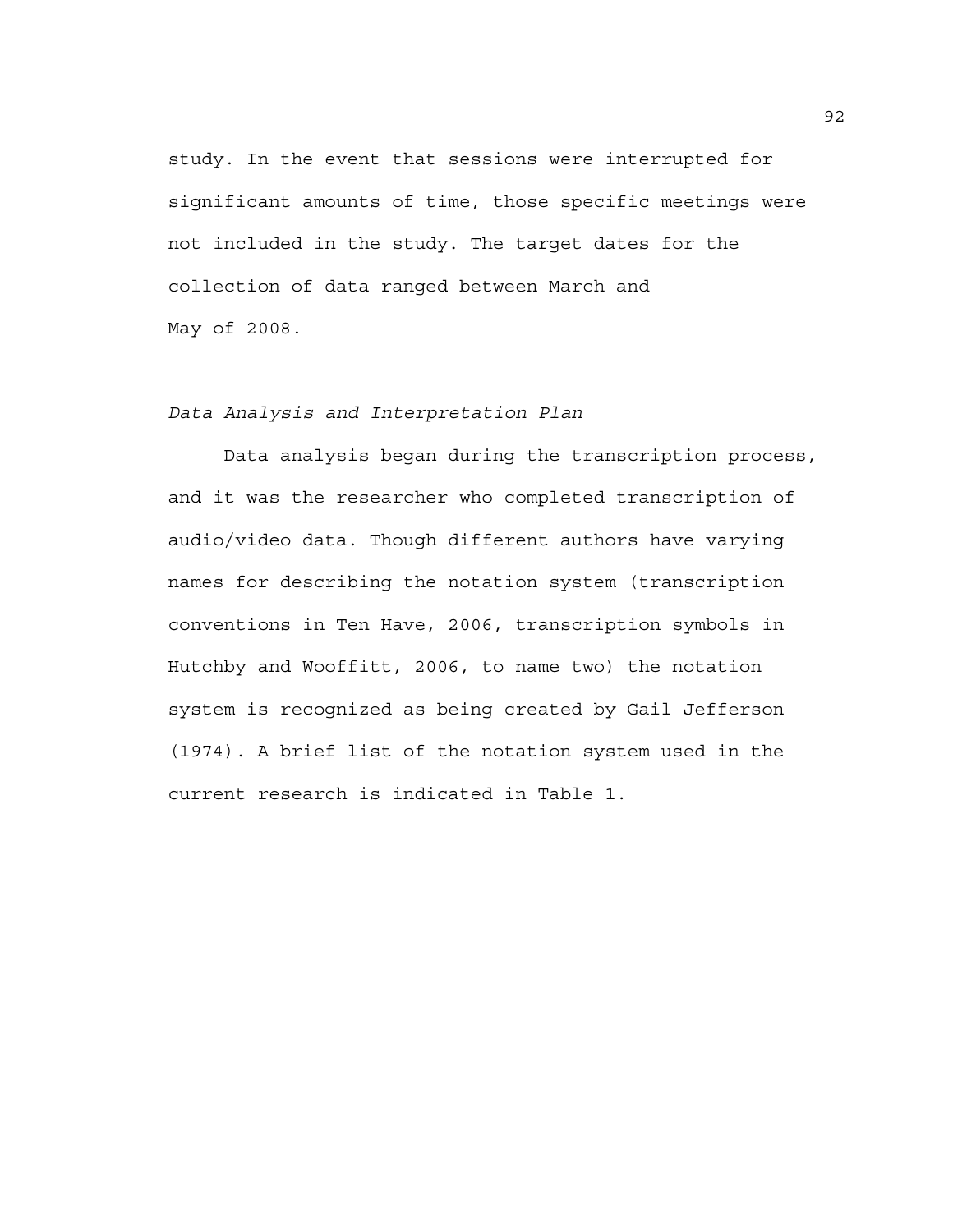study. In the event that sessions were interrupted for significant amounts of time, those specific meetings were not included in the study. The target dates for the collection of data ranged between March and May of 2008.

### *Data Analysis and Interpretation Plan*

Data analysis began during the transcription process, and it was the researcher who completed transcription of audio/video data. Though different authors have varying names for describing the notation system (transcription conventions in Ten Have, 2006, transcription symbols in Hutchby and Wooffitt, 2006, to name two) the notation system is recognized as being created by Gail Jefferson (1974). A brief list of the notation system used in the current research is indicated in Table 1.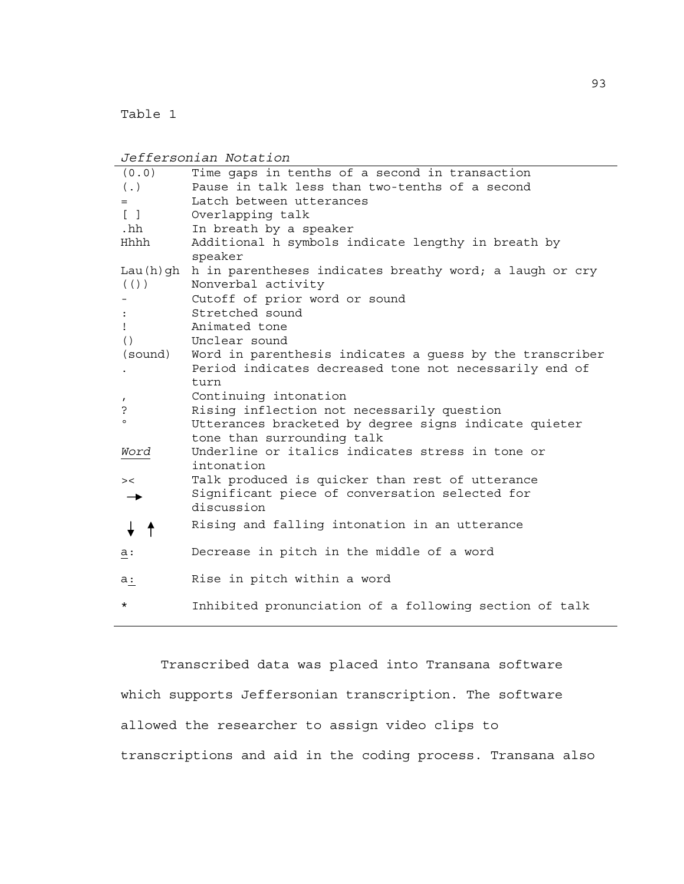Table 1

*Jeffersonian Notation*

| | |
|---|---|
| (0.0) | Time gaps in tenths of a second in transaction |
| (.) | Pause in talk less than two-tenths of a second |
| = | Latch between utterances |
| [ ] | Overlapping talk |
| .hh | In breath by a speaker |
| Hhhh | Additional h symbols indicate lengthy in breath by speaker |
| Lau(h)gh | h in parentheses indicates breathy word; a laugh or cry |
| (()) | Nonverbal activity |
| - | Cutoff of prior word or sound |
| : | Stretched sound |
| ! | Animated tone |
| () | Unclear sound |
| (sound) | Word in parenthesis indicates a guess by the transcriber |
| . | Period indicates decreased tone not necessarily end of turn |
| , | Continuing intonation |
| ? | Rising inflection not necessarily question |
| ° | Utterances bracketed by degree signs indicate quieter tone than surrounding talk |
| *Word* | Underline or italics indicates stress in tone or intonation |
| >< | Talk produced is quicker than rest of utterance |
| → | Significant piece of conversation selected for discussion |
| ↓ ↑ | Rising and falling intonation in an utterance |
| <u>a</u>: | Decrease in pitch in the middle of a word |
| a<u>:</u> | Rise in pitch within a word |
| * | Inhibited pronunciation of a following section of talk |

Transcribed data was placed into Transana software which supports Jeffersonian transcription. The software allowed the researcher to assign video clips to transcriptions and aid in the coding process. Transana also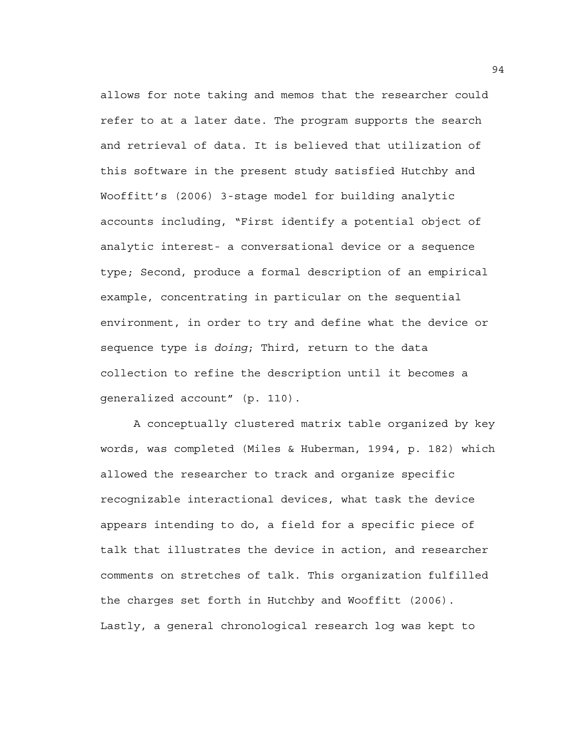allows for note taking and memos that the researcher could refer to at a later date. The program supports the search and retrieval of data. It is believed that utilization of this software in the present study satisfied Hutchby and Wooffitt's (2006) 3-stage model for building analytic accounts including, "First identify a potential object of analytic interest- a conversational device or a sequence type; Second, produce a formal description of an empirical example, concentrating in particular on the sequential environment, in order to try and define what the device or sequence type is *doing*; Third, return to the data collection to refine the description until it becomes a generalized account" (p. 110).

A conceptually clustered matrix table organized by key words, was completed (Miles & Huberman, 1994, p. 182) which allowed the researcher to track and organize specific recognizable interactional devices, what task the device appears intending to do, a field for a specific piece of talk that illustrates the device in action, and researcher comments on stretches of talk. This organization fulfilled the charges set forth in Hutchby and Wooffitt (2006). Lastly, a general chronological research log was kept to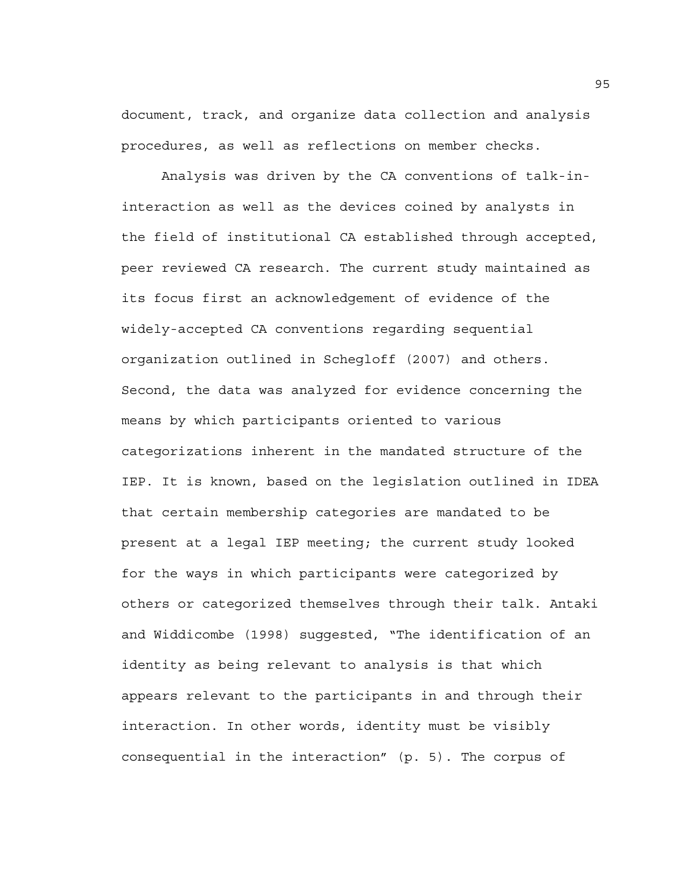document, track, and organize data collection and analysis procedures, as well as reflections on member checks.

Analysis was driven by the CA conventions of talk-in-interaction as well as the devices coined by analysts in the field of institutional CA established through accepted, peer reviewed CA research. The current study maintained as its focus first an acknowledgement of evidence of the widely-accepted CA conventions regarding sequential organization outlined in Schegloff (2007) and others. Second, the data was analyzed for evidence concerning the means by which participants oriented to various categorizations inherent in the mandated structure of the IEP. It is known, based on the legislation outlined in IDEA that certain membership categories are mandated to be present at a legal IEP meeting; the current study looked for the ways in which participants were categorized by others or categorized themselves through their talk. Antaki and Widdicombe (1998) suggested, "The identification of an identity as being relevant to analysis is that which appears relevant to the participants in and through their interaction. In other words, identity must be visibly consequential in the interaction" (p. 5). The corpus of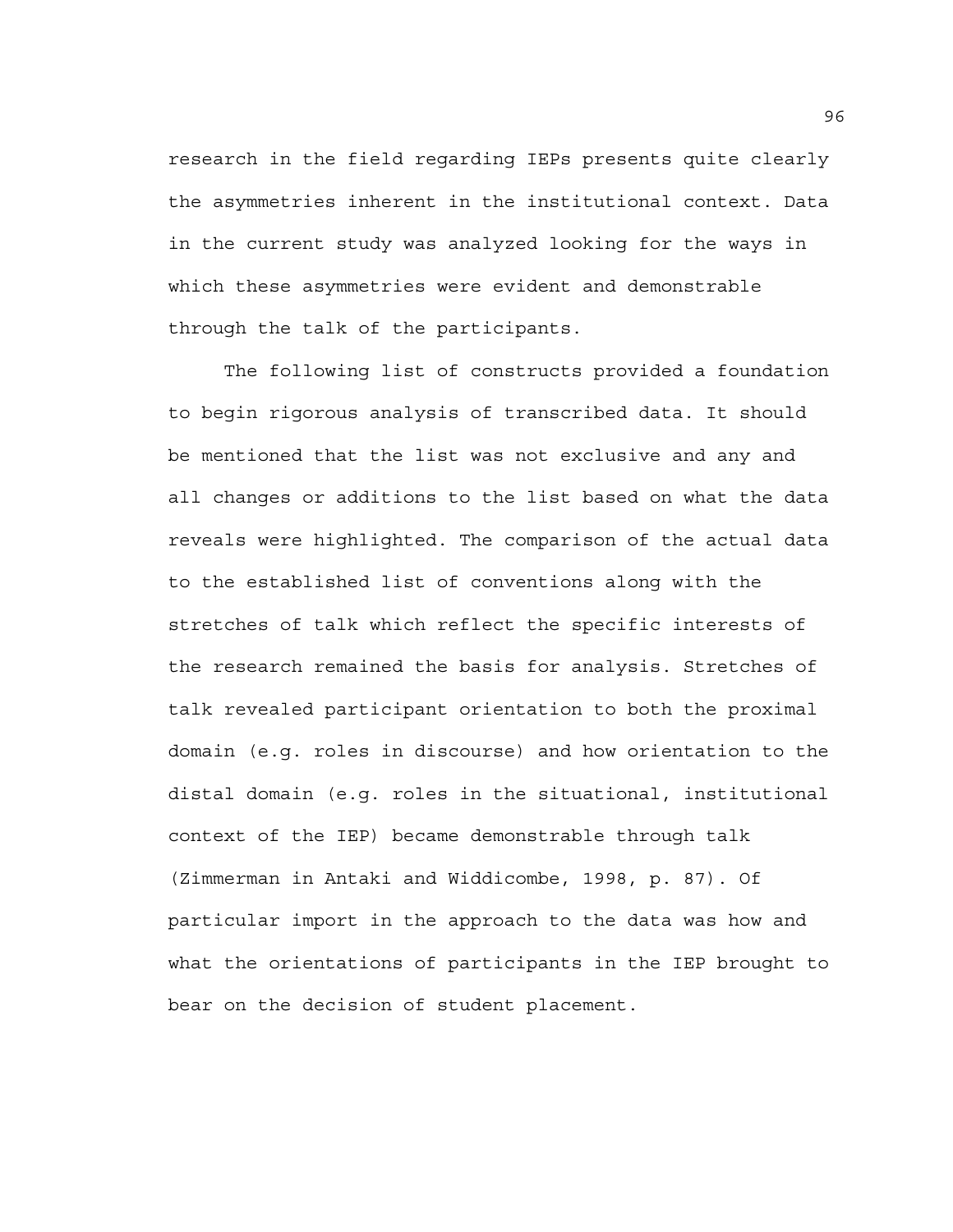research in the field regarding IEPs presents quite clearly the asymmetries inherent in the institutional context. Data in the current study was analyzed looking for the ways in which these asymmetries were evident and demonstrable through the talk of the participants.

The following list of constructs provided a foundation to begin rigorous analysis of transcribed data. It should be mentioned that the list was not exclusive and any and all changes or additions to the list based on what the data reveals were highlighted. The comparison of the actual data to the established list of conventions along with the stretches of talk which reflect the specific interests of the research remained the basis for analysis. Stretches of talk revealed participant orientation to both the proximal domain (e.g. roles in discourse) and how orientation to the distal domain (e.g. roles in the situational, institutional context of the IEP) became demonstrable through talk (Zimmerman in Antaki and Widdicombe, 1998, p. 87). Of particular import in the approach to the data was how and what the orientations of participants in the IEP brought to bear on the decision of student placement.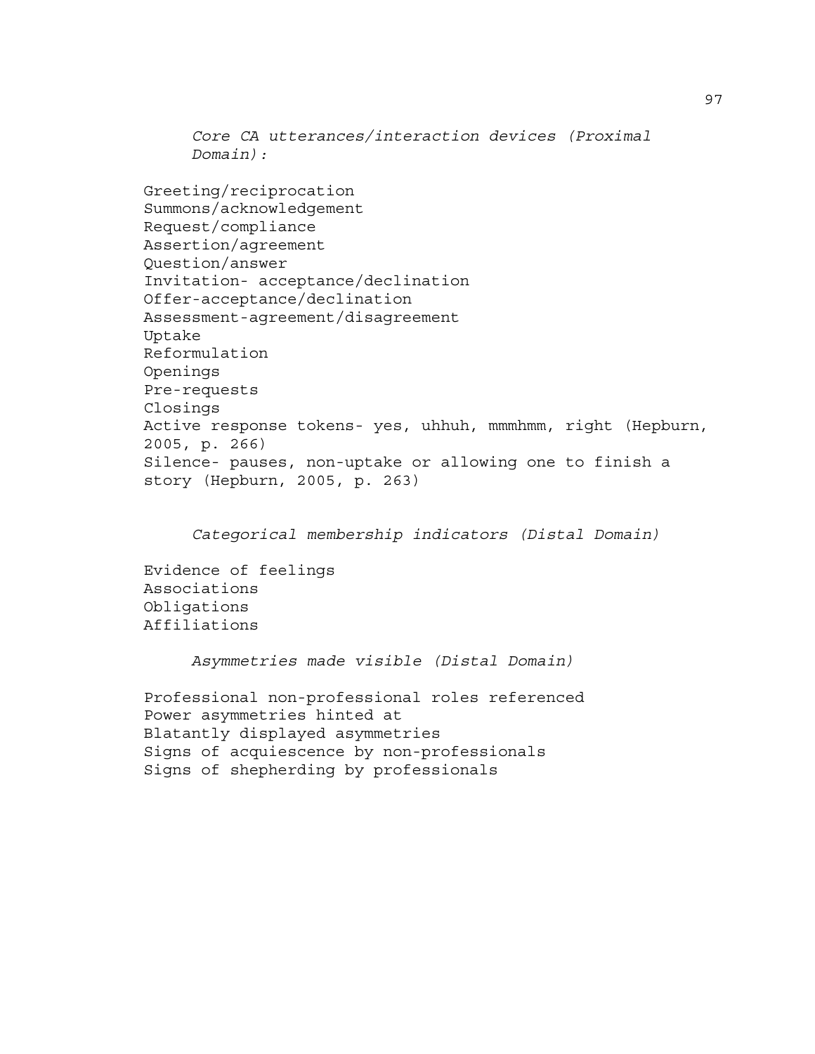*Core CA utterances/interaction devices (Proximal Domain):*

Greeting/reciprocation
Summons/acknowledgement
Request/compliance
Assertion/agreement
Question/answer
Invitation- acceptance/declination
Offer-acceptance/declination
Assessment-agreement/disagreement
Uptake
Reformulation
Openings
Pre-requests
Closings
Active response tokens- yes, uhhuh, mmmhmm, right (Hepburn, 2005, p. 266)
Silence- pauses, non-uptake or allowing one to finish a story (Hepburn, 2005, p. 263)

*Categorical membership indicators (Distal Domain)*

Evidence of feelings
Associations
Obligations
Affiliations

*Asymmetries made visible (Distal Domain)*

Professional non-professional roles referenced
Power asymmetries hinted at
Blatantly displayed asymmetries
Signs of acquiescence by non-professionals
Signs of shepherding by professionals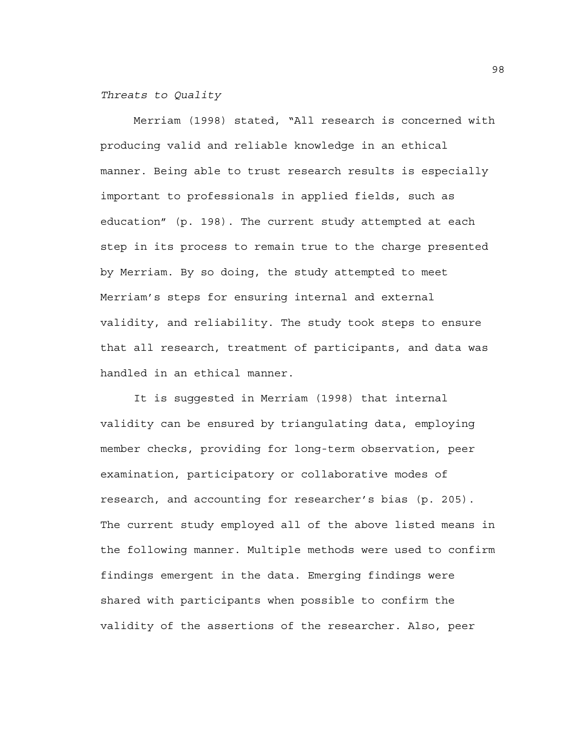*Threats to Quality*

Merriam (1998) stated, "All research is concerned with producing valid and reliable knowledge in an ethical manner. Being able to trust research results is especially important to professionals in applied fields, such as education" (p. 198). The current study attempted at each step in its process to remain true to the charge presented by Merriam. By so doing, the study attempted to meet Merriam's steps for ensuring internal and external validity, and reliability. The study took steps to ensure that all research, treatment of participants, and data was handled in an ethical manner.

It is suggested in Merriam (1998) that internal validity can be ensured by triangulating data, employing member checks, providing for long-term observation, peer examination, participatory or collaborative modes of research, and accounting for researcher's bias (p. 205). The current study employed all of the above listed means in the following manner. Multiple methods were used to confirm findings emergent in the data. Emerging findings were shared with participants when possible to confirm the validity of the assertions of the researcher. Also, peer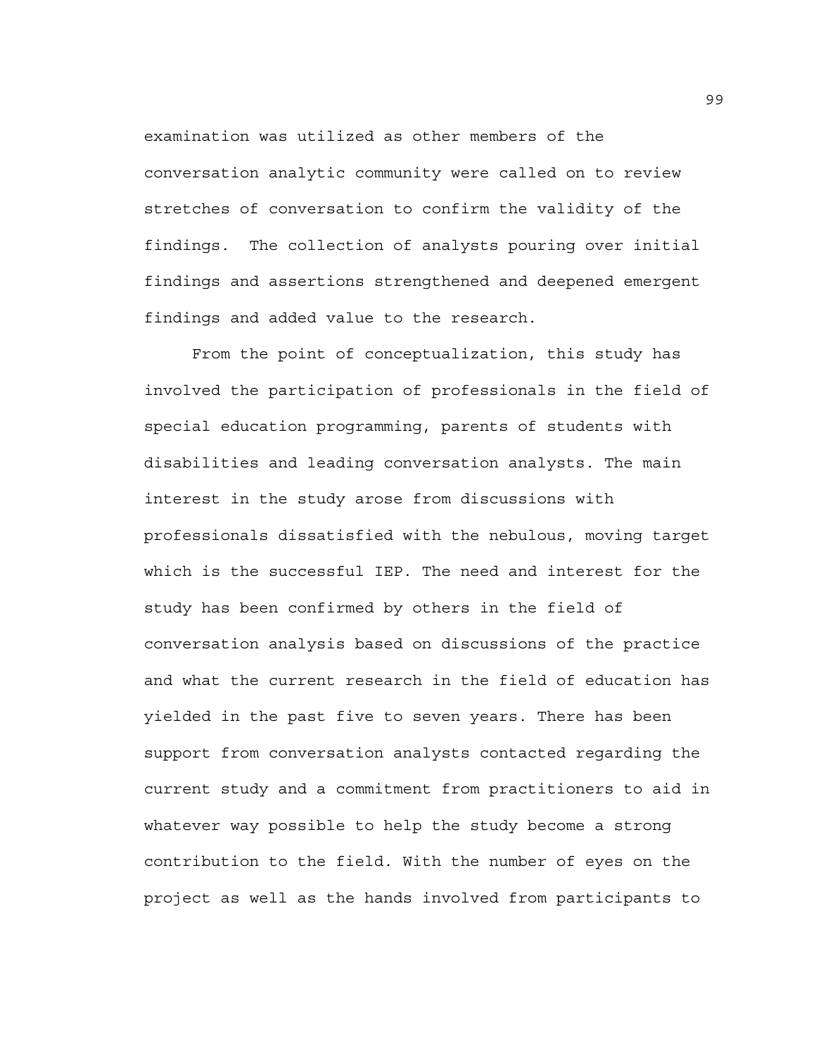examination was utilized as other members of the conversation analytic community were called on to review stretches of conversation to confirm the validity of the findings.  The collection of analysts pouring over initial findings and assertions strengthened and deepened emergent findings and added value to the research.

From the point of conceptualization, this study has involved the participation of professionals in the field of special education programming, parents of students with disabilities and leading conversation analysts. The main interest in the study arose from discussions with professionals dissatisfied with the nebulous, moving target which is the successful IEP. The need and interest for the study has been confirmed by others in the field of conversation analysis based on discussions of the practice and what the current research in the field of education has yielded in the past five to seven years. There has been support from conversation analysts contacted regarding the current study and a commitment from practitioners to aid in whatever way possible to help the study become a strong contribution to the field. With the number of eyes on the project as well as the hands involved from participants to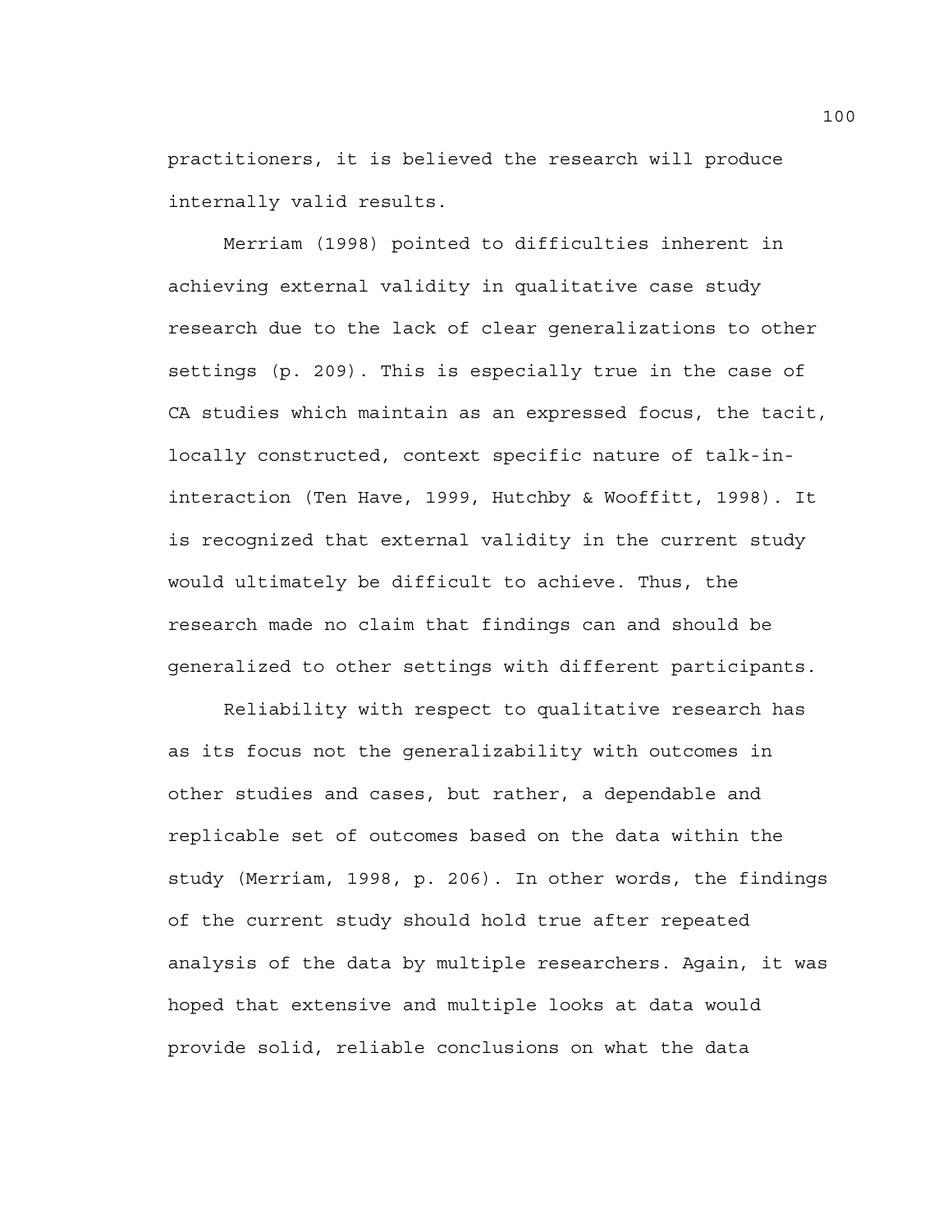practitioners, it is believed the research will produce internally valid results.

Merriam (1998) pointed to difficulties inherent in achieving external validity in qualitative case study research due to the lack of clear generalizations to other settings (p. 209). This is especially true in the case of CA studies which maintain as an expressed focus, the tacit, locally constructed, context specific nature of talk-in-interaction (Ten Have, 1999, Hutchby & Wooffitt, 1998). It is recognized that external validity in the current study would ultimately be difficult to achieve. Thus, the research made no claim that findings can and should be generalized to other settings with different participants.

Reliability with respect to qualitative research has as its focus not the generalizability with outcomes in other studies and cases, but rather, a dependable and replicable set of outcomes based on the data within the study (Merriam, 1998, p. 206). In other words, the findings of the current study should hold true after repeated analysis of the data by multiple researchers. Again, it was hoped that extensive and multiple looks at data would provide solid, reliable conclusions on what the data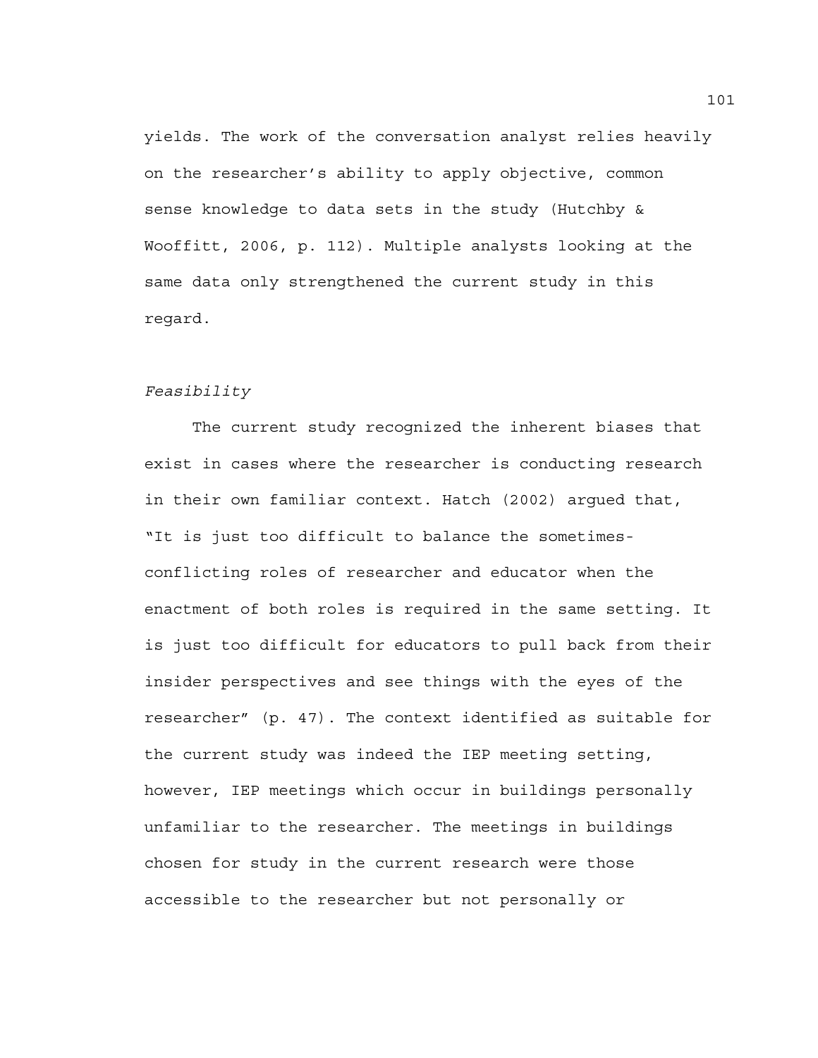yields. The work of the conversation analyst relies heavily on the researcher's ability to apply objective, common sense knowledge to data sets in the study (Hutchby & Wooffitt, 2006, p. 112). Multiple analysts looking at the same data only strengthened the current study in this regard.

*Feasibility*

The current study recognized the inherent biases that exist in cases where the researcher is conducting research in their own familiar context. Hatch (2002) argued that, "It is just too difficult to balance the sometimes-conflicting roles of researcher and educator when the enactment of both roles is required in the same setting. It is just too difficult for educators to pull back from their insider perspectives and see things with the eyes of the researcher" (p. 47). The context identified as suitable for the current study was indeed the IEP meeting setting, however, IEP meetings which occur in buildings personally unfamiliar to the researcher. The meetings in buildings chosen for study in the current research were those accessible to the researcher but not personally or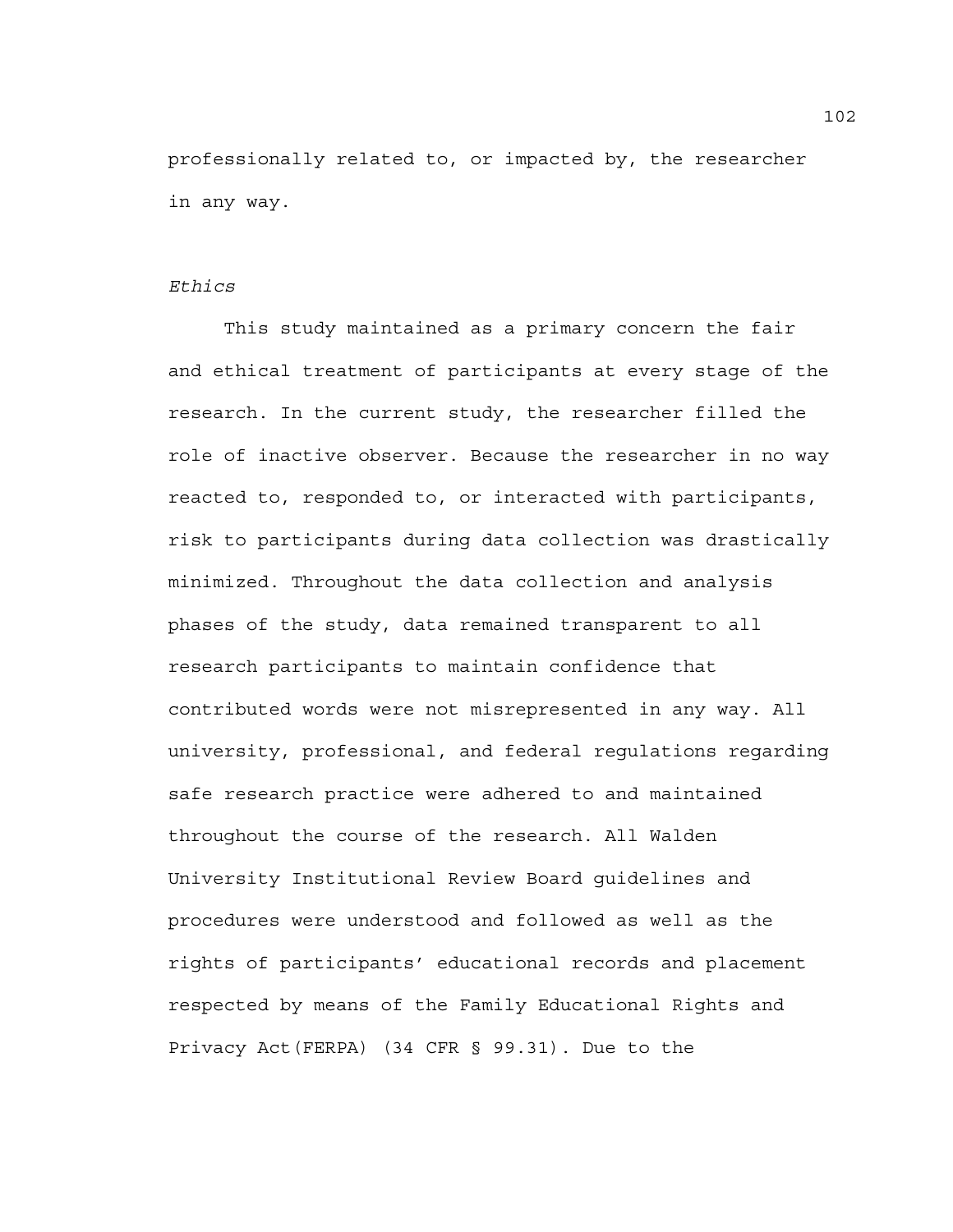professionally related to, or impacted by, the researcher in any way.

### *Ethics*

This study maintained as a primary concern the fair and ethical treatment of participants at every stage of the research. In the current study, the researcher filled the role of inactive observer. Because the researcher in no way reacted to, responded to, or interacted with participants, risk to participants during data collection was drastically minimized. Throughout the data collection and analysis phases of the study, data remained transparent to all research participants to maintain confidence that contributed words were not misrepresented in any way. All university, professional, and federal regulations regarding safe research practice were adhered to and maintained throughout the course of the research. All Walden University Institutional Review Board guidelines and procedures were understood and followed as well as the rights of participants' educational records and placement respected by means of the Family Educational Rights and Privacy Act(FERPA) (34 CFR § 99.31). Due to the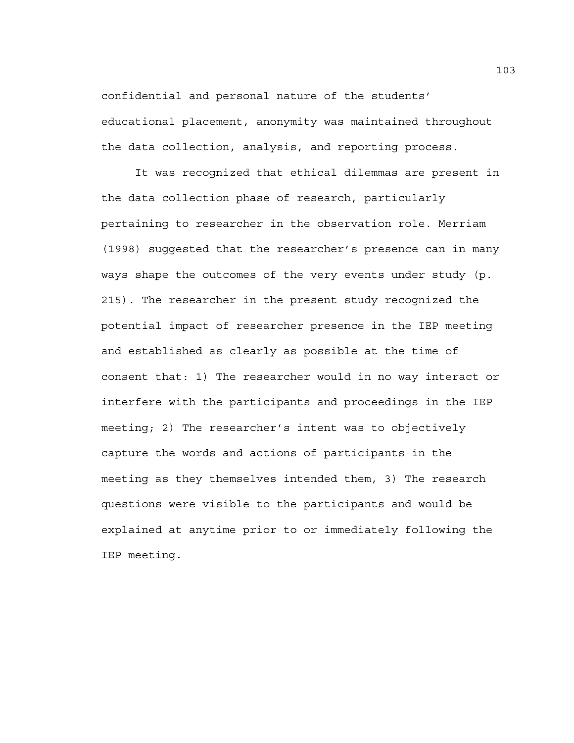confidential and personal nature of the students' educational placement, anonymity was maintained throughout the data collection, analysis, and reporting process.

It was recognized that ethical dilemmas are present in the data collection phase of research, particularly pertaining to researcher in the observation role. Merriam (1998) suggested that the researcher's presence can in many ways shape the outcomes of the very events under study (p. 215). The researcher in the present study recognized the potential impact of researcher presence in the IEP meeting and established as clearly as possible at the time of consent that: 1) The researcher would in no way interact or interfere with the participants and proceedings in the IEP meeting; 2) The researcher's intent was to objectively capture the words and actions of participants in the meeting as they themselves intended them, 3) The research questions were visible to the participants and would be explained at anytime prior to or immediately following the IEP meeting.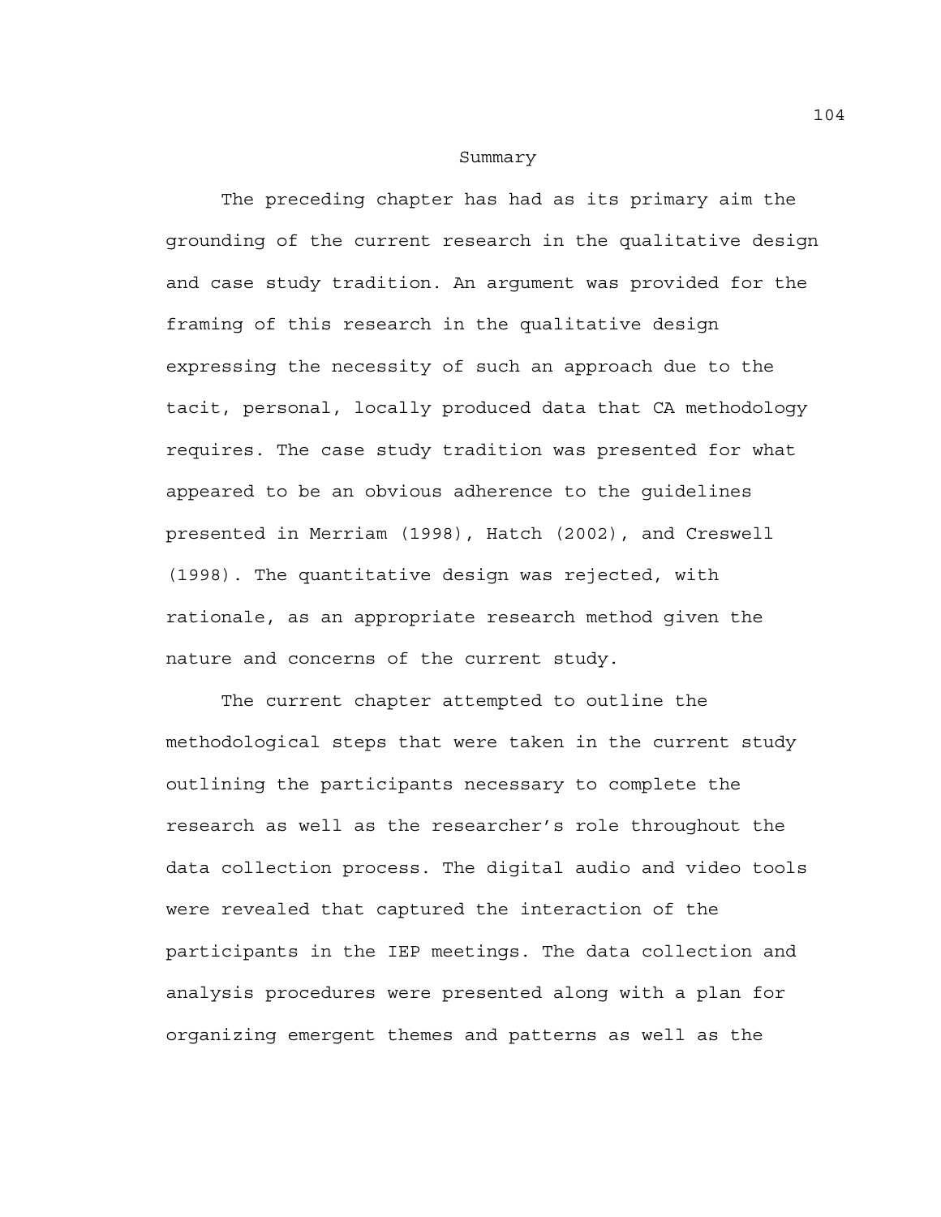## Summary

The preceding chapter has had as its primary aim the grounding of the current research in the qualitative design and case study tradition. An argument was provided for the framing of this research in the qualitative design expressing the necessity of such an approach due to the tacit, personal, locally produced data that CA methodology requires. The case study tradition was presented for what appeared to be an obvious adherence to the guidelines presented in Merriam (1998), Hatch (2002), and Creswell (1998). The quantitative design was rejected, with rationale, as an appropriate research method given the nature and concerns of the current study.

The current chapter attempted to outline the methodological steps that were taken in the current study outlining the participants necessary to complete the research as well as the researcher's role throughout the data collection process. The digital audio and video tools were revealed that captured the interaction of the participants in the IEP meetings. The data collection and analysis procedures were presented along with a plan for organizing emergent themes and patterns as well as the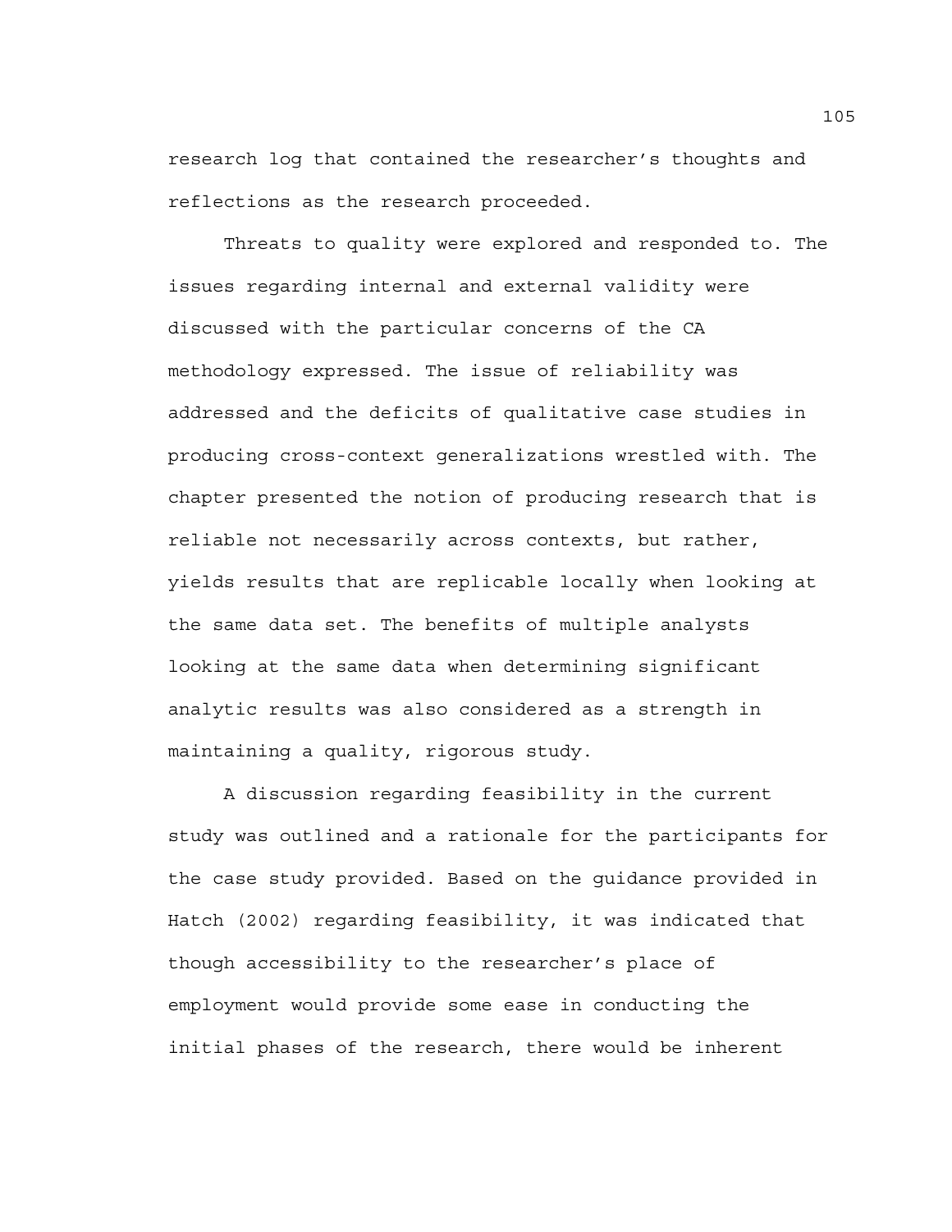research log that contained the researcher's thoughts and reflections as the research proceeded.

Threats to quality were explored and responded to. The issues regarding internal and external validity were discussed with the particular concerns of the CA methodology expressed. The issue of reliability was addressed and the deficits of qualitative case studies in producing cross-context generalizations wrestled with. The chapter presented the notion of producing research that is reliable not necessarily across contexts, but rather, yields results that are replicable locally when looking at the same data set. The benefits of multiple analysts looking at the same data when determining significant analytic results was also considered as a strength in maintaining a quality, rigorous study.

A discussion regarding feasibility in the current study was outlined and a rationale for the participants for the case study provided. Based on the guidance provided in Hatch (2002) regarding feasibility, it was indicated that though accessibility to the researcher's place of employment would provide some ease in conducting the initial phases of the research, there would be inherent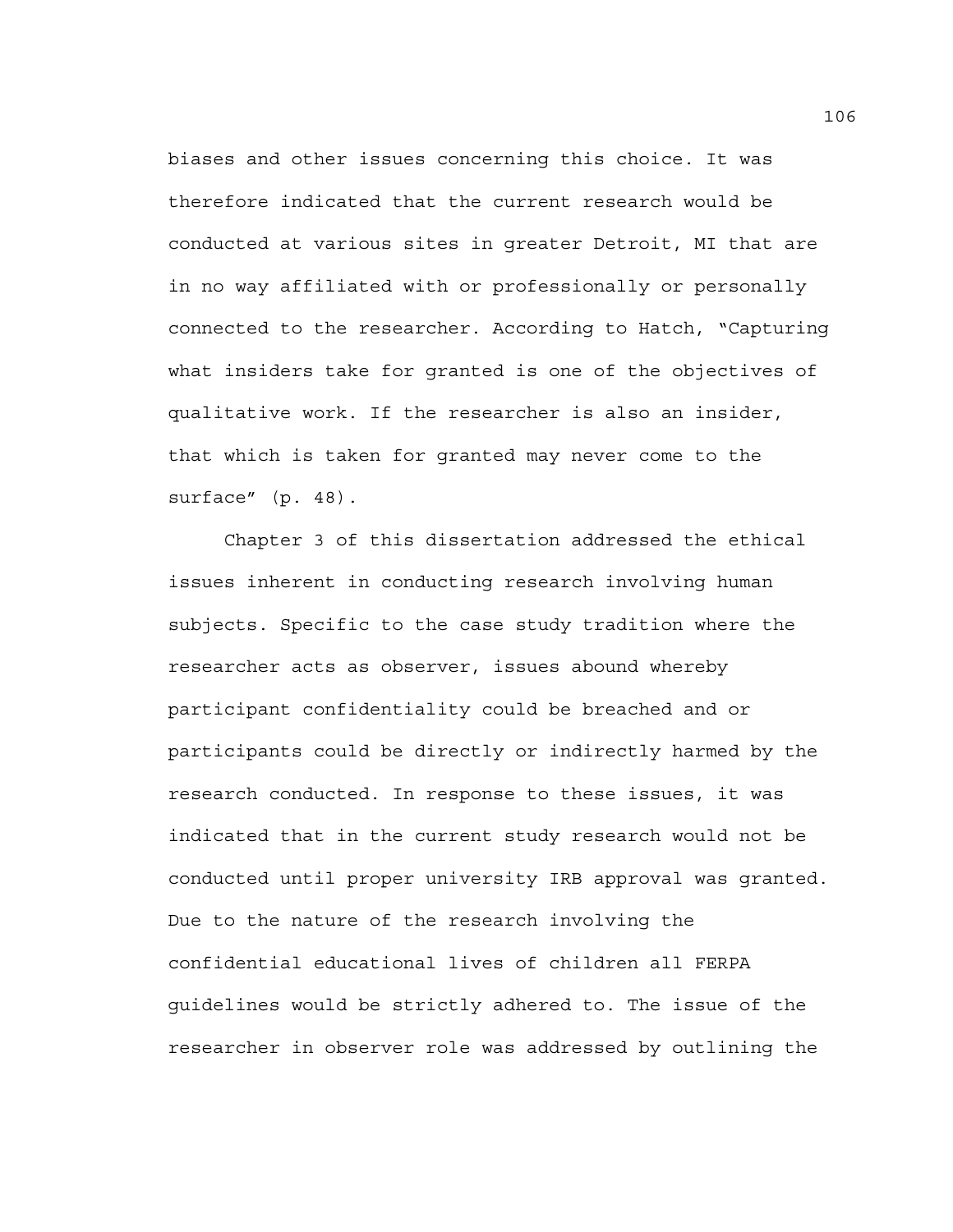biases and other issues concerning this choice. It was therefore indicated that the current research would be conducted at various sites in greater Detroit, MI that are in no way affiliated with or professionally or personally connected to the researcher. According to Hatch, "Capturing what insiders take for granted is one of the objectives of qualitative work. If the researcher is also an insider, that which is taken for granted may never come to the surface" (p. 48).

Chapter 3 of this dissertation addressed the ethical issues inherent in conducting research involving human subjects. Specific to the case study tradition where the researcher acts as observer, issues abound whereby participant confidentiality could be breached and or participants could be directly or indirectly harmed by the research conducted. In response to these issues, it was indicated that in the current study research would not be conducted until proper university IRB approval was granted. Due to the nature of the research involving the confidential educational lives of children all FERPA guidelines would be strictly adhered to. The issue of the researcher in observer role was addressed by outlining the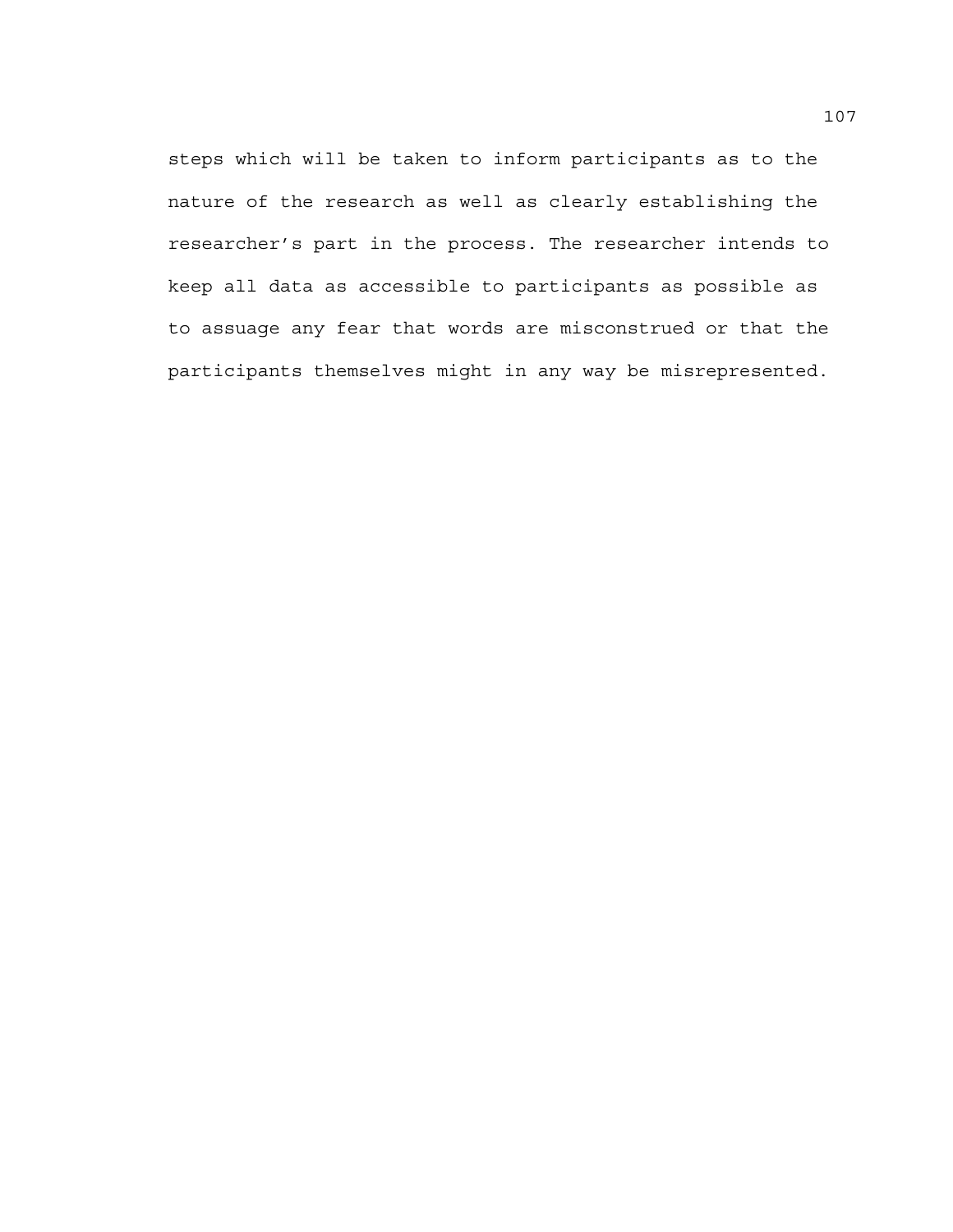steps which will be taken to inform participants as to the nature of the research as well as clearly establishing the researcher's part in the process. The researcher intends to keep all data as accessible to participants as possible as to assuage any fear that words are misconstrued or that the participants themselves might in any way be misrepresented.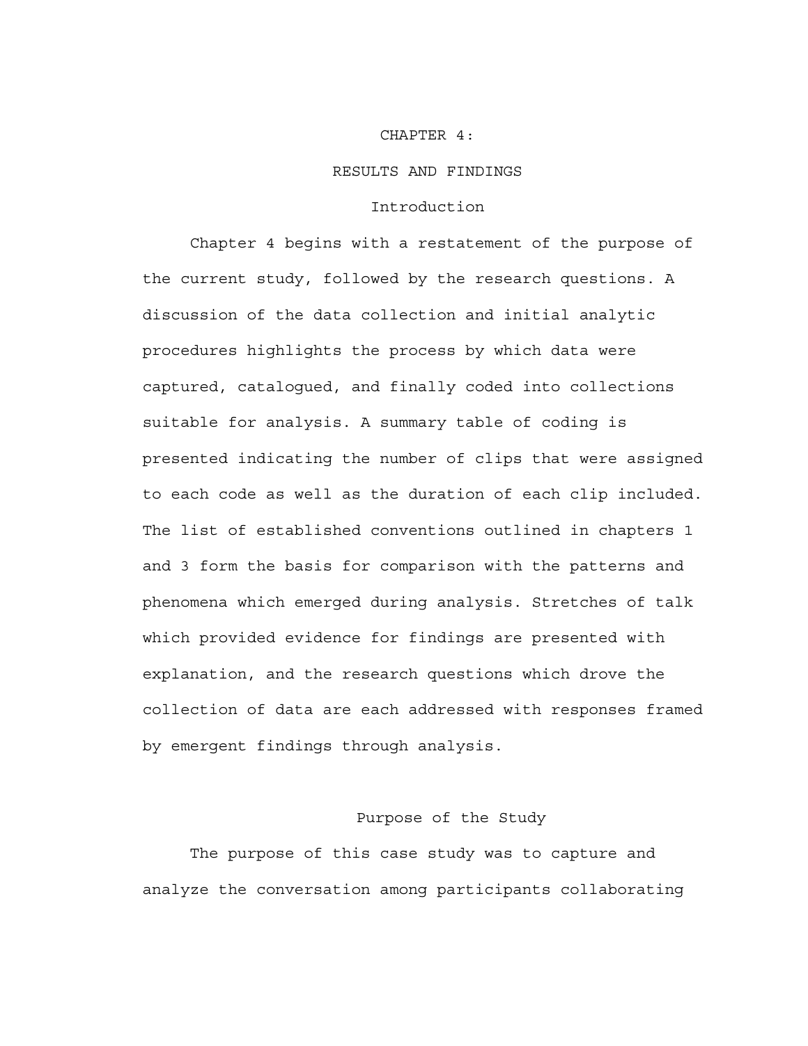# CHAPTER 4:

# RESULTS AND FINDINGS

## Introduction

Chapter 4 begins with a restatement of the purpose of the current study, followed by the research questions. A discussion of the data collection and initial analytic procedures highlights the process by which data were captured, catalogued, and finally coded into collections suitable for analysis. A summary table of coding is presented indicating the number of clips that were assigned to each code as well as the duration of each clip included. The list of established conventions outlined in chapters 1 and 3 form the basis for comparison with the patterns and phenomena which emerged during analysis. Stretches of talk which provided evidence for findings are presented with explanation, and the research questions which drove the collection of data are each addressed with responses framed by emergent findings through analysis.

## Purpose of the Study

The purpose of this case study was to capture and analyze the conversation among participants collaborating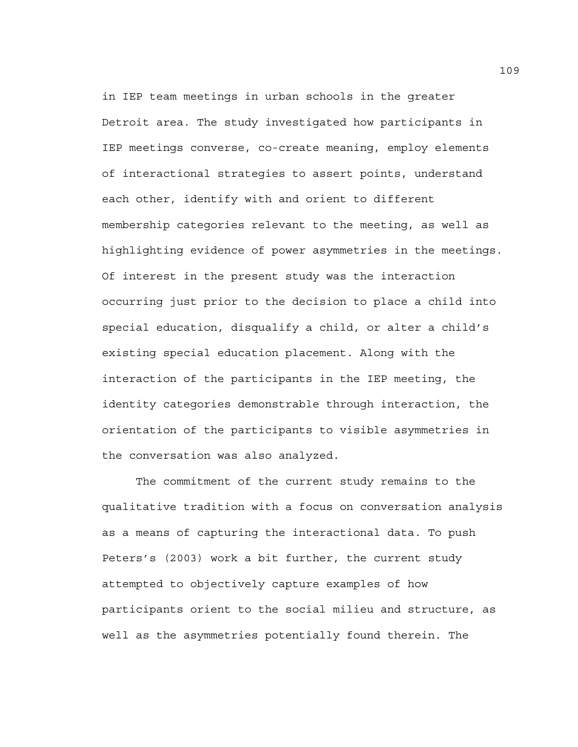in IEP team meetings in urban schools in the greater Detroit area. The study investigated how participants in IEP meetings converse, co-create meaning, employ elements of interactional strategies to assert points, understand each other, identify with and orient to different membership categories relevant to the meeting, as well as highlighting evidence of power asymmetries in the meetings. Of interest in the present study was the interaction occurring just prior to the decision to place a child into special education, disqualify a child, or alter a child's existing special education placement. Along with the interaction of the participants in the IEP meeting, the identity categories demonstrable through interaction, the orientation of the participants to visible asymmetries in the conversation was also analyzed.

The commitment of the current study remains to the qualitative tradition with a focus on conversation analysis as a means of capturing the interactional data. To push Peters's (2003) work a bit further, the current study attempted to objectively capture examples of how participants orient to the social milieu and structure, as well as the asymmetries potentially found therein. The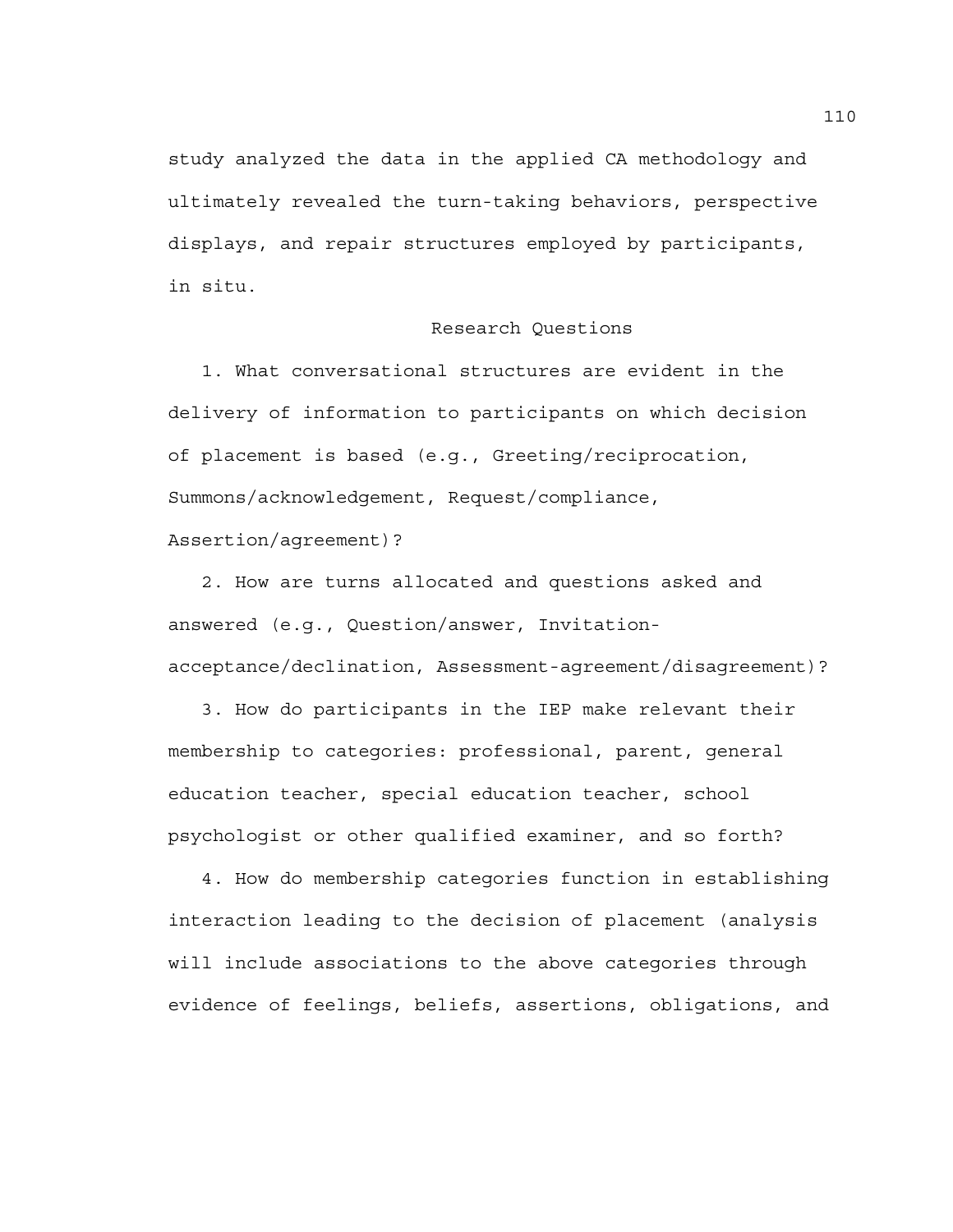study analyzed the data in the applied CA methodology and ultimately revealed the turn-taking behaviors, perspective displays, and repair structures employed by participants, in situ.

## Research Questions

1. What conversational structures are evident in the delivery of information to participants on which decision of placement is based (e.g., Greeting/reciprocation, Summons/acknowledgement, Request/compliance, Assertion/agreement)?

2. How are turns allocated and questions asked and answered (e.g., Question/answer, Invitation-acceptance/declination, Assessment-agreement/disagreement)?

3. How do participants in the IEP make relevant their membership to categories: professional, parent, general education teacher, special education teacher, school psychologist or other qualified examiner, and so forth?

4. How do membership categories function in establishing interaction leading to the decision of placement (analysis will include associations to the above categories through evidence of feelings, beliefs, assertions, obligations, and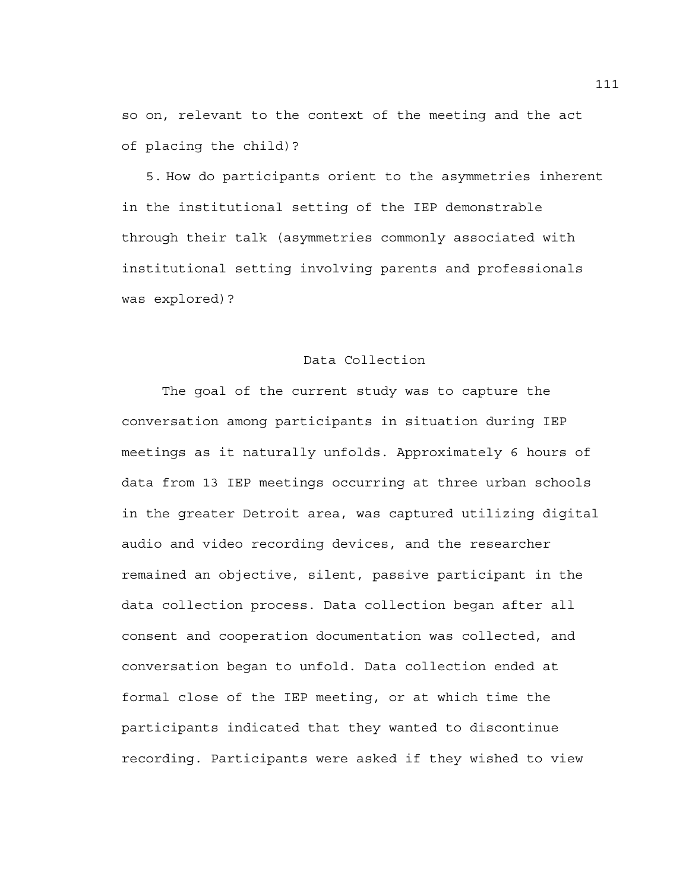so on, relevant to the context of the meeting and the act of placing the child)?

5. How do participants orient to the asymmetries inherent in the institutional setting of the IEP demonstrable through their talk (asymmetries commonly associated with institutional setting involving parents and professionals was explored)?

## Data Collection

The goal of the current study was to capture the conversation among participants in situation during IEP meetings as it naturally unfolds. Approximately 6 hours of data from 13 IEP meetings occurring at three urban schools in the greater Detroit area, was captured utilizing digital audio and video recording devices, and the researcher remained an objective, silent, passive participant in the data collection process. Data collection began after all consent and cooperation documentation was collected, and conversation began to unfold. Data collection ended at formal close of the IEP meeting, or at which time the participants indicated that they wanted to discontinue recording. Participants were asked if they wished to view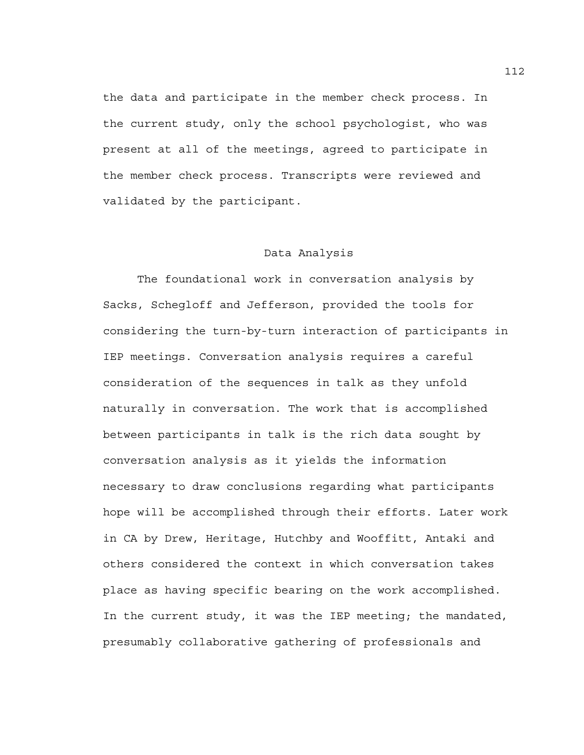the data and participate in the member check process. In the current study, only the school psychologist, who was present at all of the meetings, agreed to participate in the member check process. Transcripts were reviewed and validated by the participant.

## Data Analysis

The foundational work in conversation analysis by Sacks, Schegloff and Jefferson, provided the tools for considering the turn-by-turn interaction of participants in IEP meetings. Conversation analysis requires a careful consideration of the sequences in talk as they unfold naturally in conversation. The work that is accomplished between participants in talk is the rich data sought by conversation analysis as it yields the information necessary to draw conclusions regarding what participants hope will be accomplished through their efforts. Later work in CA by Drew, Heritage, Hutchby and Wooffitt, Antaki and others considered the context in which conversation takes place as having specific bearing on the work accomplished. In the current study, it was the IEP meeting; the mandated, presumably collaborative gathering of professionals and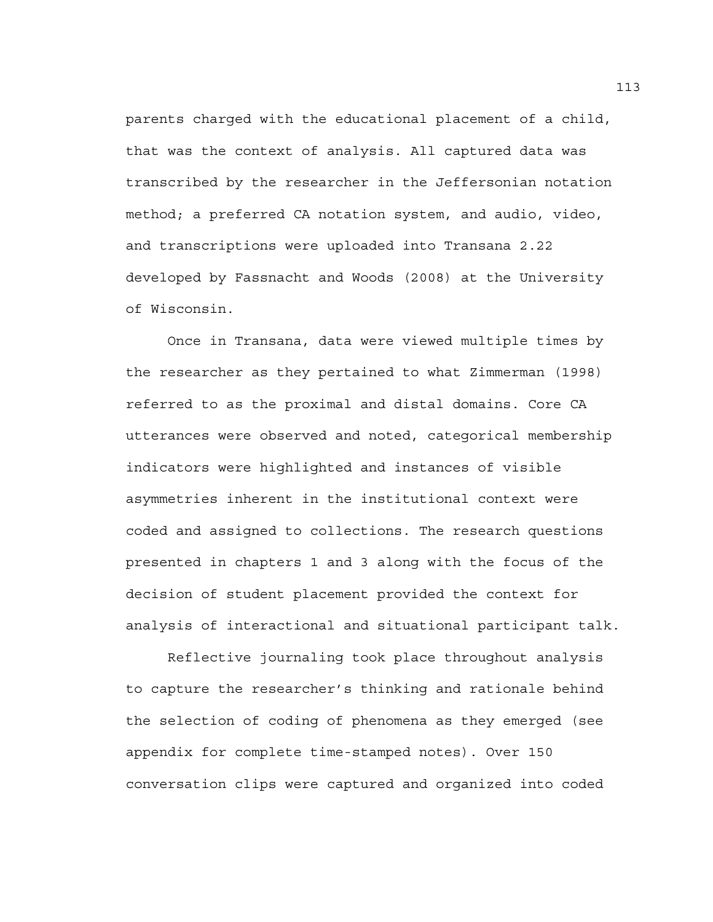parents charged with the educational placement of a child, that was the context of analysis. All captured data was transcribed by the researcher in the Jeffersonian notation method; a preferred CA notation system, and audio, video, and transcriptions were uploaded into Transana 2.22 developed by Fassnacht and Woods (2008) at the University of Wisconsin.

Once in Transana, data were viewed multiple times by the researcher as they pertained to what Zimmerman (1998) referred to as the proximal and distal domains. Core CA utterances were observed and noted, categorical membership indicators were highlighted and instances of visible asymmetries inherent in the institutional context were coded and assigned to collections. The research questions presented in chapters 1 and 3 along with the focus of the decision of student placement provided the context for analysis of interactional and situational participant talk.

Reflective journaling took place throughout analysis to capture the researcher's thinking and rationale behind the selection of coding of phenomena as they emerged (see appendix for complete time-stamped notes). Over 150 conversation clips were captured and organized into coded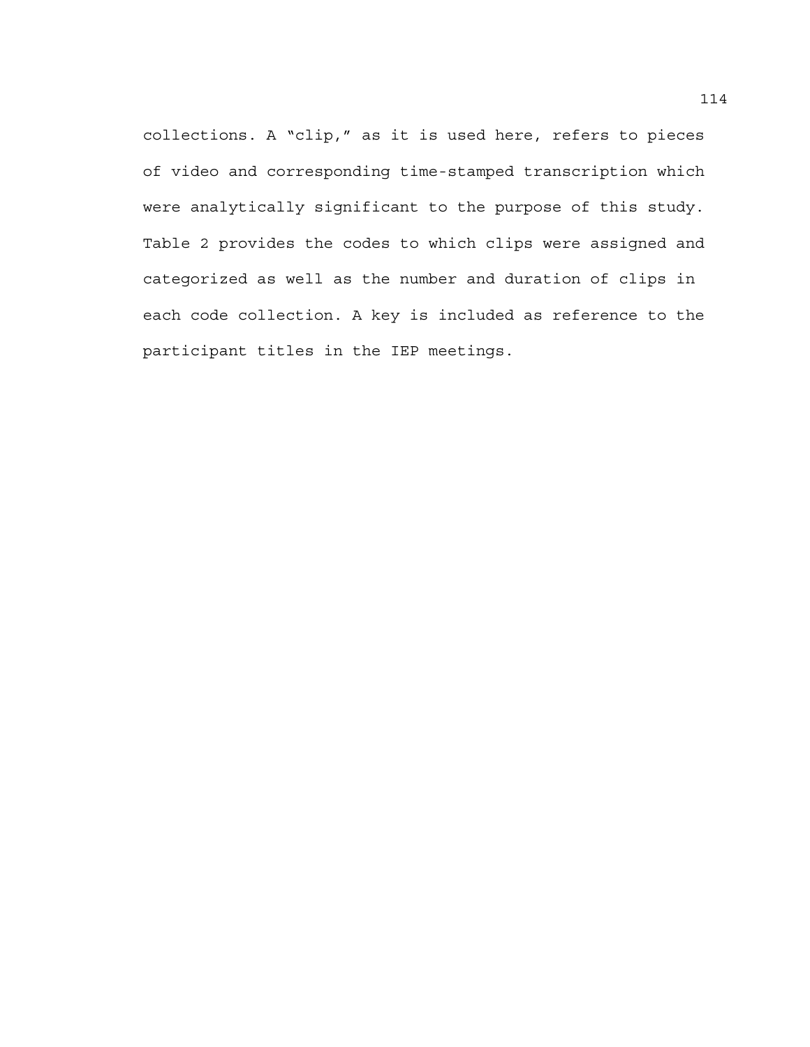collections. A "clip," as it is used here, refers to pieces of video and corresponding time-stamped transcription which were analytically significant to the purpose of this study. Table 2 provides the codes to which clips were assigned and categorized as well as the number and duration of clips in each code collection. A key is included as reference to the participant titles in the IEP meetings.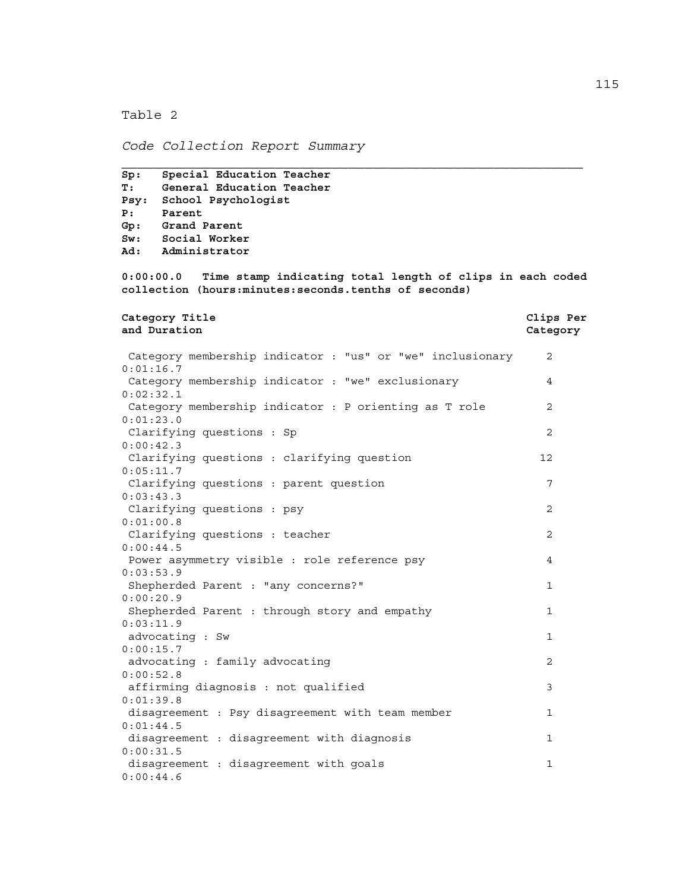Table 2

*Code Collection Report Summary*

**Sp: Special Education Teacher**
**T: General Education Teacher**
**Psy: School Psychologist**
**P: Parent**
**Gp: Grand Parent**
**Sw: Social Worker**
**Ad: Administrator**

**0:00:00.0 Time stamp indicating total length of clips in each coded collection (hours:minutes:seconds.tenths of seconds)**

| Category Title and Duration | Clips Per Category |
|---|---|
| Category membership indicator : "us" or "we" inclusionary 0:01:16.7 | 2 |
| Category membership indicator : "we" exclusionary 0:02:32.1 | 4 |
| Category membership indicator : P orienting as T role 0:01:23.0 | 2 |
| Clarifying questions : Sp 0:00:42.3 | 2 |
| Clarifying questions : clarifying question 0:05:11.7 | 12 |
| Clarifying questions : parent question 0:03:43.3 | 7 |
| Clarifying questions : psy 0:01:00.8 | 2 |
| Clarifying questions : teacher 0:00:44.5 | 2 |
| Power asymmetry visible : role reference psy 0:03:53.9 | 4 |
| Shepherded Parent : "any concerns?" 0:00:20.9 | 1 |
| Shepherded Parent : through story and empathy 0:03:11.9 | 1 |
| advocating : Sw 0:00:15.7 | 1 |
| advocating : family advocating 0:00:52.8 | 2 |
| affirming diagnosis : not qualified 0:01:39.8 | 3 |
| disagreement : Psy disagreement with team member 0:01:44.5 | 1 |
| disagreement : disagreement with diagnosis 0:00:31.5 | 1 |
| disagreement : disagreement with goals 0:00:44.6 | 1 |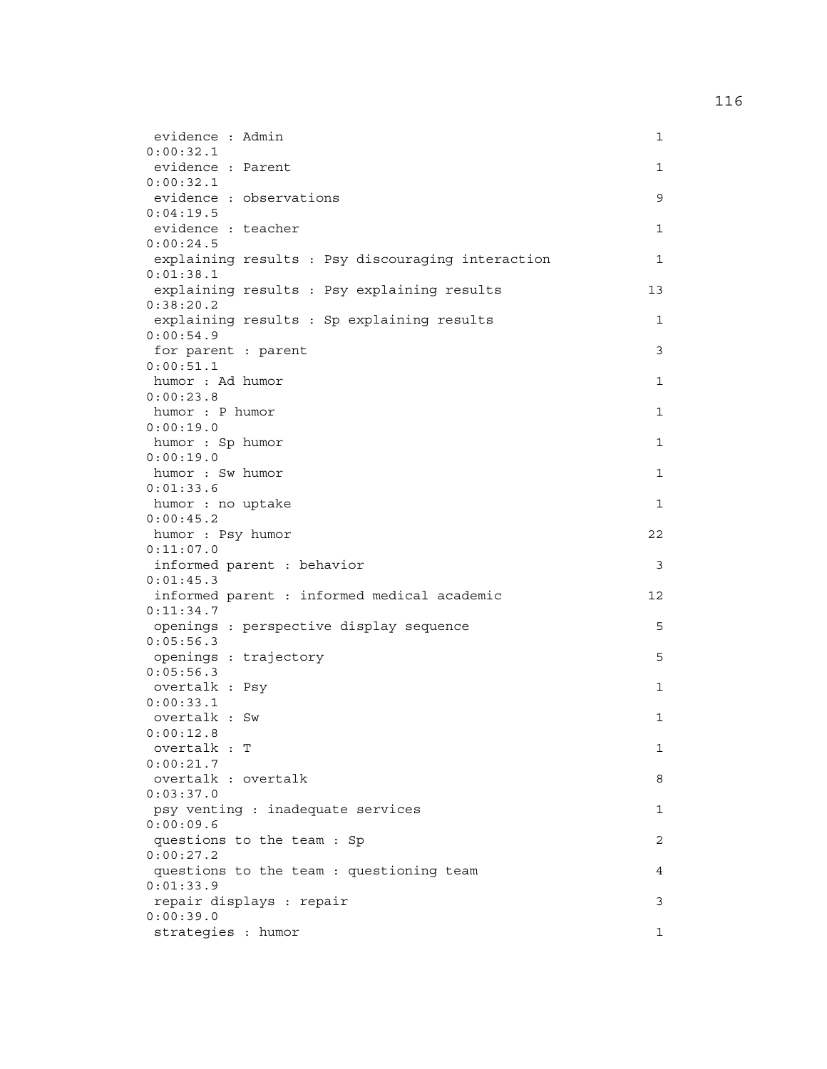| Code | Count | Duration |
|---|---|---|
| evidence : Admin | 1 | 0:00:32.1 |
| evidence : Parent | 1 | 0:00:32.1 |
| evidence : observations | 9 | 0:04:19.5 |
| evidence : teacher | 1 | 0:00:24.5 |
| explaining results : Psy discouraging interaction | 1 | 0:01:38.1 |
| explaining results : Psy explaining results | 13 | 0:38:20.2 |
| explaining results : Sp explaining results | 1 | 0:00:54.9 |
| for parent : parent | 3 | 0:00:51.1 |
| humor : Ad humor | 1 | 0:00:23.8 |
| humor : P humor | 1 | 0:00:19.0 |
| humor : Sp humor | 1 | 0:00:19.0 |
| humor : Sw humor | 1 | 0:01:33.6 |
| humor : no uptake | 1 | 0:00:45.2 |
| humor : Psy humor | 22 | 0:11:07.0 |
| informed parent : behavior | 3 | 0:01:45.3 |
| informed parent : informed medical academic | 12 | 0:11:34.7 |
| openings : perspective display sequence | 5 | 0:05:56.3 |
| openings : trajectory | 5 | 0:05:56.3 |
| overtalk : Psy | 1 | 0:00:33.1 |
| overtalk : Sw | 1 | 0:00:12.8 |
| overtalk : T | 1 | 0:00:21.7 |
| overtalk : overtalk | 8 | 0:03:37.0 |
| psy venting : inadequate services | 1 | 0:00:09.6 |
| questions to the team : Sp | 2 | 0:00:27.2 |
| questions to the team : questioning team | 4 | 0:01:33.9 |
| repair displays : repair | 3 | 0:00:39.0 |
| strategies : humor | 1 | |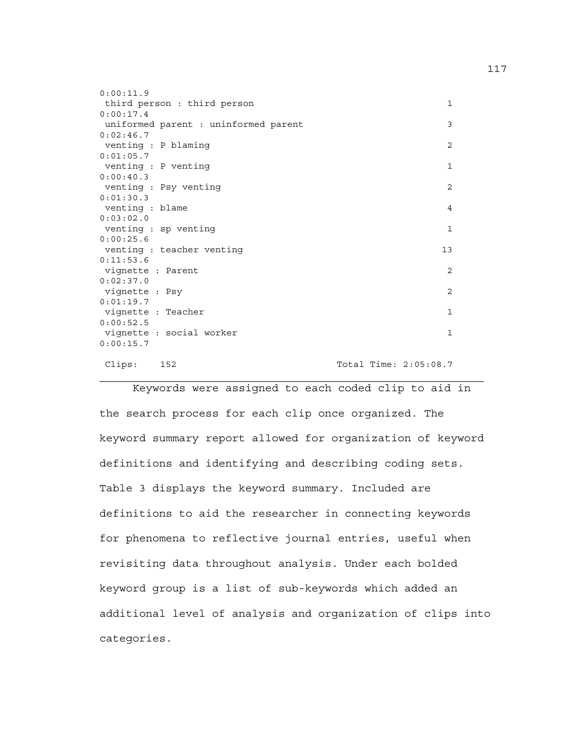```
0:00:11.9
 third person : third person                                    1
0:00:17.4
 uniformed parent : uninformed parent                           3
0:02:46.7
 venting : P blaming                                            2
0:01:05.7
 venting : P venting                                            1
0:00:40.3
 venting : Psy venting                                          2
0:01:30.3
 venting : blame                                                4
0:03:02.0
 venting : sp venting                                           1
0:00:25.6
 venting : teacher venting                                     13
0:11:53.6
 vignette : Parent                                              2
0:02:37.0
 vignette : Psy                                                 2
0:01:19.7
 vignette : Teacher                                             1
0:00:52.5
 vignette : social worker                                       1
0:00:15.7

 Clips:    152                              Total Time: 2:05:08.7
```

---

Keywords were assigned to each coded clip to aid in the search process for each clip once organized. The keyword summary report allowed for organization of keyword definitions and identifying and describing coding sets. Table 3 displays the keyword summary. Included are definitions to aid the researcher in connecting keywords for phenomena to reflective journal entries, useful when revisiting data throughout analysis. Under each bolded keyword group is a list of sub-keywords which added an additional level of analysis and organization of clips into categories.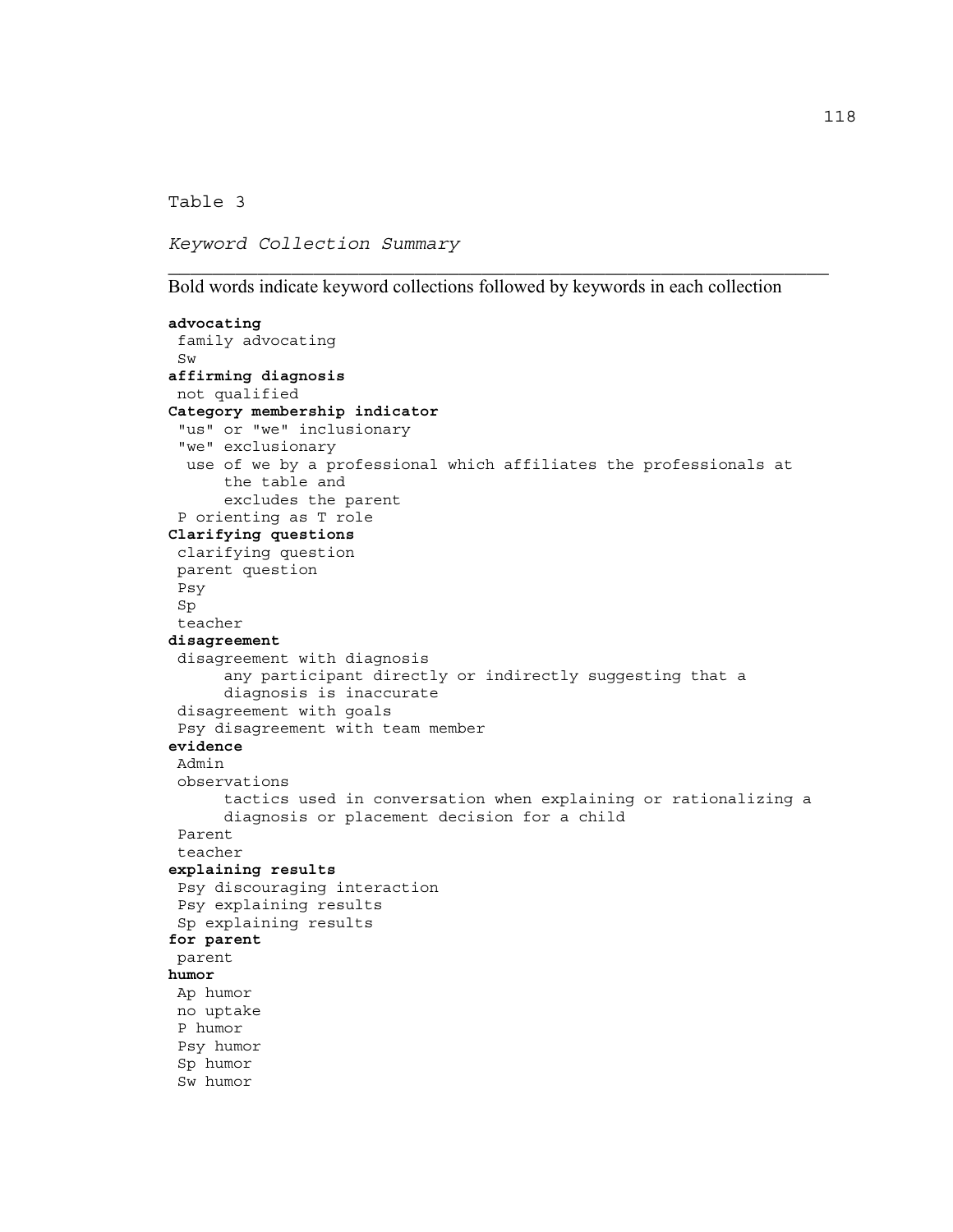Table 3

*Keyword Collection Summary*

---

Bold words indicate keyword collections followed by keywords in each collection

**advocating**
- family advocating
- Sw

**affirming diagnosis**
- not qualified

**Category membership indicator**
- "us" or "we" inclusionary
- "we" exclusionary
  - use of we by a professional which affiliates the professionals at the table and excludes the parent
- P orienting as T role

**Clarifying questions**
- clarifying question
- parent question
- Psy
- Sp
- teacher

**disagreement**
- disagreement with diagnosis
  - any participant directly or indirectly suggesting that a diagnosis is inaccurate
- disagreement with goals
- Psy disagreement with team member

**evidence**
- Admin
- observations
  - tactics used in conversation when explaining or rationalizing a diagnosis or placement decision for a child
- Parent
- teacher

**explaining results**
- Psy discouraging interaction
- Psy explaining results
- Sp explaining results

**for parent**
- parent

**humor**
- Ap humor
- no uptake
- P humor
- Psy humor
- Sp humor
- Sw humor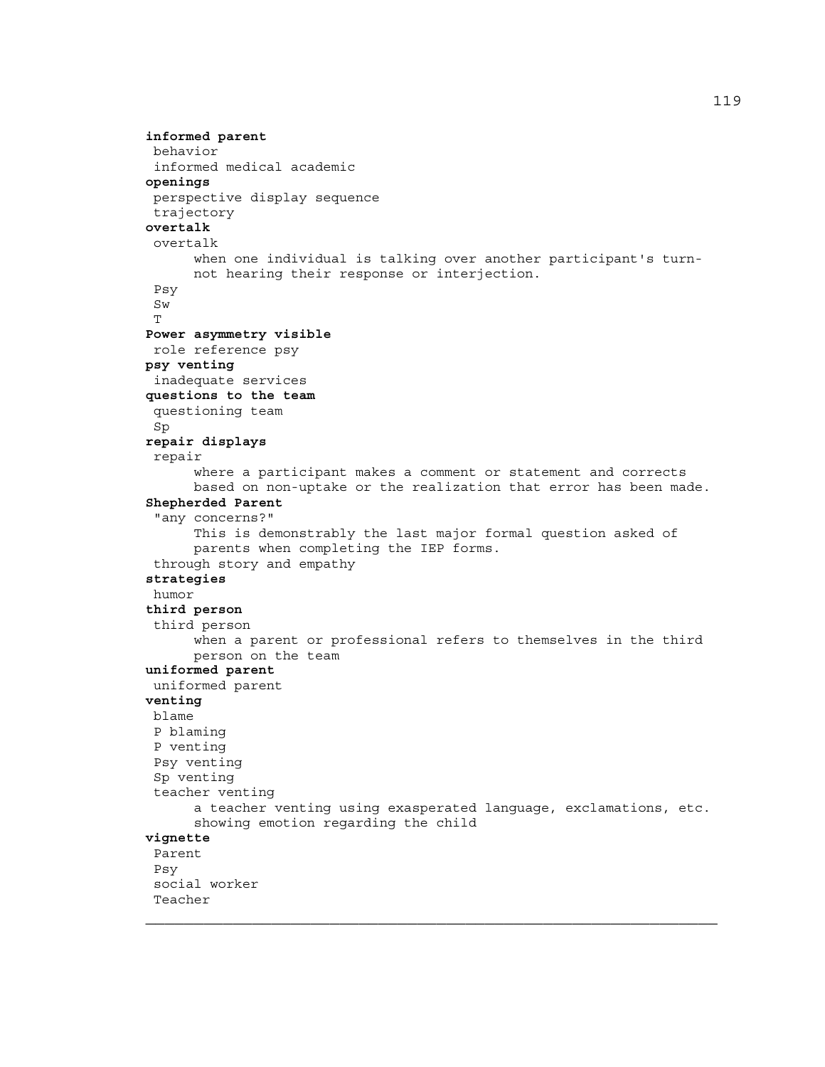**informed parent**

behavior

informed medical academic

**openings**

perspective display sequence

trajectory

**overtalk**

overtalk

> when one individual is talking over another participant's turn- not hearing their response or interjection.

Psy

Sw

T

**Power asymmetry visible**

role reference psy

**psy venting**

inadequate services

**questions to the team**

questioning team

Sp

**repair displays**

repair

> where a participant makes a comment or statement and corrects based on non-uptake or the realization that error has been made.

**Shepherded Parent**

"any concerns?"

> This is demonstrably the last major formal question asked of parents when completing the IEP forms.

through story and empathy

**strategies**

humor

**third person**

third person

> when a parent or professional refers to themselves in the third person on the team

**uniformed parent**

uniformed parent

**venting**

blame

P blaming

P venting

Psy venting

Sp venting

teacher venting

> a teacher venting using exasperated language, exclamations, etc. showing emotion regarding the child

**vignette**

Parent

Psy

social worker

Teacher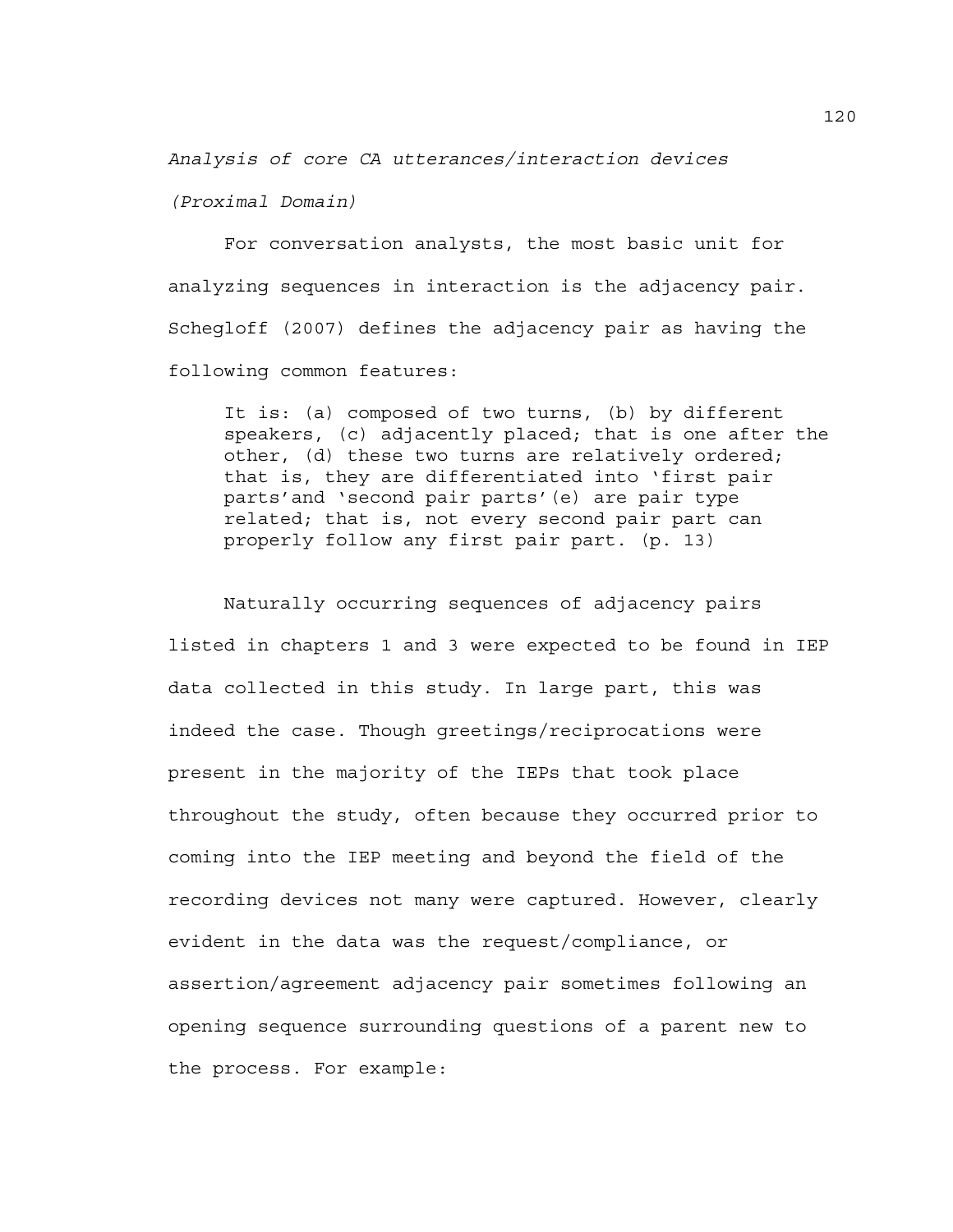*Analysis of core CA utterances/interaction devices*

*(Proximal Domain)*

For conversation analysts, the most basic unit for analyzing sequences in interaction is the adjacency pair. Schegloff (2007) defines the adjacency pair as having the following common features:

> It is: (a) composed of two turns, (b) by different speakers, (c) adjacently placed; that is one after the other, (d) these two turns are relatively ordered; that is, they are differentiated into 'first pair parts'and 'second pair parts'(e) are pair type related; that is, not every second pair part can properly follow any first pair part. (p. 13)

Naturally occurring sequences of adjacency pairs listed in chapters 1 and 3 were expected to be found in IEP data collected in this study. In large part, this was indeed the case. Though greetings/reciprocations were present in the majority of the IEPs that took place throughout the study, often because they occurred prior to coming into the IEP meeting and beyond the field of the recording devices not many were captured. However, clearly evident in the data was the request/compliance, or assertion/agreement adjacency pair sometimes following an opening sequence surrounding questions of a parent new to the process. For example: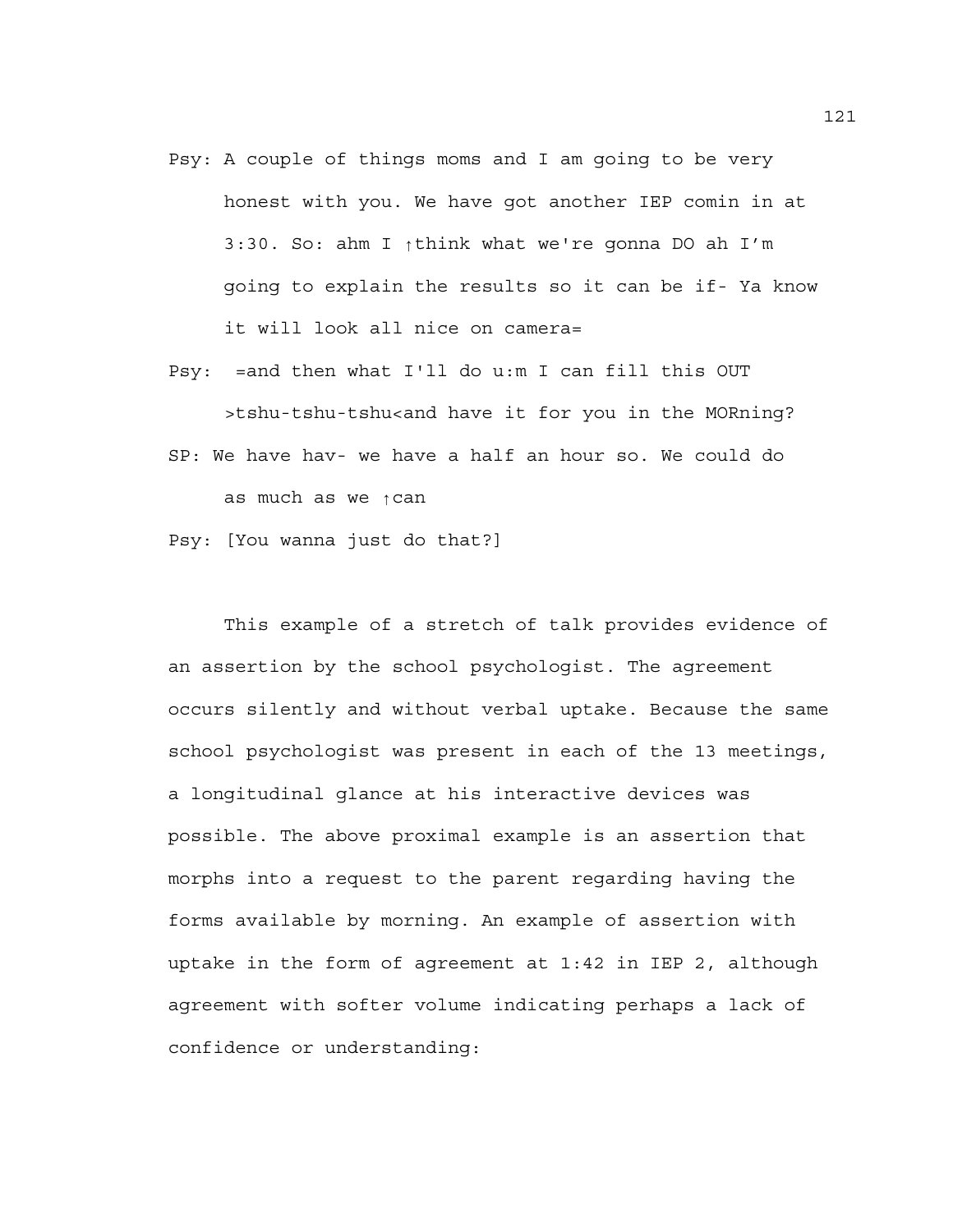Psy: A couple of things moms and I am going to be very honest with you. We have got another IEP comin in at 3:30. So: ahm I ↑think what we're gonna DO ah I'm going to explain the results so it can be if- Ya know it will look all nice on camera=

Psy: =and then what I'll do u:m I can fill this OUT >tshu-tshu-tshu<and have it for you in the MORning?

SP: We have hav- we have a half an hour so. We could do as much as we ↑can

Psy: [You wanna just do that?]

This example of a stretch of talk provides evidence of an assertion by the school psychologist. The agreement occurs silently and without verbal uptake. Because the same school psychologist was present in each of the 13 meetings, a longitudinal glance at his interactive devices was possible. The above proximal example is an assertion that morphs into a request to the parent regarding having the forms available by morning. An example of assertion with uptake in the form of agreement at 1:42 in IEP 2, although agreement with softer volume indicating perhaps a lack of confidence or understanding: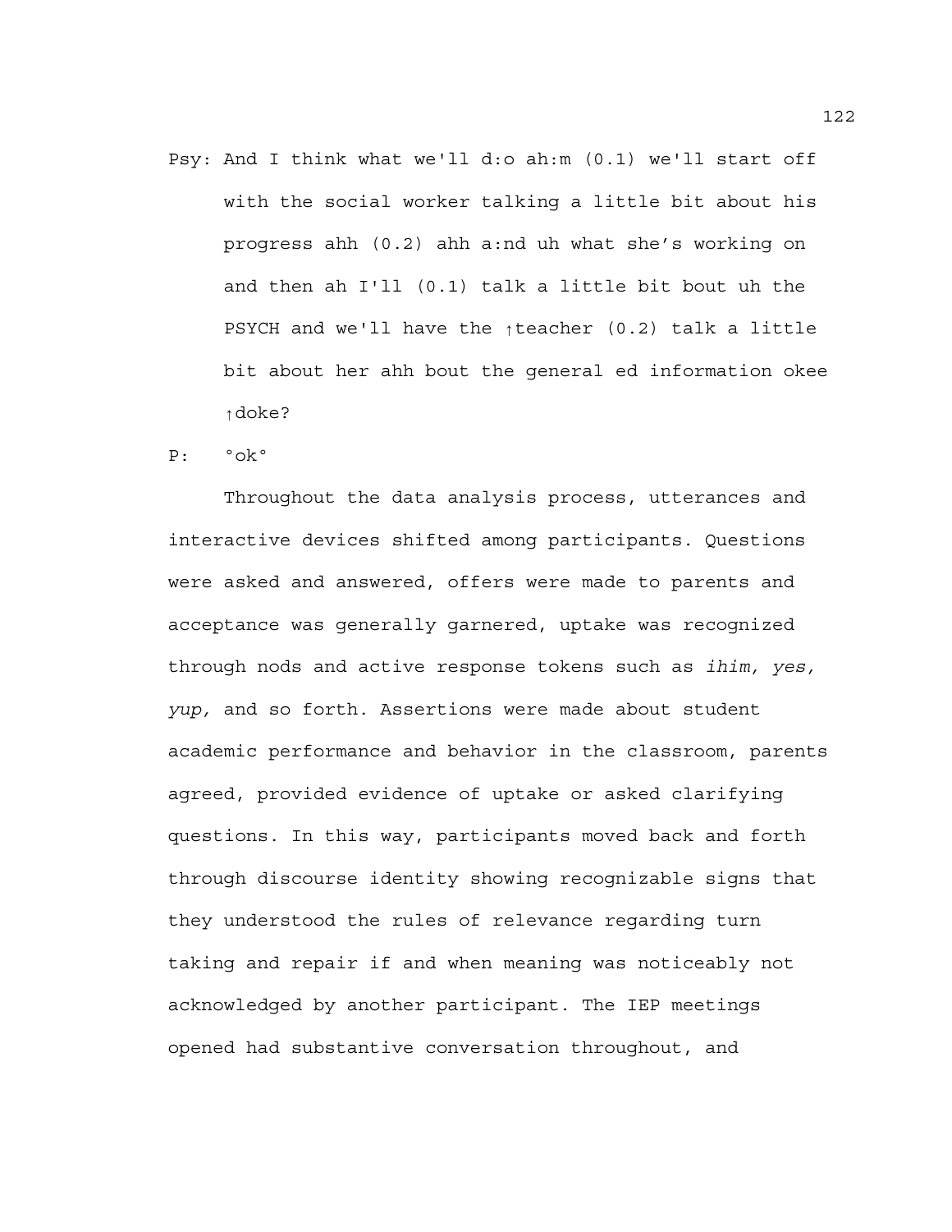Psy: And I think what we'll d:o ah:m (0.1) we'll start off with the social worker talking a little bit about his progress ahh (0.2) ahh a:nd uh what she's working on and then ah I'll (0.1) talk a little bit bout uh the PSYCH and we'll have the ↑teacher (0.2) talk a little bit about her ahh bout the general ed information okee ↑doke?

P: °ok°

Throughout the data analysis process, utterances and interactive devices shifted among participants. Questions were asked and answered, offers were made to parents and acceptance was generally garnered, uptake was recognized through nods and active response tokens such as *ihim, yes, yup,* and so forth. Assertions were made about student academic performance and behavior in the classroom, parents agreed, provided evidence of uptake or asked clarifying questions. In this way, participants moved back and forth through discourse identity showing recognizable signs that they understood the rules of relevance regarding turn taking and repair if and when meaning was noticeably not acknowledged by another participant. The IEP meetings opened had substantive conversation throughout, and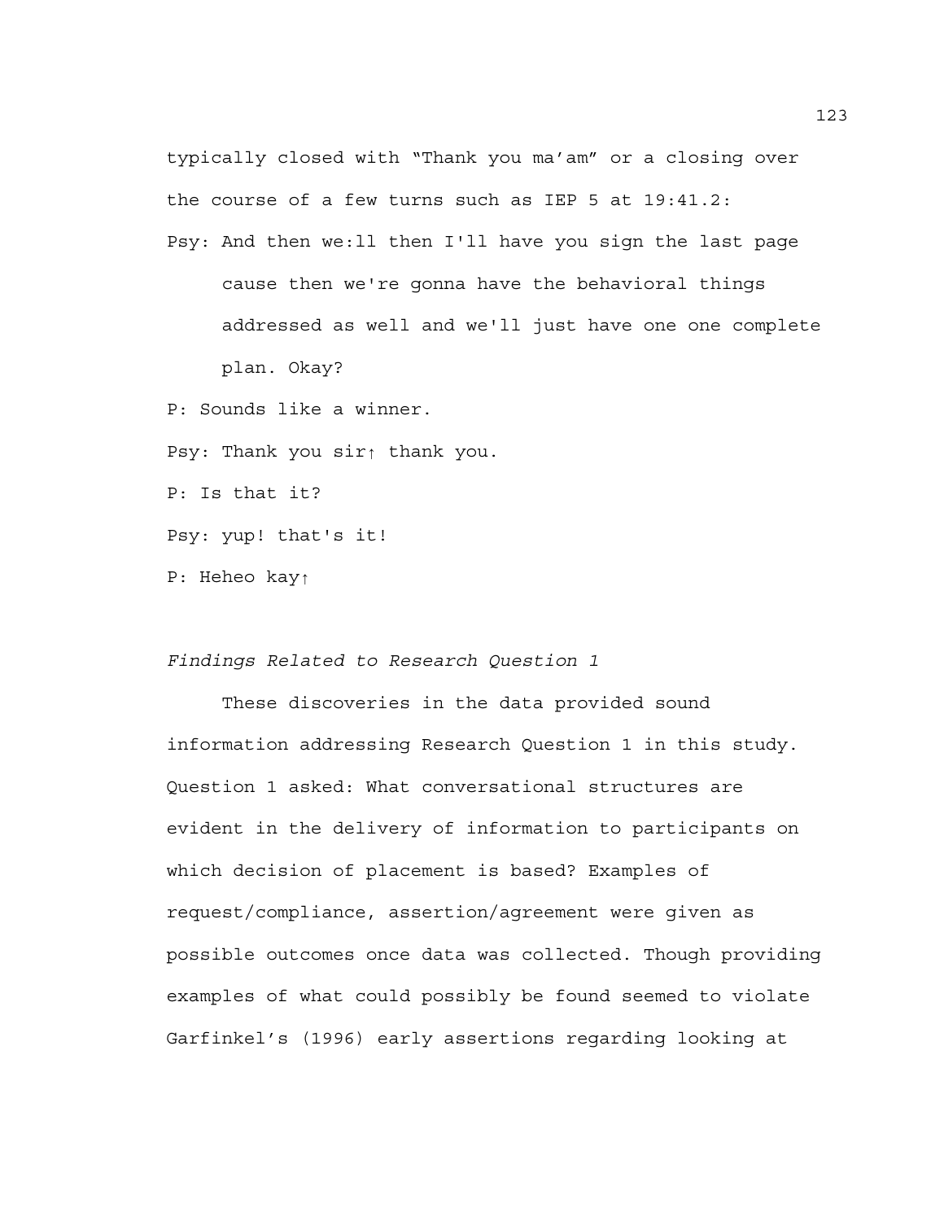typically closed with "Thank you ma'am" or a closing over the course of a few turns such as IEP 5 at 19:41.2:

Psy: And then we:ll then I'll have you sign the last page cause then we're gonna have the behavioral things addressed as well and we'll just have one one complete plan. Okay?

P: Sounds like a winner.

Psy: Thank you sir↑ thank you.

P: Is that it?

Psy: yup! that's it!

P: Heheo kay↑

*Findings Related to Research Question 1*

These discoveries in the data provided sound information addressing Research Question 1 in this study. Question 1 asked: What conversational structures are evident in the delivery of information to participants on which decision of placement is based? Examples of request/compliance, assertion/agreement were given as possible outcomes once data was collected. Though providing examples of what could possibly be found seemed to violate Garfinkel's (1996) early assertions regarding looking at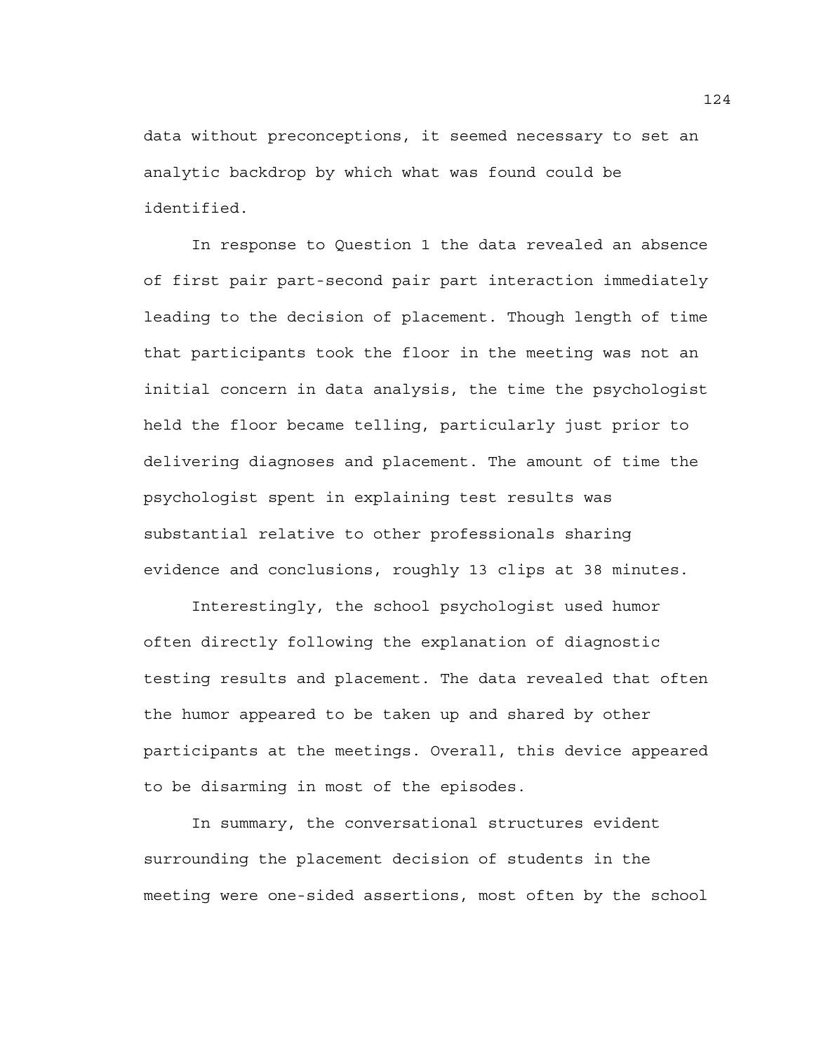data without preconceptions, it seemed necessary to set an analytic backdrop by which what was found could be identified.

In response to Question 1 the data revealed an absence of first pair part-second pair part interaction immediately leading to the decision of placement. Though length of time that participants took the floor in the meeting was not an initial concern in data analysis, the time the psychologist held the floor became telling, particularly just prior to delivering diagnoses and placement. The amount of time the psychologist spent in explaining test results was substantial relative to other professionals sharing evidence and conclusions, roughly 13 clips at 38 minutes.

Interestingly, the school psychologist used humor often directly following the explanation of diagnostic testing results and placement. The data revealed that often the humor appeared to be taken up and shared by other participants at the meetings. Overall, this device appeared to be disarming in most of the episodes.

In summary, the conversational structures evident surrounding the placement decision of students in the meeting were one-sided assertions, most often by the school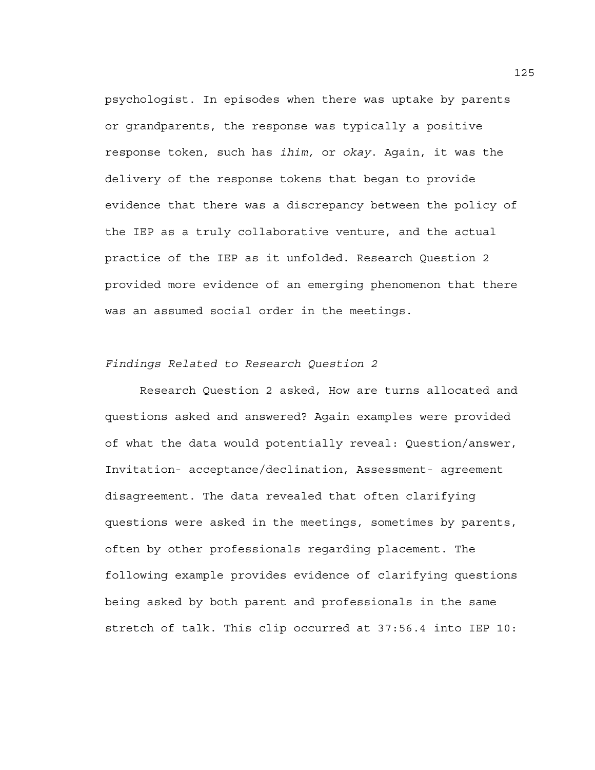psychologist. In episodes when there was uptake by parents or grandparents, the response was typically a positive response token, such has *ihim,* or *okay*. Again, it was the delivery of the response tokens that began to provide evidence that there was a discrepancy between the policy of the IEP as a truly collaborative venture, and the actual practice of the IEP as it unfolded. Research Question 2 provided more evidence of an emerging phenomenon that there was an assumed social order in the meetings.

*Findings Related to Research Question 2*

Research Question 2 asked, How are turns allocated and questions asked and answered? Again examples were provided of what the data would potentially reveal: Question/answer, Invitation- acceptance/declination, Assessment- agreement disagreement. The data revealed that often clarifying questions were asked in the meetings, sometimes by parents, often by other professionals regarding placement. The following example provides evidence of clarifying questions being asked by both parent and professionals in the same stretch of talk. This clip occurred at 37:56.4 into IEP 10: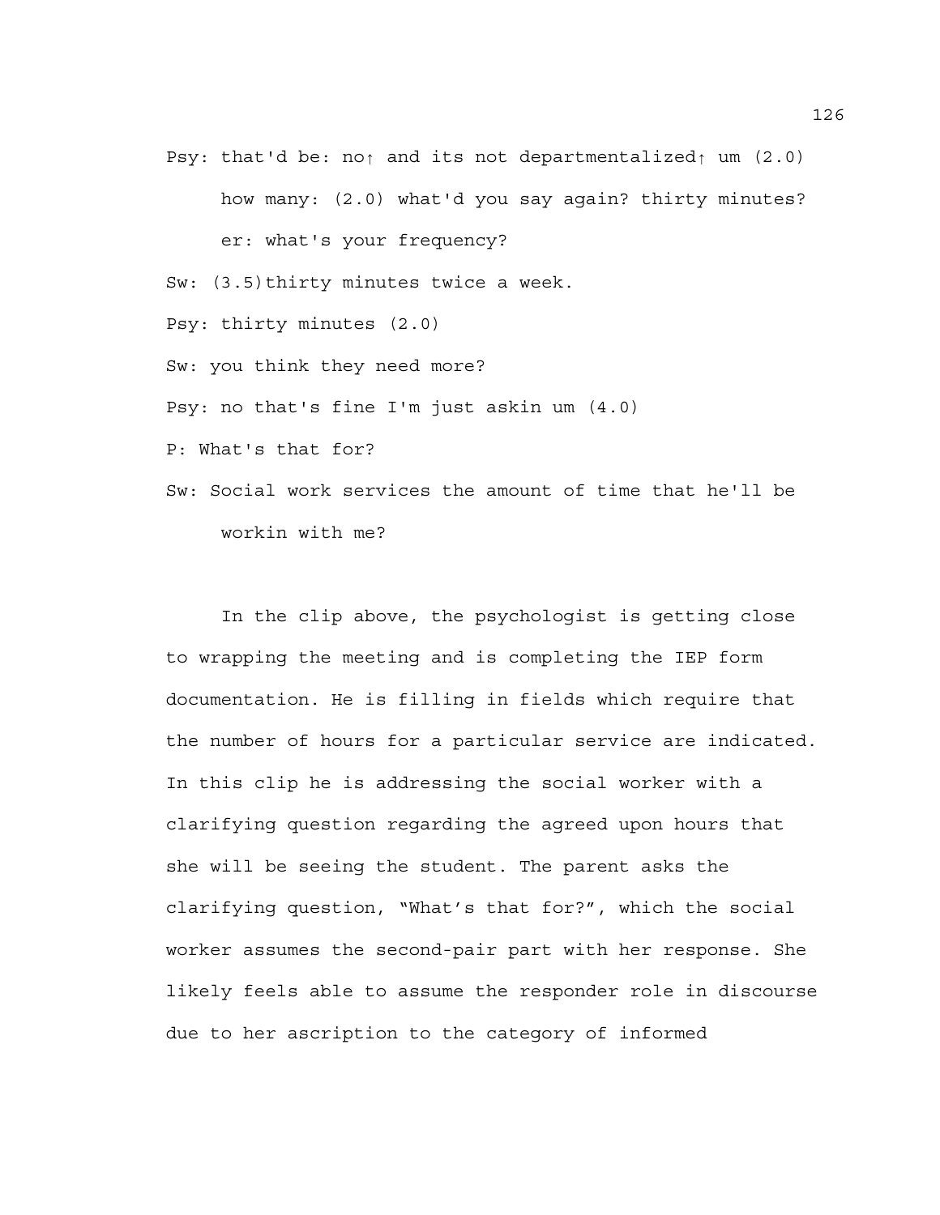Psy: that'd be: no↑ and its not departmentalized↑ um (2.0) how many: (2.0) what'd you say again? thirty minutes? er: what's your frequency?

Sw: (3.5)thirty minutes twice a week.

Psy: thirty minutes (2.0)

Sw: you think they need more?

Psy: no that's fine I'm just askin um (4.0)

P: What's that for?

Sw: Social work services the amount of time that he'll be workin with me?

In the clip above, the psychologist is getting close to wrapping the meeting and is completing the IEP form documentation. He is filling in fields which require that the number of hours for a particular service are indicated. In this clip he is addressing the social worker with a clarifying question regarding the agreed upon hours that she will be seeing the student. The parent asks the clarifying question, "What's that for?", which the social worker assumes the second-pair part with her response. She likely feels able to assume the responder role in discourse due to her ascription to the category of informed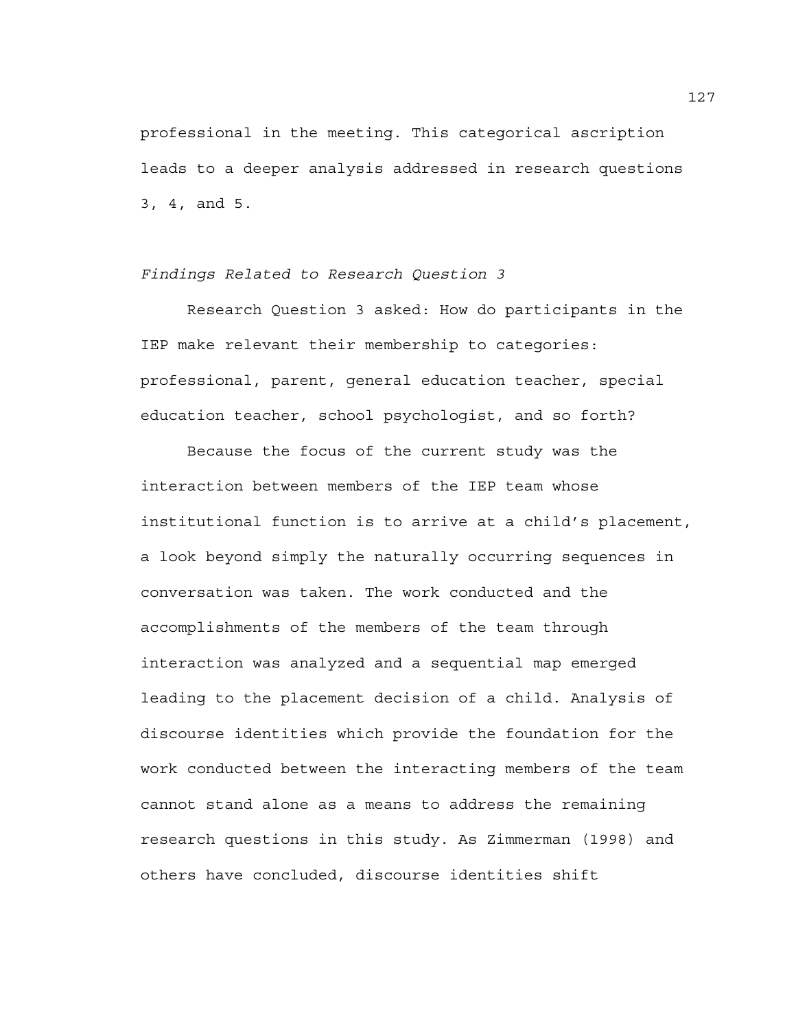professional in the meeting. This categorical ascription leads to a deeper analysis addressed in research questions 3, 4, and 5.

*Findings Related to Research Question 3*

Research Question 3 asked: How do participants in the IEP make relevant their membership to categories: professional, parent, general education teacher, special education teacher, school psychologist, and so forth?

Because the focus of the current study was the interaction between members of the IEP team whose institutional function is to arrive at a child's placement, a look beyond simply the naturally occurring sequences in conversation was taken. The work conducted and the accomplishments of the members of the team through interaction was analyzed and a sequential map emerged leading to the placement decision of a child. Analysis of discourse identities which provide the foundation for the work conducted between the interacting members of the team cannot stand alone as a means to address the remaining research questions in this study. As Zimmerman (1998) and others have concluded, discourse identities shift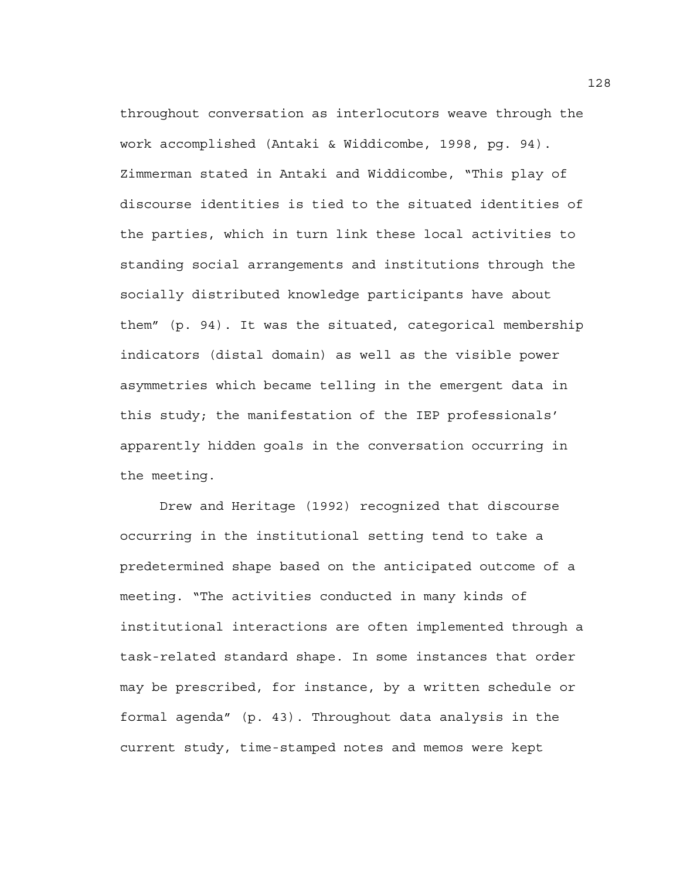throughout conversation as interlocutors weave through the work accomplished (Antaki & Widdicombe, 1998, pg. 94). Zimmerman stated in Antaki and Widdicombe, "This play of discourse identities is tied to the situated identities of the parties, which in turn link these local activities to standing social arrangements and institutions through the socially distributed knowledge participants have about them" (p. 94). It was the situated, categorical membership indicators (distal domain) as well as the visible power asymmetries which became telling in the emergent data in this study; the manifestation of the IEP professionals' apparently hidden goals in the conversation occurring in the meeting.

Drew and Heritage (1992) recognized that discourse occurring in the institutional setting tend to take a predetermined shape based on the anticipated outcome of a meeting. "The activities conducted in many kinds of institutional interactions are often implemented through a task-related standard shape. In some instances that order may be prescribed, for instance, by a written schedule or formal agenda" (p. 43). Throughout data analysis in the current study, time-stamped notes and memos were kept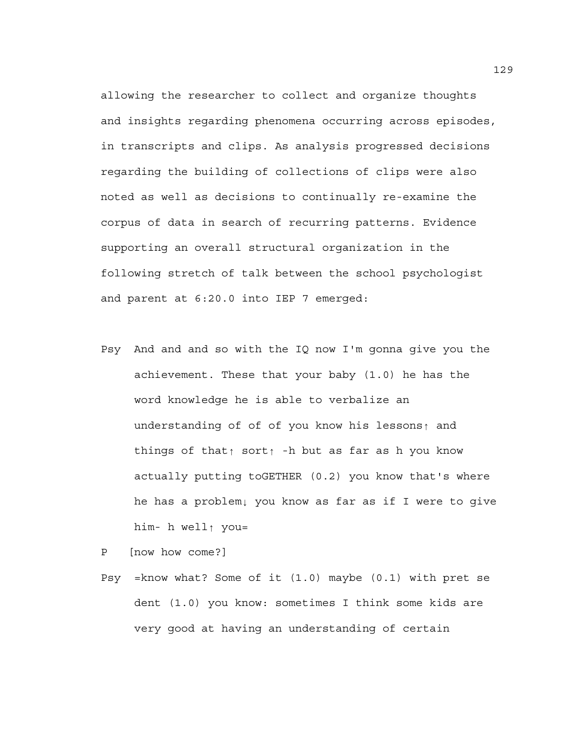allowing the researcher to collect and organize thoughts and insights regarding phenomena occurring across episodes, in transcripts and clips. As analysis progressed decisions regarding the building of collections of clips were also noted as well as decisions to continually re-examine the corpus of data in search of recurring patterns. Evidence supporting an overall structural organization in the following stretch of talk between the school psychologist and parent at 6:20.0 into IEP 7 emerged:

Psy  And and and so with the IQ now I'm gonna give you the achievement. These that your baby (1.0) he has the word knowledge he is able to verbalize an understanding of of of you know his lessons↑ and things of that↑ sort↑ -h but as far as h you know actually putting toGETHER (0.2) you know that's where he has a problem↓ you know as far as if I were to give him- h well↑ you=

P    [now how come?]

Psy  =know what? Some of it (1.0) maybe (0.1) with pret se dent (1.0) you know: sometimes I think some kids are very good at having an understanding of certain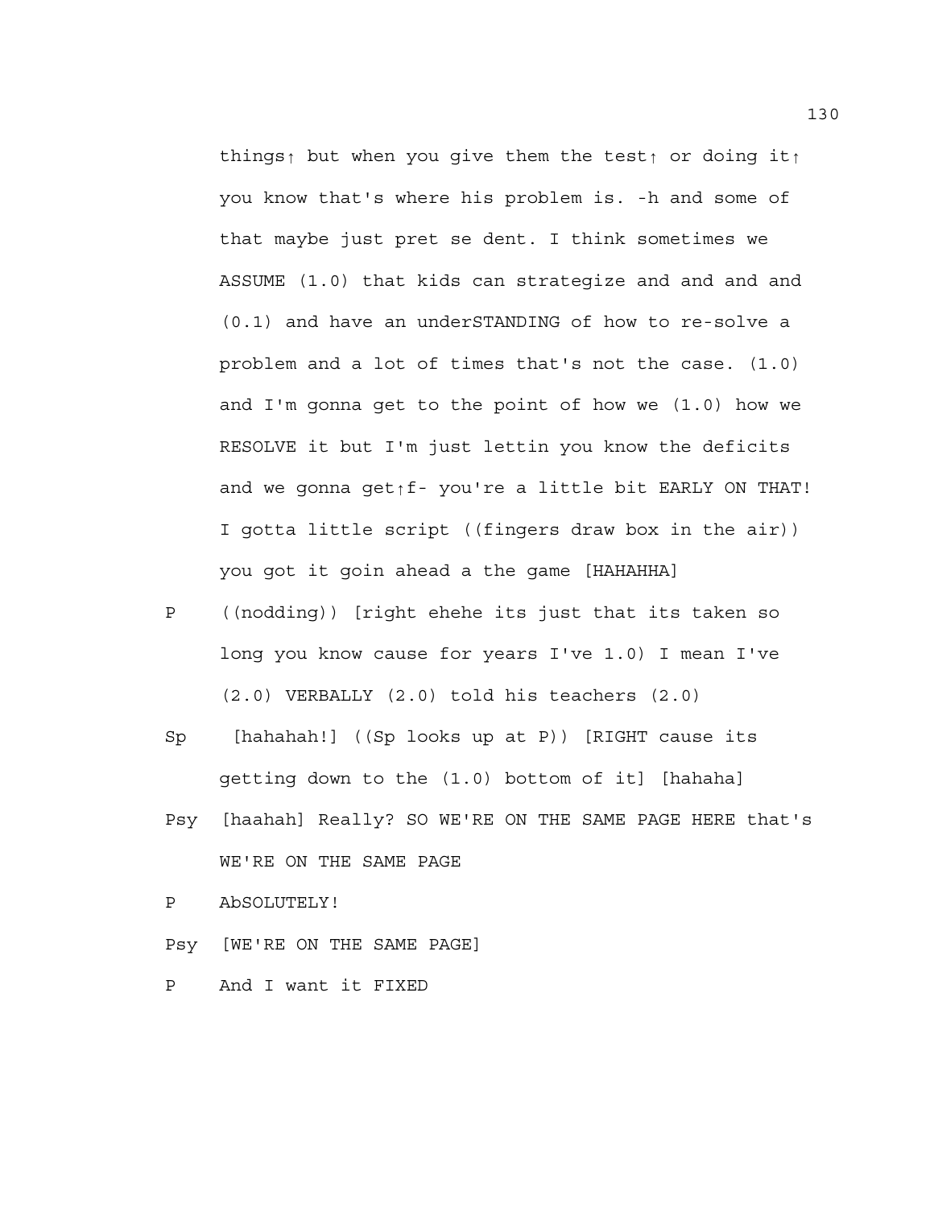things↑ but when you give them the test↑ or doing it↑ you know that's where his problem is. -h and some of that maybe just pret se dent. I think sometimes we ASSUME (1.0) that kids can strategize and and and and (0.1) and have an underSTANDING of how to re-solve a problem and a lot of times that's not the case. (1.0) and I'm gonna get to the point of how we (1.0) how we RESOLVE it but I'm just lettin you know the deficits and we gonna get↑f- you're a little bit EARLY ON THAT! I gotta little script ((fingers draw box in the air)) you got it goin ahead a the game [HAHAHHA]

P ((nodding)) [right ehehe its just that its taken so long you know cause for years I've 1.0) I mean I've (2.0) VERBALLY (2.0) told his teachers (2.0)

Sp [hahahah!] ((Sp looks up at P)) [RIGHT cause its getting down to the (1.0) bottom of it] [hahaha]

Psy [haahah] Really? SO WE'RE ON THE SAME PAGE HERE that's WE'RE ON THE SAME PAGE

P AbSOLUTELY!

Psy [WE'RE ON THE SAME PAGE]

P And I want it FIXED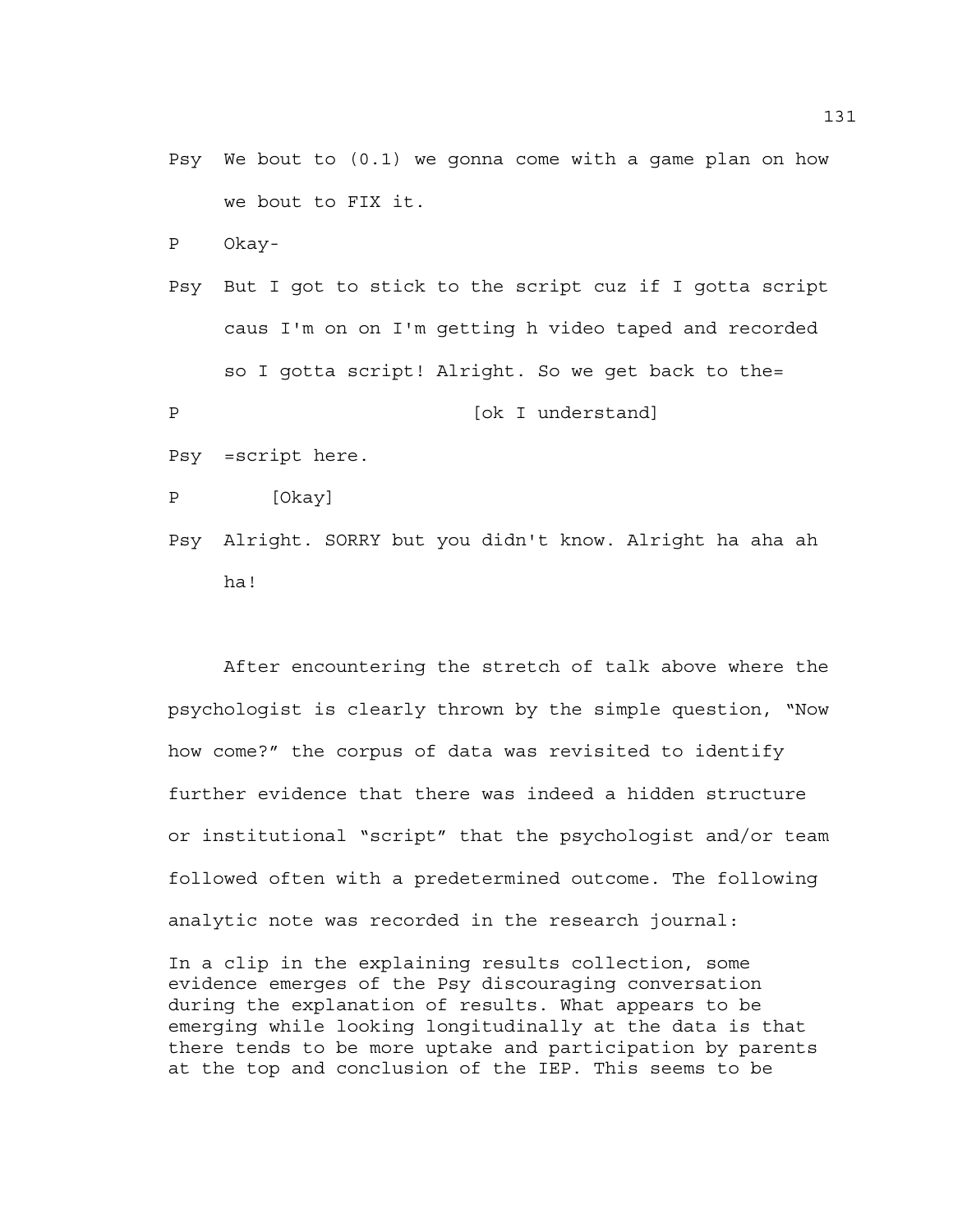Psy We bout to (0.1) we gonna come with a game plan on how we bout to FIX it.

P Okay-

Psy But I got to stick to the script cuz if I gotta script caus I'm on on I'm getting h video taped and recorded so I gotta script! Alright. So we get back to the=

P [ok I understand]

Psy =script here.

P [Okay]

Psy Alright. SORRY but you didn't know. Alright ha aha ah ha!

After encountering the stretch of talk above where the psychologist is clearly thrown by the simple question, "Now how come?" the corpus of data was revisited to identify further evidence that there was indeed a hidden structure or institutional "script" that the psychologist and/or team followed often with a predetermined outcome. The following analytic note was recorded in the research journal:

In a clip in the explaining results collection, some evidence emerges of the Psy discouraging conversation during the explanation of results. What appears to be emerging while looking longitudinally at the data is that there tends to be more uptake and participation by parents at the top and conclusion of the IEP. This seems to be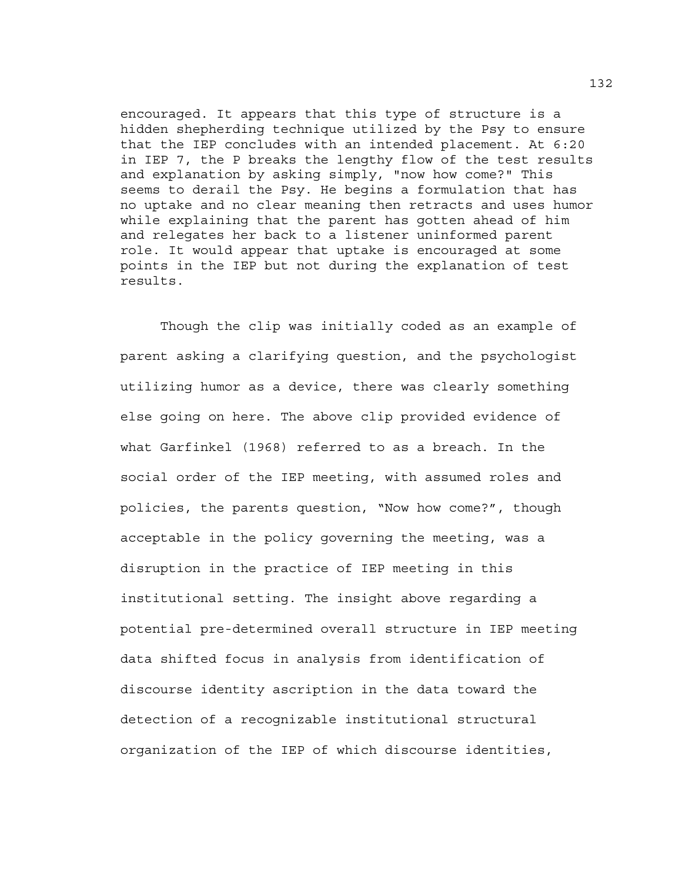encouraged. It appears that this type of structure is a hidden shepherding technique utilized by the Psy to ensure that the IEP concludes with an intended placement. At 6:20 in IEP 7, the P breaks the lengthy flow of the test results and explanation by asking simply, "now how come?" This seems to derail the Psy. He begins a formulation that has no uptake and no clear meaning then retracts and uses humor while explaining that the parent has gotten ahead of him and relegates her back to a listener uninformed parent role. It would appear that uptake is encouraged at some points in the IEP but not during the explanation of test results.

Though the clip was initially coded as an example of parent asking a clarifying question, and the psychologist utilizing humor as a device, there was clearly something else going on here. The above clip provided evidence of what Garfinkel (1968) referred to as a breach. In the social order of the IEP meeting, with assumed roles and policies, the parents question, "Now how come?", though acceptable in the policy governing the meeting, was a disruption in the practice of IEP meeting in this institutional setting. The insight above regarding a potential pre-determined overall structure in IEP meeting data shifted focus in analysis from identification of discourse identity ascription in the data toward the detection of a recognizable institutional structural organization of the IEP of which discourse identities,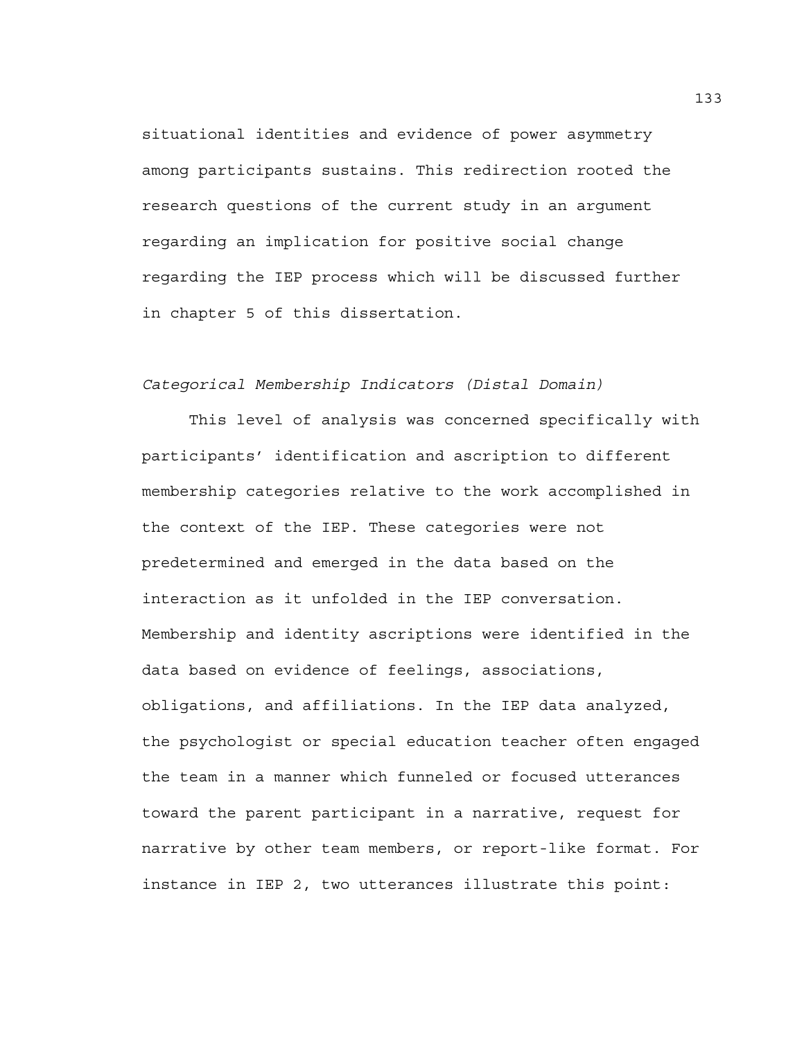situational identities and evidence of power asymmetry among participants sustains. This redirection rooted the research questions of the current study in an argument regarding an implication for positive social change regarding the IEP process which will be discussed further in chapter 5 of this dissertation.

*Categorical Membership Indicators (Distal Domain)*

This level of analysis was concerned specifically with participants' identification and ascription to different membership categories relative to the work accomplished in the context of the IEP. These categories were not predetermined and emerged in the data based on the interaction as it unfolded in the IEP conversation. Membership and identity ascriptions were identified in the data based on evidence of feelings, associations, obligations, and affiliations. In the IEP data analyzed, the psychologist or special education teacher often engaged the team in a manner which funneled or focused utterances toward the parent participant in a narrative, request for narrative by other team members, or report-like format. For instance in IEP 2, two utterances illustrate this point: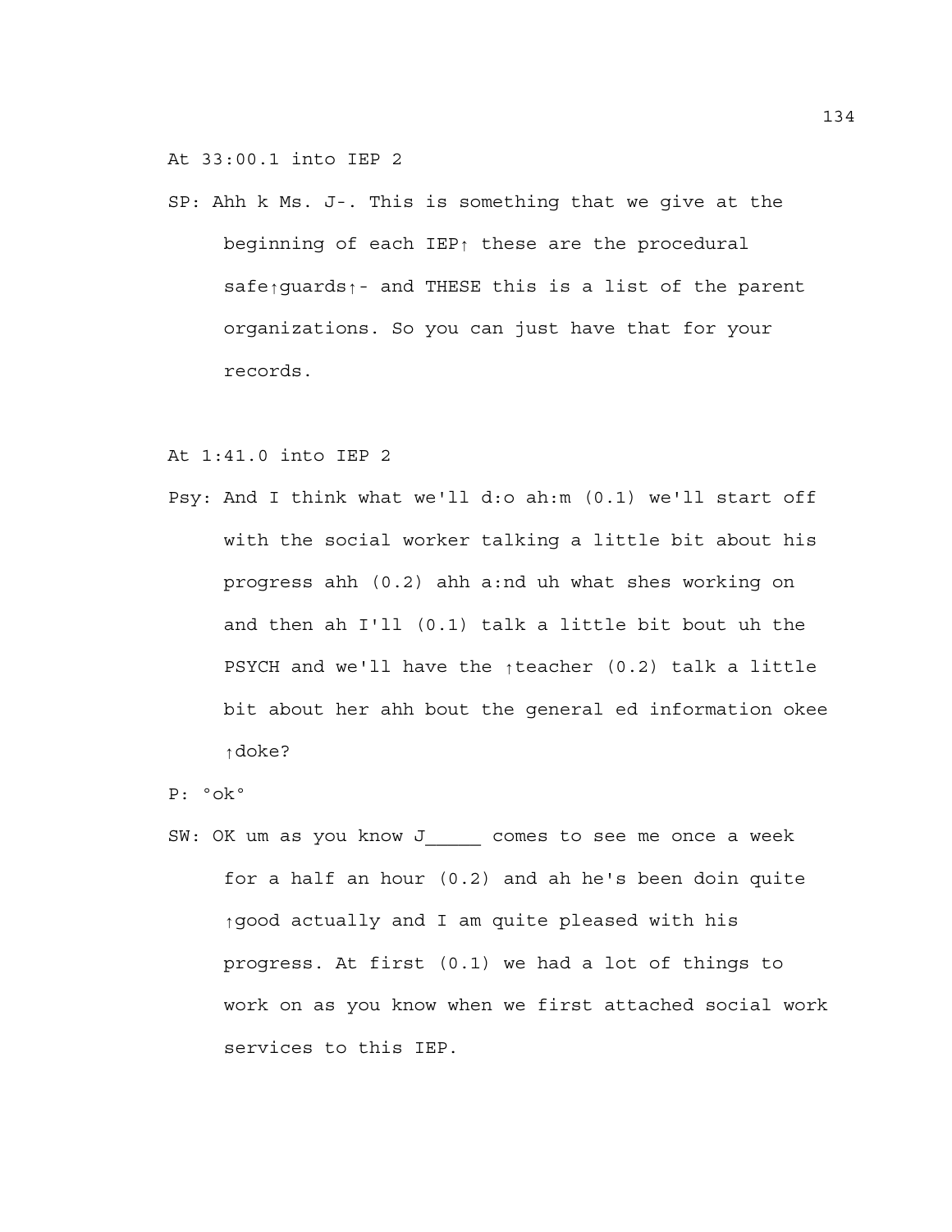At 33:00.1 into IEP 2

SP: Ahh k Ms. J-. This is something that we give at the beginning of each IEP↑ these are the procedural safe↑guards↑- and THESE this is a list of the parent organizations. So you can just have that for your records.

At 1:41.0 into IEP 2

Psy: And I think what we'll d:o ah:m (0.1) we'll start off with the social worker talking a little bit about his progress ahh (0.2) ahh a:nd uh what shes working on and then ah I'll (0.1) talk a little bit bout uh the PSYCH and we'll have the ↑teacher (0.2) talk a little bit about her ahh bout the general ed information okee ↑doke?

P: °ok°

SW: OK um as you know J_____ comes to see me once a week for a half an hour (0.2) and ah he's been doin quite ↑good actually and I am quite pleased with his progress. At first (0.1) we had a lot of things to work on as you know when we first attached social work services to this IEP.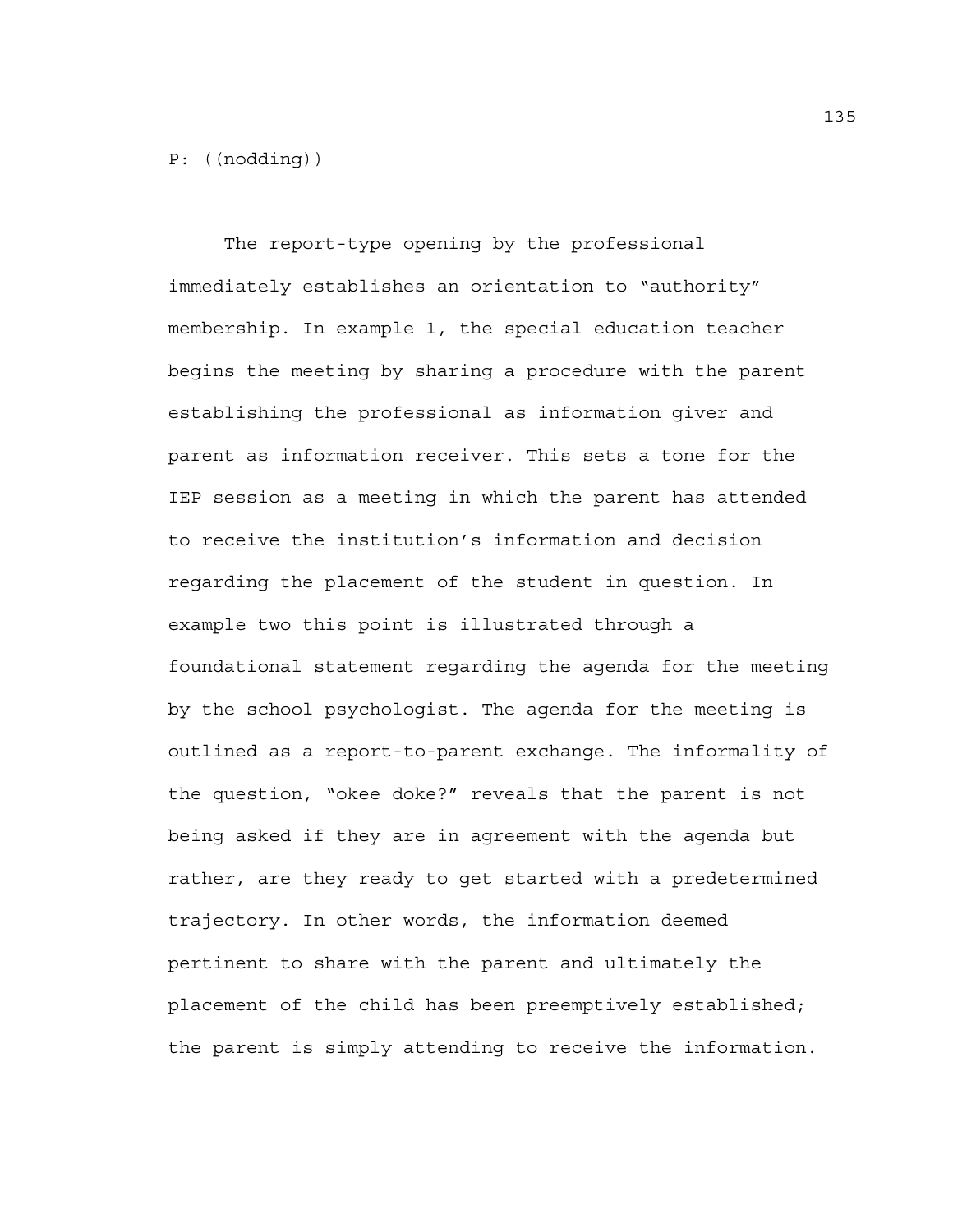P: ((nodding))

The report-type opening by the professional immediately establishes an orientation to “authority” membership. In example 1, the special education teacher begins the meeting by sharing a procedure with the parent establishing the professional as information giver and parent as information receiver. This sets a tone for the IEP session as a meeting in which the parent has attended to receive the institution’s information and decision regarding the placement of the student in question. In example two this point is illustrated through a foundational statement regarding the agenda for the meeting by the school psychologist. The agenda for the meeting is outlined as a report-to-parent exchange. The informality of the question, “okee doke?” reveals that the parent is not being asked if they are in agreement with the agenda but rather, are they ready to get started with a predetermined trajectory. In other words, the information deemed pertinent to share with the parent and ultimately the placement of the child has been preemptively established; the parent is simply attending to receive the information.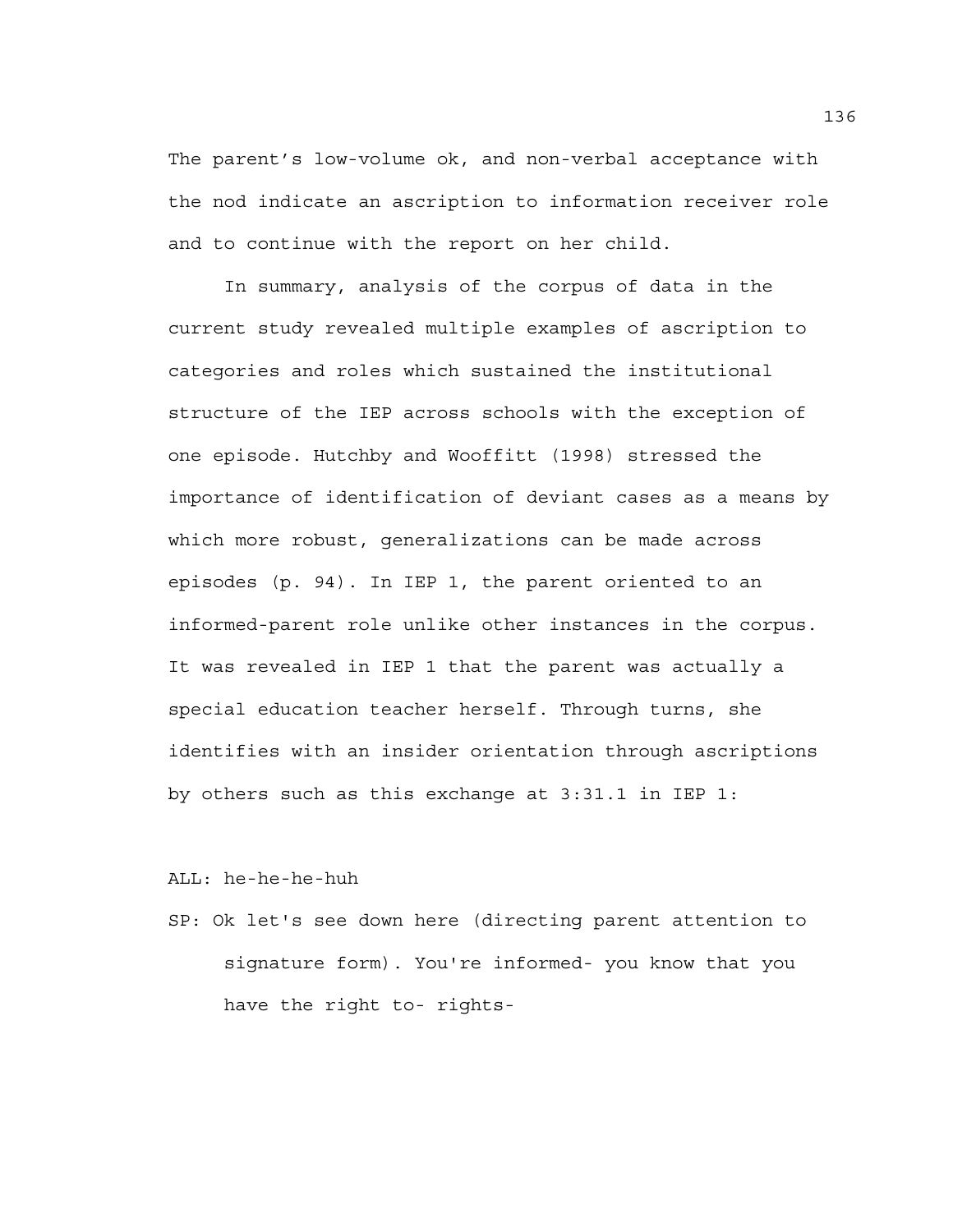The parent's low-volume ok, and non-verbal acceptance with the nod indicate an ascription to information receiver role and to continue with the report on her child.

In summary, analysis of the corpus of data in the current study revealed multiple examples of ascription to categories and roles which sustained the institutional structure of the IEP across schools with the exception of one episode. Hutchby and Wooffitt (1998) stressed the importance of identification of deviant cases as a means by which more robust, generalizations can be made across episodes (p. 94). In IEP 1, the parent oriented to an informed-parent role unlike other instances in the corpus. It was revealed in IEP 1 that the parent was actually a special education teacher herself. Through turns, she identifies with an insider orientation through ascriptions by others such as this exchange at 3:31.1 in IEP 1:

ALL: he-he-he-huh

SP: Ok let's see down here (directing parent attention to signature form). You're informed- you know that you have the right to- rights-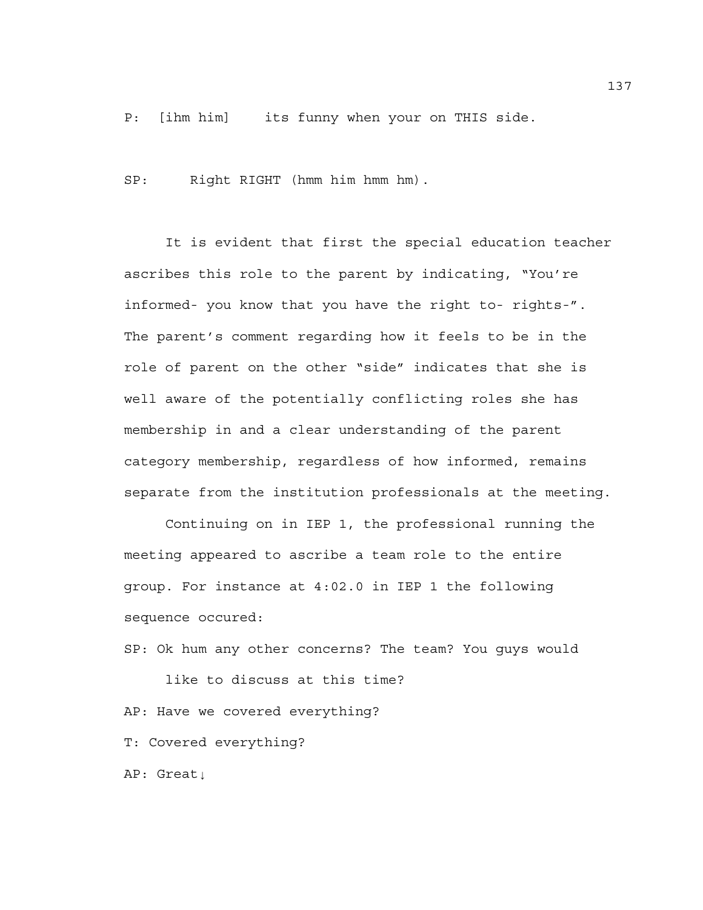P: [ihm him]    its funny when your on THIS side.

SP:     Right RIGHT (hmm him hmm hm).

It is evident that first the special education teacher ascribes this role to the parent by indicating, "You're informed- you know that you have the right to- rights-". The parent's comment regarding how it feels to be in the role of parent on the other "side" indicates that she is well aware of the potentially conflicting roles she has membership in and a clear understanding of the parent category membership, regardless of how informed, remains separate from the institution professionals at the meeting.

Continuing on in IEP 1, the professional running the meeting appeared to ascribe a team role to the entire group. For instance at 4:02.0 in IEP 1 the following sequence occured:

SP: Ok hum any other concerns? The team? You guys would like to discuss at this time?

AP: Have we covered everything?

T: Covered everything?

AP: Great↓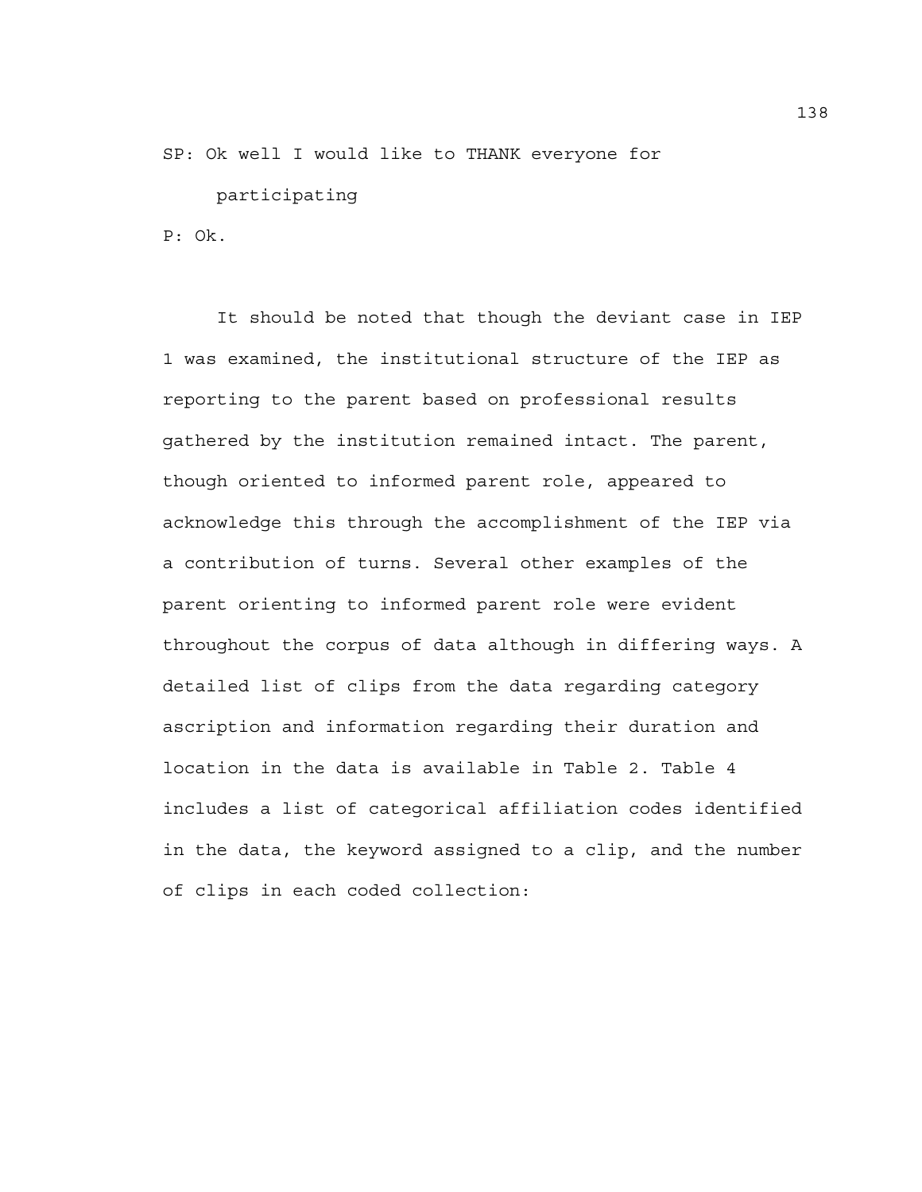SP: Ok well I would like to THANK everyone for
    participating
P: Ok.

It should be noted that though the deviant case in IEP 1 was examined, the institutional structure of the IEP as reporting to the parent based on professional results gathered by the institution remained intact. The parent, though oriented to informed parent role, appeared to acknowledge this through the accomplishment of the IEP via a contribution of turns. Several other examples of the parent orienting to informed parent role were evident throughout the corpus of data although in differing ways. A detailed list of clips from the data regarding category ascription and information regarding their duration and location in the data is available in Table 2. Table 4 includes a list of categorical affiliation codes identified in the data, the keyword assigned to a clip, and the number of clips in each coded collection: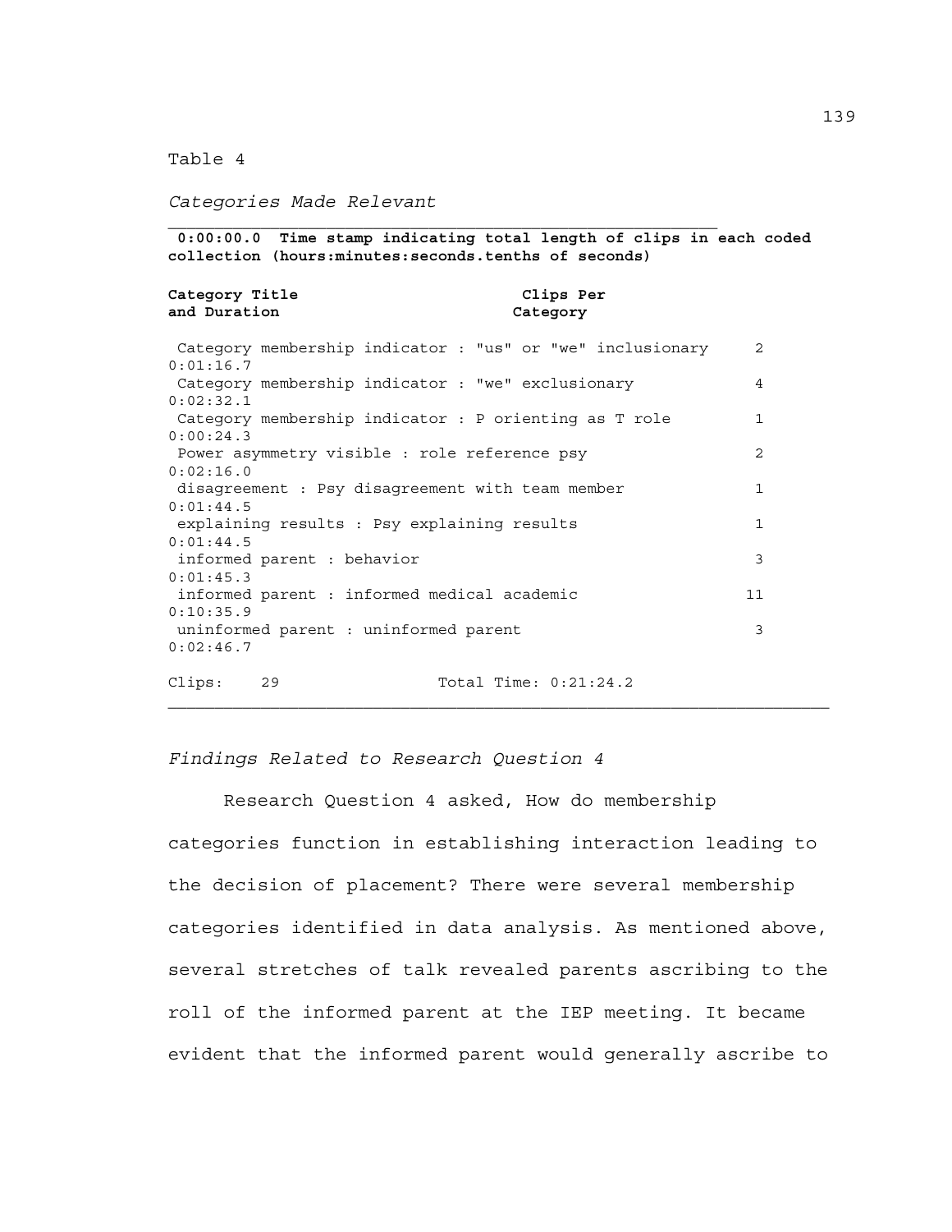Table 4

*Categories Made Relevant*

**0:00:00.0 Time stamp indicating total length of clips in each coded collection (hours:minutes:seconds.tenths of seconds)**

| **Category Title and Duration** | **Clips Per Category** |
|---|---|
| Category membership indicator : "us" or "we" inclusionary<br>0:01:16.7 | 2 |
| Category membership indicator : "we" exclusionary<br>0:02:32.1 | 4 |
| Category membership indicator : P orienting as T role<br>0:00:24.3 | 1 |
| Power asymmetry visible : role reference psy<br>0:02:16.0 | 2 |
| disagreement : Psy disagreement with team member<br>0:01:44.5 | 1 |
| explaining results : Psy explaining results<br>0:01:44.5 | 1 |
| informed parent : behavior<br>0:01:45.3 | 3 |
| informed parent : informed medical academic<br>0:10:35.9 | 11 |
| uninformed parent : uninformed parent<br>0:02:46.7 | 3 |
| Clips: 29 | Total Time: 0:21:24.2 |

*Findings Related to Research Question 4*

Research Question 4 asked, How do membership categories function in establishing interaction leading to the decision of placement? There were several membership categories identified in data analysis. As mentioned above, several stretches of talk revealed parents ascribing to the roll of the informed parent at the IEP meeting. It became evident that the informed parent would generally ascribe to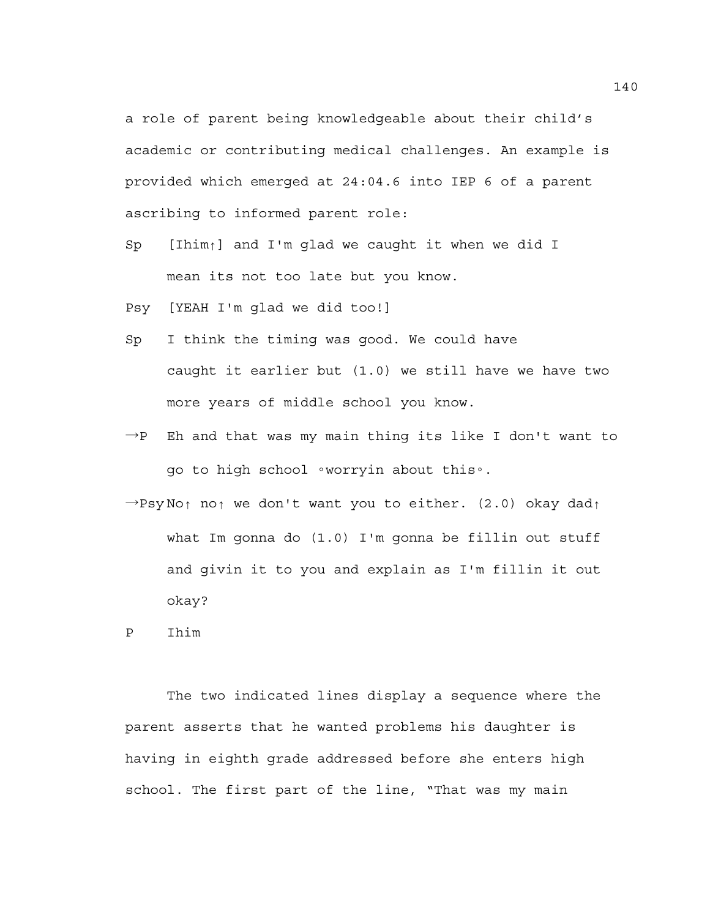a role of parent being knowledgeable about their child's academic or contributing medical challenges. An example is provided which emerged at 24:04.6 into IEP 6 of a parent ascribing to informed parent role:

Sp [Ihim↑] and I'm glad we caught it when we did I mean its not too late but you know.

Psy [YEAH I'm glad we did too!]

Sp I think the timing was good. We could have caught it earlier but (1.0) we still have we have two more years of middle school you know.

→P Eh and that was my main thing its like I don't want to go to high school °worryin about this°.

→Psy No↑ no↑ we don't want you to either. (2.0) okay dad↑ what Im gonna do (1.0) I'm gonna be fillin out stuff and givin it to you and explain as I'm fillin it out okay?

P Ihim

The two indicated lines display a sequence where the parent asserts that he wanted problems his daughter is having in eighth grade addressed before she enters high school. The first part of the line, "That was my main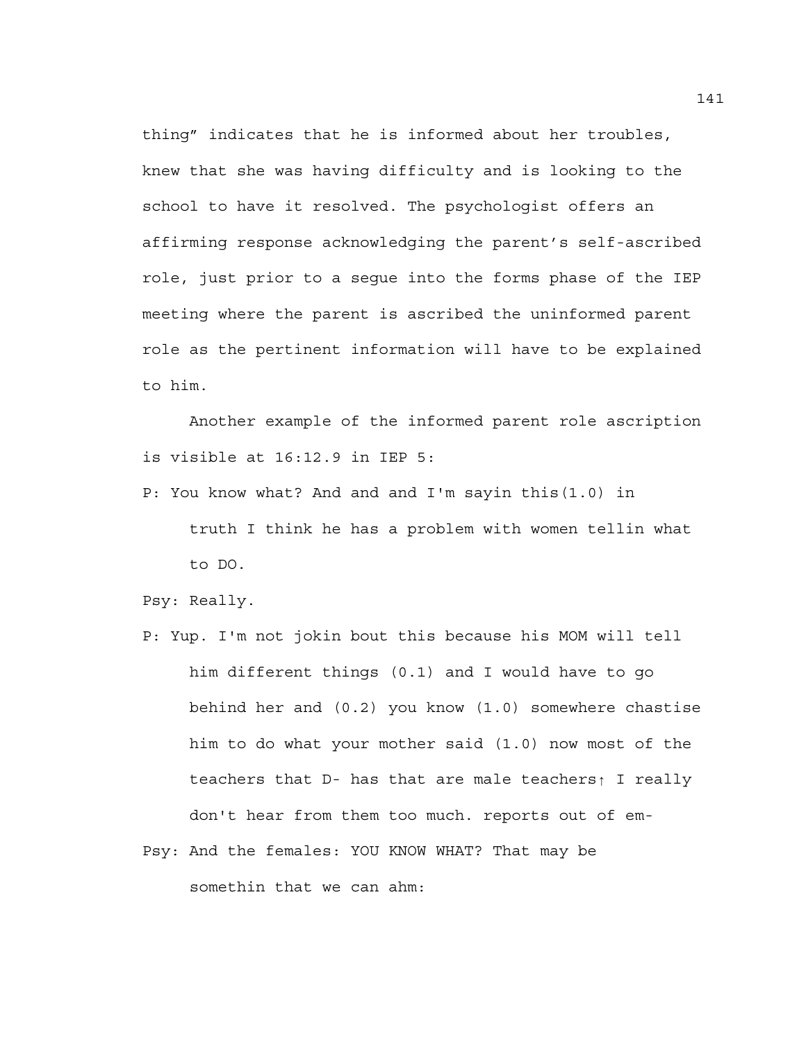thing" indicates that he is informed about her troubles, knew that she was having difficulty and is looking to the school to have it resolved. The psychologist offers an affirming response acknowledging the parent's self-ascribed role, just prior to a segue into the forms phase of the IEP meeting where the parent is ascribed the uninformed parent role as the pertinent information will have to be explained to him.

Another example of the informed parent role ascription is visible at 16:12.9 in IEP 5:

P: You know what? And and and I'm sayin this(1.0) in truth I think he has a problem with women tellin what to DO.

Psy: Really.

P: Yup. I'm not jokin bout this because his MOM will tell him different things (0.1) and I would have to go behind her and (0.2) you know (1.0) somewhere chastise him to do what your mother said (1.0) now most of the teachers that D- has that are male teachers↑ I really don't hear from them too much. reports out of em-

Psy: And the females: YOU KNOW WHAT? That may be somethin that we can ahm: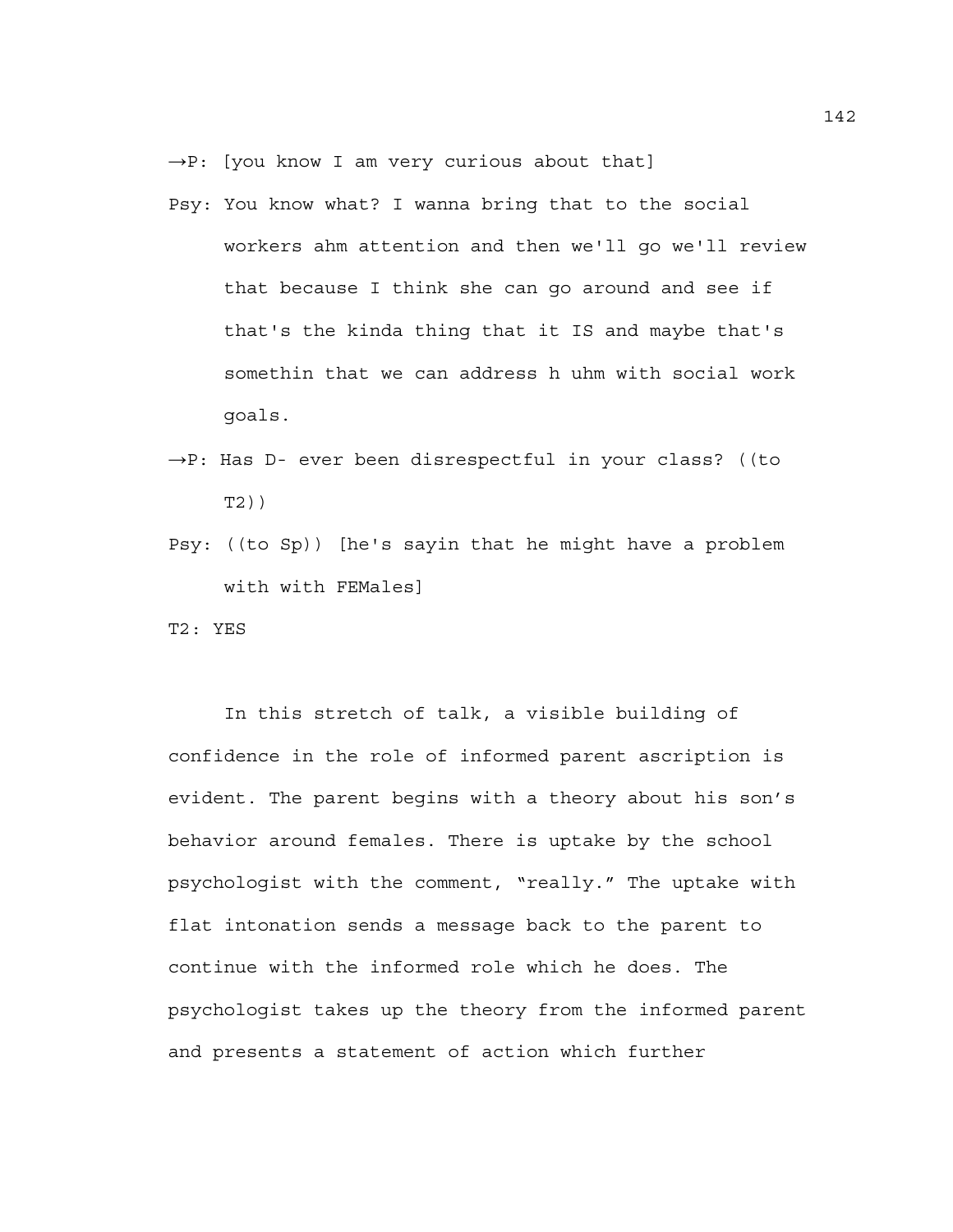→P: [you know I am very curious about that]

Psy: You know what? I wanna bring that to the social workers ahm attention and then we'll go we'll review that because I think she can go around and see if that's the kinda thing that it IS and maybe that's somethin that we can address h uhm with social work goals.

→P: Has D- ever been disrespectful in your class? ((to T2))

Psy: ((to Sp)) [he's sayin that he might have a problem with with FEMales]

T2: YES

In this stretch of talk, a visible building of confidence in the role of informed parent ascription is evident. The parent begins with a theory about his son's behavior around females. There is uptake by the school psychologist with the comment, "really." The uptake with flat intonation sends a message back to the parent to continue with the informed role which he does. The psychologist takes up the theory from the informed parent and presents a statement of action which further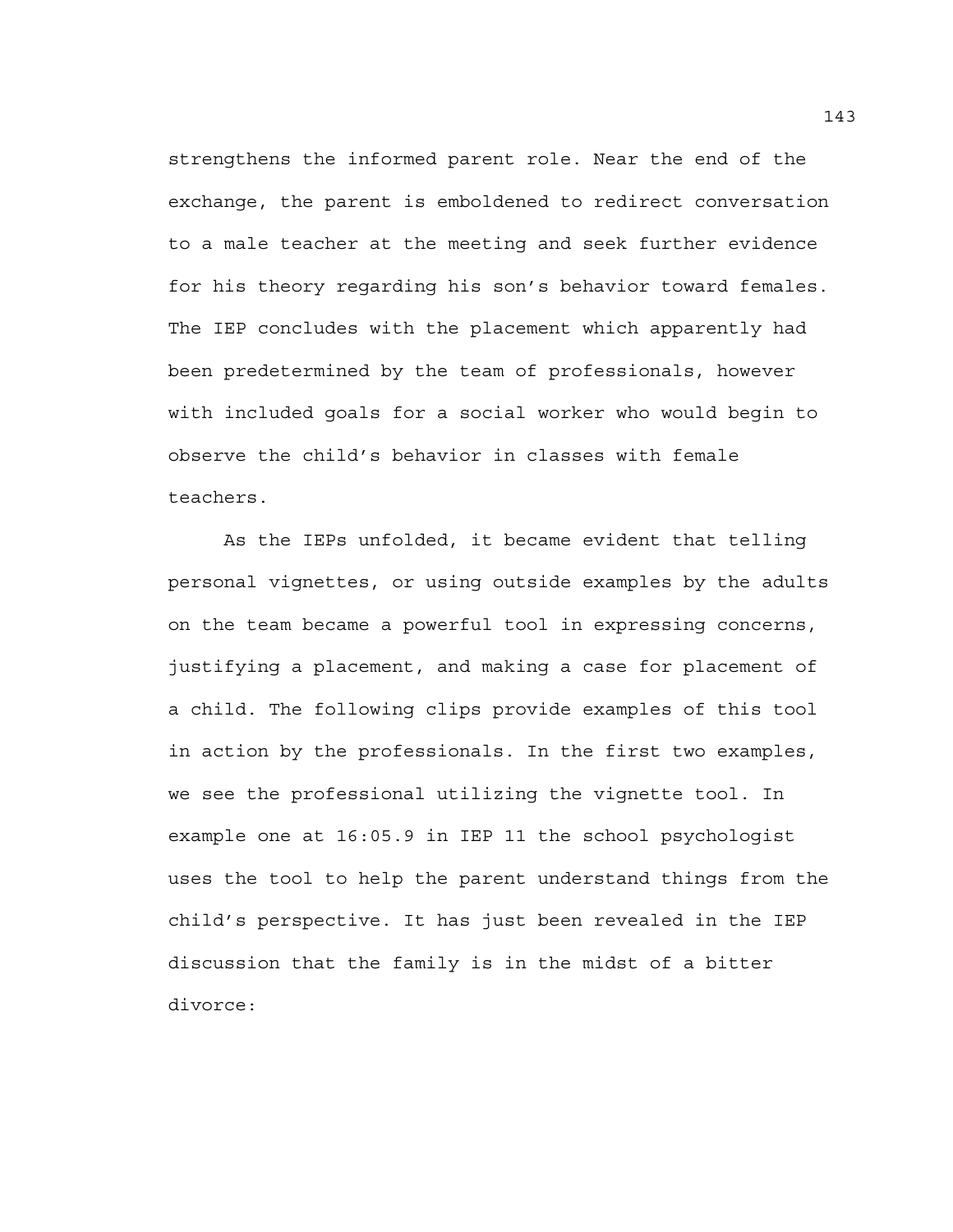strengthens the informed parent role. Near the end of the exchange, the parent is emboldened to redirect conversation to a male teacher at the meeting and seek further evidence for his theory regarding his son's behavior toward females. The IEP concludes with the placement which apparently had been predetermined by the team of professionals, however with included goals for a social worker who would begin to observe the child's behavior in classes with female teachers.

As the IEPs unfolded, it became evident that telling personal vignettes, or using outside examples by the adults on the team became a powerful tool in expressing concerns, justifying a placement, and making a case for placement of a child. The following clips provide examples of this tool in action by the professionals. In the first two examples, we see the professional utilizing the vignette tool. In example one at 16:05.9 in IEP 11 the school psychologist uses the tool to help the parent understand things from the child's perspective. It has just been revealed in the IEP discussion that the family is in the midst of a bitter divorce: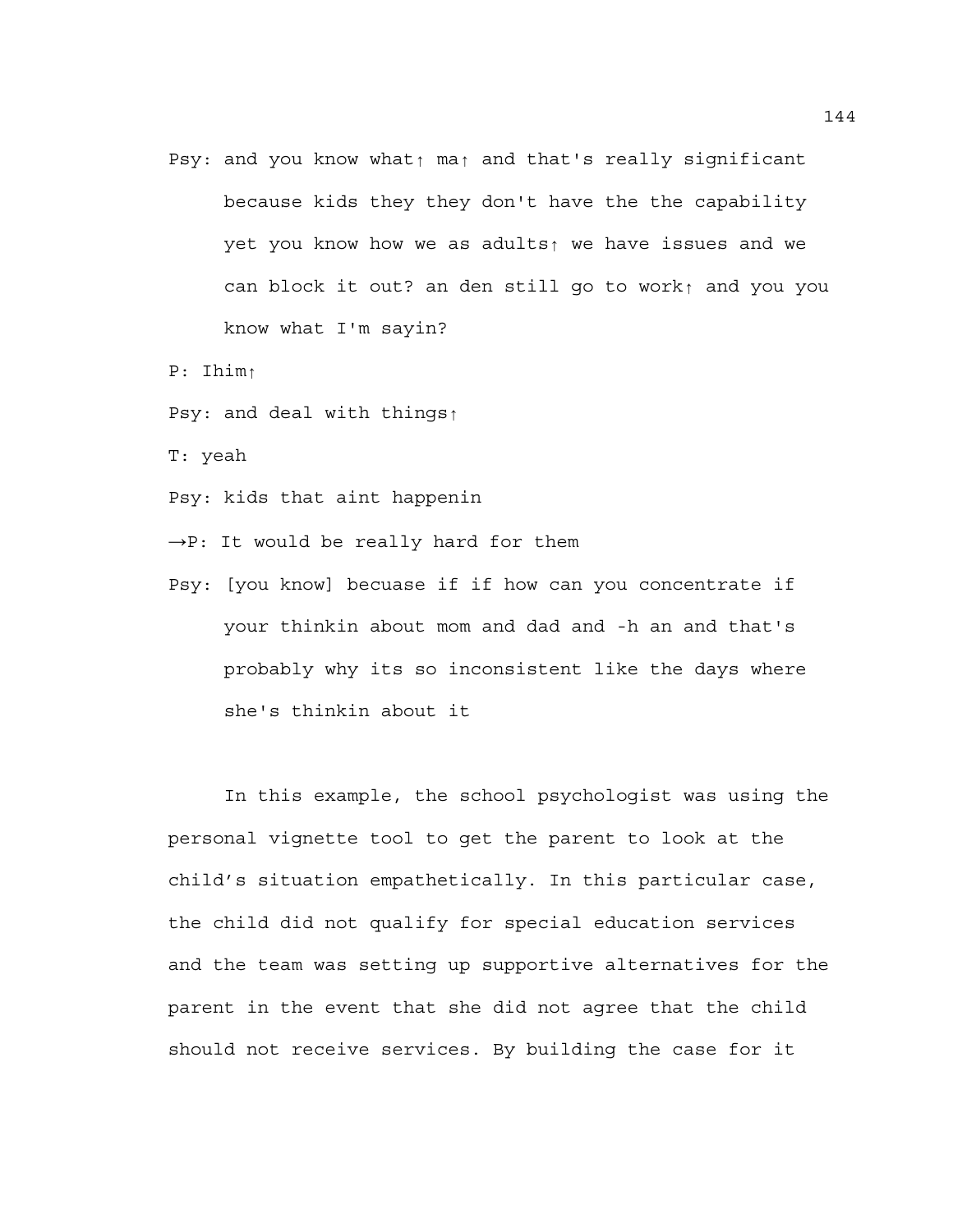Psy: and you know what↑ ma↑ and that's really significant because kids they they don't have the the capability yet you know how we as adults↑ we have issues and we can block it out? an den still go to work↑ and you you know what I'm sayin?

P: Ihim↑

Psy: and deal with things↑

T: yeah

Psy: kids that aint happenin

→P: It would be really hard for them

Psy: [you know] becuase if if how can you concentrate if your thinkin about mom and dad and -h an and that's probably why its so inconsistent like the days where she's thinkin about it

In this example, the school psychologist was using the personal vignette tool to get the parent to look at the child's situation empathetically. In this particular case, the child did not qualify for special education services and the team was setting up supportive alternatives for the parent in the event that she did not agree that the child should not receive services. By building the case for it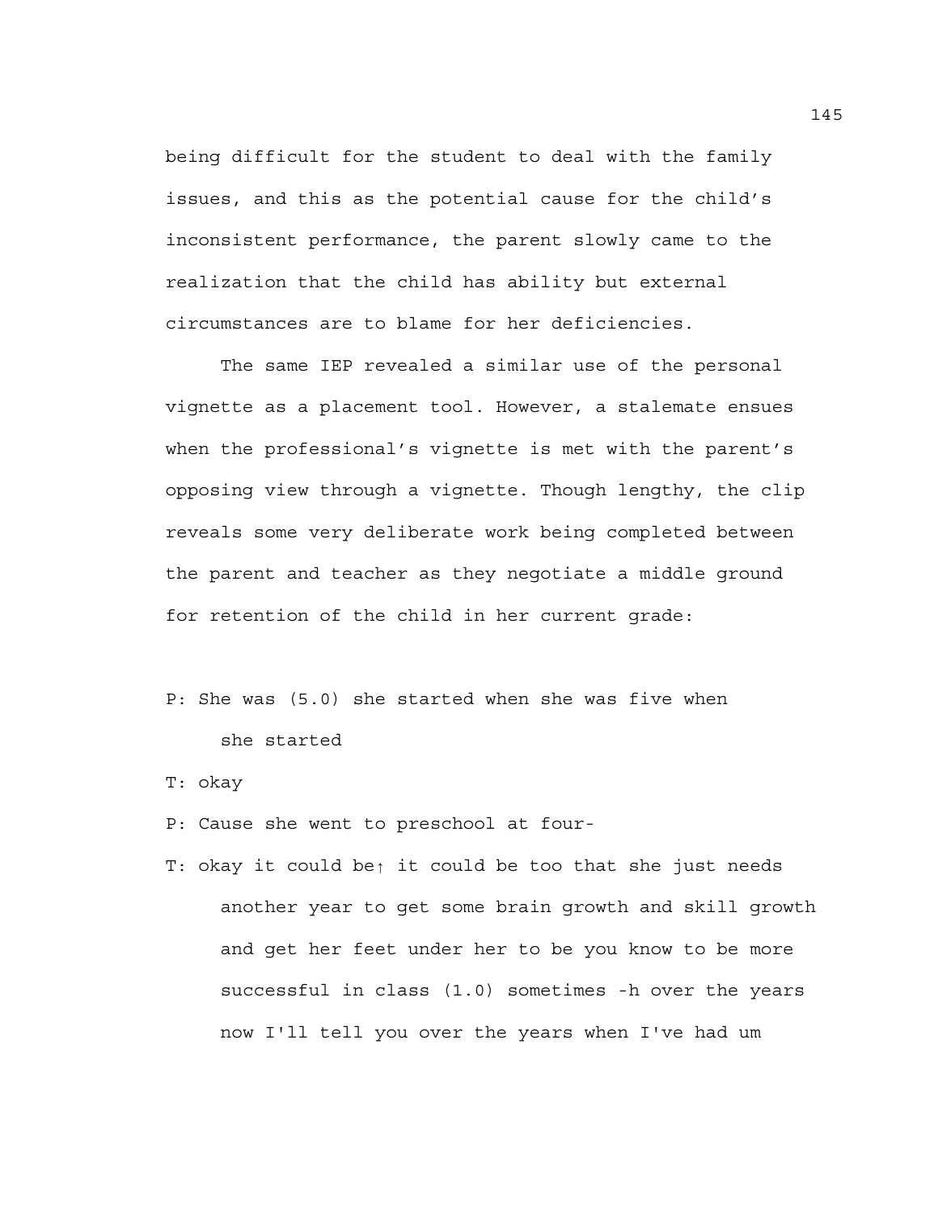being difficult for the student to deal with the family issues, and this as the potential cause for the child's inconsistent performance, the parent slowly came to the realization that the child has ability but external circumstances are to blame for her deficiencies.

The same IEP revealed a similar use of the personal vignette as a placement tool. However, a stalemate ensues when the professional's vignette is met with the parent's opposing view through a vignette. Though lengthy, the clip reveals some very deliberate work being completed between the parent and teacher as they negotiate a middle ground for retention of the child in her current grade:

P: She was (5.0) she started when she was five when she started

T: okay

P: Cause she went to preschool at four-

T: okay it could be↑ it could be too that she just needs another year to get some brain growth and skill growth and get her feet under her to be you know to be more successful in class (1.0) sometimes -h over the years now I'll tell you over the years when I've had um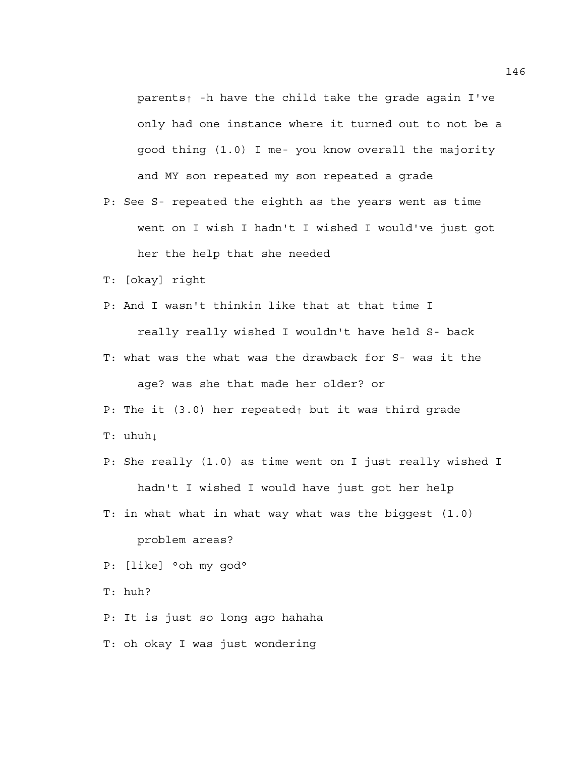parents↑ -h have the child take the grade again I've only had one instance where it turned out to not be a good thing (1.0) I me- you know overall the majority and MY son repeated my son repeated a grade

P: See S- repeated the eighth as the years went as time went on I wish I hadn't I wished I would've just got her the help that she needed

T: [okay] right

P: And I wasn't thinkin like that at that time I really really wished I wouldn't have held S- back

T: what was the what was the drawback for S- was it the age? was she that made her older? or

P: The it (3.0) her repeated↑ but it was third grade

T: uhuh↓

P: She really (1.0) as time went on I just really wished I hadn't I wished I would have just got her help

T: in what what in what way what was the biggest (1.0) problem areas?

P: [like] °oh my god°

T: huh?

P: It is just so long ago hahaha

T: oh okay I was just wondering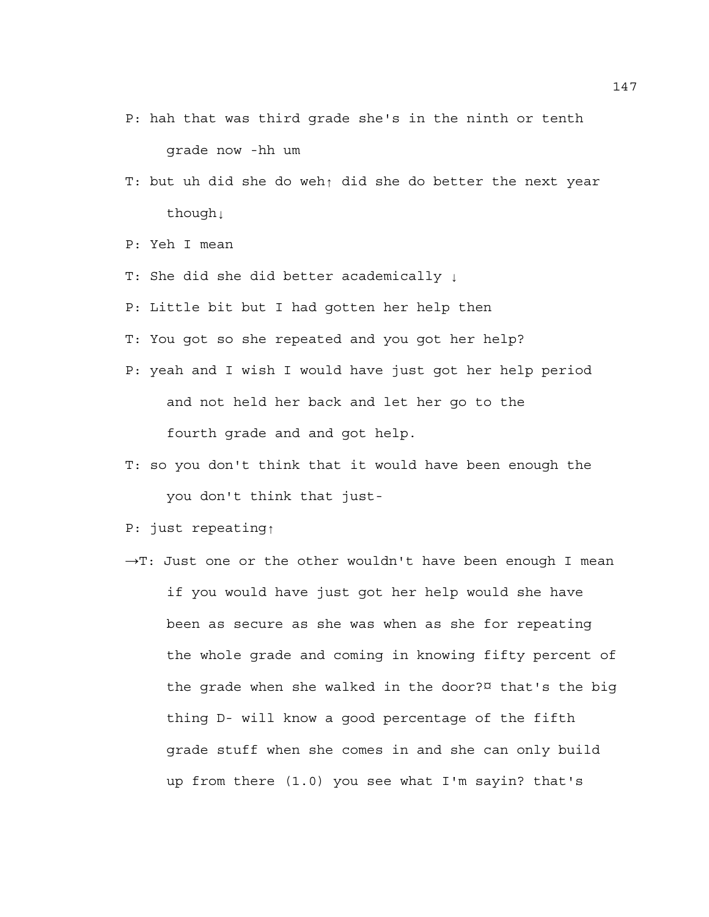P: hah that was third grade she's in the ninth or tenth grade now -hh um

T: but uh did she do weh↑ did she do better the next year though↓

P: Yeh I mean

T: She did she did better academically ↓

P: Little bit but I had gotten her help then

T: You got so she repeated and you got her help?

P: yeah and I wish I would have just got her help period and not held her back and let her go to the fourth grade and and got help.

T: so you don't think that it would have been enough the you don't think that just-

P: just repeating↑

→T: Just one or the other wouldn't have been enough I mean if you would have just got her help would she have been as secure as she was when as she for repeating the whole grade and coming in knowing fifty percent of the grade when she walked in the door?¤ that's the big thing D- will know a good percentage of the fifth grade stuff when she comes in and she can only build up from there (1.0) you see what I'm sayin? that's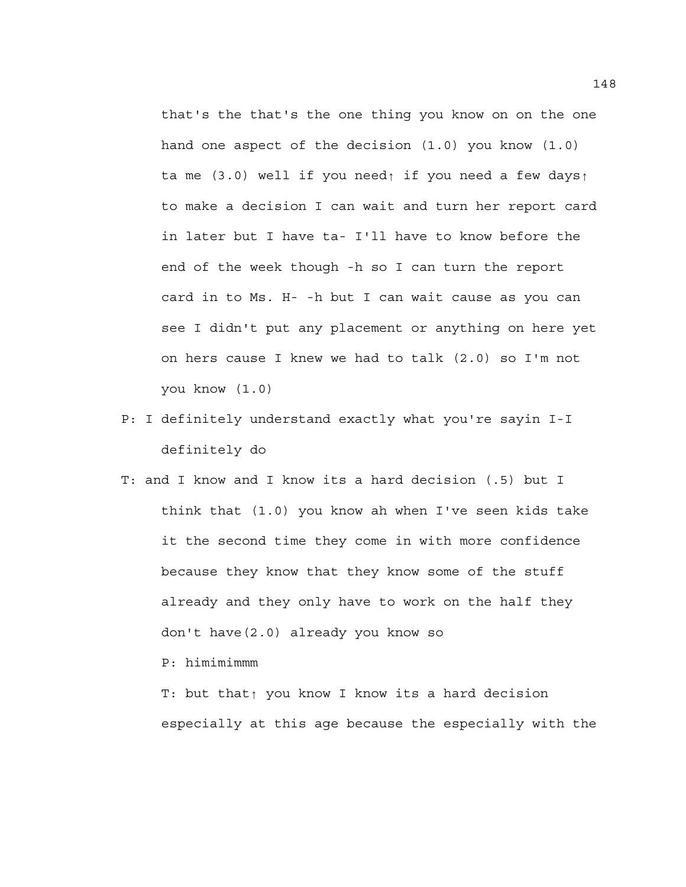that's the that's the one thing you know on on the one hand one aspect of the decision (1.0) you know (1.0) ta me (3.0) well if you need↑ if you need a few days↑ to make a decision I can wait and turn her report card in later but I have ta- I'll have to know before the end of the week though -h so I can turn the report card in to Ms. H- -h but I can wait cause as you can see I didn't put any placement or anything on here yet on hers cause I knew we had to talk (2.0) so I'm not you know (1.0)

P: I definitely understand exactly what you're sayin I-I definitely do

T: and I know and I know its a hard decision (.5) but I think that (1.0) you know ah when I've seen kids take it the second time they come in with more confidence because they know that they know some of the stuff already and they only have to work on the half they don't have(2.0) already you know so

P: himimimmm

T: but that↑ you know I know its a hard decision especially at this age because the especially with the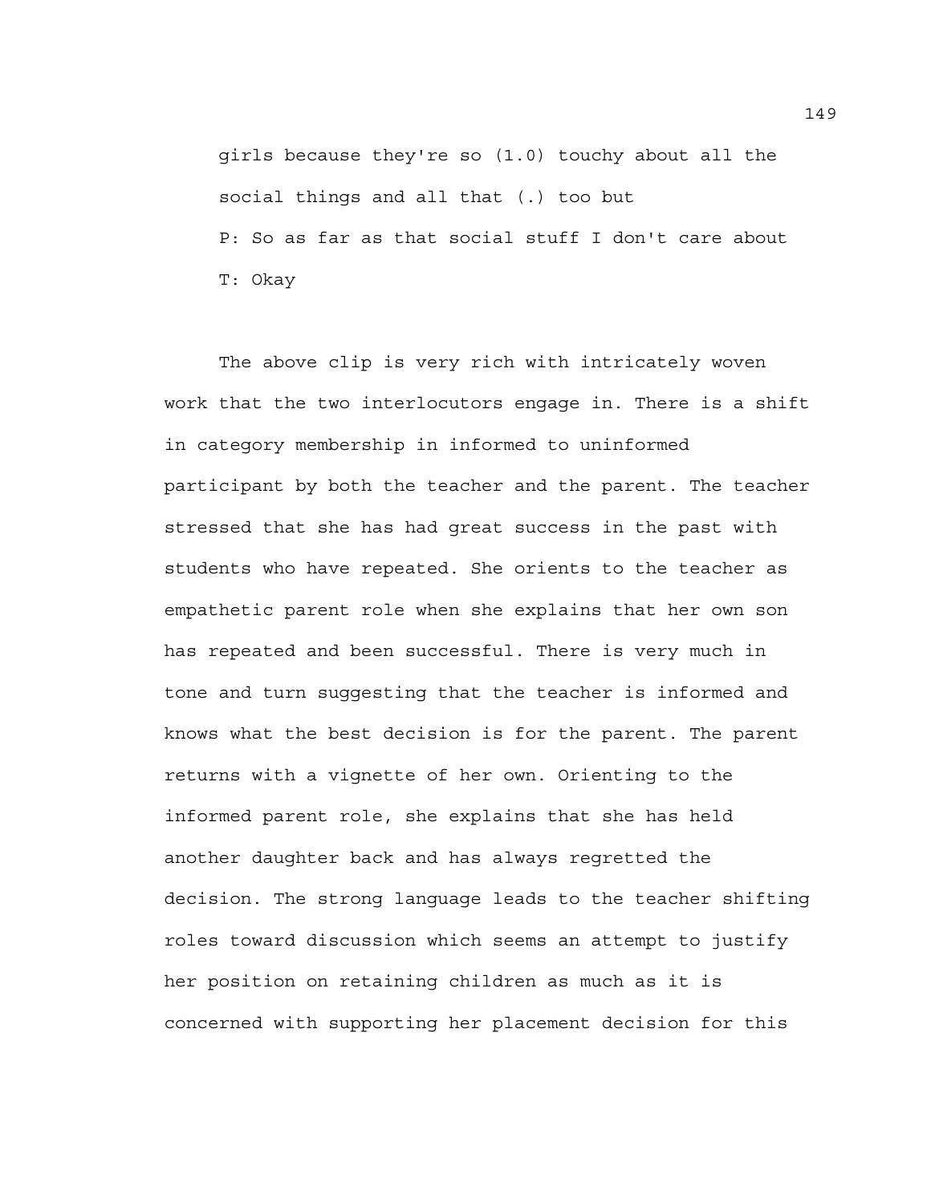girls because they're so (1.0) touchy about all the social things and all that (.) too but

P: So as far as that social stuff I don't care about

T: Okay

The above clip is very rich with intricately woven work that the two interlocutors engage in. There is a shift in category membership in informed to uninformed participant by both the teacher and the parent. The teacher stressed that she has had great success in the past with students who have repeated. She orients to the teacher as empathetic parent role when she explains that her own son has repeated and been successful. There is very much in tone and turn suggesting that the teacher is informed and knows what the best decision is for the parent. The parent returns with a vignette of her own. Orienting to the informed parent role, she explains that she has held another daughter back and has always regretted the decision. The strong language leads to the teacher shifting roles toward discussion which seems an attempt to justify her position on retaining children as much as it is concerned with supporting her placement decision for this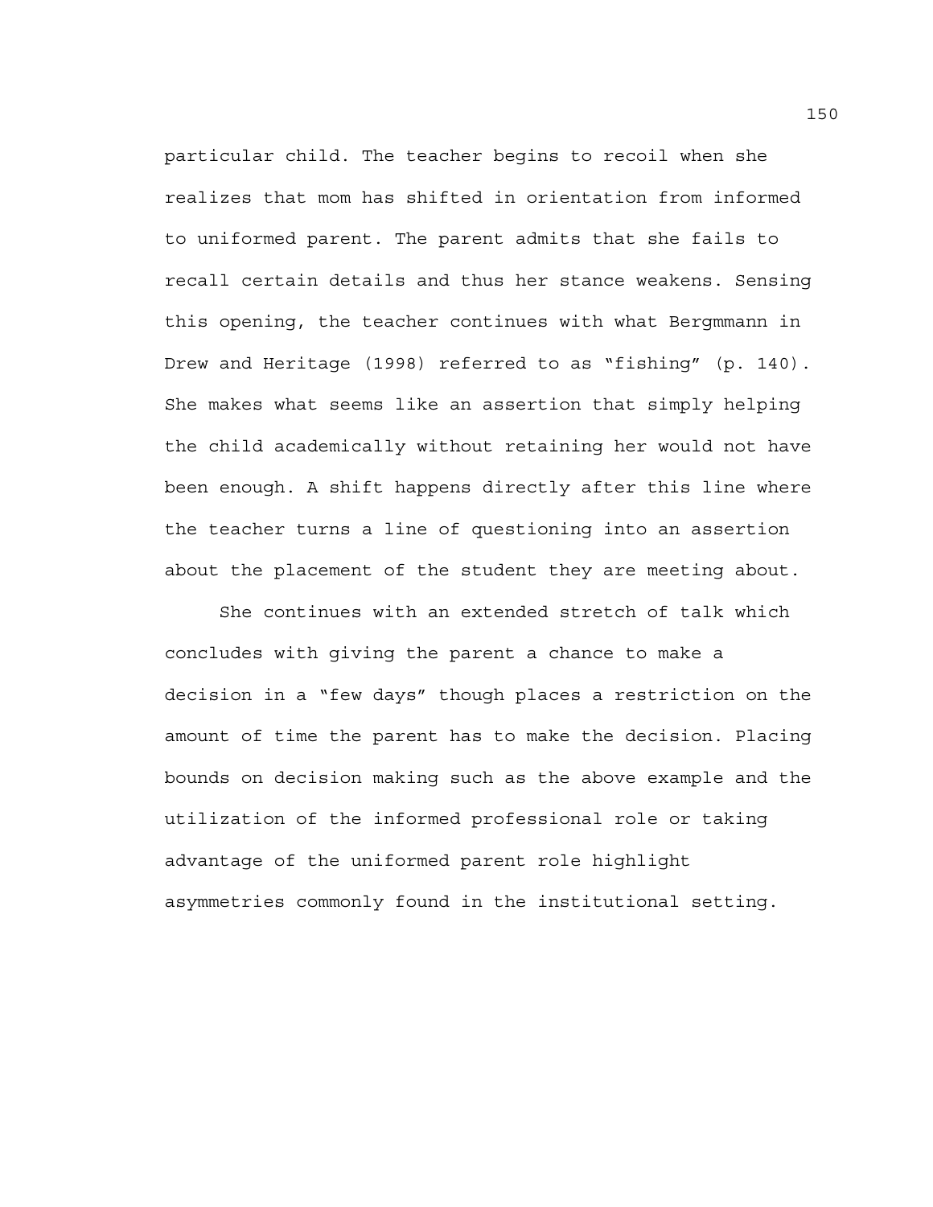particular child. The teacher begins to recoil when she realizes that mom has shifted in orientation from informed to uniformed parent. The parent admits that she fails to recall certain details and thus her stance weakens. Sensing this opening, the teacher continues with what Bergmmann in Drew and Heritage (1998) referred to as "fishing" (p. 140). She makes what seems like an assertion that simply helping the child academically without retaining her would not have been enough. A shift happens directly after this line where the teacher turns a line of questioning into an assertion about the placement of the student they are meeting about.

She continues with an extended stretch of talk which concludes with giving the parent a chance to make a decision in a "few days" though places a restriction on the amount of time the parent has to make the decision. Placing bounds on decision making such as the above example and the utilization of the informed professional role or taking advantage of the uniformed parent role highlight asymmetries commonly found in the institutional setting.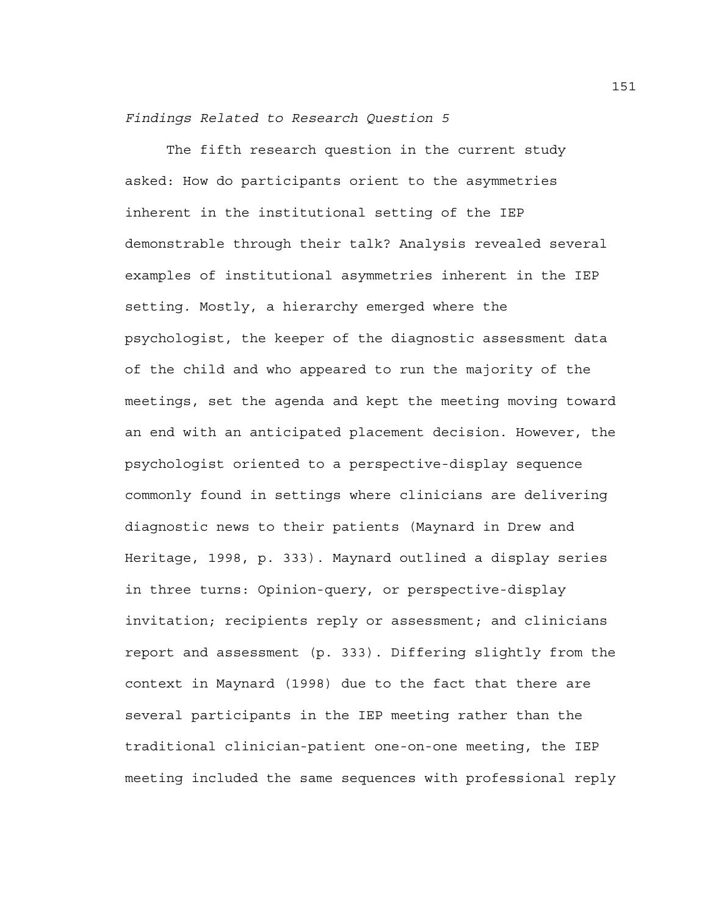*Findings Related to Research Question 5*

The fifth research question in the current study asked: How do participants orient to the asymmetries inherent in the institutional setting of the IEP demonstrable through their talk? Analysis revealed several examples of institutional asymmetries inherent in the IEP setting. Mostly, a hierarchy emerged where the psychologist, the keeper of the diagnostic assessment data of the child and who appeared to run the majority of the meetings, set the agenda and kept the meeting moving toward an end with an anticipated placement decision. However, the psychologist oriented to a perspective-display sequence commonly found in settings where clinicians are delivering diagnostic news to their patients (Maynard in Drew and Heritage, 1998, p. 333). Maynard outlined a display series in three turns: Opinion-query, or perspective-display invitation; recipients reply or assessment; and clinicians report and assessment (p. 333). Differing slightly from the context in Maynard (1998) due to the fact that there are several participants in the IEP meeting rather than the traditional clinician-patient one-on-one meeting, the IEP meeting included the same sequences with professional reply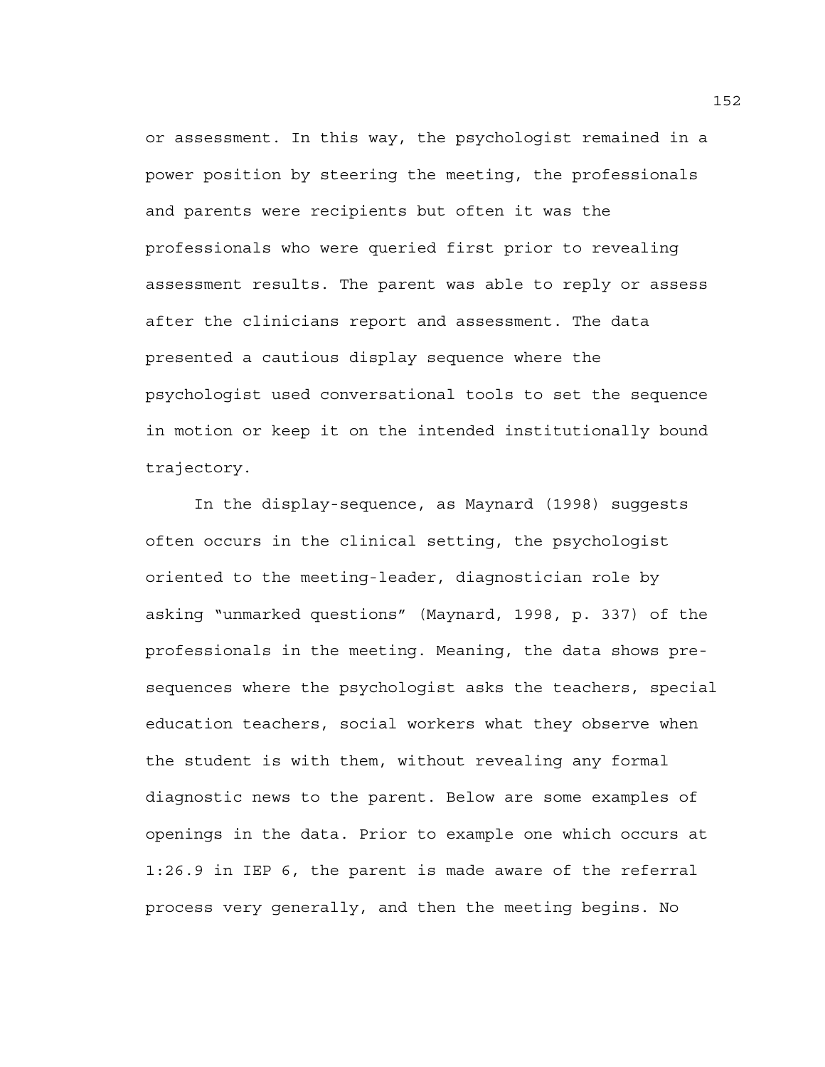or assessment. In this way, the psychologist remained in a power position by steering the meeting, the professionals and parents were recipients but often it was the professionals who were queried first prior to revealing assessment results. The parent was able to reply or assess after the clinicians report and assessment. The data presented a cautious display sequence where the psychologist used conversational tools to set the sequence in motion or keep it on the intended institutionally bound trajectory.

In the display-sequence, as Maynard (1998) suggests often occurs in the clinical setting, the psychologist oriented to the meeting-leader, diagnostician role by asking "unmarked questions" (Maynard, 1998, p. 337) of the professionals in the meeting. Meaning, the data shows pre-sequences where the psychologist asks the teachers, special education teachers, social workers what they observe when the student is with them, without revealing any formal diagnostic news to the parent. Below are some examples of openings in the data. Prior to example one which occurs at 1:26.9 in IEP 6, the parent is made aware of the referral process very generally, and then the meeting begins. No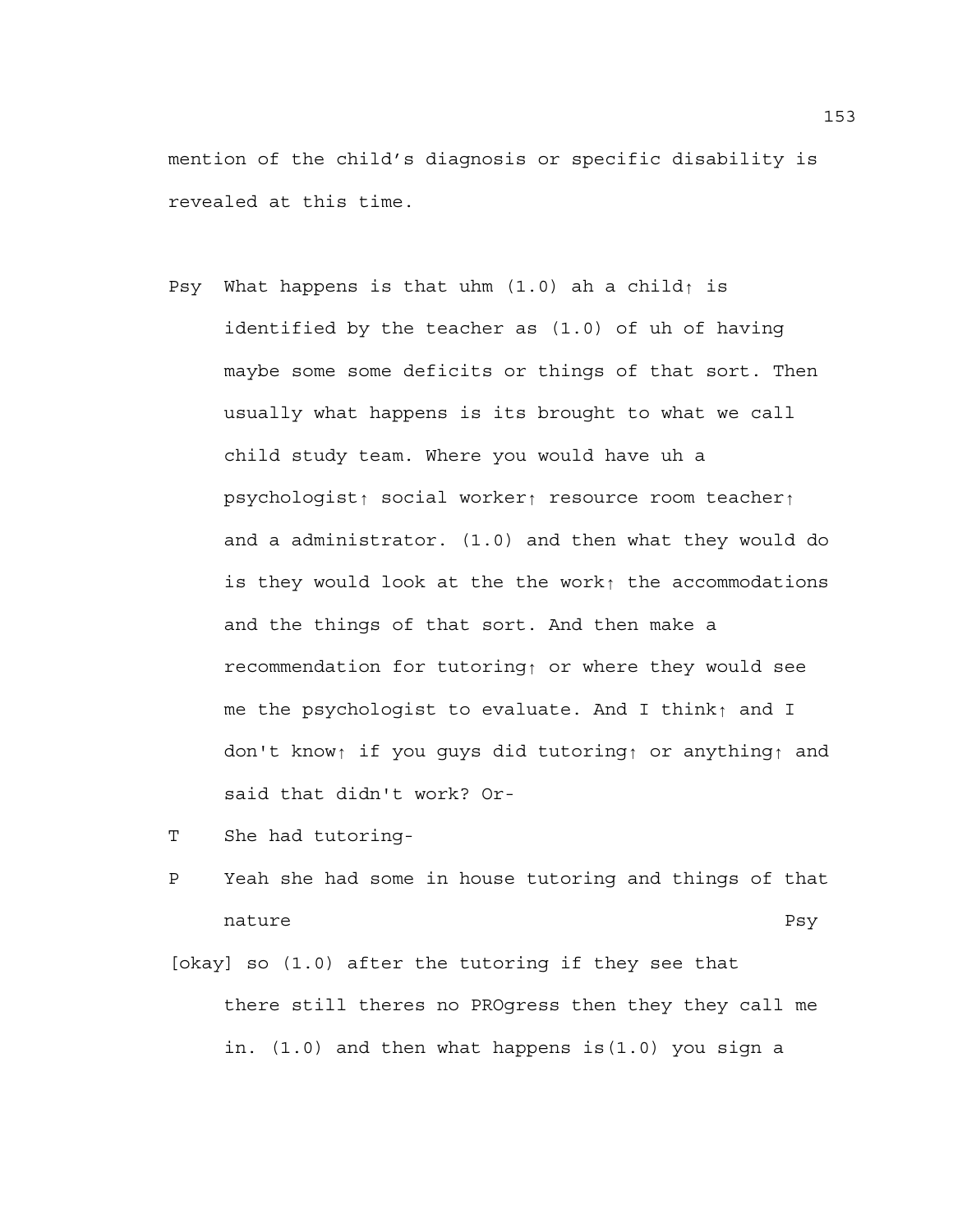mention of the child's diagnosis or specific disability is revealed at this time.

Psy What happens is that uhm (1.0) ah a child↑ is identified by the teacher as (1.0) of uh of having maybe some some deficits or things of that sort. Then usually what happens is its brought to what we call child study team. Where you would have uh a psychologist↑ social worker↑ resource room teacher↑ and a administrator. (1.0) and then what they would do is they would look at the the work↑ the accommodations and the things of that sort. And then make a recommendation for tutoring↑ or where they would see me the psychologist to evaluate. And I think↑ and I don't know↑ if you guys did tutoring↑ or anything↑ and said that didn't work? Or-

T She had tutoring-

P Yeah she had some in house tutoring and things of that nature Psy

[okay] so (1.0) after the tutoring if they see that there still theres no PROgress then they they call me in. (1.0) and then what happens is(1.0) you sign a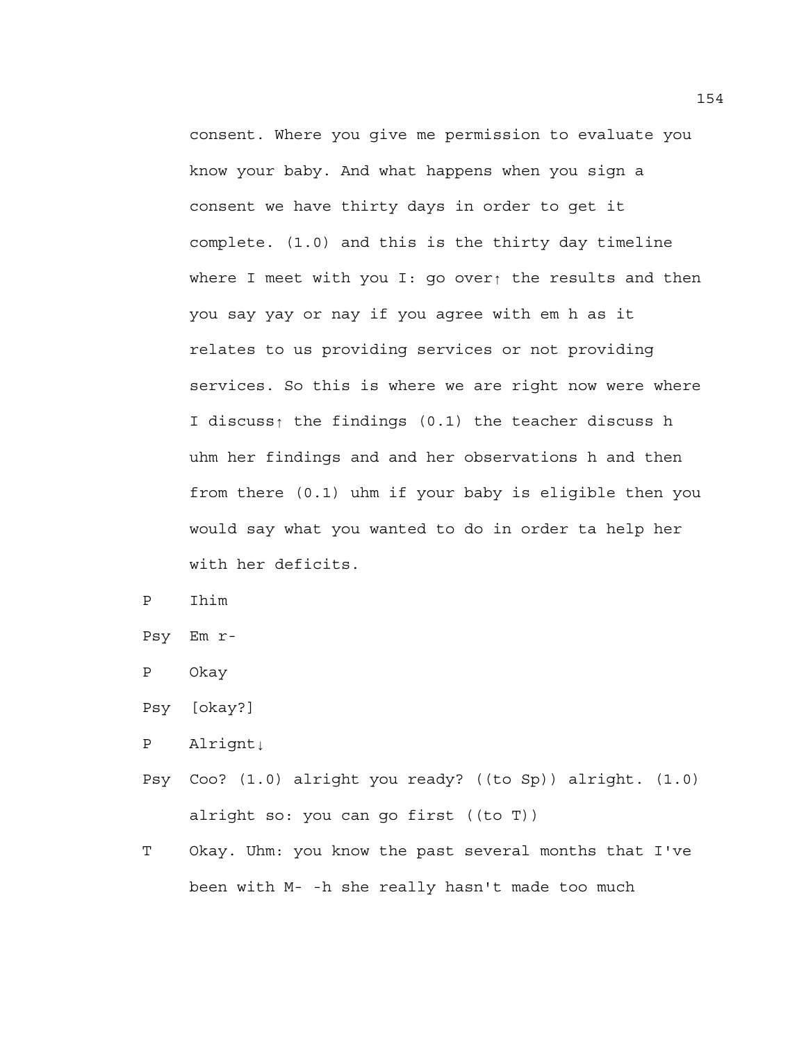consent. Where you give me permission to evaluate you know your baby. And what happens when you sign a consent we have thirty days in order to get it complete. (1.0) and this is the thirty day timeline where I meet with you I: go over↑ the results and then you say yay or nay if you agree with em h as it relates to us providing services or not providing services. So this is where we are right now were where I discuss↑ the findings (0.1) the teacher discuss h uhm her findings and and her observations h and then from there (0.1) uhm if your baby is eligible then you would say what you wanted to do in order ta help her with her deficits.

P    Ihim

Psy  Em r-

P    Okay

Psy  [okay?]

P    Alrignt↓

Psy  Coo? (1.0) alright you ready? ((to Sp)) alright. (1.0) alright so: you can go first ((to T))

T    Okay. Uhm: you know the past several months that I've been with M- -h she really hasn't made too much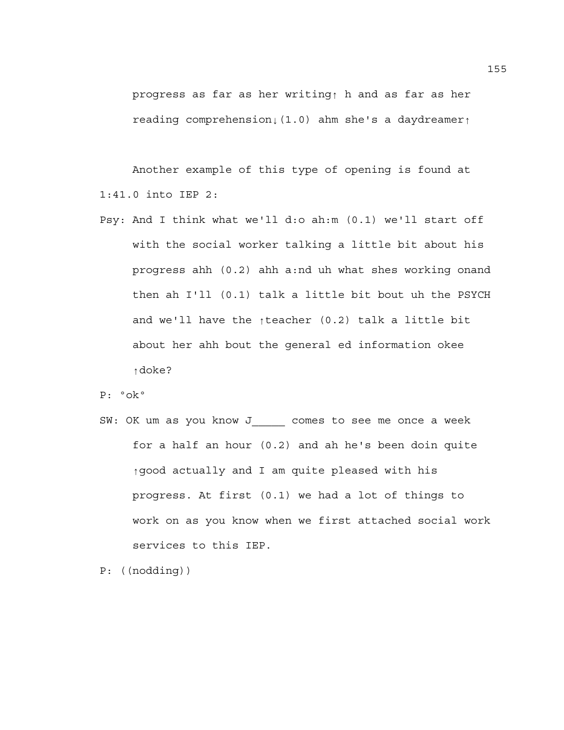progress as far as her writing↑ h and as far as her reading comprehension↓(1.0) ahm she's a daydreamer↑

Another example of this type of opening is found at 1:41.0 into IEP 2:

Psy: And I think what we'll d:o ah:m (0.1) we'll start off with the social worker talking a little bit about his progress ahh (0.2) ahh a:nd uh what shes working onand then ah I'll (0.1) talk a little bit bout uh the PSYCH and we'll have the ↑teacher (0.2) talk a little bit about her ahh bout the general ed information okee ↑doke?

P: °ok°

SW: OK um as you know J_____ comes to see me once a week for a half an hour (0.2) and ah he's been doin quite ↑good actually and I am quite pleased with his progress. At first (0.1) we had a lot of things to work on as you know when we first attached social work services to this IEP.

P: ((nodding))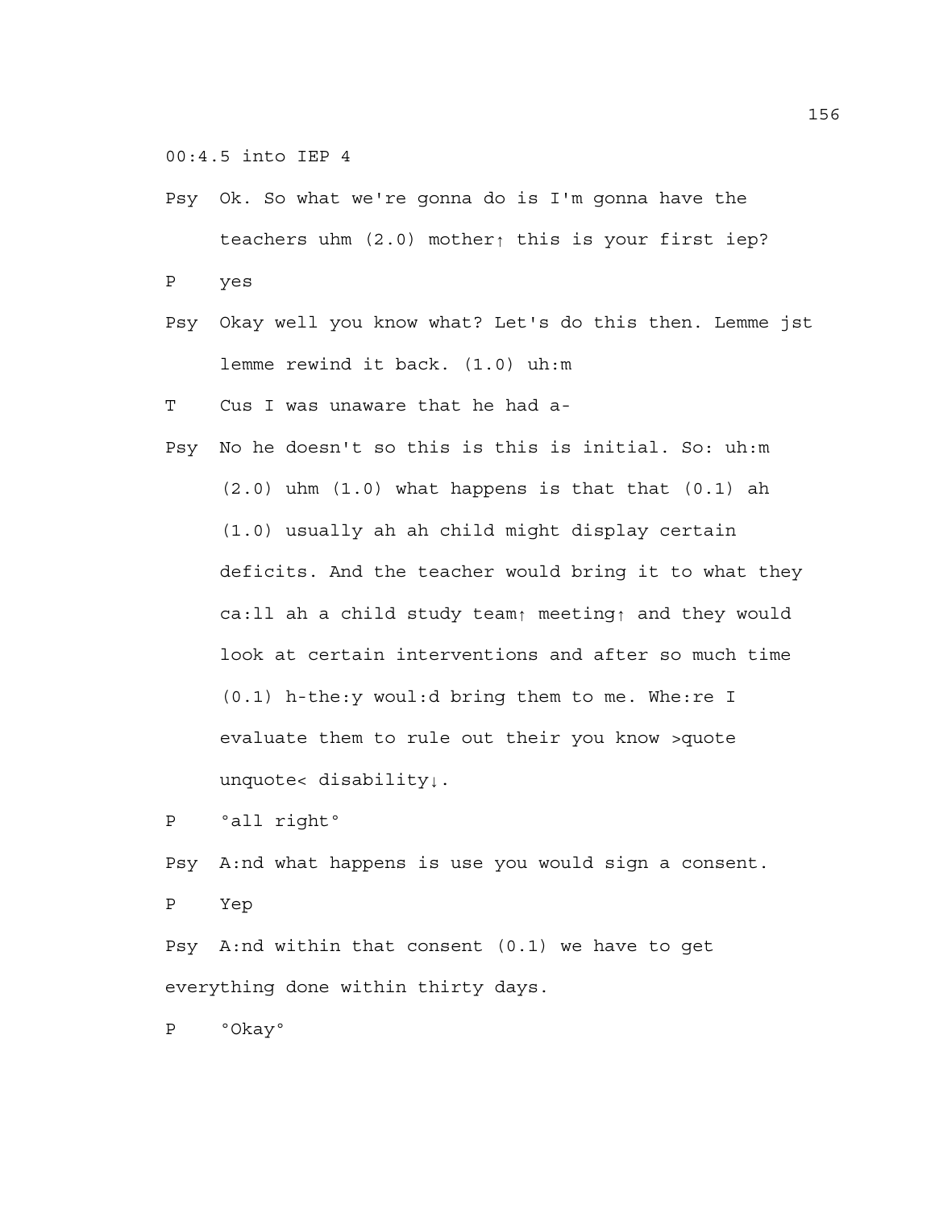00:4.5 into IEP 4

Psy Ok. So what we're gonna do is I'm gonna have the teachers uhm (2.0) mother↑ this is your first iep?

P yes

Psy Okay well you know what? Let's do this then. Lemme jst lemme rewind it back. (1.0) uh:m

T Cus I was unaware that he had a-

Psy No he doesn't so this is this is initial. So: uh:m (2.0) uhm (1.0) what happens is that that (0.1) ah (1.0) usually ah ah child might display certain deficits. And the teacher would bring it to what they ca:ll ah a child study team↑ meeting↑ and they would look at certain interventions and after so much time (0.1) h-the:y woul:d bring them to me. Whe:re I evaluate them to rule out their you know >quote unquote< disability↓.

P °all right°

Psy A:nd what happens is use you would sign a consent.

P Yep

Psy A:nd within that consent (0.1) we have to get everything done within thirty days.

P °Okay°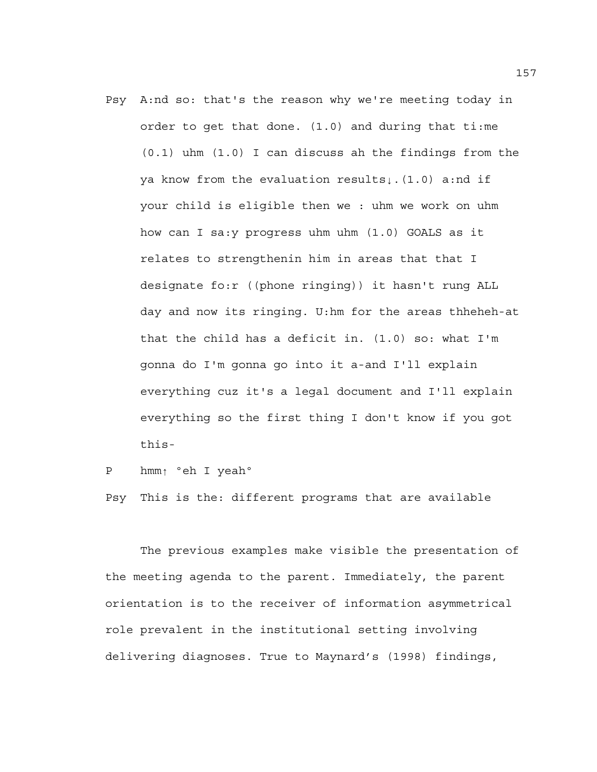Psy  A:nd so: that's the reason why we're meeting today in order to get that done. (1.0) and during that ti:me (0.1) uhm (1.0) I can discuss ah the findings from the ya know from the evaluation results↓.(1.0) a:nd if your child is eligible then we : uhm we work on uhm how can I sa:y progress uhm uhm (1.0) GOALS as it relates to strengthenin him in areas that that I designate fo:r ((phone ringing)) it hasn't rung ALL day and now its ringing. U:hm for the areas thheheh-at that the child has a deficit in. (1.0) so: what I'm gonna do I'm gonna go into it a-and I'll explain everything cuz it's a legal document and I'll explain everything so the first thing I don't know if you got this-

P    hmm↑ °eh I yeah°

Psy  This is the: different programs that are available

The previous examples make visible the presentation of the meeting agenda to the parent. Immediately, the parent orientation is to the receiver of information asymmetrical role prevalent in the institutional setting involving delivering diagnoses. True to Maynard's (1998) findings,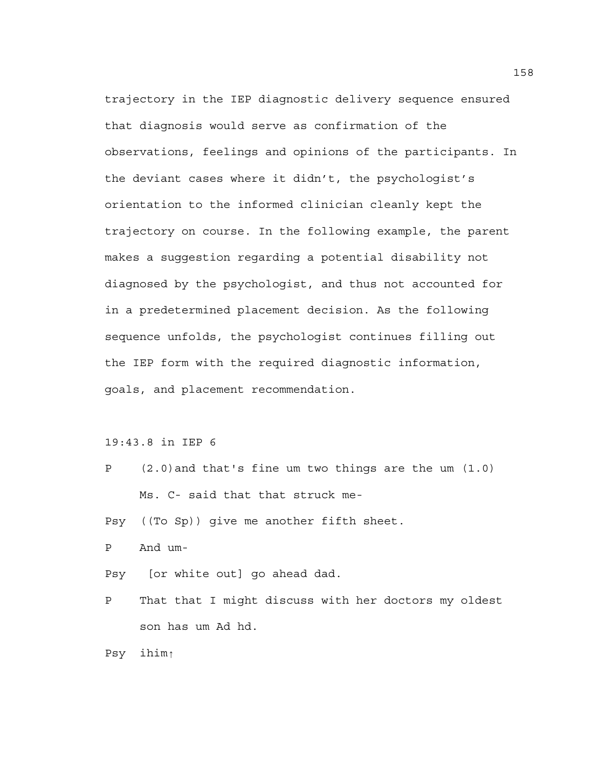trajectory in the IEP diagnostic delivery sequence ensured that diagnosis would serve as confirmation of the observations, feelings and opinions of the participants. In the deviant cases where it didn't, the psychologist's orientation to the informed clinician cleanly kept the trajectory on course. In the following example, the parent makes a suggestion regarding a potential disability not diagnosed by the psychologist, and thus not accounted for in a predetermined placement decision. As the following sequence unfolds, the psychologist continues filling out the IEP form with the required diagnostic information, goals, and placement recommendation.

19:43.8 in IEP 6

P &nbsp;&nbsp;&nbsp;(2.0)and that's fine um two things are the um (1.0) Ms. C- said that that struck me-

Psy &nbsp;((To Sp)) give me another fifth sheet.

P &nbsp;&nbsp;&nbsp;And um-

Psy &nbsp;[or white out] go ahead dad.

P &nbsp;&nbsp;&nbsp;That that I might discuss with her doctors my oldest son has um Ad hd.

Psy &nbsp;ihim↑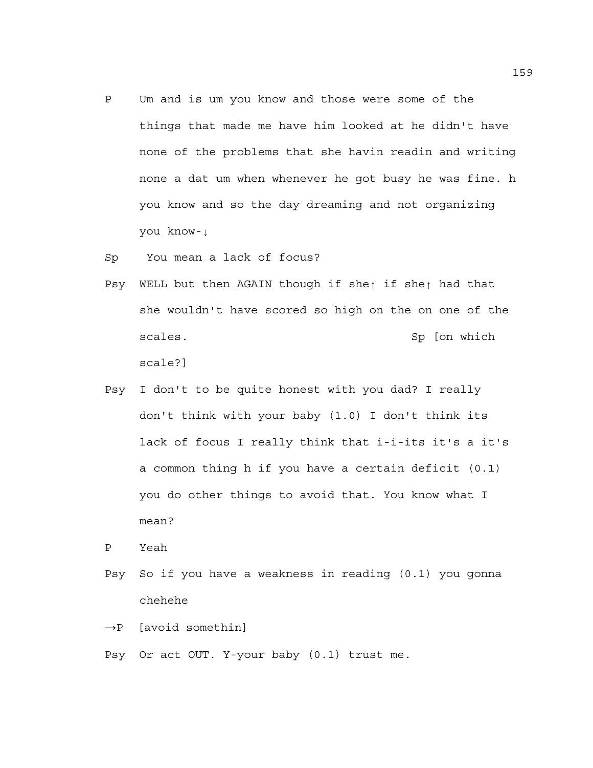P Um and is um you know and those were some of the things that made me have him looked at he didn't have none of the problems that she havin readin and writing none a dat um when whenever he got busy he was fine. h you know and so the day dreaming and not organizing you know-↓

Sp You mean a lack of focus?

Psy WELL but then AGAIN though if she↑ if she↑ had that she wouldn't have scored so high on the on one of the scales. Sp [on which scale?]

Psy I don't to be quite honest with you dad? I really don't think with your baby (1.0) I don't think its lack of focus I really think that i-i-its it's a it's a common thing h if you have a certain deficit (0.1) you do other things to avoid that. You know what I mean?

P Yeah

Psy So if you have a weakness in reading (0.1) you gonna chehehe

→P [avoid somethin]

Psy Or act OUT. Y-your baby (0.1) trust me.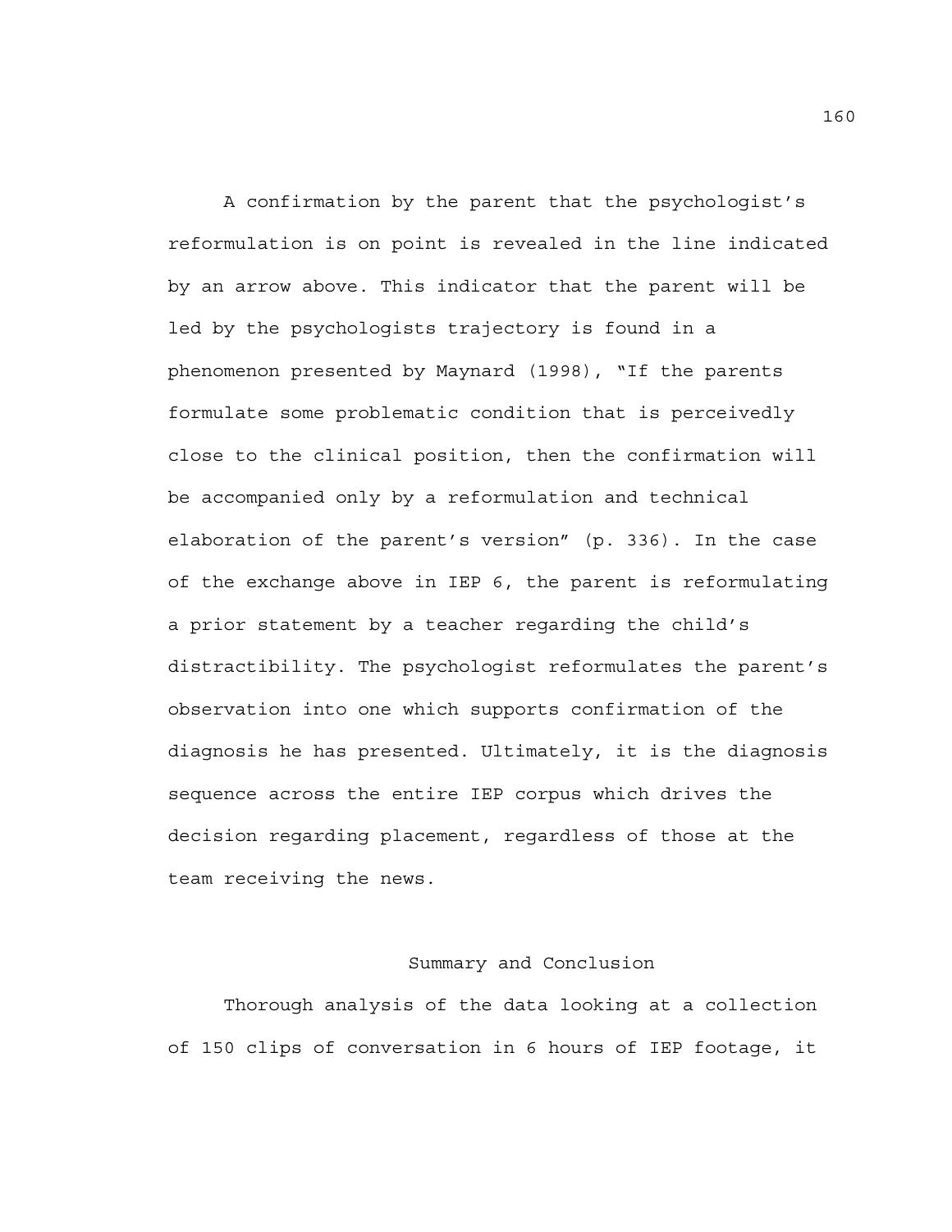A confirmation by the parent that the psychologist's reformulation is on point is revealed in the line indicated by an arrow above. This indicator that the parent will be led by the psychologists trajectory is found in a phenomenon presented by Maynard (1998), "If the parents formulate some problematic condition that is perceivedly close to the clinical position, then the confirmation will be accompanied only by a reformulation and technical elaboration of the parent's version" (p. 336). In the case of the exchange above in IEP 6, the parent is reformulating a prior statement by a teacher regarding the child's distractibility. The psychologist reformulates the parent's observation into one which supports confirmation of the diagnosis he has presented. Ultimately, it is the diagnosis sequence across the entire IEP corpus which drives the decision regarding placement, regardless of those at the team receiving the news.

## Summary and Conclusion

Thorough analysis of the data looking at a collection of 150 clips of conversation in 6 hours of IEP footage, it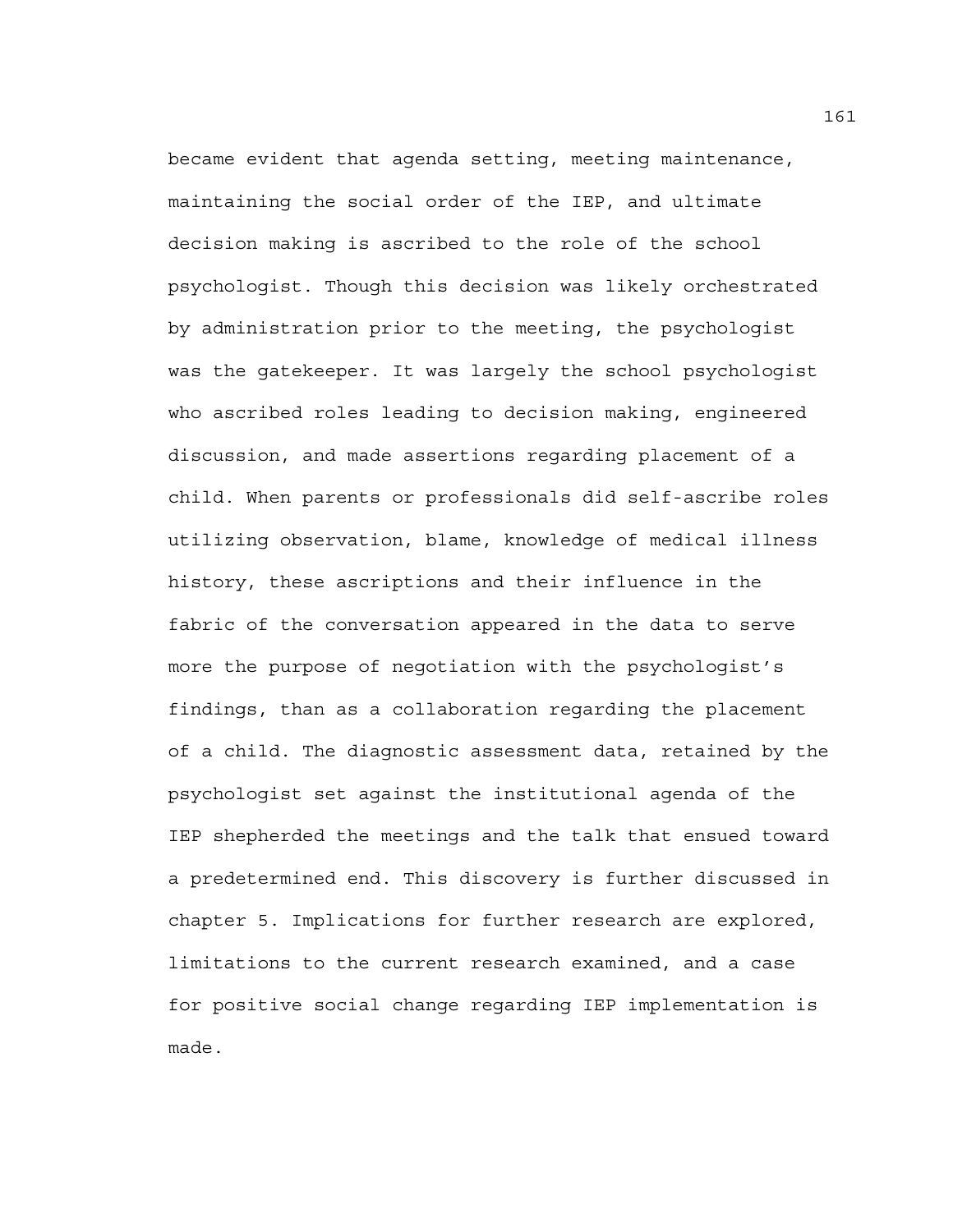became evident that agenda setting, meeting maintenance, maintaining the social order of the IEP, and ultimate decision making is ascribed to the role of the school psychologist. Though this decision was likely orchestrated by administration prior to the meeting, the psychologist was the gatekeeper. It was largely the school psychologist who ascribed roles leading to decision making, engineered discussion, and made assertions regarding placement of a child. When parents or professionals did self-ascribe roles utilizing observation, blame, knowledge of medical illness history, these ascriptions and their influence in the fabric of the conversation appeared in the data to serve more the purpose of negotiation with the psychologist's findings, than as a collaboration regarding the placement of a child. The diagnostic assessment data, retained by the psychologist set against the institutional agenda of the IEP shepherded the meetings and the talk that ensued toward a predetermined end. This discovery is further discussed in chapter 5. Implications for further research are explored, limitations to the current research examined, and a case for positive social change regarding IEP implementation is made.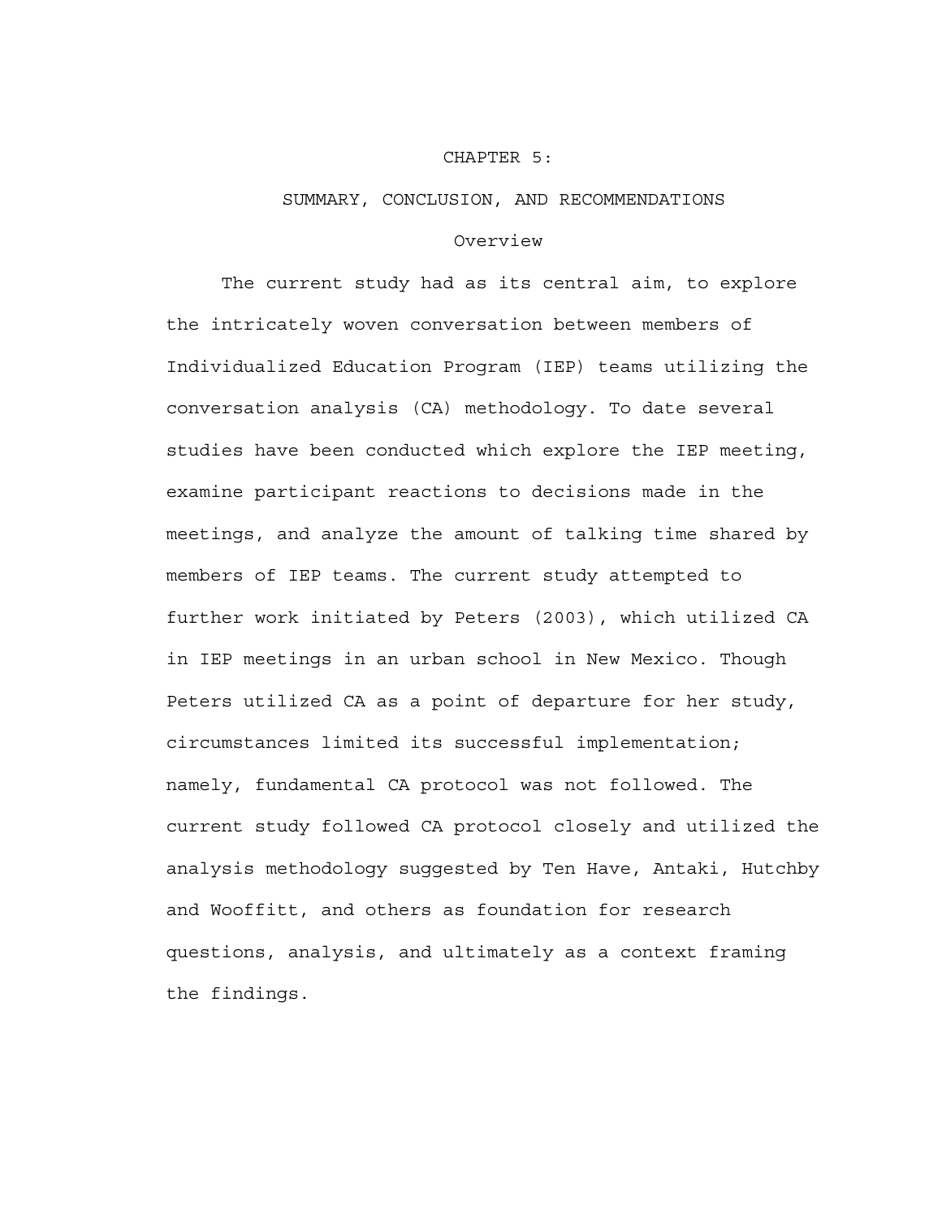# CHAPTER 5:

# SUMMARY, CONCLUSION, AND RECOMMENDATIONS

## Overview

The current study had as its central aim, to explore the intricately woven conversation between members of Individualized Education Program (IEP) teams utilizing the conversation analysis (CA) methodology. To date several studies have been conducted which explore the IEP meeting, examine participant reactions to decisions made in the meetings, and analyze the amount of talking time shared by members of IEP teams. The current study attempted to further work initiated by Peters (2003), which utilized CA in IEP meetings in an urban school in New Mexico. Though Peters utilized CA as a point of departure for her study, circumstances limited its successful implementation; namely, fundamental CA protocol was not followed. The current study followed CA protocol closely and utilized the analysis methodology suggested by Ten Have, Antaki, Hutchby and Wooffitt, and others as foundation for research questions, analysis, and ultimately as a context framing the findings.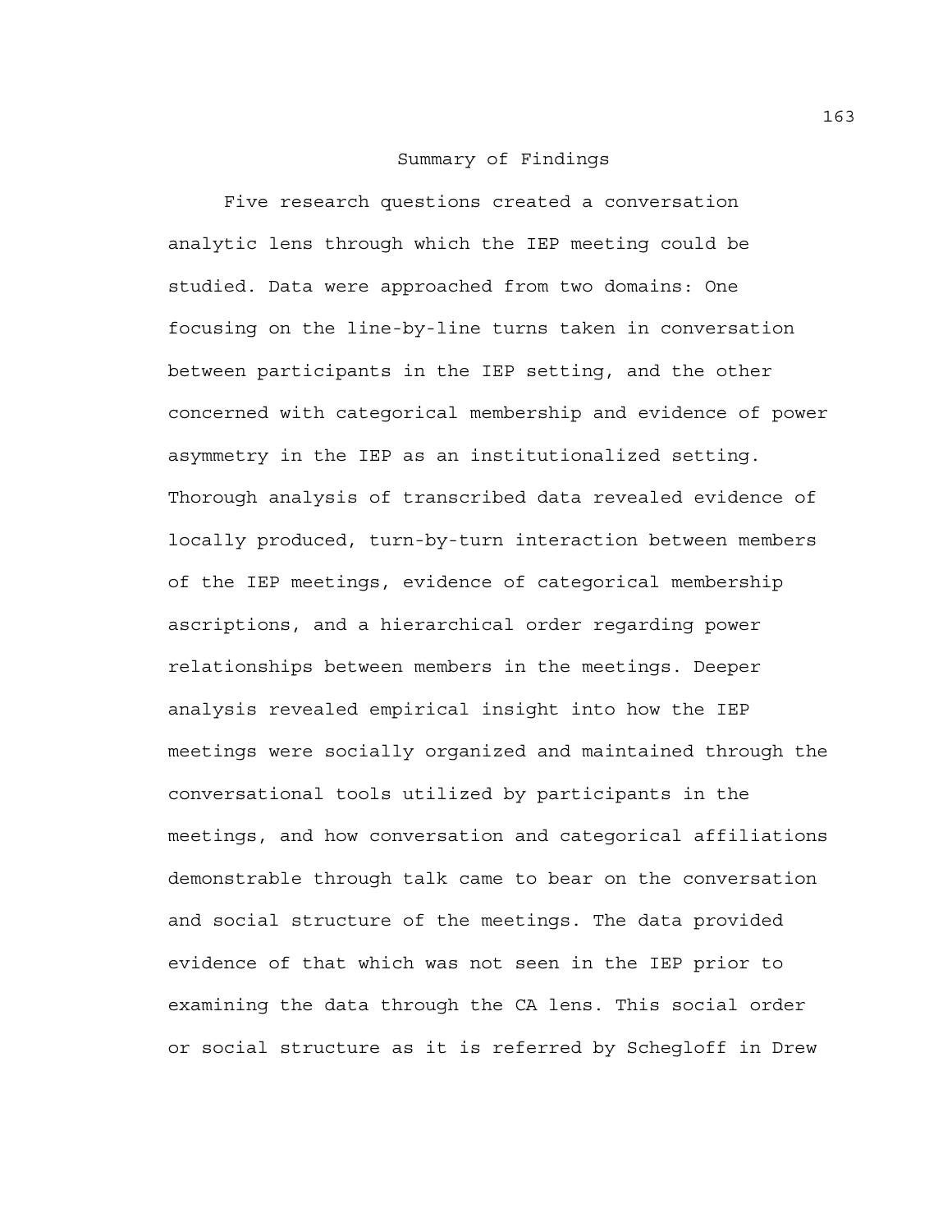## Summary of Findings

Five research questions created a conversation analytic lens through which the IEP meeting could be studied. Data were approached from two domains: One focusing on the line-by-line turns taken in conversation between participants in the IEP setting, and the other concerned with categorical membership and evidence of power asymmetry in the IEP as an institutionalized setting. Thorough analysis of transcribed data revealed evidence of locally produced, turn-by-turn interaction between members of the IEP meetings, evidence of categorical membership ascriptions, and a hierarchical order regarding power relationships between members in the meetings. Deeper analysis revealed empirical insight into how the IEP meetings were socially organized and maintained through the conversational tools utilized by participants in the meetings, and how conversation and categorical affiliations demonstrable through talk came to bear on the conversation and social structure of the meetings. The data provided evidence of that which was not seen in the IEP prior to examining the data through the CA lens. This social order or social structure as it is referred by Schegloff in Drew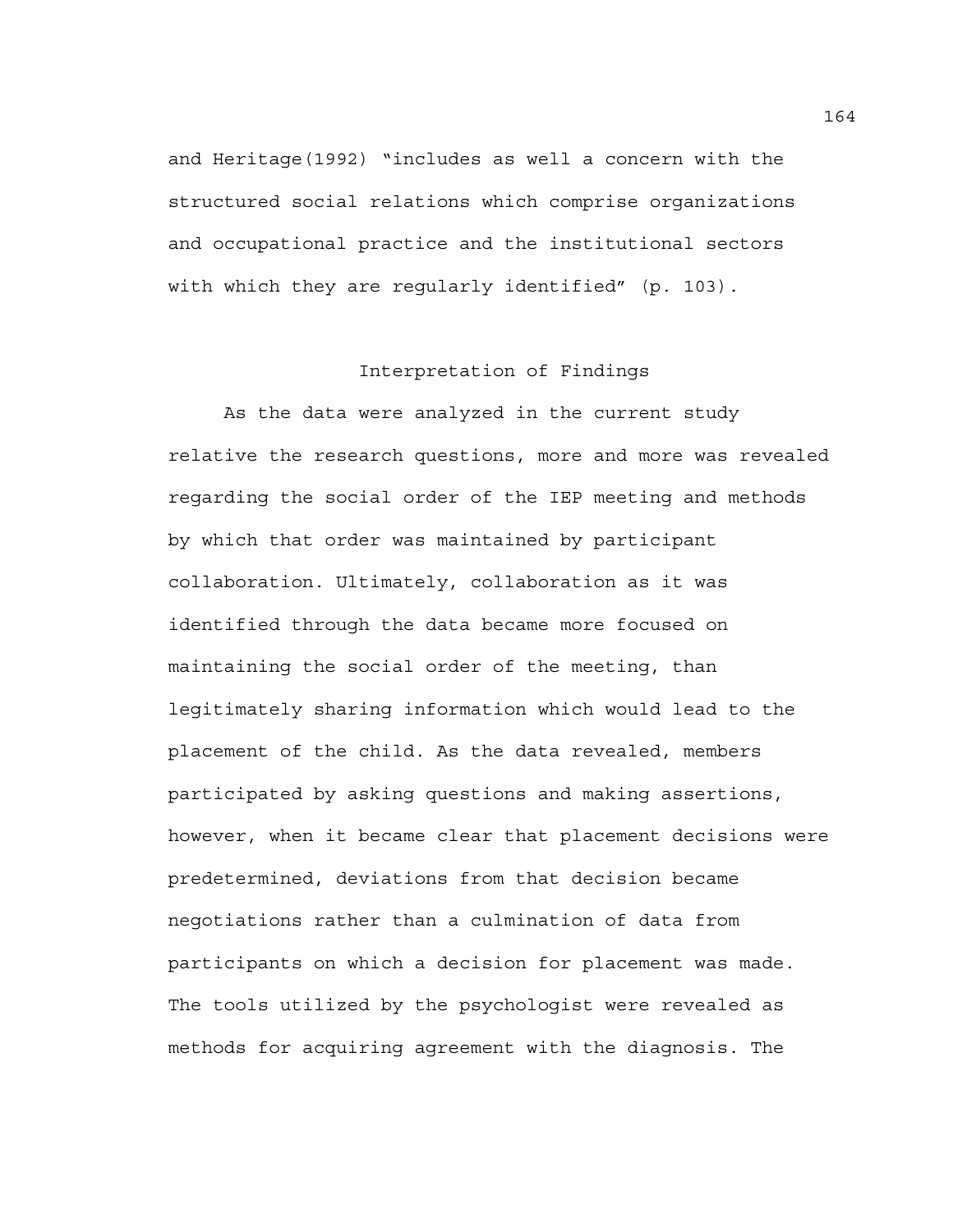and Heritage(1992) "includes as well a concern with the structured social relations which comprise organizations and occupational practice and the institutional sectors with which they are regularly identified" (p. 103).

## Interpretation of Findings

As the data were analyzed in the current study relative the research questions, more and more was revealed regarding the social order of the IEP meeting and methods by which that order was maintained by participant collaboration. Ultimately, collaboration as it was identified through the data became more focused on maintaining the social order of the meeting, than legitimately sharing information which would lead to the placement of the child. As the data revealed, members participated by asking questions and making assertions, however, when it became clear that placement decisions were predetermined, deviations from that decision became negotiations rather than a culmination of data from participants on which a decision for placement was made. The tools utilized by the psychologist were revealed as methods for acquiring agreement with the diagnosis. The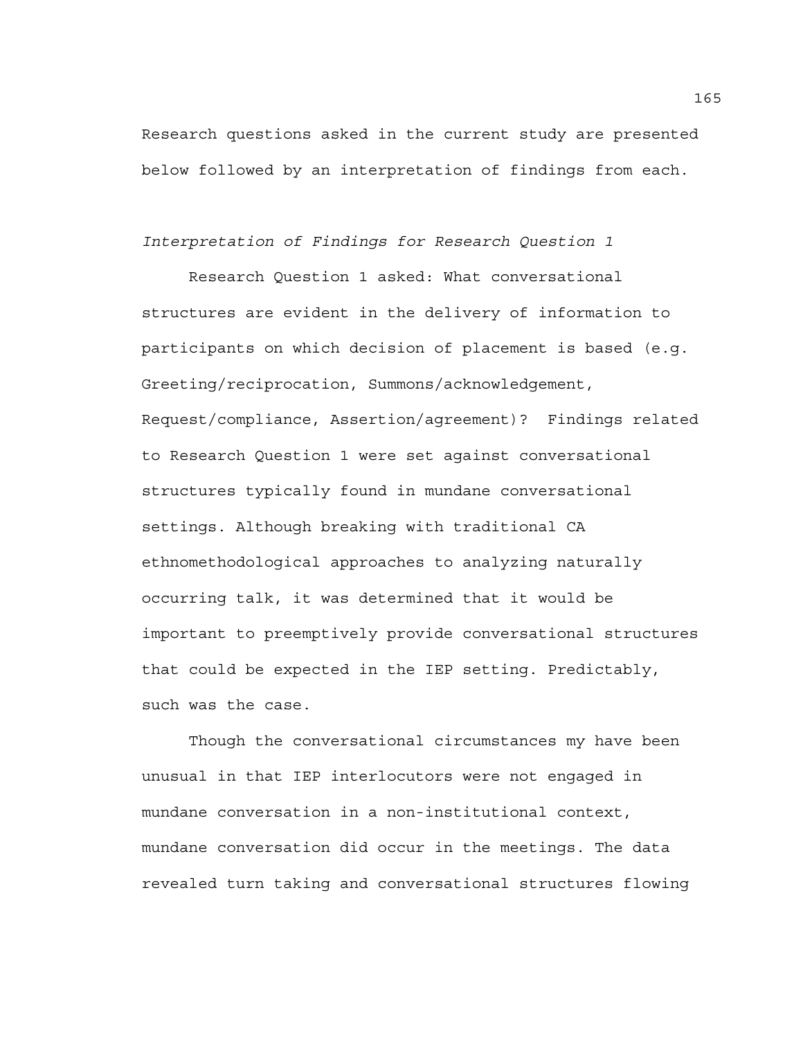Research questions asked in the current study are presented below followed by an interpretation of findings from each.

*Interpretation of Findings for Research Question 1*

Research Question 1 asked: What conversational structures are evident in the delivery of information to participants on which decision of placement is based (e.g. Greeting/reciprocation, Summons/acknowledgement, Request/compliance, Assertion/agreement)? Findings related to Research Question 1 were set against conversational structures typically found in mundane conversational settings. Although breaking with traditional CA ethnomethodological approaches to analyzing naturally occurring talk, it was determined that it would be important to preemptively provide conversational structures that could be expected in the IEP setting. Predictably, such was the case.

Though the conversational circumstances my have been unusual in that IEP interlocutors were not engaged in mundane conversation in a non-institutional context, mundane conversation did occur in the meetings. The data revealed turn taking and conversational structures flowing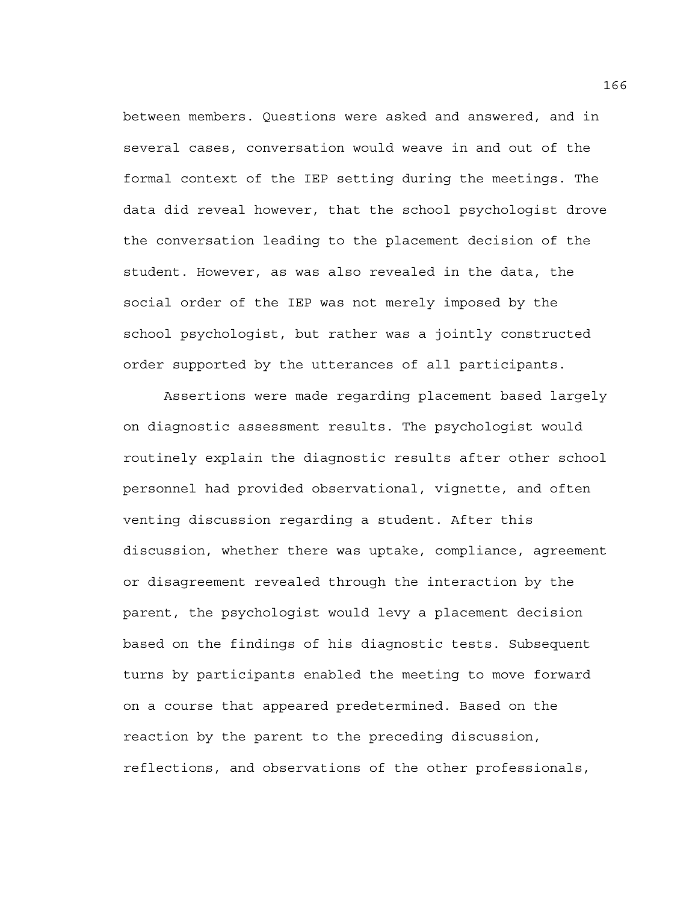between members. Questions were asked and answered, and in several cases, conversation would weave in and out of the formal context of the IEP setting during the meetings. The data did reveal however, that the school psychologist drove the conversation leading to the placement decision of the student. However, as was also revealed in the data, the social order of the IEP was not merely imposed by the school psychologist, but rather was a jointly constructed order supported by the utterances of all participants.

Assertions were made regarding placement based largely on diagnostic assessment results. The psychologist would routinely explain the diagnostic results after other school personnel had provided observational, vignette, and often venting discussion regarding a student. After this discussion, whether there was uptake, compliance, agreement or disagreement revealed through the interaction by the parent, the psychologist would levy a placement decision based on the findings of his diagnostic tests. Subsequent turns by participants enabled the meeting to move forward on a course that appeared predetermined. Based on the reaction by the parent to the preceding discussion, reflections, and observations of the other professionals,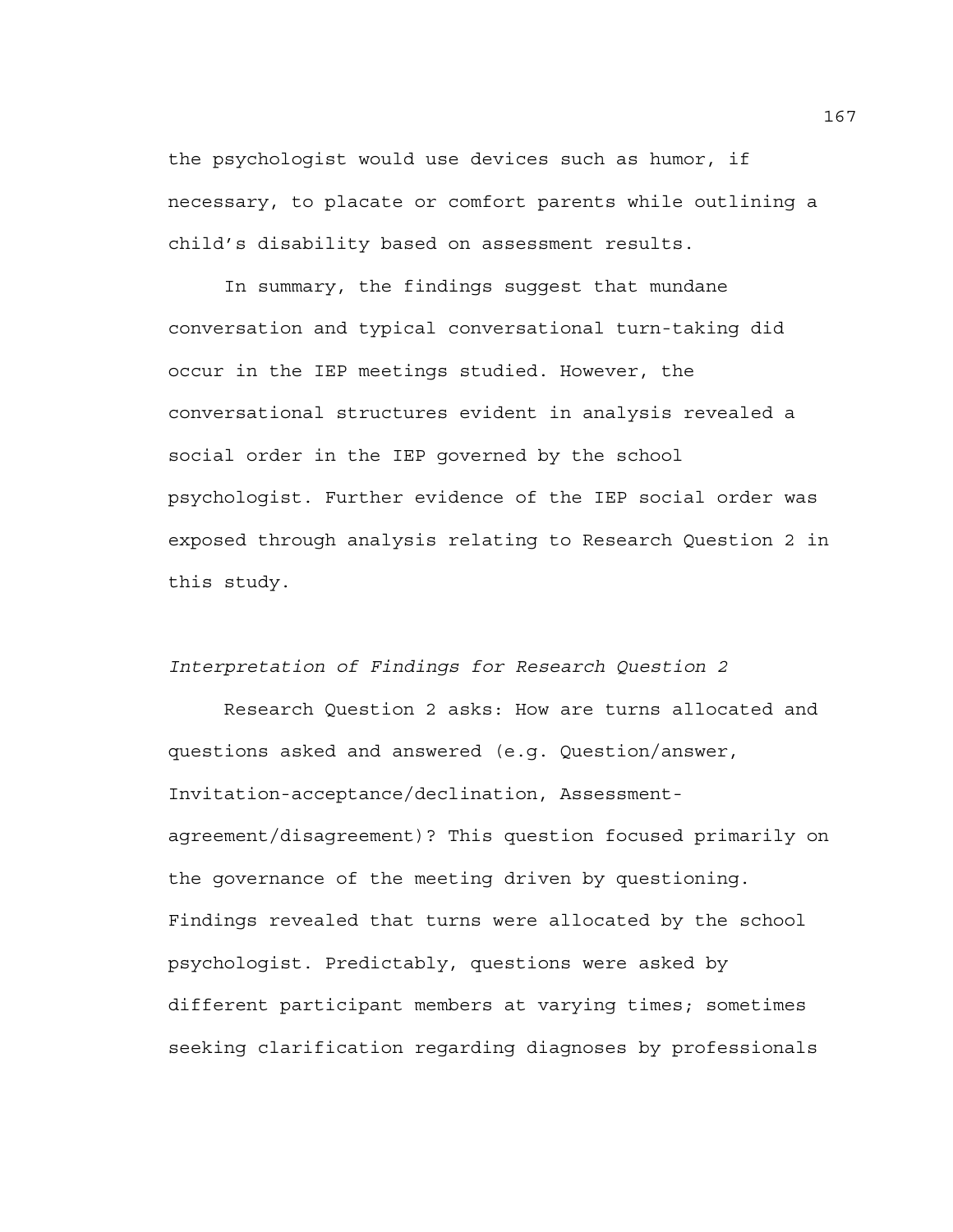the psychologist would use devices such as humor, if necessary, to placate or comfort parents while outlining a child's disability based on assessment results.

In summary, the findings suggest that mundane conversation and typical conversational turn-taking did occur in the IEP meetings studied. However, the conversational structures evident in analysis revealed a social order in the IEP governed by the school psychologist. Further evidence of the IEP social order was exposed through analysis relating to Research Question 2 in this study.

*Interpretation of Findings for Research Question 2*

Research Question 2 asks: How are turns allocated and questions asked and answered (e.g. Question/answer, Invitation-acceptance/declination, Assessment-agreement/disagreement)? This question focused primarily on the governance of the meeting driven by questioning. Findings revealed that turns were allocated by the school psychologist. Predictably, questions were asked by different participant members at varying times; sometimes seeking clarification regarding diagnoses by professionals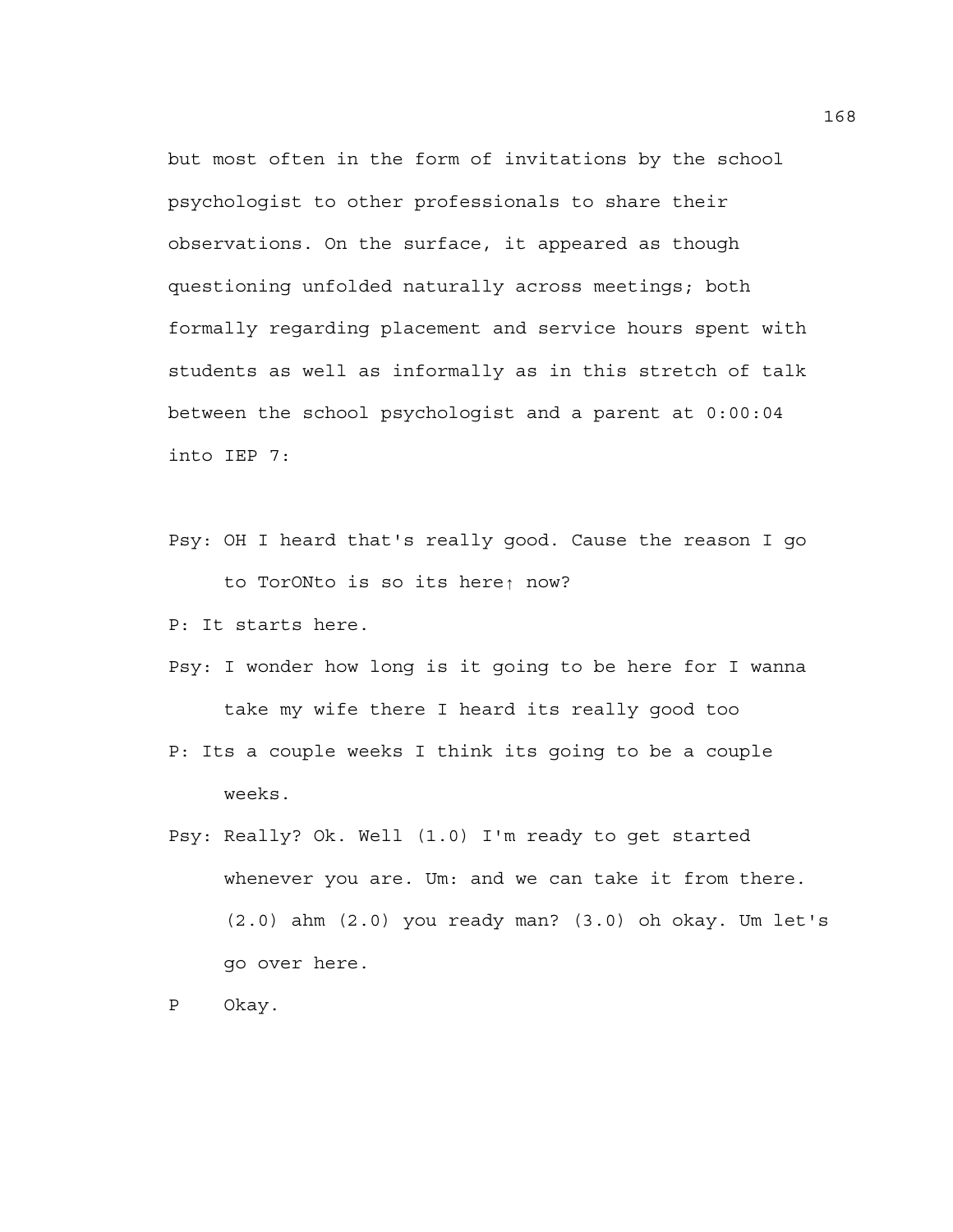but most often in the form of invitations by the school psychologist to other professionals to share their observations. On the surface, it appeared as though questioning unfolded naturally across meetings; both formally regarding placement and service hours spent with students as well as informally as in this stretch of talk between the school psychologist and a parent at 0:00:04 into IEP 7:

Psy: OH I heard that's really good. Cause the reason I go to TorONto is so its here↑ now?

P: It starts here.

Psy: I wonder how long is it going to be here for I wanna take my wife there I heard its really good too

P: Its a couple weeks I think its going to be a couple weeks.

Psy: Really? Ok. Well (1.0) I'm ready to get started whenever you are. Um: and we can take it from there. (2.0) ahm (2.0) you ready man? (3.0) oh okay. Um let's go over here.

P    Okay.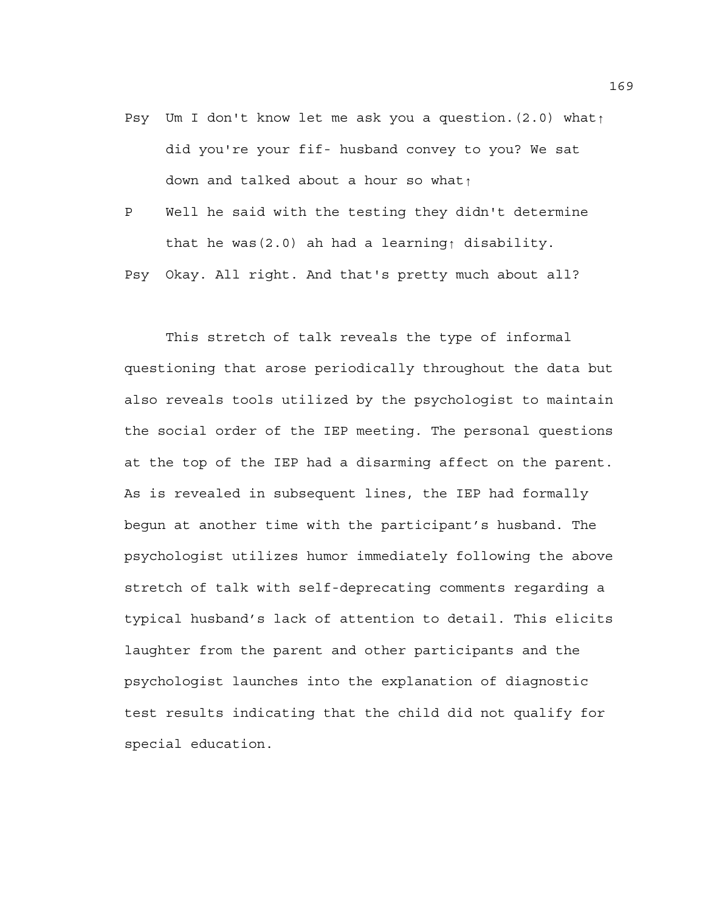Psy  Um I don't know let me ask you a question.(2.0) what↑ did you're your fif- husband convey to you? We sat down and talked about a hour so what↑

P  Well he said with the testing they didn't determine that he was(2.0) ah had a learning↑ disability.

Psy  Okay. All right. And that's pretty much about all?

This stretch of talk reveals the type of informal questioning that arose periodically throughout the data but also reveals tools utilized by the psychologist to maintain the social order of the IEP meeting. The personal questions at the top of the IEP had a disarming affect on the parent. As is revealed in subsequent lines, the IEP had formally begun at another time with the participant's husband. The psychologist utilizes humor immediately following the above stretch of talk with self-deprecating comments regarding a typical husband's lack of attention to detail. This elicits laughter from the parent and other participants and the psychologist launches into the explanation of diagnostic test results indicating that the child did not qualify for special education.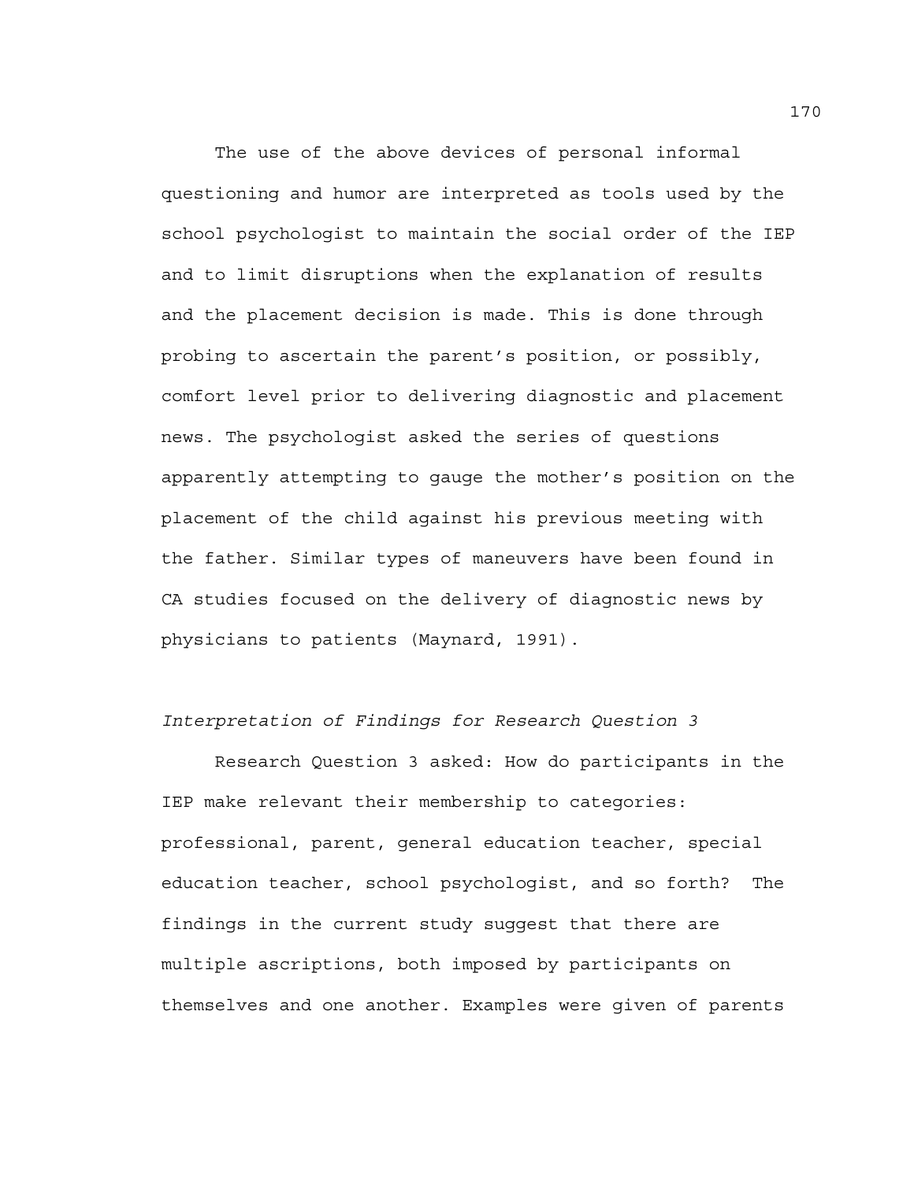The use of the above devices of personal informal questioning and humor are interpreted as tools used by the school psychologist to maintain the social order of the IEP and to limit disruptions when the explanation of results and the placement decision is made. This is done through probing to ascertain the parent's position, or possibly, comfort level prior to delivering diagnostic and placement news. The psychologist asked the series of questions apparently attempting to gauge the mother's position on the placement of the child against his previous meeting with the father. Similar types of maneuvers have been found in CA studies focused on the delivery of diagnostic news by physicians to patients (Maynard, 1991).

*Interpretation of Findings for Research Question 3*

Research Question 3 asked: How do participants in the IEP make relevant their membership to categories: professional, parent, general education teacher, special education teacher, school psychologist, and so forth? The findings in the current study suggest that there are multiple ascriptions, both imposed by participants on themselves and one another. Examples were given of parents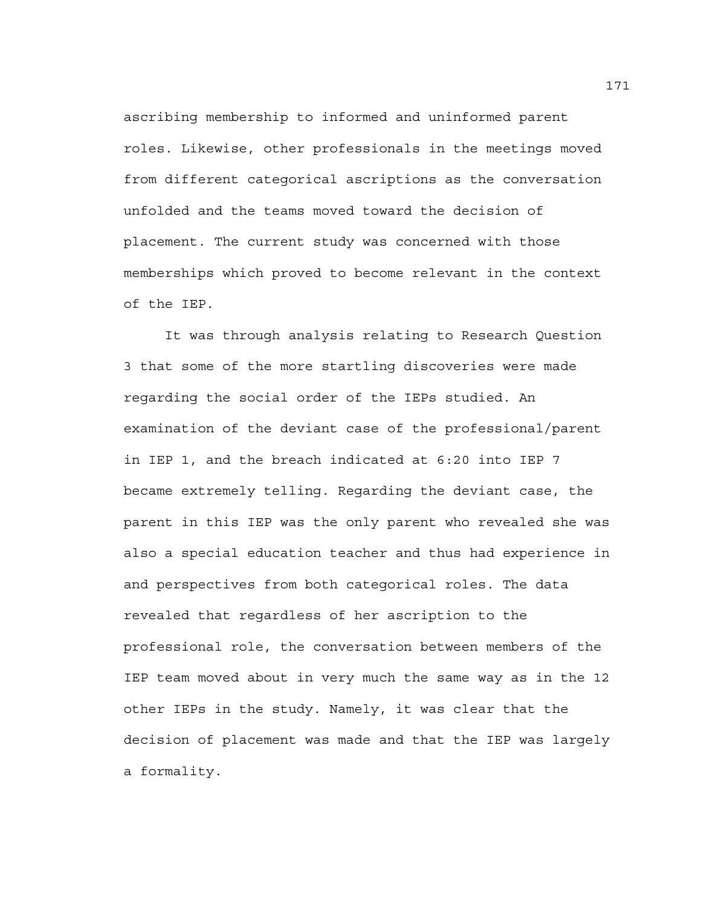ascribing membership to informed and uninformed parent roles. Likewise, other professionals in the meetings moved from different categorical ascriptions as the conversation unfolded and the teams moved toward the decision of placement. The current study was concerned with those memberships which proved to become relevant in the context of the IEP.

It was through analysis relating to Research Question 3 that some of the more startling discoveries were made regarding the social order of the IEPs studied. An examination of the deviant case of the professional/parent in IEP 1, and the breach indicated at 6:20 into IEP 7 became extremely telling. Regarding the deviant case, the parent in this IEP was the only parent who revealed she was also a special education teacher and thus had experience in and perspectives from both categorical roles. The data revealed that regardless of her ascription to the professional role, the conversation between members of the IEP team moved about in very much the same way as in the 12 other IEPs in the study. Namely, it was clear that the decision of placement was made and that the IEP was largely a formality.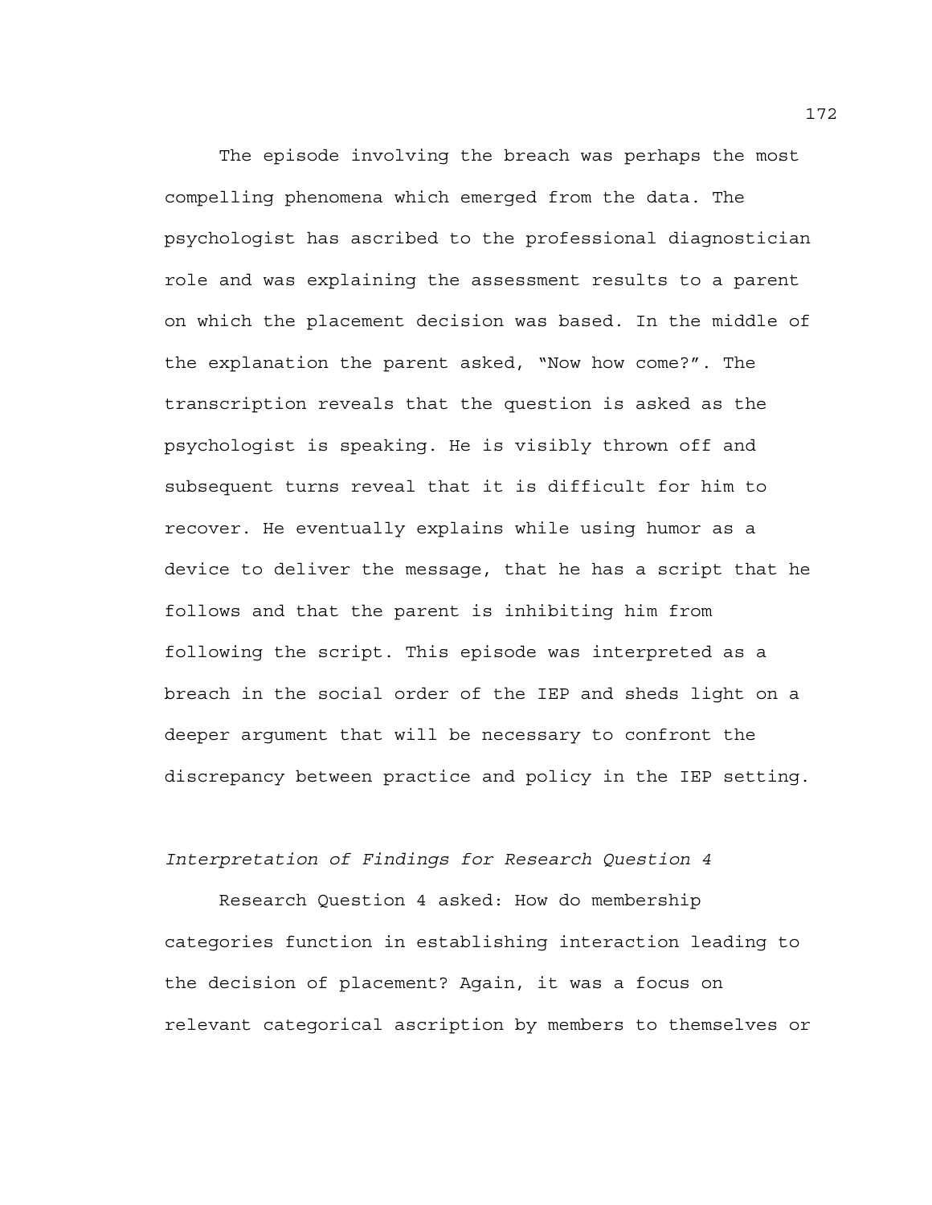The episode involving the breach was perhaps the most compelling phenomena which emerged from the data. The psychologist has ascribed to the professional diagnostician role and was explaining the assessment results to a parent on which the placement decision was based. In the middle of the explanation the parent asked, “Now how come?”. The transcription reveals that the question is asked as the psychologist is speaking. He is visibly thrown off and subsequent turns reveal that it is difficult for him to recover. He eventually explains while using humor as a device to deliver the message, that he has a script that he follows and that the parent is inhibiting him from following the script. This episode was interpreted as a breach in the social order of the IEP and sheds light on a deeper argument that will be necessary to confront the discrepancy between practice and policy in the IEP setting.

*Interpretation of Findings for Research Question 4*

Research Question 4 asked: How do membership categories function in establishing interaction leading to the decision of placement? Again, it was a focus on relevant categorical ascription by members to themselves or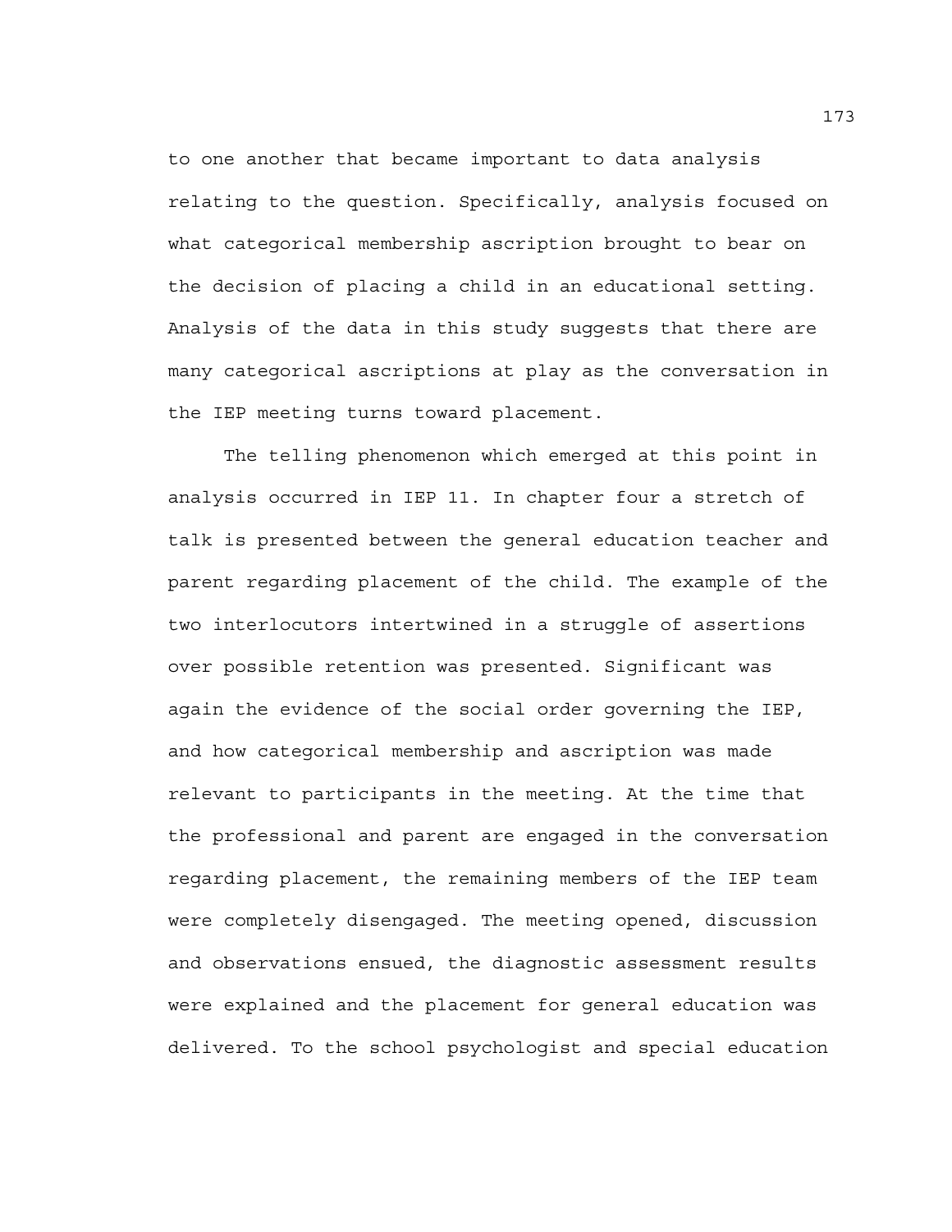to one another that became important to data analysis relating to the question. Specifically, analysis focused on what categorical membership ascription brought to bear on the decision of placing a child in an educational setting. Analysis of the data in this study suggests that there are many categorical ascriptions at play as the conversation in the IEP meeting turns toward placement.

The telling phenomenon which emerged at this point in analysis occurred in IEP 11. In chapter four a stretch of talk is presented between the general education teacher and parent regarding placement of the child. The example of the two interlocutors intertwined in a struggle of assertions over possible retention was presented. Significant was again the evidence of the social order governing the IEP, and how categorical membership and ascription was made relevant to participants in the meeting. At the time that the professional and parent are engaged in the conversation regarding placement, the remaining members of the IEP team were completely disengaged. The meeting opened, discussion and observations ensued, the diagnostic assessment results were explained and the placement for general education was delivered. To the school psychologist and special education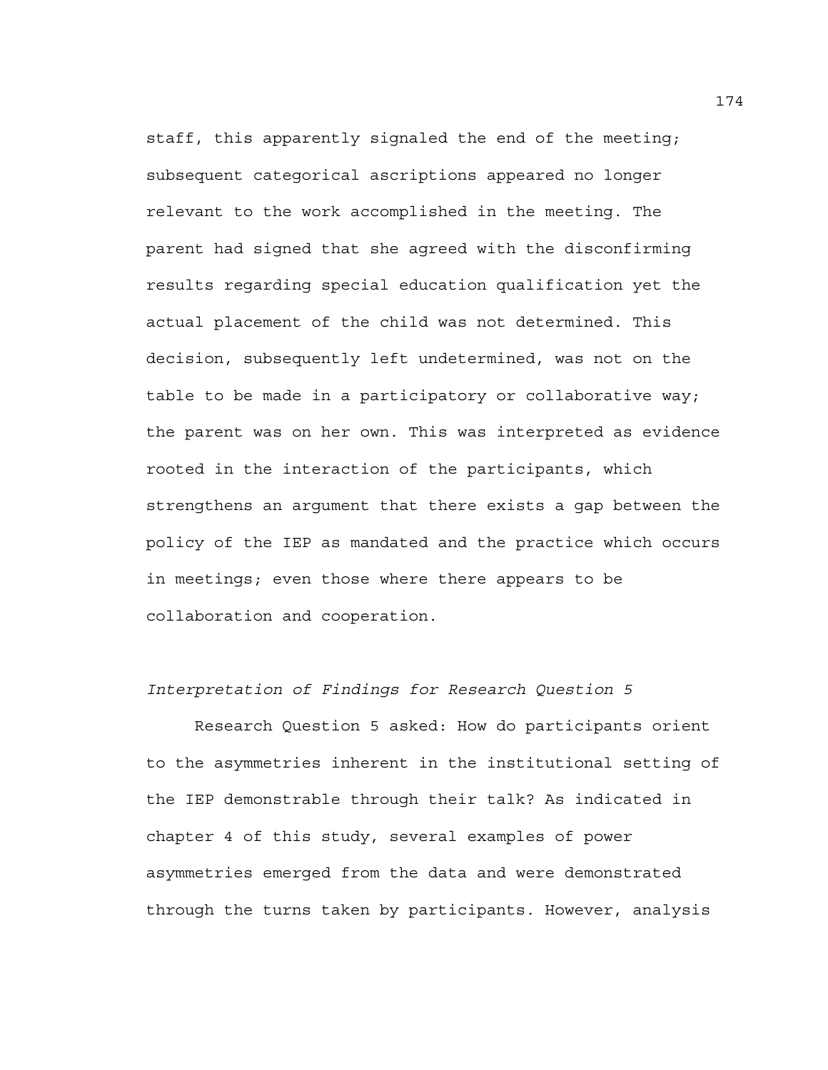staff, this apparently signaled the end of the meeting; subsequent categorical ascriptions appeared no longer relevant to the work accomplished in the meeting. The parent had signed that she agreed with the disconfirming results regarding special education qualification yet the actual placement of the child was not determined. This decision, subsequently left undetermined, was not on the table to be made in a participatory or collaborative way; the parent was on her own. This was interpreted as evidence rooted in the interaction of the participants, which strengthens an argument that there exists a gap between the policy of the IEP as mandated and the practice which occurs in meetings; even those where there appears to be collaboration and cooperation.

*Interpretation of Findings for Research Question 5*

Research Question 5 asked: How do participants orient to the asymmetries inherent in the institutional setting of the IEP demonstrable through their talk? As indicated in chapter 4 of this study, several examples of power asymmetries emerged from the data and were demonstrated through the turns taken by participants. However, analysis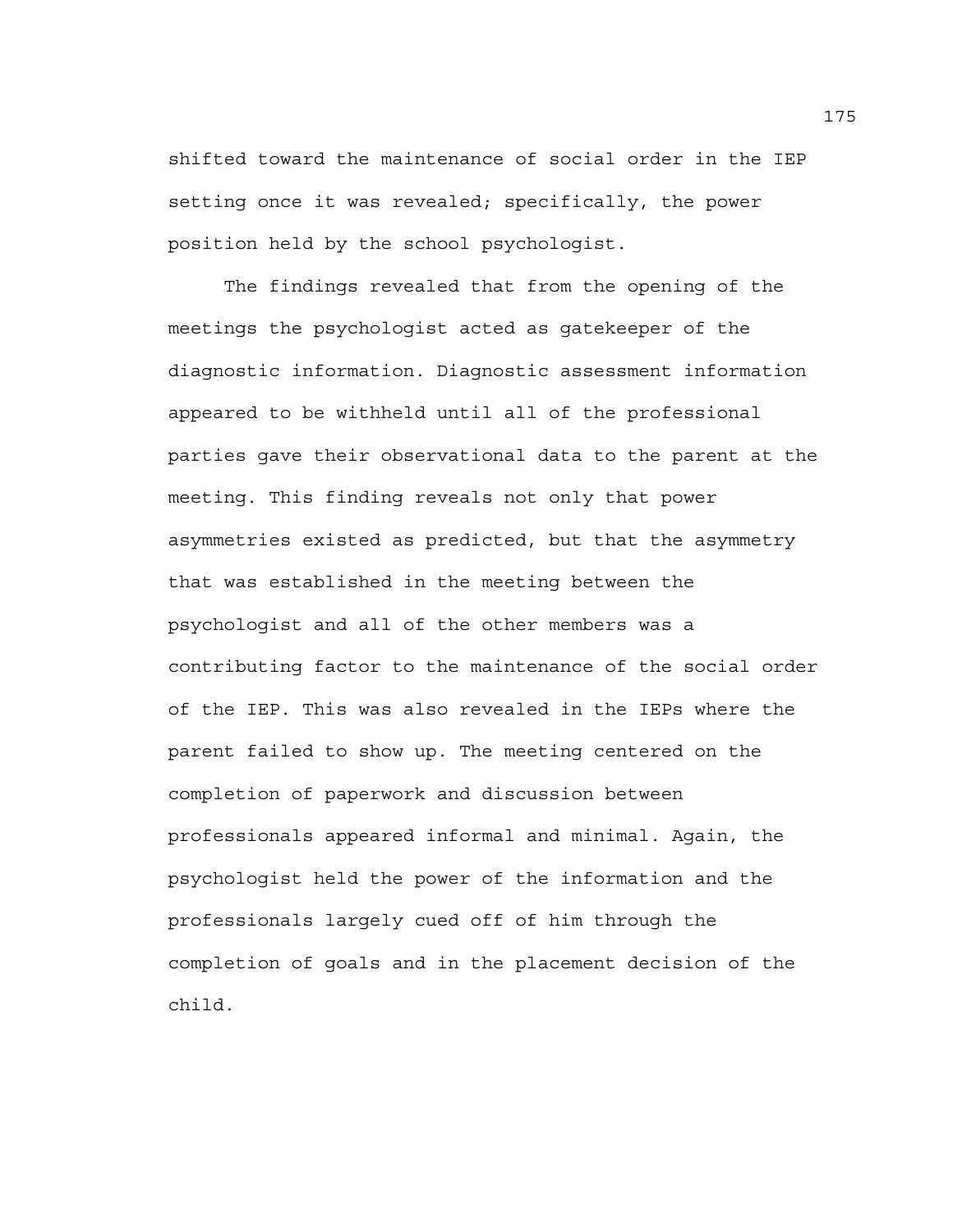shifted toward the maintenance of social order in the IEP setting once it was revealed; specifically, the power position held by the school psychologist.

The findings revealed that from the opening of the meetings the psychologist acted as gatekeeper of the diagnostic information. Diagnostic assessment information appeared to be withheld until all of the professional parties gave their observational data to the parent at the meeting. This finding reveals not only that power asymmetries existed as predicted, but that the asymmetry that was established in the meeting between the psychologist and all of the other members was a contributing factor to the maintenance of the social order of the IEP. This was also revealed in the IEPs where the parent failed to show up. The meeting centered on the completion of paperwork and discussion between professionals appeared informal and minimal. Again, the psychologist held the power of the information and the professionals largely cued off of him through the completion of goals and in the placement decision of the child.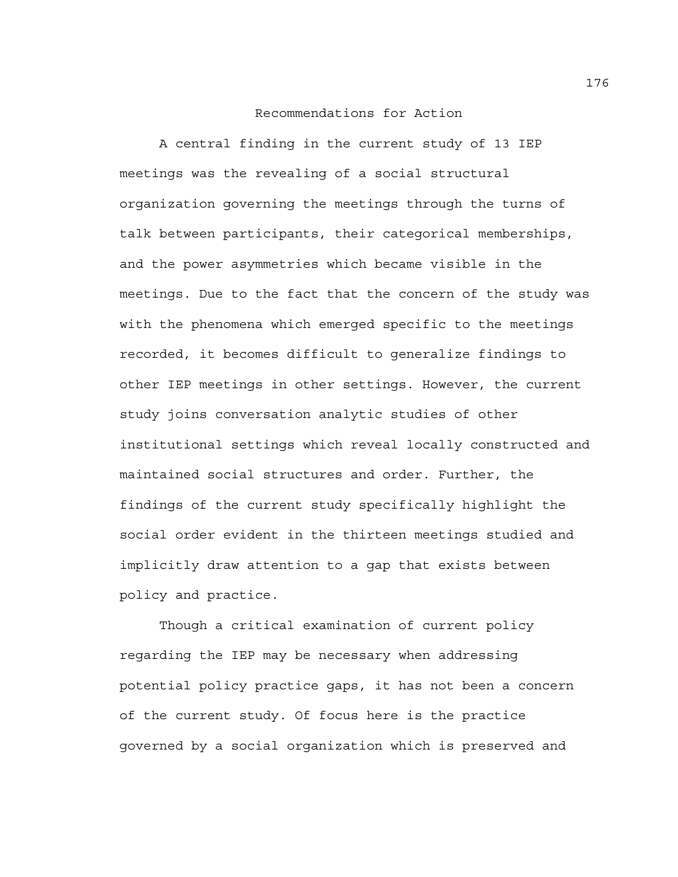## Recommendations for Action

A central finding in the current study of 13 IEP meetings was the revealing of a social structural organization governing the meetings through the turns of talk between participants, their categorical memberships, and the power asymmetries which became visible in the meetings. Due to the fact that the concern of the study was with the phenomena which emerged specific to the meetings recorded, it becomes difficult to generalize findings to other IEP meetings in other settings. However, the current study joins conversation analytic studies of other institutional settings which reveal locally constructed and maintained social structures and order. Further, the findings of the current study specifically highlight the social order evident in the thirteen meetings studied and implicitly draw attention to a gap that exists between policy and practice.

Though a critical examination of current policy regarding the IEP may be necessary when addressing potential policy practice gaps, it has not been a concern of the current study. Of focus here is the practice governed by a social organization which is preserved and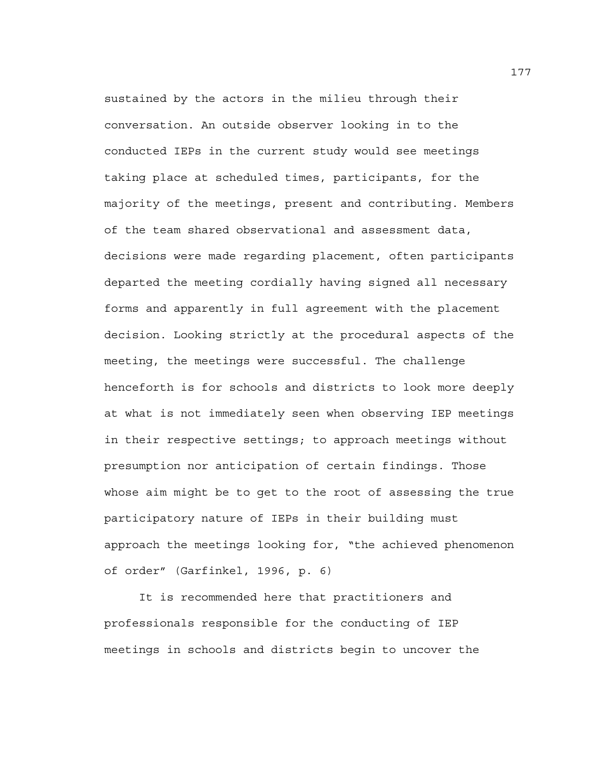sustained by the actors in the milieu through their conversation. An outside observer looking in to the conducted IEPs in the current study would see meetings taking place at scheduled times, participants, for the majority of the meetings, present and contributing. Members of the team shared observational and assessment data, decisions were made regarding placement, often participants departed the meeting cordially having signed all necessary forms and apparently in full agreement with the placement decision. Looking strictly at the procedural aspects of the meeting, the meetings were successful. The challenge henceforth is for schools and districts to look more deeply at what is not immediately seen when observing IEP meetings in their respective settings; to approach meetings without presumption nor anticipation of certain findings. Those whose aim might be to get to the root of assessing the true participatory nature of IEPs in their building must approach the meetings looking for, "the achieved phenomenon of order" (Garfinkel, 1996, p. 6)

It is recommended here that practitioners and professionals responsible for the conducting of IEP meetings in schools and districts begin to uncover the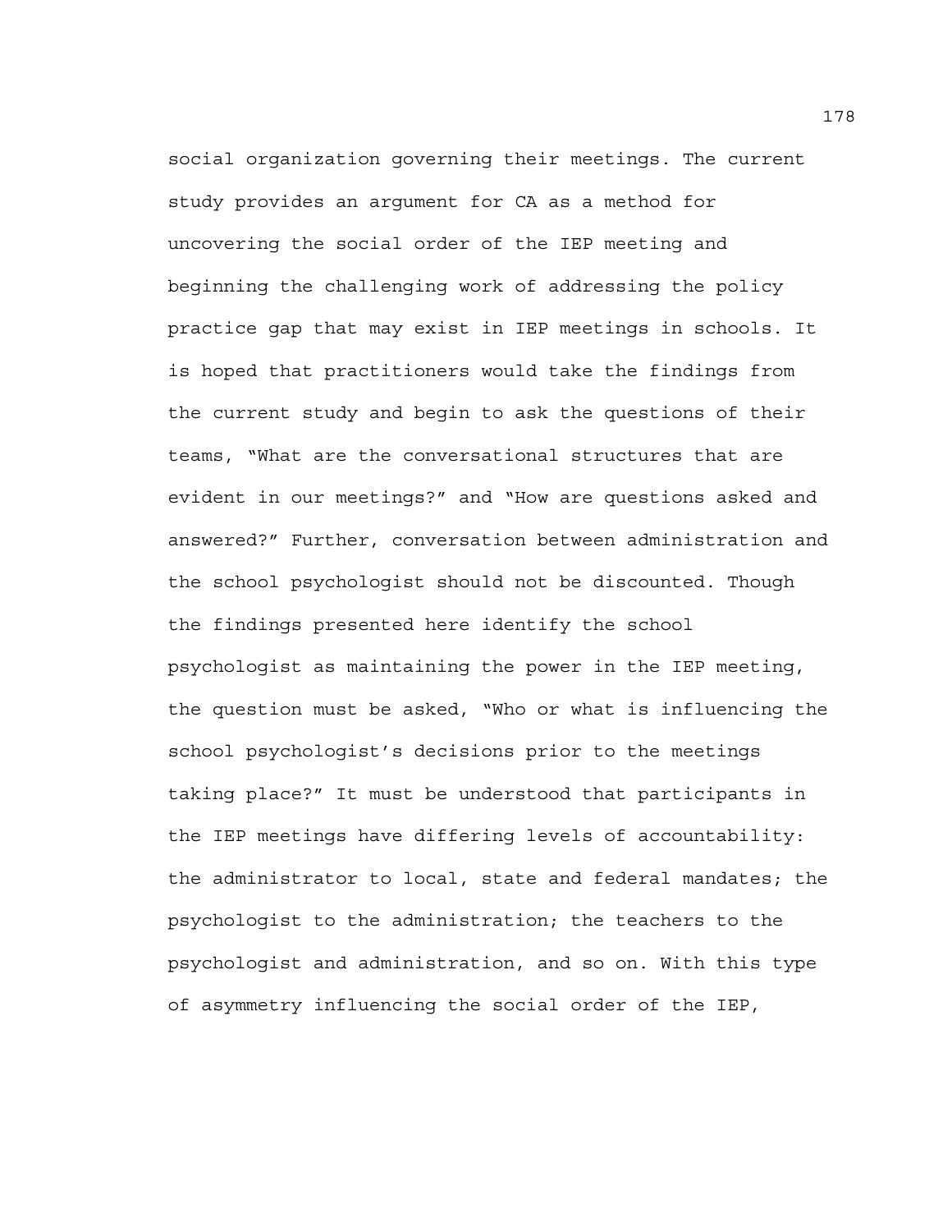social organization governing their meetings. The current study provides an argument for CA as a method for uncovering the social order of the IEP meeting and beginning the challenging work of addressing the policy practice gap that may exist in IEP meetings in schools. It is hoped that practitioners would take the findings from the current study and begin to ask the questions of their teams, "What are the conversational structures that are evident in our meetings?" and "How are questions asked and answered?" Further, conversation between administration and the school psychologist should not be discounted. Though the findings presented here identify the school psychologist as maintaining the power in the IEP meeting, the question must be asked, "Who or what is influencing the school psychologist's decisions prior to the meetings taking place?" It must be understood that participants in the IEP meetings have differing levels of accountability: the administrator to local, state and federal mandates; the psychologist to the administration; the teachers to the psychologist and administration, and so on. With this type of asymmetry influencing the social order of the IEP,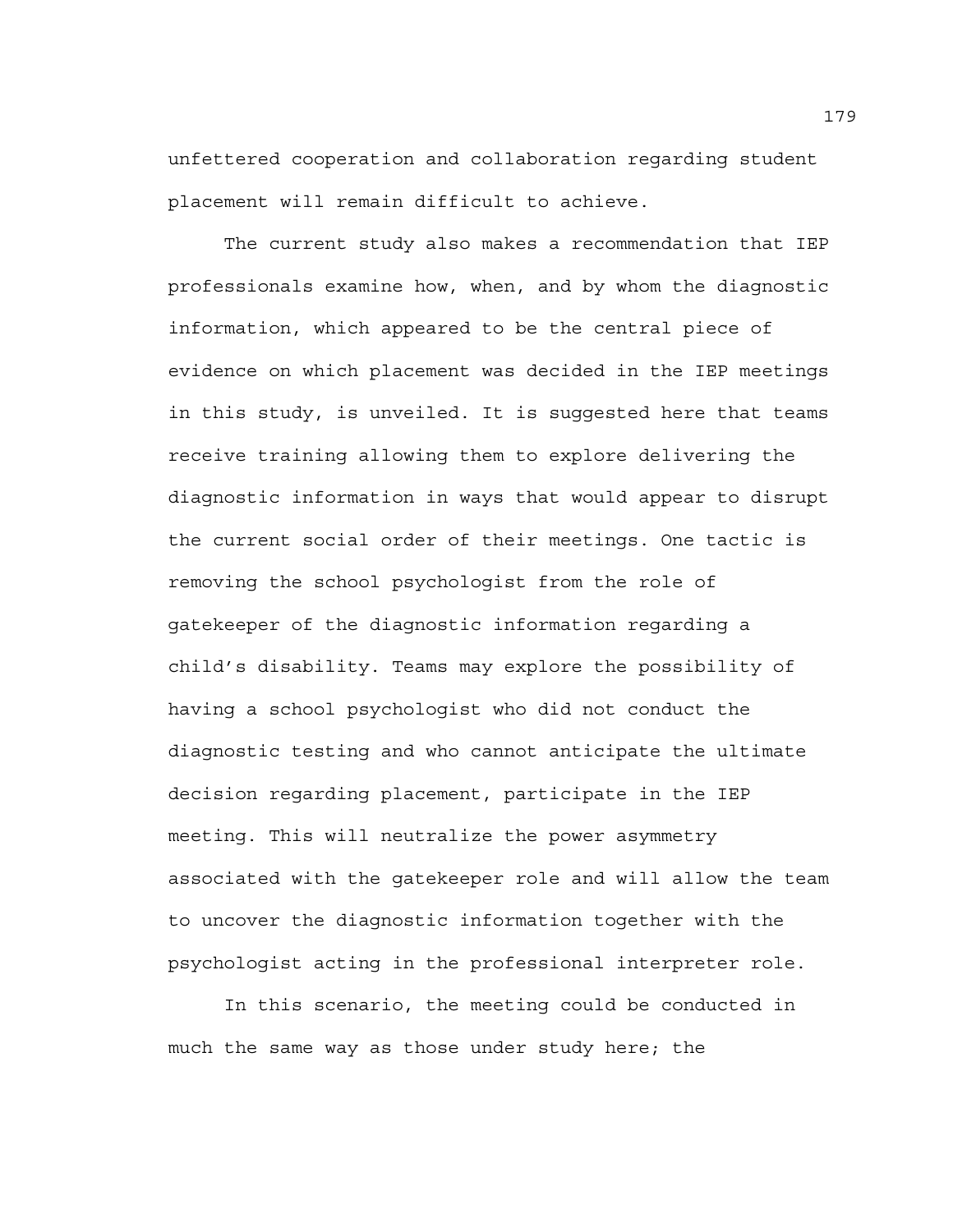unfettered cooperation and collaboration regarding student placement will remain difficult to achieve.

The current study also makes a recommendation that IEP professionals examine how, when, and by whom the diagnostic information, which appeared to be the central piece of evidence on which placement was decided in the IEP meetings in this study, is unveiled. It is suggested here that teams receive training allowing them to explore delivering the diagnostic information in ways that would appear to disrupt the current social order of their meetings. One tactic is removing the school psychologist from the role of gatekeeper of the diagnostic information regarding a child's disability. Teams may explore the possibility of having a school psychologist who did not conduct the diagnostic testing and who cannot anticipate the ultimate decision regarding placement, participate in the IEP meeting. This will neutralize the power asymmetry associated with the gatekeeper role and will allow the team to uncover the diagnostic information together with the psychologist acting in the professional interpreter role.

In this scenario, the meeting could be conducted in much the same way as those under study here; the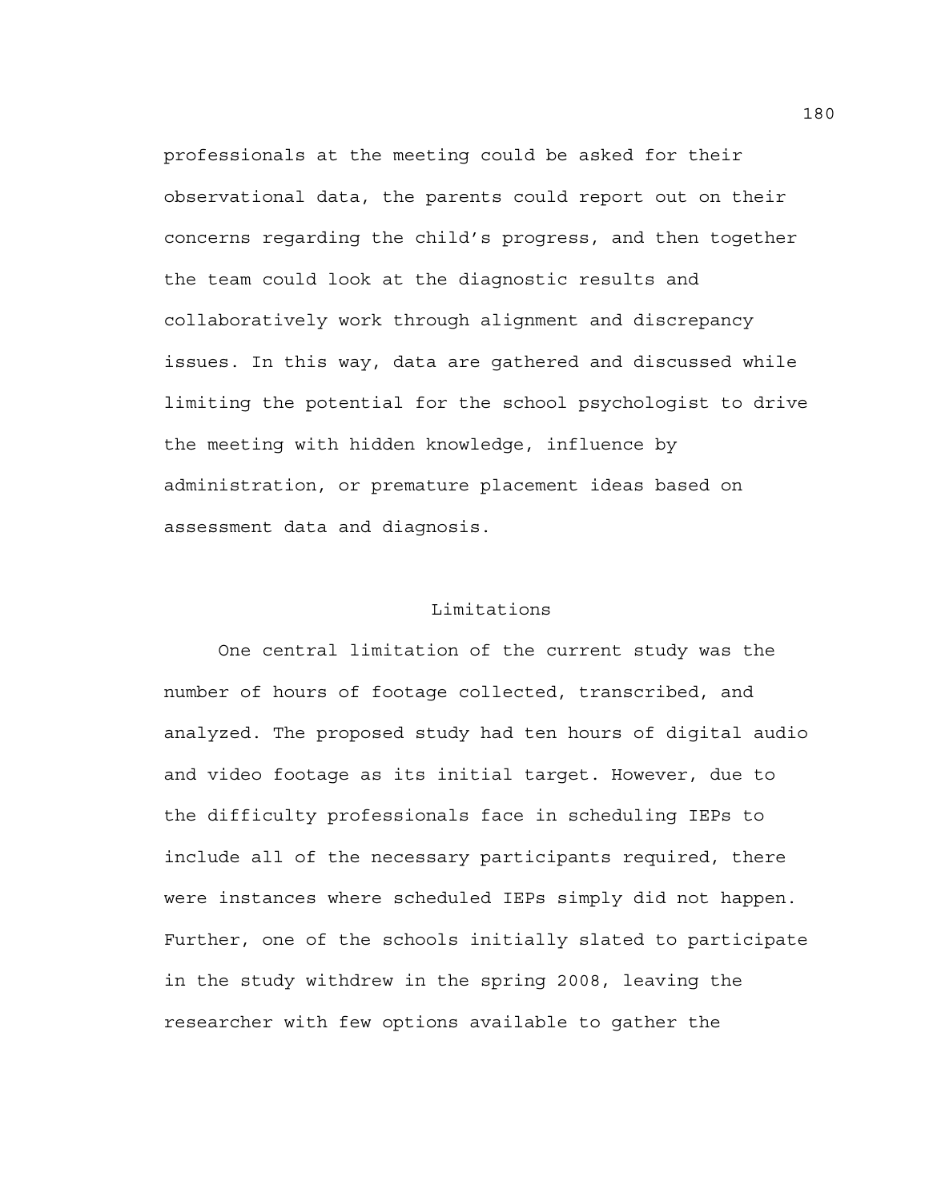professionals at the meeting could be asked for their observational data, the parents could report out on their concerns regarding the child's progress, and then together the team could look at the diagnostic results and collaboratively work through alignment and discrepancy issues. In this way, data are gathered and discussed while limiting the potential for the school psychologist to drive the meeting with hidden knowledge, influence by administration, or premature placement ideas based on assessment data and diagnosis.

## Limitations

One central limitation of the current study was the number of hours of footage collected, transcribed, and analyzed. The proposed study had ten hours of digital audio and video footage as its initial target. However, due to the difficulty professionals face in scheduling IEPs to include all of the necessary participants required, there were instances where scheduled IEPs simply did not happen. Further, one of the schools initially slated to participate in the study withdrew in the spring 2008, leaving the researcher with few options available to gather the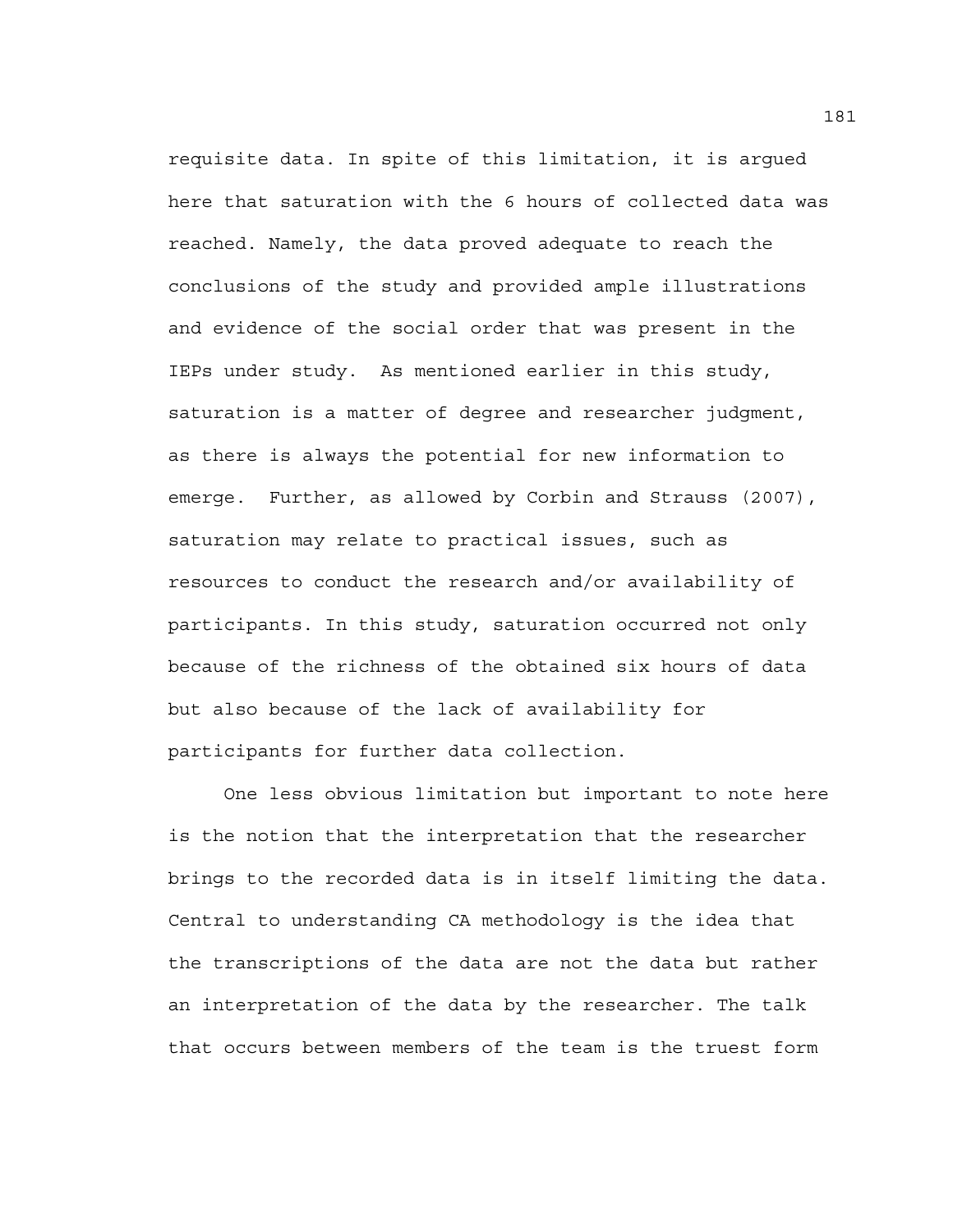requisite data. In spite of this limitation, it is argued here that saturation with the 6 hours of collected data was reached. Namely, the data proved adequate to reach the conclusions of the study and provided ample illustrations and evidence of the social order that was present in the IEPs under study. As mentioned earlier in this study, saturation is a matter of degree and researcher judgment, as there is always the potential for new information to emerge. Further, as allowed by Corbin and Strauss (2007), saturation may relate to practical issues, such as resources to conduct the research and/or availability of participants. In this study, saturation occurred not only because of the richness of the obtained six hours of data but also because of the lack of availability for participants for further data collection.

One less obvious limitation but important to note here is the notion that the interpretation that the researcher brings to the recorded data is in itself limiting the data. Central to understanding CA methodology is the idea that the transcriptions of the data are not the data but rather an interpretation of the data by the researcher. The talk that occurs between members of the team is the truest form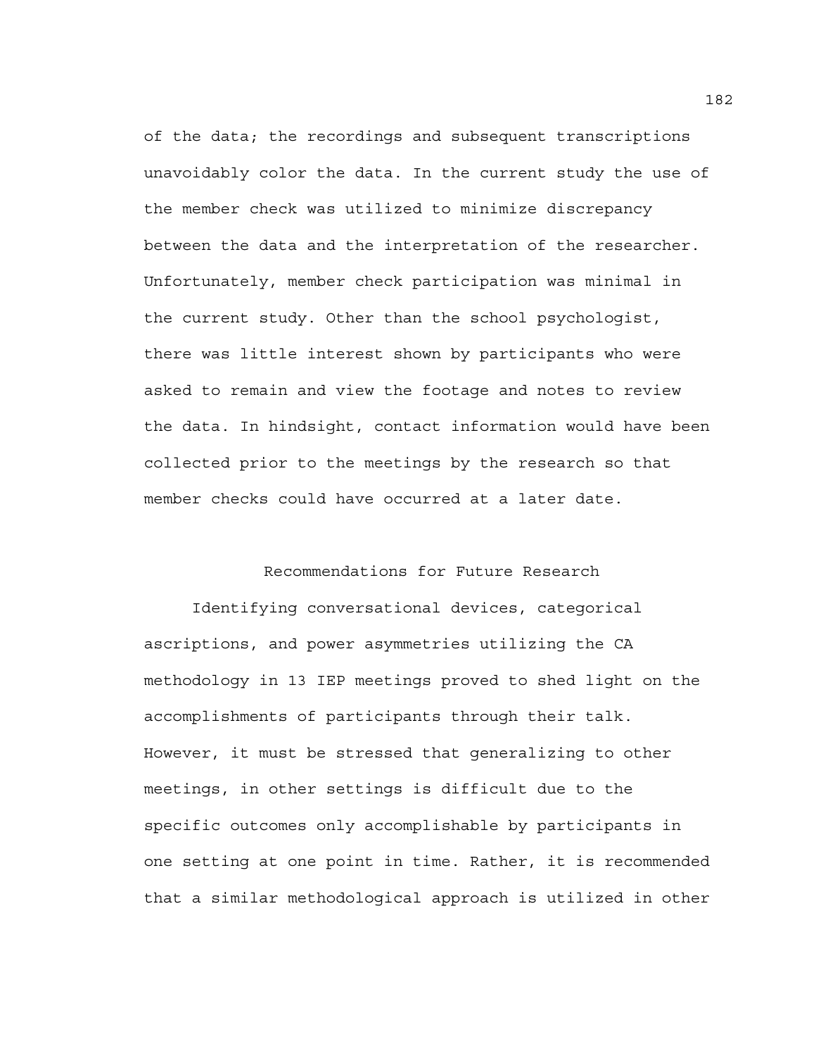of the data; the recordings and subsequent transcriptions unavoidably color the data. In the current study the use of the member check was utilized to minimize discrepancy between the data and the interpretation of the researcher. Unfortunately, member check participation was minimal in the current study. Other than the school psychologist, there was little interest shown by participants who were asked to remain and view the footage and notes to review the data. In hindsight, contact information would have been collected prior to the meetings by the research so that member checks could have occurred at a later date.

## Recommendations for Future Research

Identifying conversational devices, categorical ascriptions, and power asymmetries utilizing the CA methodology in 13 IEP meetings proved to shed light on the accomplishments of participants through their talk. However, it must be stressed that generalizing to other meetings, in other settings is difficult due to the specific outcomes only accomplishable by participants in one setting at one point in time. Rather, it is recommended that a similar methodological approach is utilized in other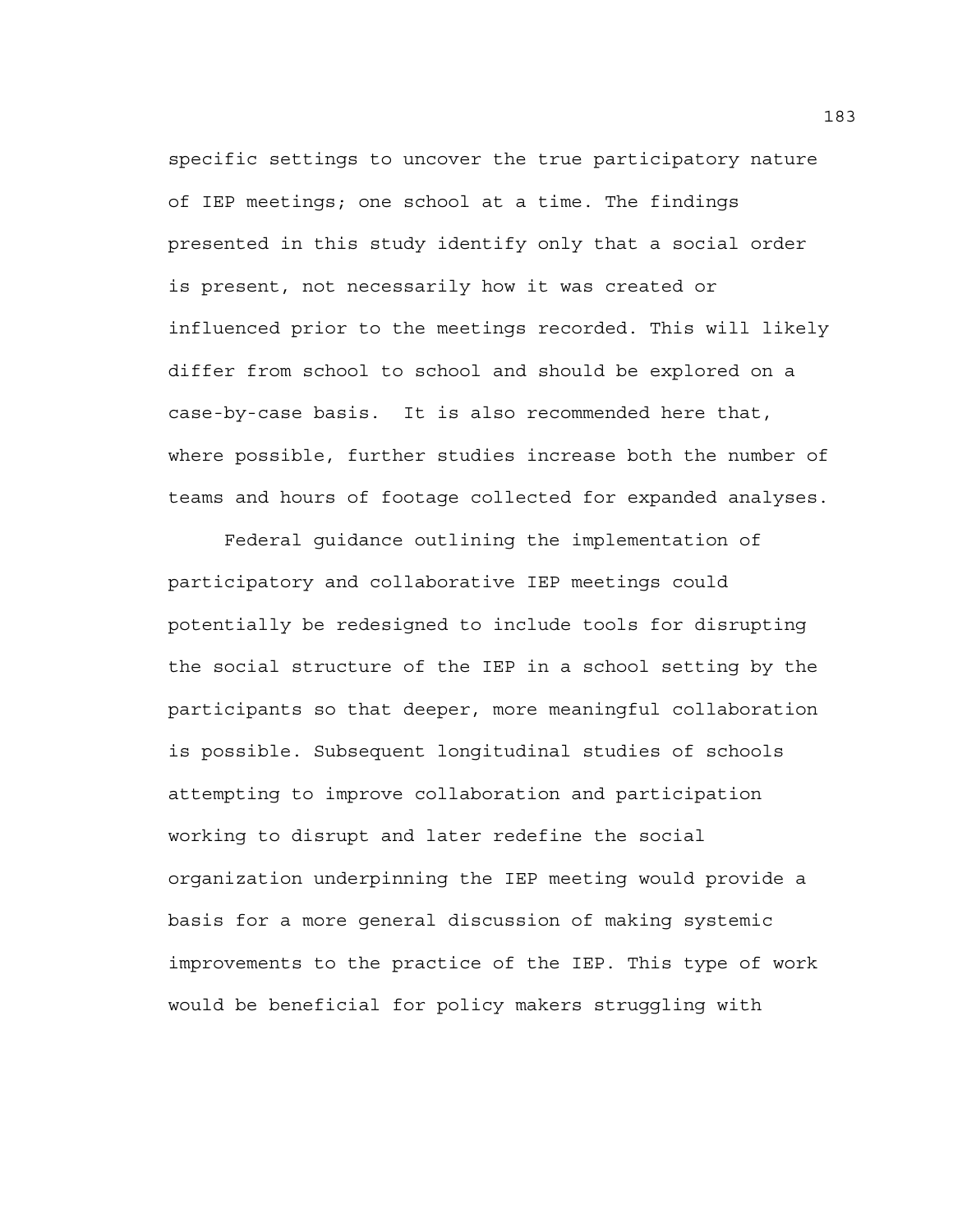specific settings to uncover the true participatory nature of IEP meetings; one school at a time. The findings presented in this study identify only that a social order is present, not necessarily how it was created or influenced prior to the meetings recorded. This will likely differ from school to school and should be explored on a case-by-case basis. It is also recommended here that, where possible, further studies increase both the number of teams and hours of footage collected for expanded analyses.

Federal guidance outlining the implementation of participatory and collaborative IEP meetings could potentially be redesigned to include tools for disrupting the social structure of the IEP in a school setting by the participants so that deeper, more meaningful collaboration is possible. Subsequent longitudinal studies of schools attempting to improve collaboration and participation working to disrupt and later redefine the social organization underpinning the IEP meeting would provide a basis for a more general discussion of making systemic improvements to the practice of the IEP. This type of work would be beneficial for policy makers struggling with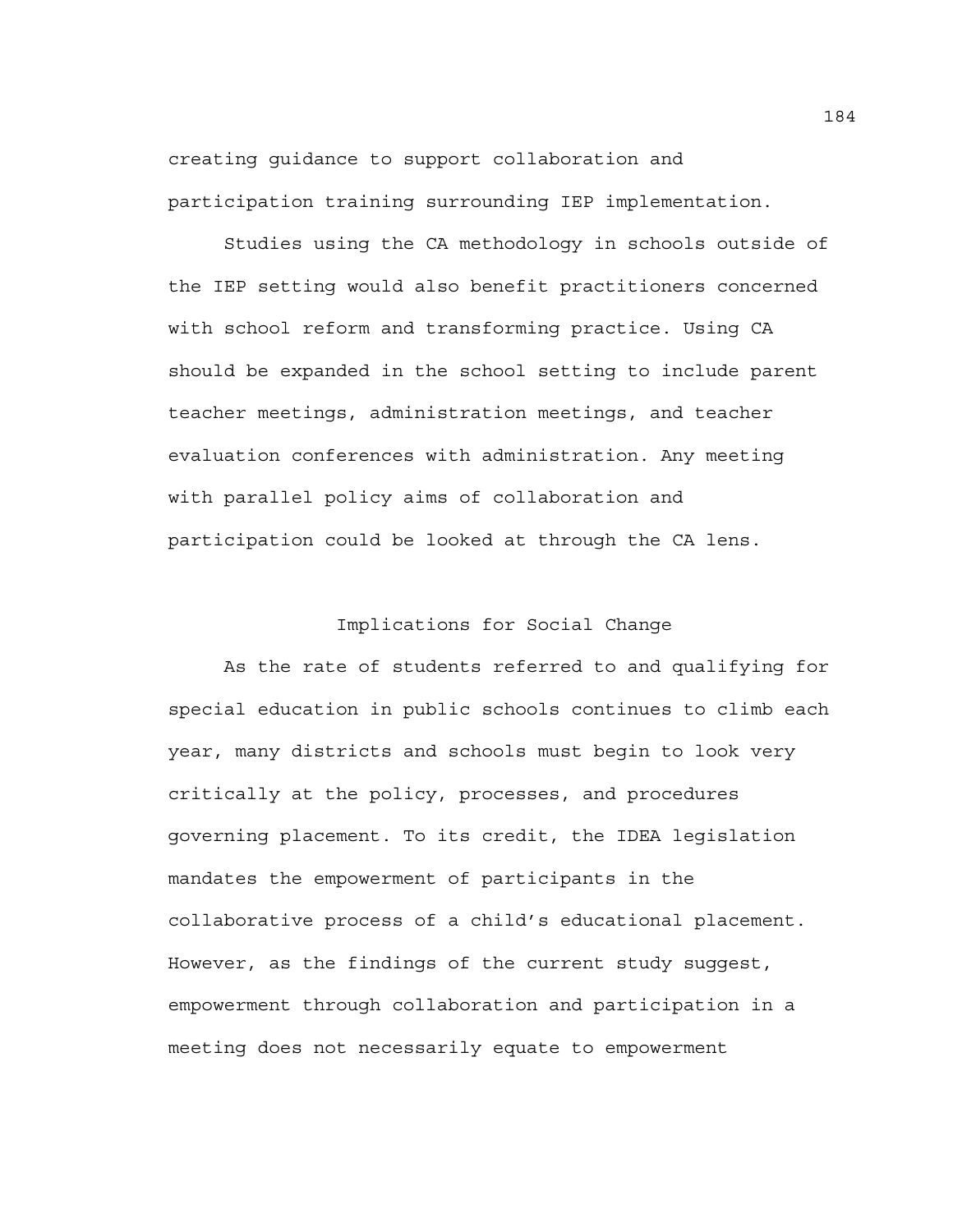creating guidance to support collaboration and participation training surrounding IEP implementation.

Studies using the CA methodology in schools outside of the IEP setting would also benefit practitioners concerned with school reform and transforming practice. Using CA should be expanded in the school setting to include parent teacher meetings, administration meetings, and teacher evaluation conferences with administration. Any meeting with parallel policy aims of collaboration and participation could be looked at through the CA lens.

## Implications for Social Change

As the rate of students referred to and qualifying for special education in public schools continues to climb each year, many districts and schools must begin to look very critically at the policy, processes, and procedures governing placement. To its credit, the IDEA legislation mandates the empowerment of participants in the collaborative process of a child's educational placement. However, as the findings of the current study suggest, empowerment through collaboration and participation in a meeting does not necessarily equate to empowerment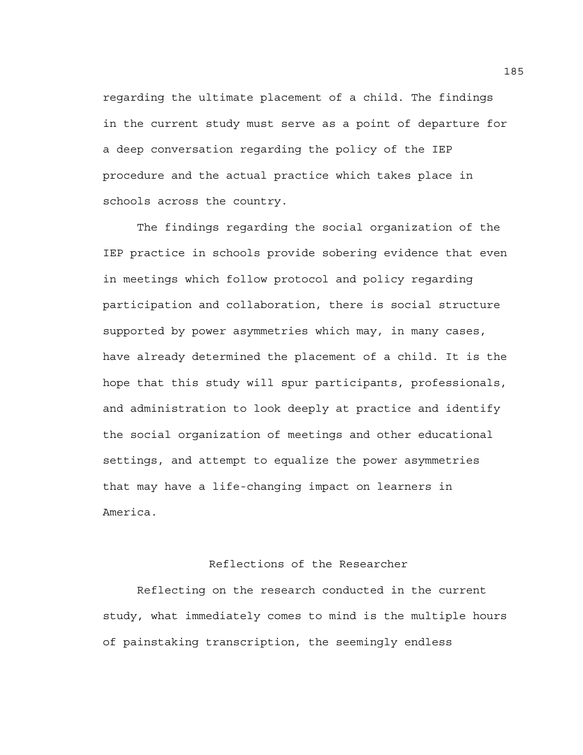regarding the ultimate placement of a child. The findings in the current study must serve as a point of departure for a deep conversation regarding the policy of the IEP procedure and the actual practice which takes place in schools across the country.

The findings regarding the social organization of the IEP practice in schools provide sobering evidence that even in meetings which follow protocol and policy regarding participation and collaboration, there is social structure supported by power asymmetries which may, in many cases, have already determined the placement of a child. It is the hope that this study will spur participants, professionals, and administration to look deeply at practice and identify the social organization of meetings and other educational settings, and attempt to equalize the power asymmetries that may have a life-changing impact on learners in America.

## Reflections of the Researcher

Reflecting on the research conducted in the current study, what immediately comes to mind is the multiple hours of painstaking transcription, the seemingly endless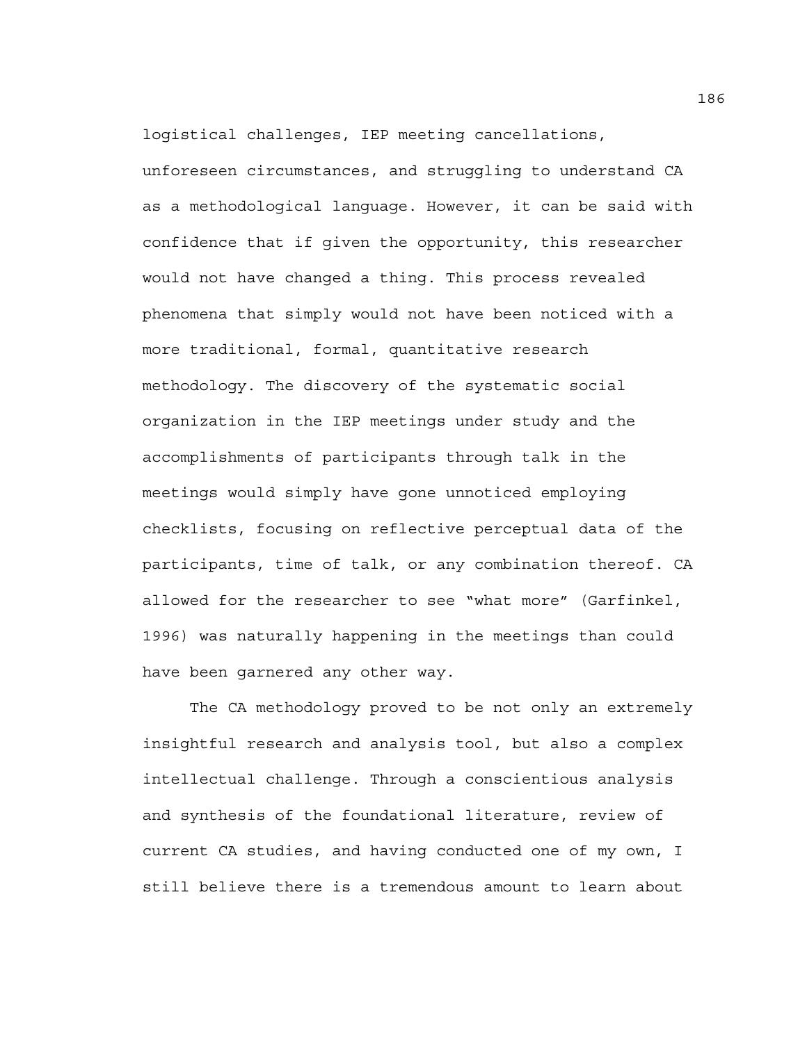logistical challenges, IEP meeting cancellations, unforeseen circumstances, and struggling to understand CA as a methodological language. However, it can be said with confidence that if given the opportunity, this researcher would not have changed a thing. This process revealed phenomena that simply would not have been noticed with a more traditional, formal, quantitative research methodology. The discovery of the systematic social organization in the IEP meetings under study and the accomplishments of participants through talk in the meetings would simply have gone unnoticed employing checklists, focusing on reflective perceptual data of the participants, time of talk, or any combination thereof. CA allowed for the researcher to see "what more" (Garfinkel, 1996) was naturally happening in the meetings than could have been garnered any other way.

The CA methodology proved to be not only an extremely insightful research and analysis tool, but also a complex intellectual challenge. Through a conscientious analysis and synthesis of the foundational literature, review of current CA studies, and having conducted one of my own, I still believe there is a tremendous amount to learn about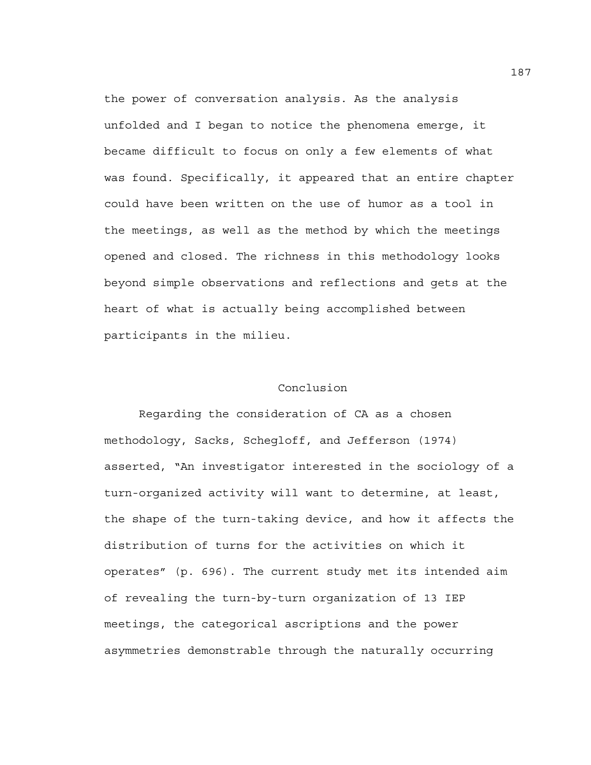the power of conversation analysis. As the analysis unfolded and I began to notice the phenomena emerge, it became difficult to focus on only a few elements of what was found. Specifically, it appeared that an entire chapter could have been written on the use of humor as a tool in the meetings, as well as the method by which the meetings opened and closed. The richness in this methodology looks beyond simple observations and reflections and gets at the heart of what is actually being accomplished between participants in the milieu.

## Conclusion

Regarding the consideration of CA as a chosen methodology, Sacks, Schegloff, and Jefferson (1974) asserted, "An investigator interested in the sociology of a turn-organized activity will want to determine, at least, the shape of the turn-taking device, and how it affects the distribution of turns for the activities on which it operates" (p. 696). The current study met its intended aim of revealing the turn-by-turn organization of 13 IEP meetings, the categorical ascriptions and the power asymmetries demonstrable through the naturally occurring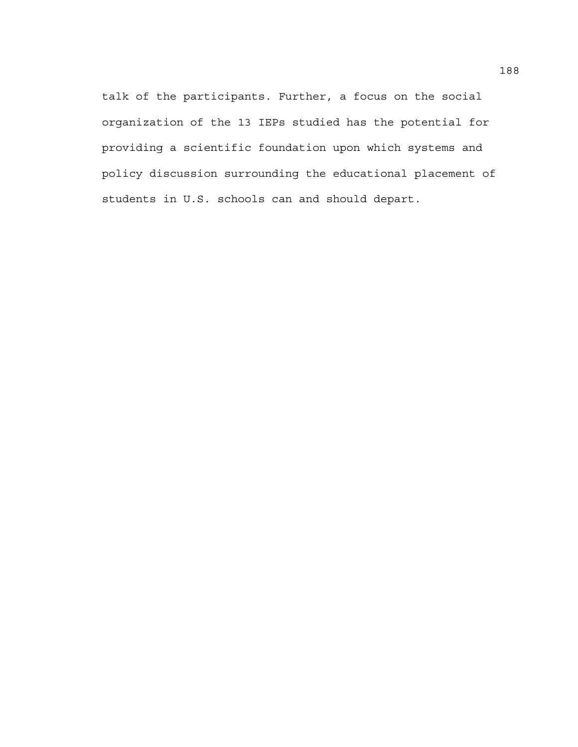talk of the participants. Further, a focus on the social organization of the 13 IEPs studied has the potential for providing a scientific foundation upon which systems and policy discussion surrounding the educational placement of students in U.S. schools can and should depart.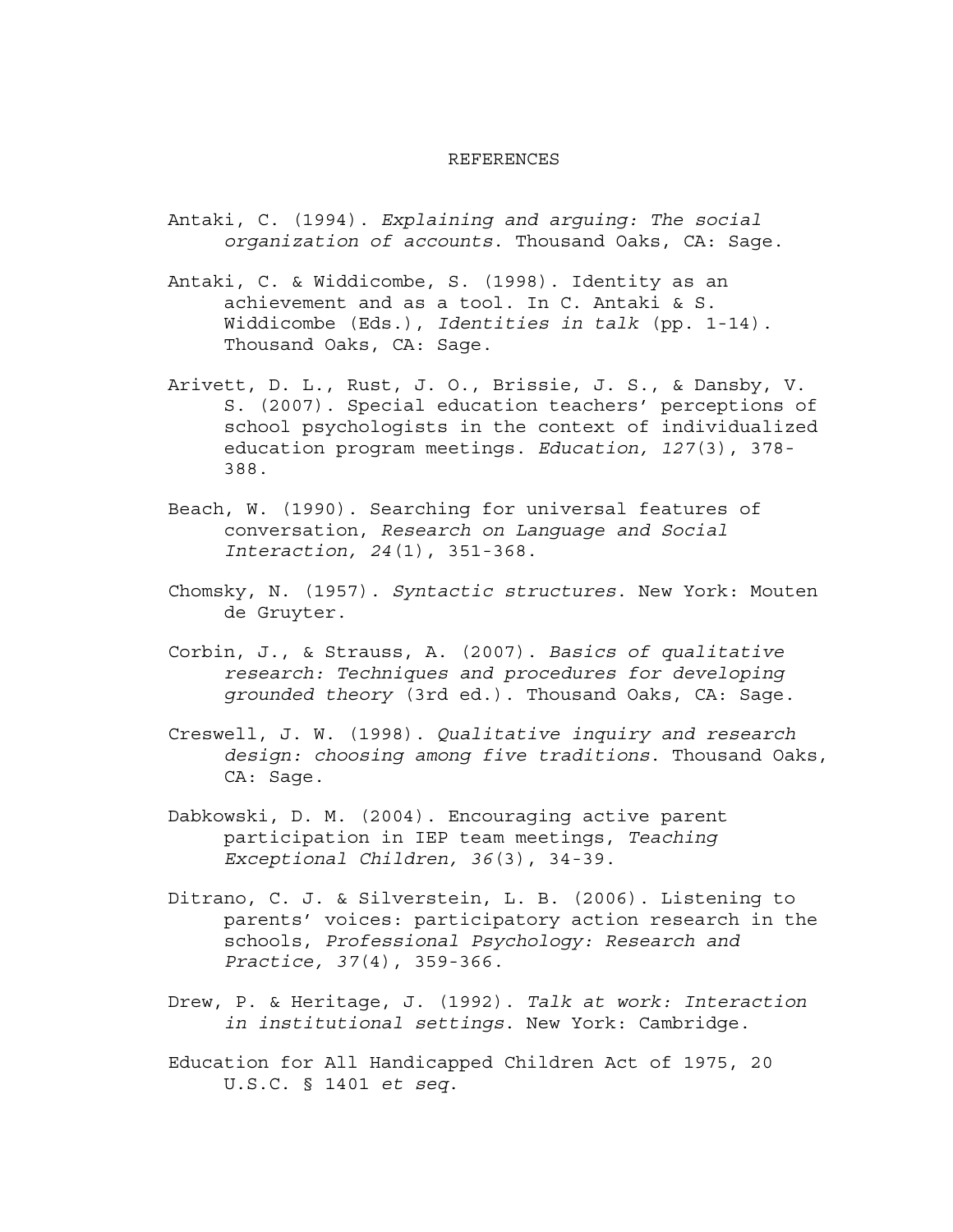# REFERENCES

Antaki, C. (1994). *Explaining and arguing: The social organization of accounts*. Thousand Oaks, CA: Sage.

Antaki, C. & Widdicombe, S. (1998). Identity as an achievement and as a tool. In C. Antaki & S. Widdicombe (Eds.), *Identities in talk* (pp. 1-14). Thousand Oaks, CA: Sage.

Arivett, D. L., Rust, J. O., Brissie, J. S., & Dansby, V. S. (2007). Special education teachers' perceptions of school psychologists in the context of individualized education program meetings. *Education, 127*(3), 378-388.

Beach, W. (1990). Searching for universal features of conversation, *Research on Language and Social Interaction, 24*(1), 351-368.

Chomsky, N. (1957). *Syntactic structures*. New York: Mouten de Gruyter.

Corbin, J., & Strauss, A. (2007). *Basics of qualitative research: Techniques and procedures for developing grounded theory* (3rd ed.). Thousand Oaks, CA: Sage.

Creswell, J. W. (1998). *Qualitative inquiry and research design: choosing among five traditions*. Thousand Oaks, CA: Sage.

Dabkowski, D. M. (2004). Encouraging active parent participation in IEP team meetings, *Teaching Exceptional Children, 36*(3), 34-39.

Ditrano, C. J. & Silverstein, L. B. (2006). Listening to parents' voices: participatory action research in the schools, *Professional Psychology: Research and Practice, 37*(4), 359-366.

Drew, P. & Heritage, J. (1992). *Talk at work: Interaction in institutional settings*. New York: Cambridge.

Education for All Handicapped Children Act of 1975, 20 U.S.C. § 1401 *et seq*.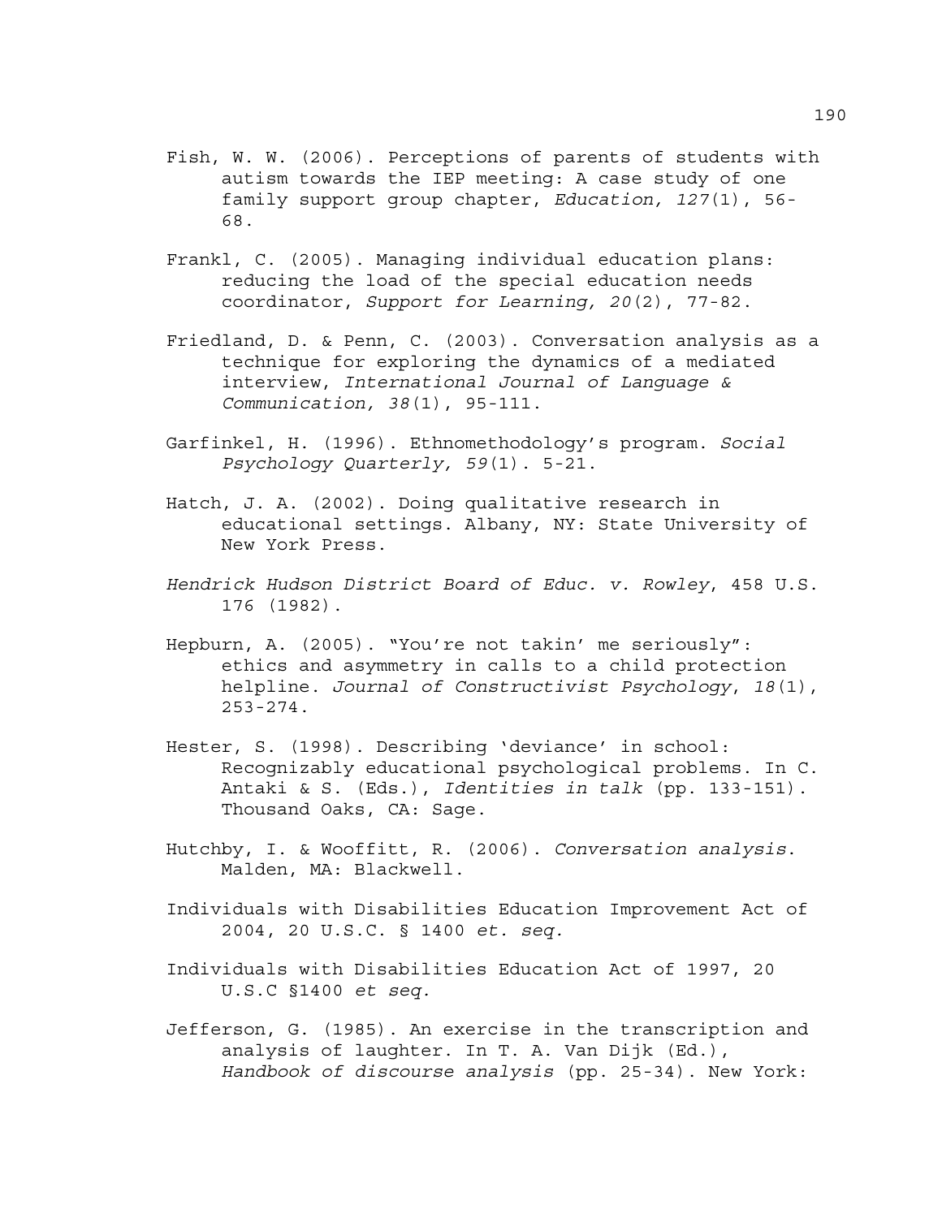Fish, W. W. (2006). Perceptions of parents of students with autism towards the IEP meeting: A case study of one family support group chapter, *Education, 127*(1), 56-68.

Frankl, C. (2005). Managing individual education plans: reducing the load of the special education needs coordinator, *Support for Learning, 20*(2), 77-82.

Friedland, D. & Penn, C. (2003). Conversation analysis as a technique for exploring the dynamics of a mediated interview, *International Journal of Language & Communication, 38*(1), 95-111.

Garfinkel, H. (1996). Ethnomethodology's program. *Social Psychology Quarterly, 59*(1). 5-21.

Hatch, J. A. (2002). Doing qualitative research in educational settings. Albany, NY: State University of New York Press.

*Hendrick Hudson District Board of Educ. v. Rowley*, 458 U.S. 176 (1982).

Hepburn, A. (2005). "You're not takin' me seriously": ethics and asymmetry in calls to a child protection helpline. *Journal of Constructivist Psychology*, *18*(1), 253-274.

Hester, S. (1998). Describing 'deviance' in school: Recognizably educational psychological problems. In C. Antaki & S. (Eds.), *Identities in talk* (pp. 133-151). Thousand Oaks, CA: Sage.

Hutchby, I. & Wooffitt, R. (2006). *Conversation analysis*. Malden, MA: Blackwell.

Individuals with Disabilities Education Improvement Act of 2004, 20 U.S.C. § 1400 *et. seq.*

Individuals with Disabilities Education Act of 1997, 20 U.S.C §1400 *et seq.*

Jefferson, G. (1985). An exercise in the transcription and analysis of laughter. In T. A. Van Dijk (Ed.), *Handbook of discourse analysis* (pp. 25-34). New York: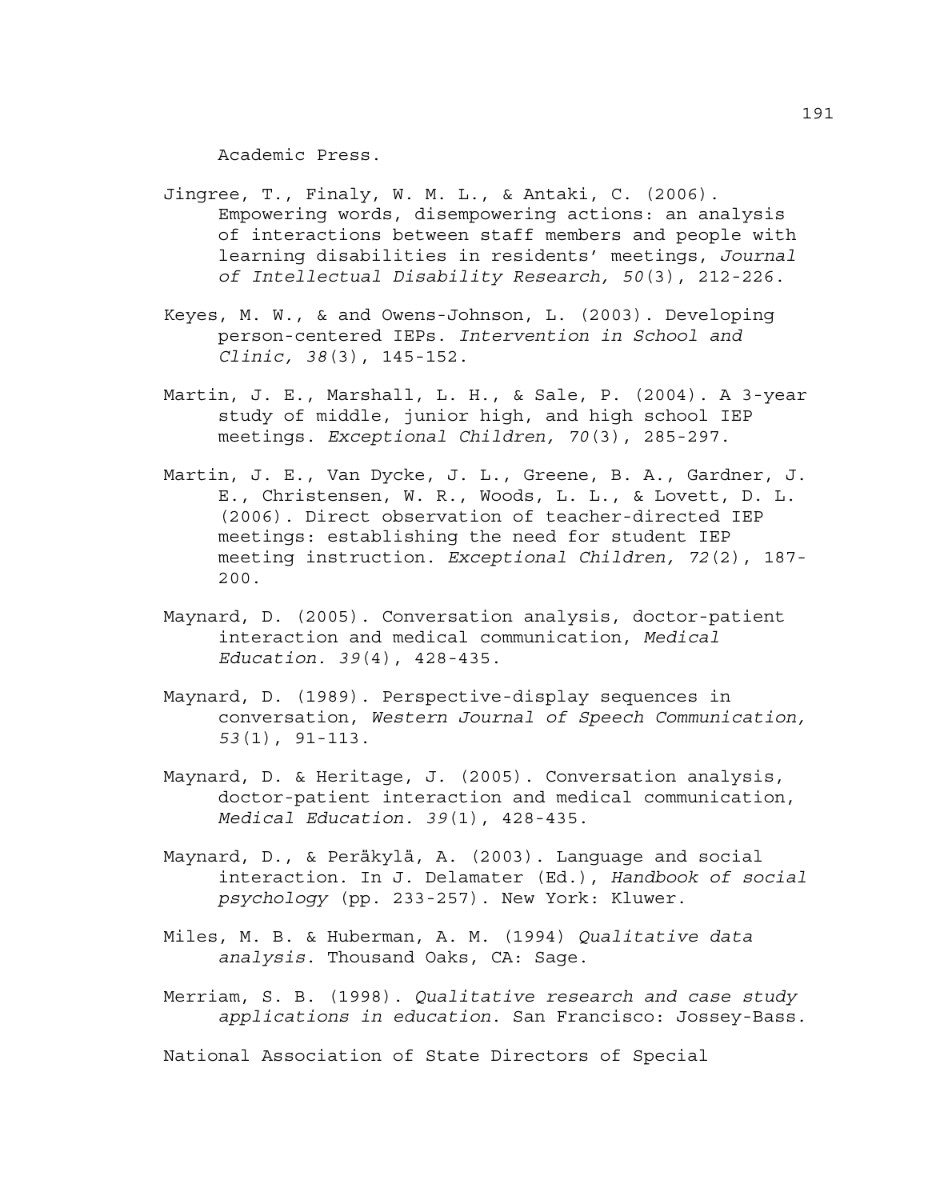Academic Press.

Jingree, T., Finaly, W. M. L., & Antaki, C. (2006). Empowering words, disempowering actions: an analysis of interactions between staff members and people with learning disabilities in residents' meetings, *Journal of Intellectual Disability Research, 50*(3), 212-226.

Keyes, M. W., & and Owens-Johnson, L. (2003). Developing person-centered IEPs. *Intervention in School and Clinic, 38*(3), 145-152.

Martin, J. E., Marshall, L. H., & Sale, P. (2004). A 3-year study of middle, junior high, and high school IEP meetings. *Exceptional Children, 70*(3), 285-297.

Martin, J. E., Van Dycke, J. L., Greene, B. A., Gardner, J. E., Christensen, W. R., Woods, L. L., & Lovett, D. L. (2006). Direct observation of teacher-directed IEP meetings: establishing the need for student IEP meeting instruction. *Exceptional Children, 72*(2), 187-200.

Maynard, D. (2005). Conversation analysis, doctor-patient interaction and medical communication, *Medical Education. 39*(4), 428-435.

Maynard, D. (1989). Perspective-display sequences in conversation, *Western Journal of Speech Communication, 53*(1), 91-113.

Maynard, D. & Heritage, J. (2005). Conversation analysis, doctor-patient interaction and medical communication, *Medical Education. 39*(1), 428-435.

Maynard, D., & Peräkylä, A. (2003). Language and social interaction. In J. Delamater (Ed.), *Handbook of social psychology* (pp. 233-257). New York: Kluwer.

Miles, M. B. & Huberman, A. M. (1994) *Qualitative data analysis*. Thousand Oaks, CA: Sage.

Merriam, S. B. (1998). *Qualitative research and case study applications in education*. San Francisco: Jossey-Bass.

National Association of State Directors of Special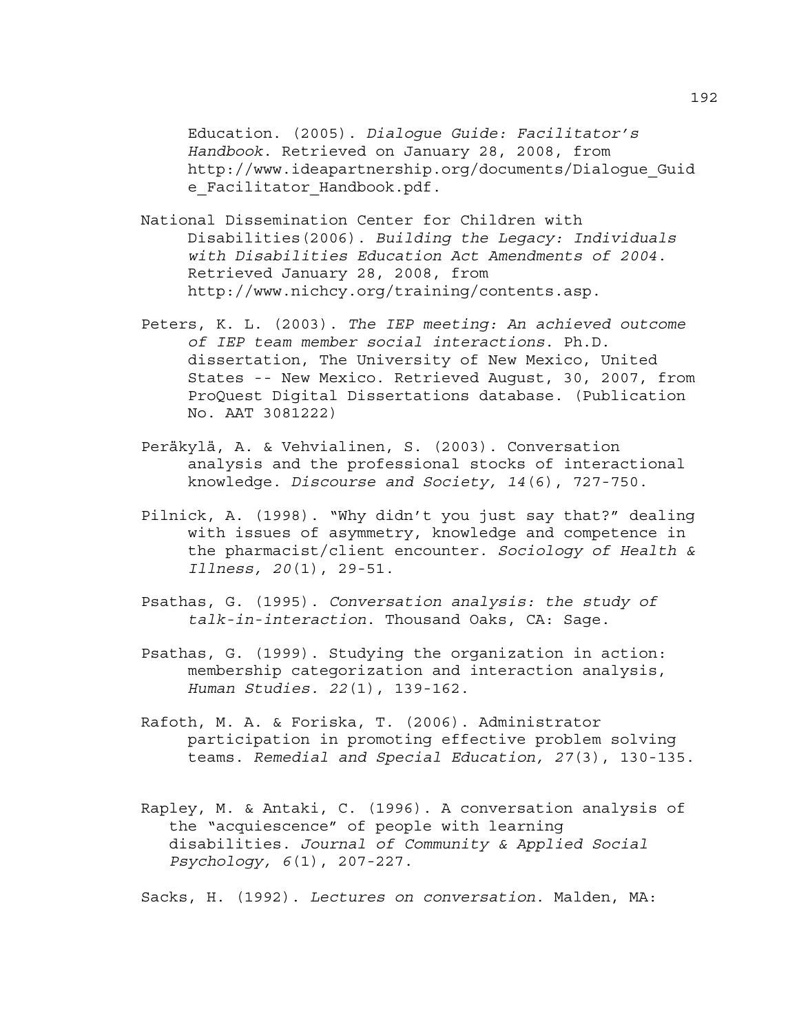Education. (2005). *Dialogue Guide: Facilitator's Handbook*. Retrieved on January 28, 2008, from http://www.ideapartnership.org/documents/Dialogue_Guide_Facilitator_Handbook.pdf.

National Dissemination Center for Children with Disabilities(2006). *Building the Legacy: Individuals with Disabilities Education Act Amendments of 2004*. Retrieved January 28, 2008, from http://www.nichcy.org/training/contents.asp.

Peters, K. L. (2003). *The IEP meeting: An achieved outcome of IEP team member social interactions*. Ph.D. dissertation, The University of New Mexico, United States -- New Mexico. Retrieved August, 30, 2007, from ProQuest Digital Dissertations database. (Publication No. AAT 3081222)

Peräkylä, A. & Vehvialinen, S. (2003). Conversation analysis and the professional stocks of interactional knowledge. *Discourse and Society, 14*(6), 727-750.

Pilnick, A. (1998). "Why didn't you just say that?" dealing with issues of asymmetry, knowledge and competence in the pharmacist/client encounter. *Sociology of Health & Illness, 20*(1), 29-51.

Psathas, G. (1995). *Conversation analysis: the study of talk-in-interaction*. Thousand Oaks, CA: Sage.

Psathas, G. (1999). Studying the organization in action: membership categorization and interaction analysis, *Human Studies. 22*(1), 139-162.

Rafoth, M. A. & Foriska, T. (2006). Administrator participation in promoting effective problem solving teams. *Remedial and Special Education, 27*(3), 130-135.

Rapley, M. & Antaki, C. (1996). A conversation analysis of the "acquiescence" of people with learning disabilities. *Journal of Community & Applied Social Psychology, 6*(1), 207-227.

Sacks, H. (1992). *Lectures on conversation*. Malden, MA: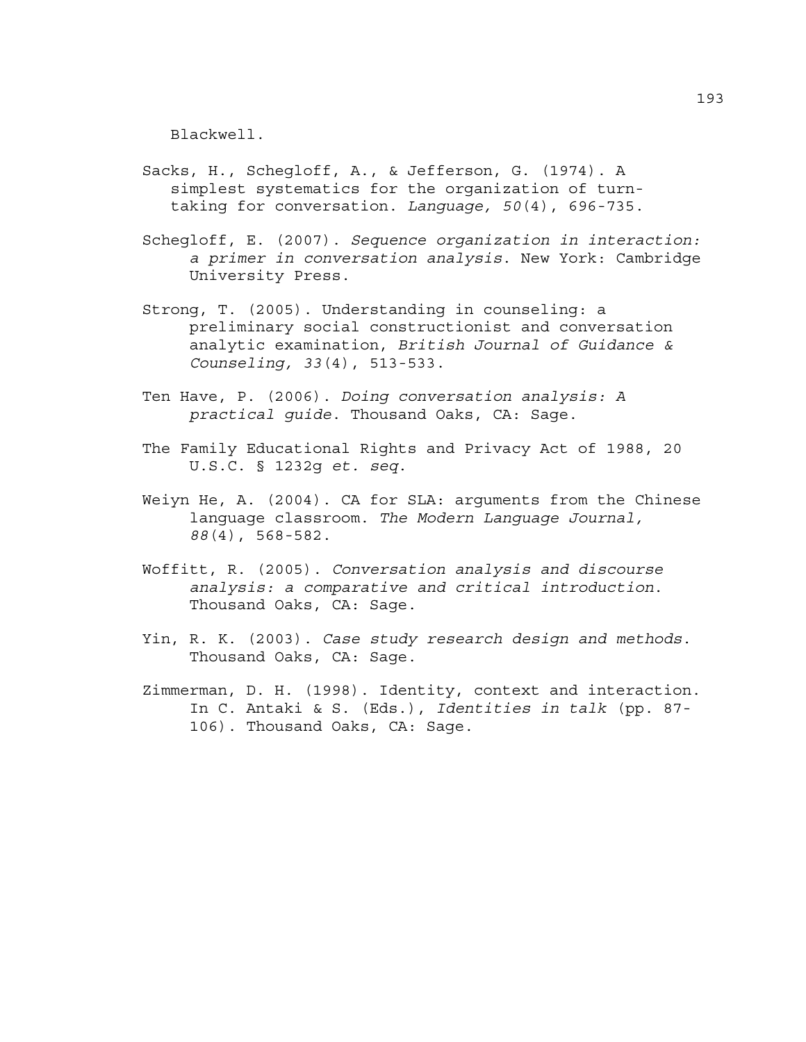Blackwell.

Sacks, H., Schegloff, A., & Jefferson, G. (1974). A simplest systematics for the organization of turn-taking for conversation. *Language, 50*(4), 696-735.

Schegloff, E. (2007). *Sequence organization in interaction: a primer in conversation analysis*. New York: Cambridge University Press.

Strong, T. (2005). Understanding in counseling: a preliminary social constructionist and conversation analytic examination, *British Journal of Guidance & Counseling, 33*(4), 513-533.

Ten Have, P. (2006). *Doing conversation analysis: A practical guide*. Thousand Oaks, CA: Sage.

The Family Educational Rights and Privacy Act of 1988, 20 U.S.C. § 1232g *et. seq*.

Weiyn He, A. (2004). CA for SLA: arguments from the Chinese language classroom. *The Modern Language Journal, 88*(4), 568-582.

Woffitt, R. (2005). *Conversation analysis and discourse analysis: a comparative and critical introduction*. Thousand Oaks, CA: Sage.

Yin, R. K. (2003). *Case study research design and methods*. Thousand Oaks, CA: Sage.

Zimmerman, D. H. (1998). Identity, context and interaction. In C. Antaki & S. (Eds.), *Identities in talk* (pp. 87-106). Thousand Oaks, CA: Sage.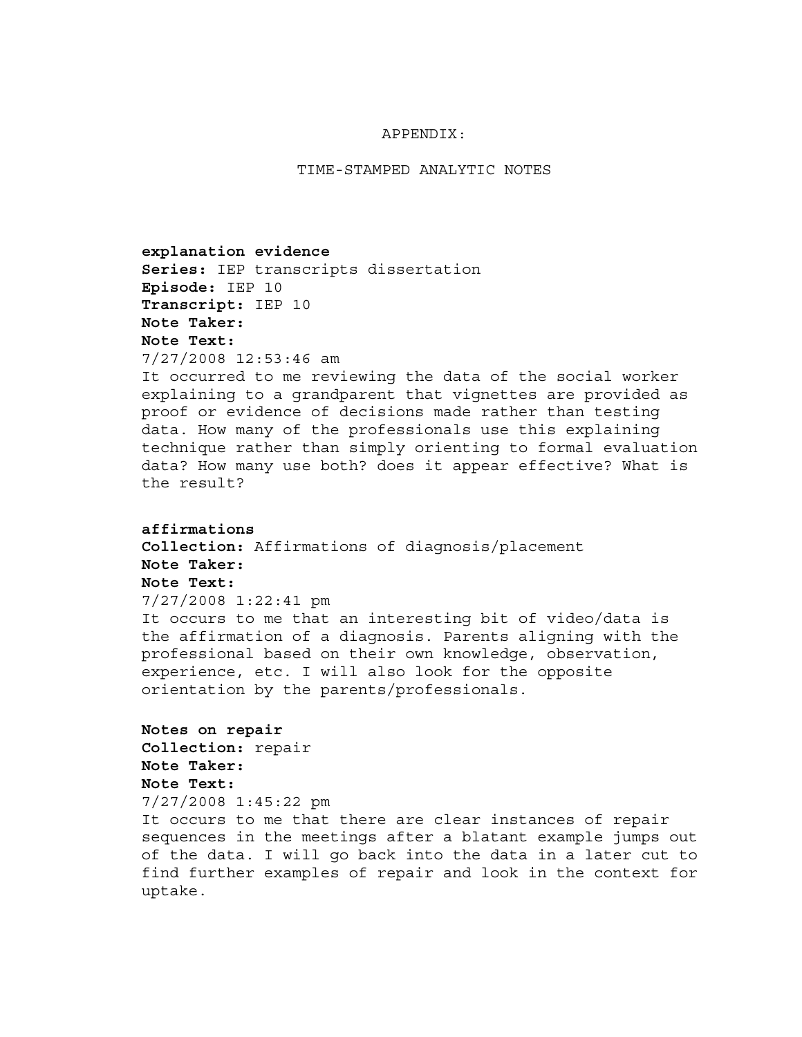# APPENDIX:

## TIME-STAMPED ANALYTIC NOTES

**explanation evidence**
**Series:** IEP transcripts dissertation
**Episode:** IEP 10
**Transcript:** IEP 10
**Note Taker:**
**Note Text:**
7/27/2008 12:53:46 am
It occurred to me reviewing the data of the social worker explaining to a grandparent that vignettes are provided as proof or evidence of decisions made rather than testing data. How many of the professionals use this explaining technique rather than simply orienting to formal evaluation data? How many use both? does it appear effective? What is the result?

**affirmations**
**Collection:** Affirmations of diagnosis/placement
**Note Taker:**
**Note Text:**
7/27/2008 1:22:41 pm
It occurs to me that an interesting bit of video/data is the affirmation of a diagnosis. Parents aligning with the professional based on their own knowledge, observation, experience, etc. I will also look for the opposite orientation by the parents/professionals.

**Notes on repair**
**Collection:** repair
**Note Taker:**
**Note Text:**
7/27/2008 1:45:22 pm
It occurs to me that there are clear instances of repair sequences in the meetings after a blatant example jumps out of the data. I will go back into the data in a later cut to find further examples of repair and look in the context for uptake.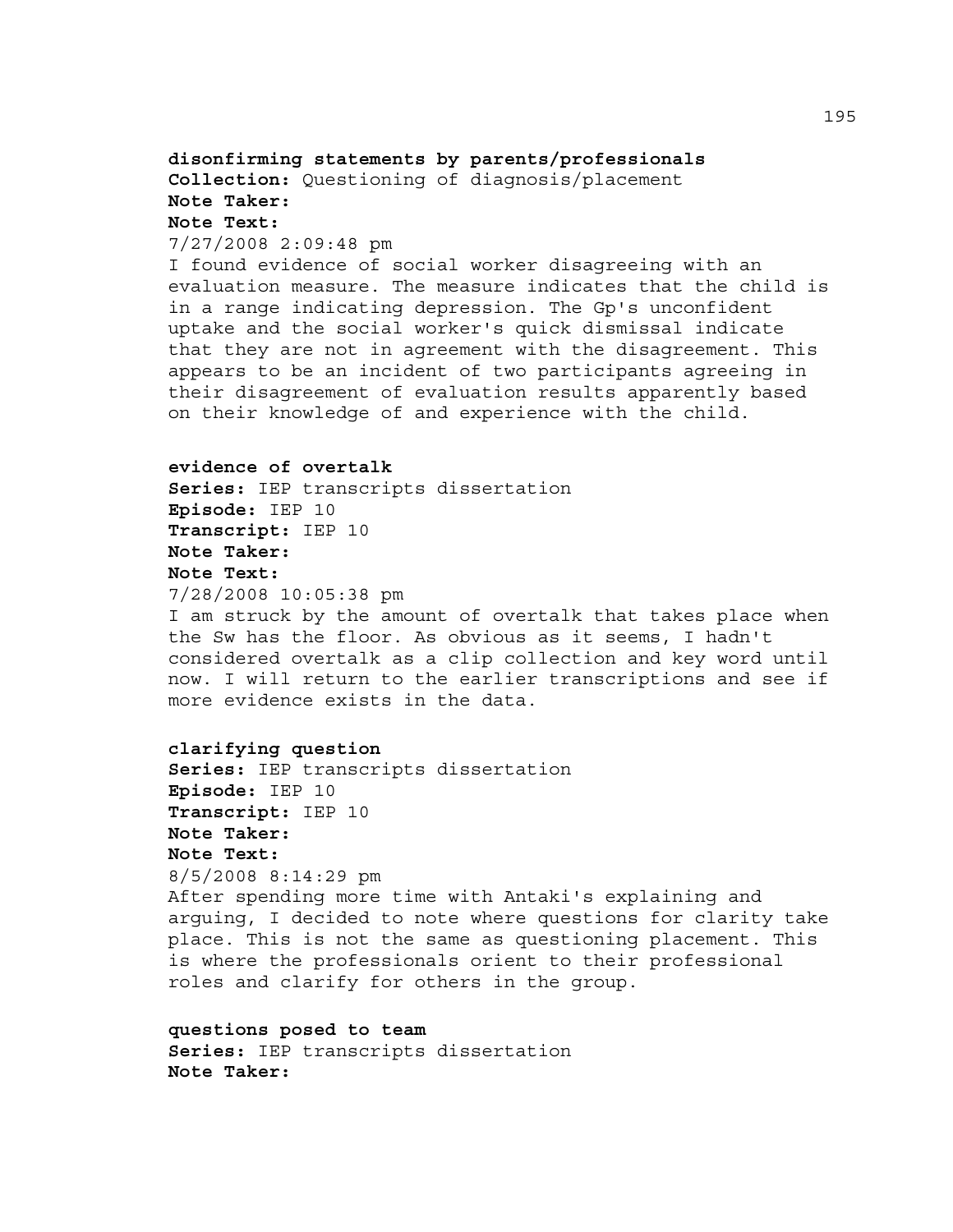**disconfirming statements by parents/professionals**
**Collection:** Questioning of diagnosis/placement
**Note Taker:**
**Note Text:**
7/27/2008 2:09:48 pm
I found evidence of social worker disagreeing with an evaluation measure. The measure indicates that the child is in a range indicating depression. The Gp's unconfident uptake and the social worker's quick dismissal indicate that they are not in agreement with the disagreement. This appears to be an incident of two participants agreeing in their disagreement of evaluation results apparently based on their knowledge of and experience with the child.

**evidence of overtalk**
**Series:** IEP transcripts dissertation
**Episode:** IEP 10
**Transcript:** IEP 10
**Note Taker:**
**Note Text:**
7/28/2008 10:05:38 pm
I am struck by the amount of overtalk that takes place when the Sw has the floor. As obvious as it seems, I hadn't considered overtalk as a clip collection and key word until now. I will return to the earlier transcriptions and see if more evidence exists in the data.

**clarifying question**
**Series:** IEP transcripts dissertation
**Episode:** IEP 10
**Transcript:** IEP 10
**Note Taker:**
**Note Text:**
8/5/2008 8:14:29 pm
After spending more time with Antaki's explaining and arguing, I decided to note where questions for clarity take place. This is not the same as questioning placement. This is where the professionals orient to their professional roles and clarify for others in the group.

**questions posed to team**
**Series:** IEP transcripts dissertation
**Note Taker:**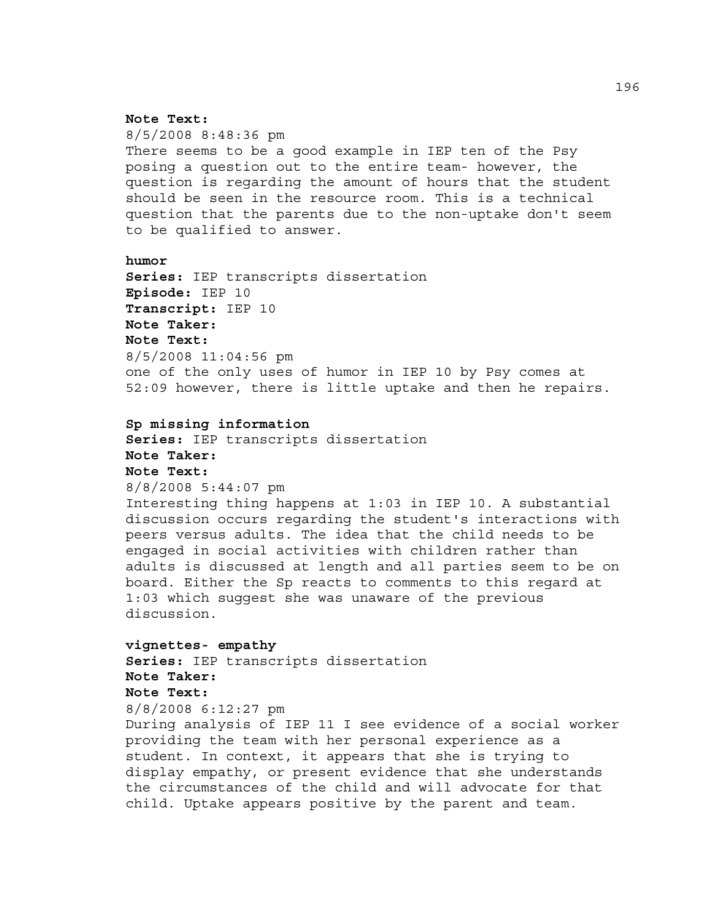**Note Text:**
8/5/2008 8:48:36 pm
There seems to be a good example in IEP ten of the Psy posing a question out to the entire team- however, the question is regarding the amount of hours that the student should be seen in the resource room. This is a technical question that the parents due to the non-uptake don't seem to be qualified to answer.

**humor**
**Series:** IEP transcripts dissertation
**Episode:** IEP 10
**Transcript:** IEP 10
**Note Taker:**
**Note Text:**
8/5/2008 11:04:56 pm
one of the only uses of humor in IEP 10 by Psy comes at 52:09 however, there is little uptake and then he repairs.

**Sp missing information**
**Series:** IEP transcripts dissertation
**Note Taker:**
**Note Text:**
8/8/2008 5:44:07 pm
Interesting thing happens at 1:03 in IEP 10. A substantial discussion occurs regarding the student's interactions with peers versus adults. The idea that the child needs to be engaged in social activities with children rather than adults is discussed at length and all parties seem to be on board. Either the Sp reacts to comments to this regard at 1:03 which suggest she was unaware of the previous discussion.

**vignettes- empathy**
**Series:** IEP transcripts dissertation
**Note Taker:**
**Note Text:**
8/8/2008 6:12:27 pm
During analysis of IEP 11 I see evidence of a social worker providing the team with her personal experience as a student. In context, it appears that she is trying to display empathy, or present evidence that she understands the circumstances of the child and will advocate for that child. Uptake appears positive by the parent and team.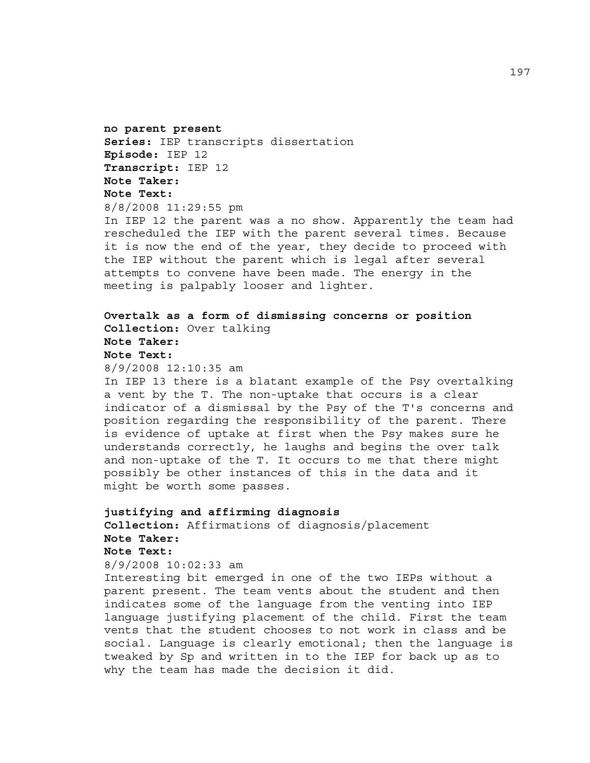**no parent present**
**Series:** IEP transcripts dissertation
**Episode:** IEP 12
**Transcript:** IEP 12
**Note Taker:**
**Note Text:**
8/8/2008 11:29:55 pm
In IEP 12 the parent was a no show. Apparently the team had rescheduled the IEP with the parent several times. Because it is now the end of the year, they decide to proceed with the IEP without the parent which is legal after several attempts to convene have been made. The energy in the meeting is palpably looser and lighter.

**Overtalk as a form of dismissing concerns or position**
**Collection:** Over talking
**Note Taker:**
**Note Text:**
8/9/2008 12:10:35 am
In IEP 13 there is a blatant example of the Psy overtalking a vent by the T. The non-uptake that occurs is a clear indicator of a dismissal by the Psy of the T's concerns and position regarding the responsibility of the parent. There is evidence of uptake at first when the Psy makes sure he understands correctly, he laughs and begins the over talk and non-uptake of the T. It occurs to me that there might possibly be other instances of this in the data and it might be worth some passes.

**justifying and affirming diagnosis**
**Collection:** Affirmations of diagnosis/placement
**Note Taker:**
**Note Text:**
8/9/2008 10:02:33 am
Interesting bit emerged in one of the two IEPs without a parent present. The team vents about the student and then indicates some of the language from the venting into IEP language justifying placement of the child. First the team vents that the student chooses to not work in class and be social. Language is clearly emotional; then the language is tweaked by Sp and written in to the IEP for back up as to why the team has made the decision it did.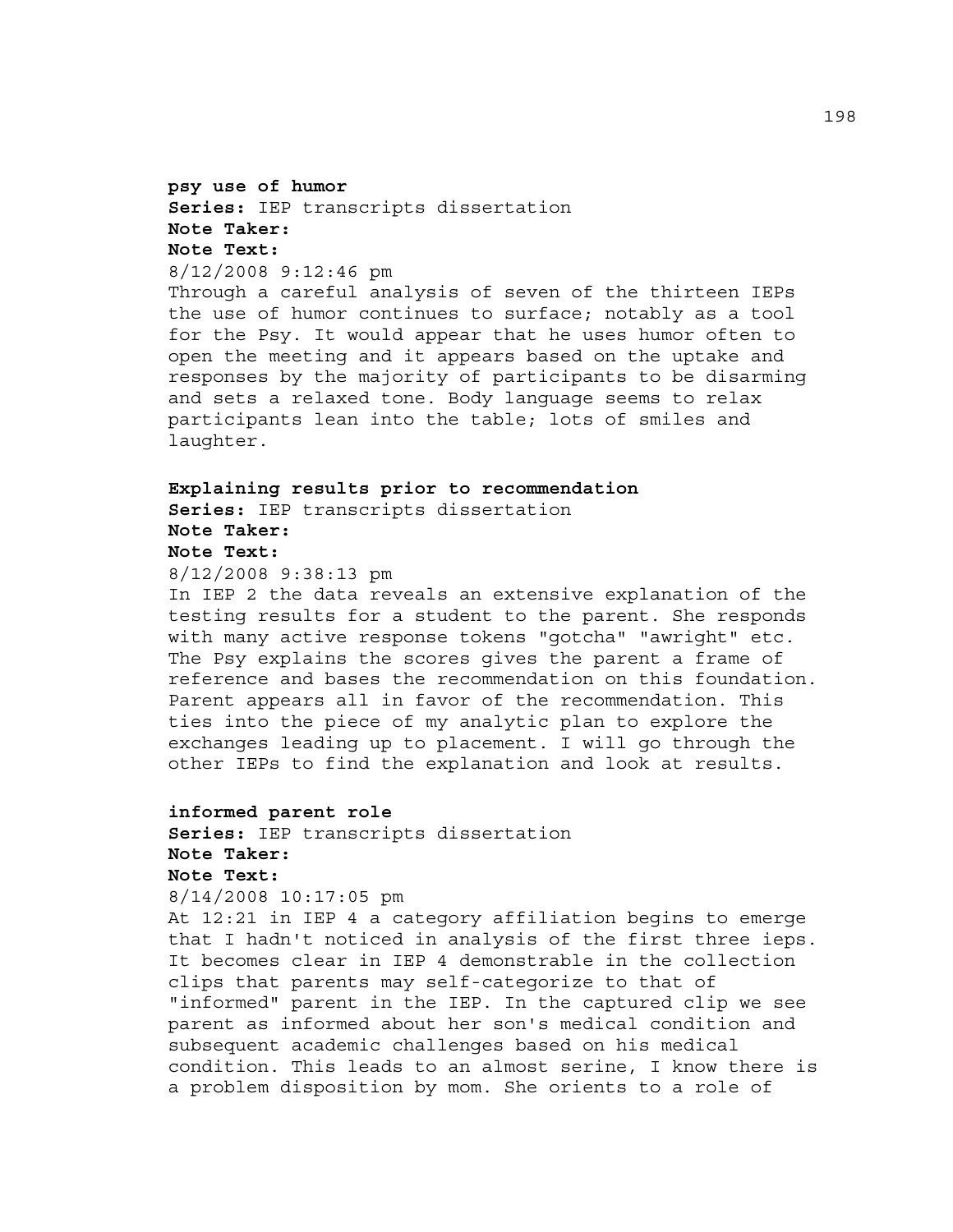**psy use of humor**
**Series:** IEP transcripts dissertation
**Note Taker:**
**Note Text:**
8/12/2008 9:12:46 pm
Through a careful analysis of seven of the thirteen IEPs the use of humor continues to surface; notably as a tool for the Psy. It would appear that he uses humor often to open the meeting and it appears based on the uptake and responses by the majority of participants to be disarming and sets a relaxed tone. Body language seems to relax participants lean into the table; lots of smiles and laughter.

**Explaining results prior to recommendation**
**Series:** IEP transcripts dissertation
**Note Taker:**
**Note Text:**
8/12/2008 9:38:13 pm
In IEP 2 the data reveals an extensive explanation of the testing results for a student to the parent. She responds with many active response tokens "gotcha" "awright" etc. The Psy explains the scores gives the parent a frame of reference and bases the recommendation on this foundation. Parent appears all in favor of the recommendation. This ties into the piece of my analytic plan to explore the exchanges leading up to placement. I will go through the other IEPs to find the explanation and look at results.

**informed parent role**
**Series:** IEP transcripts dissertation
**Note Taker:**
**Note Text:**
8/14/2008 10:17:05 pm
At 12:21 in IEP 4 a category affiliation begins to emerge that I hadn't noticed in analysis of the first three ieps. It becomes clear in IEP 4 demonstrable in the collection clips that parents may self-categorize to that of "informed" parent in the IEP. In the captured clip we see parent as informed about her son's medical condition and subsequent academic challenges based on his medical condition. This leads to an almost serine, I know there is a problem disposition by mom. She orients to a role of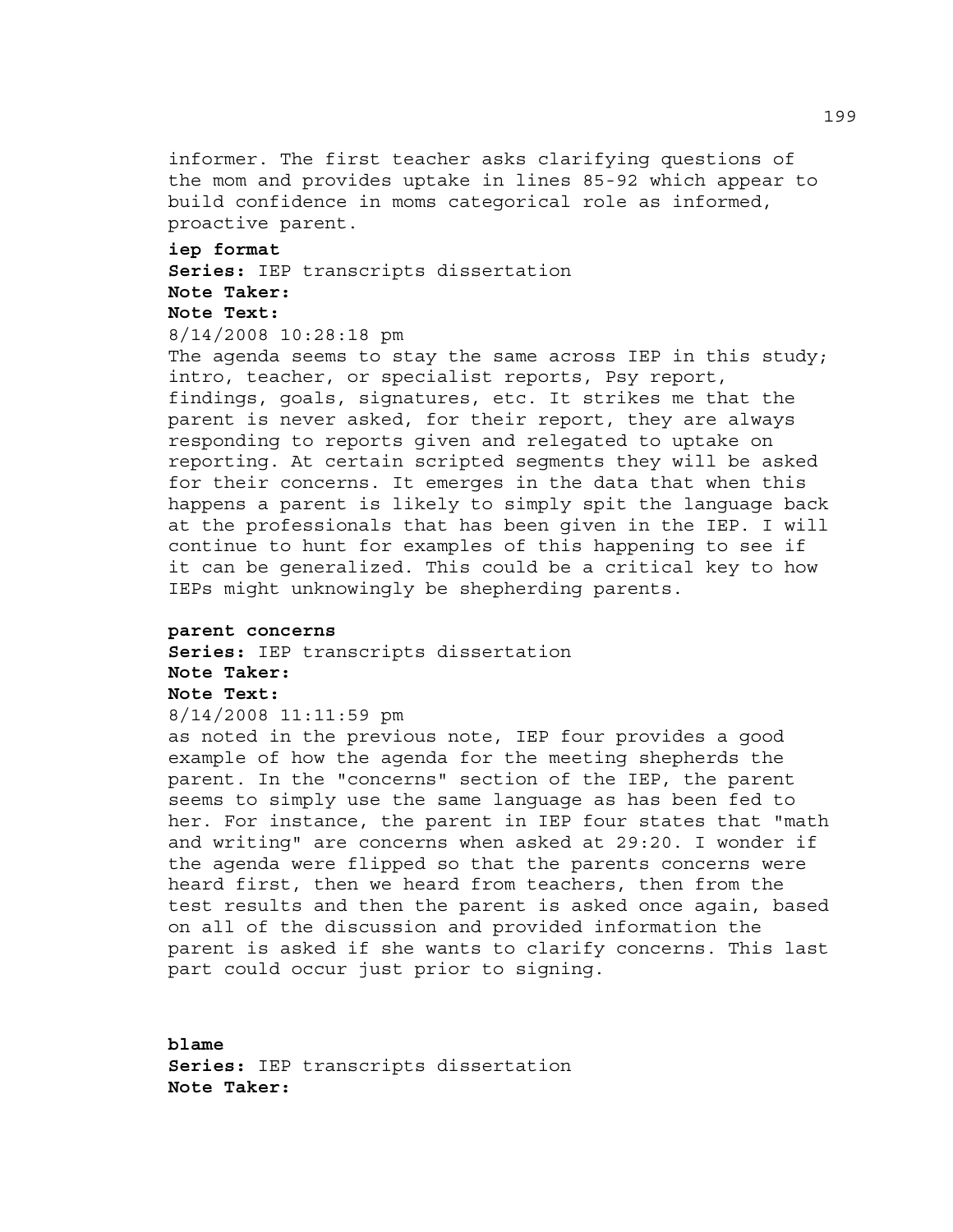informer. The first teacher asks clarifying questions of the mom and provides uptake in lines 85-92 which appear to build confidence in moms categorical role as informed, proactive parent.

**iep format**
**Series:** IEP transcripts dissertation
**Note Taker:**
**Note Text:**
8/14/2008 10:28:18 pm
The agenda seems to stay the same across IEP in this study; intro, teacher, or specialist reports, Psy report, findings, goals, signatures, etc. It strikes me that the parent is never asked, for their report, they are always responding to reports given and relegated to uptake on reporting. At certain scripted segments they will be asked for their concerns. It emerges in the data that when this happens a parent is likely to simply spit the language back at the professionals that has been given in the IEP. I will continue to hunt for examples of this happening to see if it can be generalized. This could be a critical key to how IEPs might unknowingly be shepherding parents.

**parent concerns**
**Series:** IEP transcripts dissertation
**Note Taker:**
**Note Text:**
8/14/2008 11:11:59 pm
as noted in the previous note, IEP four provides a good example of how the agenda for the meeting shepherds the parent. In the "concerns" section of the IEP, the parent seems to simply use the same language as has been fed to her. For instance, the parent in IEP four states that "math and writing" are concerns when asked at 29:20. I wonder if the agenda were flipped so that the parents concerns were heard first, then we heard from teachers, then from the test results and then the parent is asked once again, based on all of the discussion and provided information the parent is asked if she wants to clarify concerns. This last part could occur just prior to signing.

**blame**
**Series:** IEP transcripts dissertation
**Note Taker:**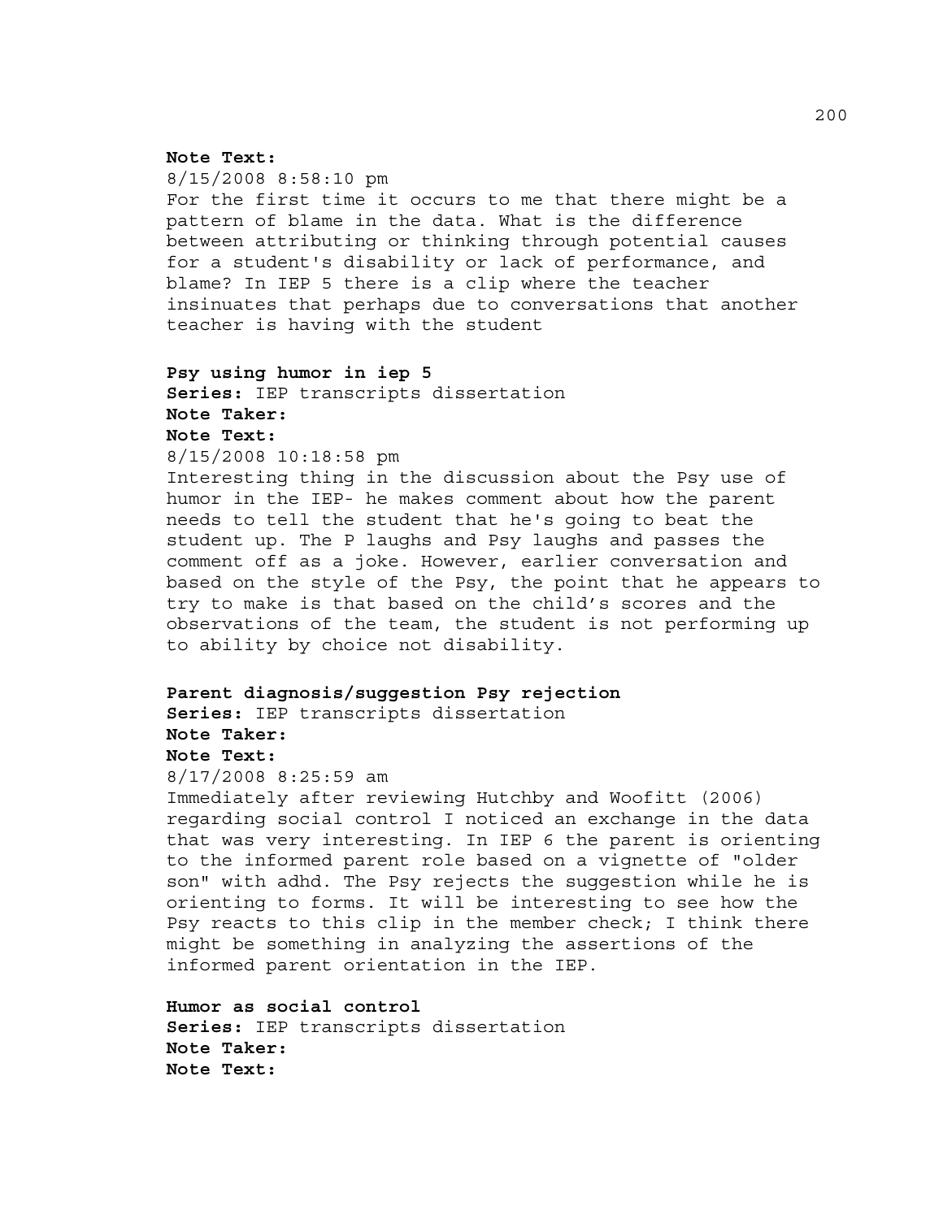**Note Text:**
8/15/2008 8:58:10 pm
For the first time it occurs to me that there might be a pattern of blame in the data. What is the difference between attributing or thinking through potential causes for a student's disability or lack of performance, and blame? In IEP 5 there is a clip where the teacher insinuates that perhaps due to conversations that another teacher is having with the student

**Psy using humor in iep 5**
**Series:** IEP transcripts dissertation
**Note Taker:**
**Note Text:**
8/15/2008 10:18:58 pm
Interesting thing in the discussion about the Psy use of humor in the IEP- he makes comment about how the parent needs to tell the student that he's going to beat the student up. The P laughs and Psy laughs and passes the comment off as a joke. However, earlier conversation and based on the style of the Psy, the point that he appears to try to make is that based on the child's scores and the observations of the team, the student is not performing up to ability by choice not disability.

**Parent diagnosis/suggestion Psy rejection**
**Series:** IEP transcripts dissertation
**Note Taker:**
**Note Text:**
8/17/2008 8:25:59 am
Immediately after reviewing Hutchby and Woofitt (2006) regarding social control I noticed an exchange in the data that was very interesting. In IEP 6 the parent is orienting to the informed parent role based on a vignette of "older son" with adhd. The Psy rejects the suggestion while he is orienting to forms. It will be interesting to see how the Psy reacts to this clip in the member check; I think there might be something in analyzing the assertions of the informed parent orientation in the IEP.

**Humor as social control**
**Series:** IEP transcripts dissertation
**Note Taker:**
**Note Text:**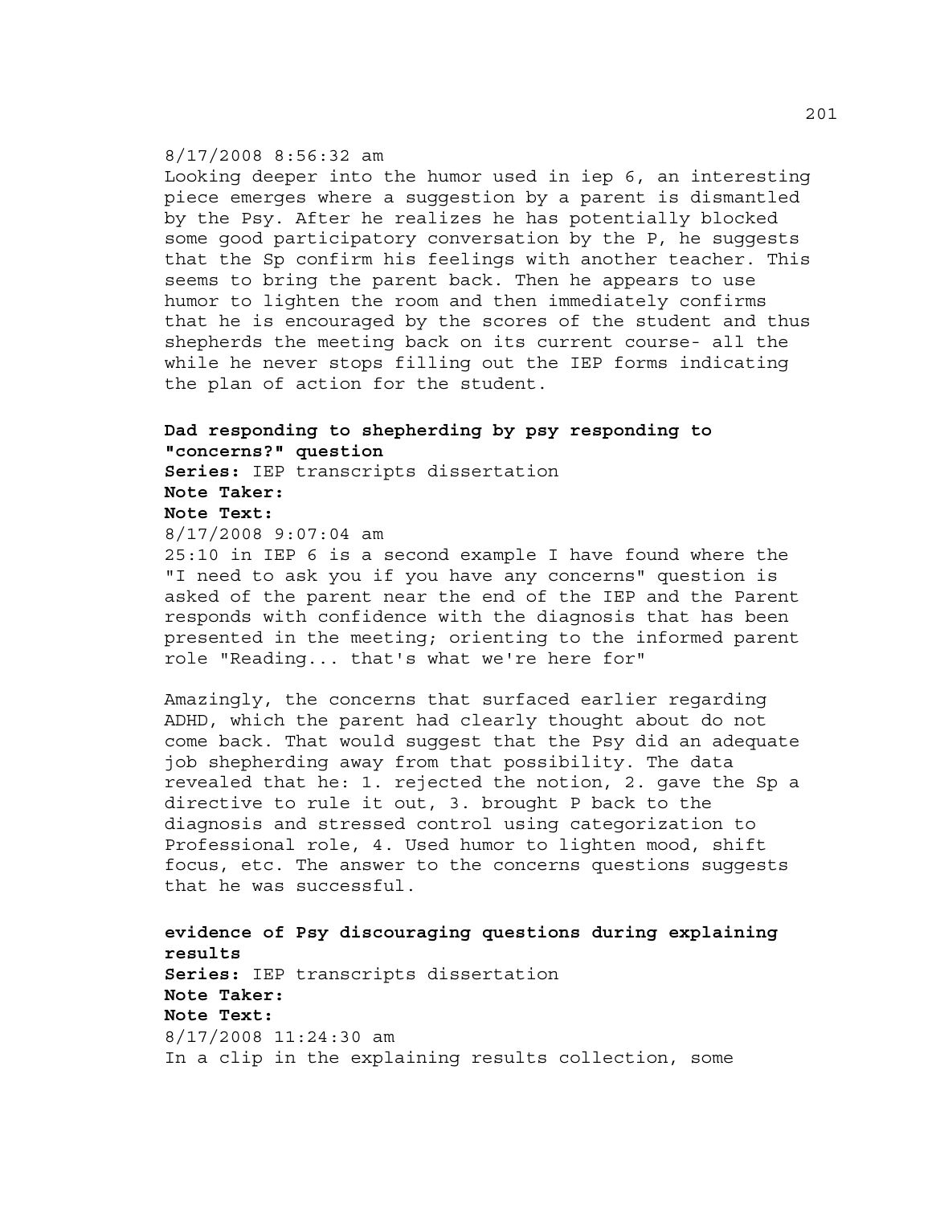8/17/2008 8:56:32 am
Looking deeper into the humor used in iep 6, an interesting piece emerges where a suggestion by a parent is dismantled by the Psy. After he realizes he has potentially blocked some good participatory conversation by the P, he suggests that the Sp confirm his feelings with another teacher. This seems to bring the parent back. Then he appears to use humor to lighten the room and then immediately confirms that he is encouraged by the scores of the student and thus shepherds the meeting back on its current course- all the while he never stops filling out the IEP forms indicating the plan of action for the student.

**Dad responding to shepherding by psy responding to "concerns?" question**
**Series:** IEP transcripts dissertation
**Note Taker:**
**Note Text:**
8/17/2008 9:07:04 am
25:10 in IEP 6 is a second example I have found where the "I need to ask you if you have any concerns" question is asked of the parent near the end of the IEP and the Parent responds with confidence with the diagnosis that has been presented in the meeting; orienting to the informed parent role "Reading... that's what we're here for"

Amazingly, the concerns that surfaced earlier regarding ADHD, which the parent had clearly thought about do not come back. That would suggest that the Psy did an adequate job shepherding away from that possibility. The data revealed that he: 1. rejected the notion, 2. gave the Sp a directive to rule it out, 3. brought P back to the diagnosis and stressed control using categorization to Professional role, 4. Used humor to lighten mood, shift focus, etc. The answer to the concerns questions suggests that he was successful.

**evidence of Psy discouraging questions during explaining results**
**Series:** IEP transcripts dissertation
**Note Taker:**
**Note Text:**
8/17/2008 11:24:30 am
In a clip in the explaining results collection, some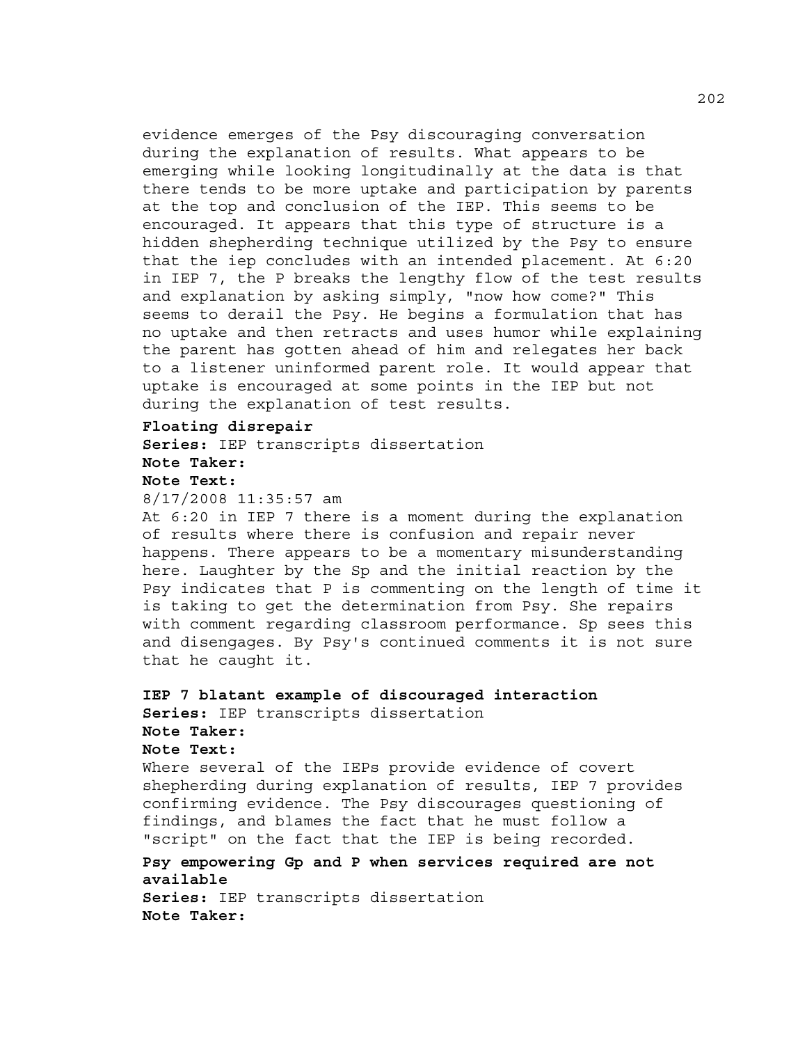evidence emerges of the Psy discouraging conversation during the explanation of results. What appears to be emerging while looking longitudinally at the data is that there tends to be more uptake and participation by parents at the top and conclusion of the IEP. This seems to be encouraged. It appears that this type of structure is a hidden shepherding technique utilized by the Psy to ensure that the iep concludes with an intended placement. At 6:20 in IEP 7, the P breaks the lengthy flow of the test results and explanation by asking simply, "now how come?" This seems to derail the Psy. He begins a formulation that has no uptake and then retracts and uses humor while explaining the parent has gotten ahead of him and relegates her back to a listener uninformed parent role. It would appear that uptake is encouraged at some points in the IEP but not during the explanation of test results.

**Floating disrepair**
**Series:** IEP transcripts dissertation
**Note Taker:**
**Note Text:**
8/17/2008 11:35:57 am
At 6:20 in IEP 7 there is a moment during the explanation of results where there is confusion and repair never happens. There appears to be a momentary misunderstanding here. Laughter by the Sp and the initial reaction by the Psy indicates that P is commenting on the length of time it is taking to get the determination from Psy. She repairs with comment regarding classroom performance. Sp sees this and disengages. By Psy's continued comments it is not sure that he caught it.

**IEP 7 blatant example of discouraged interaction**
**Series:** IEP transcripts dissertation
**Note Taker:**
**Note Text:**
Where several of the IEPs provide evidence of covert shepherding during explanation of results, IEP 7 provides confirming evidence. The Psy discourages questioning of findings, and blames the fact that he must follow a "script" on the fact that the IEP is being recorded.

**Psy empowering Gp and P when services required are not available**
**Series:** IEP transcripts dissertation
**Note Taker:**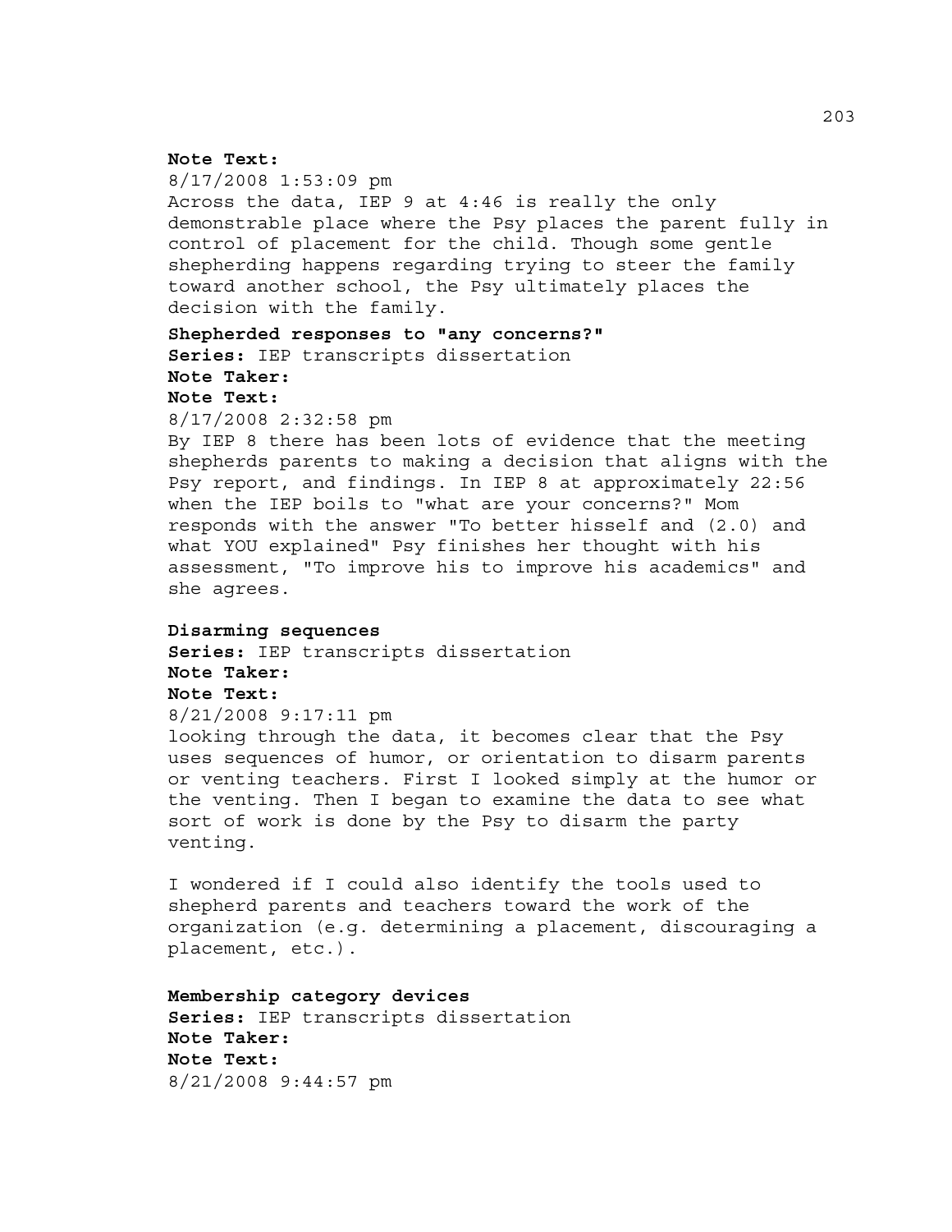**Note Text:**
8/17/2008 1:53:09 pm
Across the data, IEP 9 at 4:46 is really the only demonstrable place where the Psy places the parent fully in control of placement for the child. Though some gentle shepherding happens regarding trying to steer the family toward another school, the Psy ultimately places the decision with the family.

**Shepherded responses to "any concerns?"**
**Series:** IEP transcripts dissertation
**Note Taker:**
**Note Text:**
8/17/2008 2:32:58 pm
By IEP 8 there has been lots of evidence that the meeting shepherds parents to making a decision that aligns with the Psy report, and findings. In IEP 8 at approximately 22:56 when the IEP boils to "what are your concerns?" Mom responds with the answer "To better hisself and (2.0) and what YOU explained" Psy finishes her thought with his assessment, "To improve his to improve his academics" and she agrees.

**Disarming sequences**
**Series:** IEP transcripts dissertation
**Note Taker:**
**Note Text:**
8/21/2008 9:17:11 pm
looking through the data, it becomes clear that the Psy uses sequences of humor, or orientation to disarm parents or venting teachers. First I looked simply at the humor or the venting. Then I began to examine the data to see what sort of work is done by the Psy to disarm the party venting.

I wondered if I could also identify the tools used to shepherd parents and teachers toward the work of the organization (e.g. determining a placement, discouraging a placement, etc.).

**Membership category devices**
**Series:** IEP transcripts dissertation
**Note Taker:**
**Note Text:**
8/21/2008 9:44:57 pm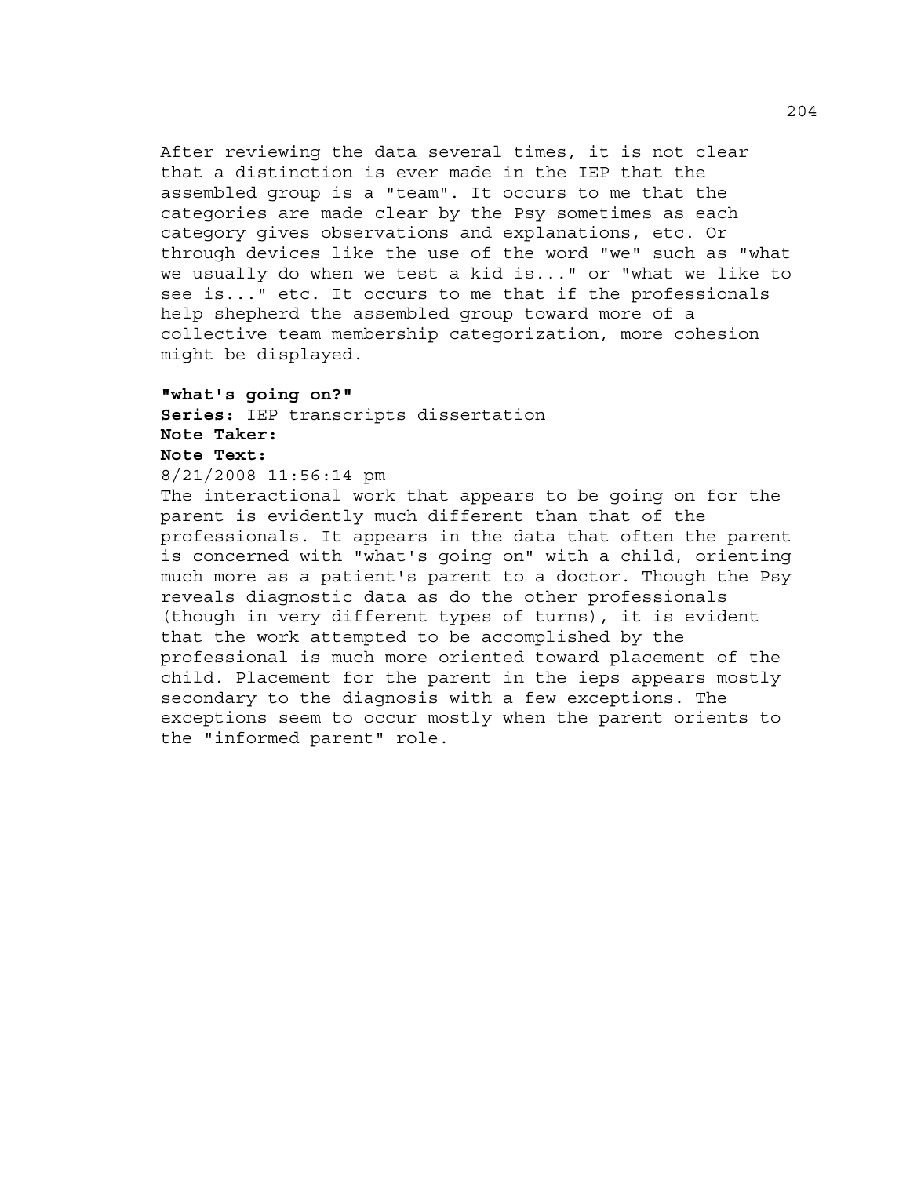After reviewing the data several times, it is not clear that a distinction is ever made in the IEP that the assembled group is a "team". It occurs to me that the categories are made clear by the Psy sometimes as each category gives observations and explanations, etc. Or through devices like the use of the word "we" such as "what we usually do when we test a kid is..." or "what we like to see is..." etc. It occurs to me that if the professionals help shepherd the assembled group toward more of a collective team membership categorization, more cohesion might be displayed.

**"what's going on?"**
**Series:** IEP transcripts dissertation
**Note Taker:**
**Note Text:**
8/21/2008 11:56:14 pm
The interactional work that appears to be going on for the parent is evidently much different than that of the professionals. It appears in the data that often the parent is concerned with "what's going on" with a child, orienting much more as a patient's parent to a doctor. Though the Psy reveals diagnostic data as do the other professionals (though in very different types of turns), it is evident that the work attempted to be accomplished by the professional is much more oriented toward placement of the child. Placement for the parent in the ieps appears mostly secondary to the diagnosis with a few exceptions. The exceptions seem to occur mostly when the parent orients to the "informed parent" role.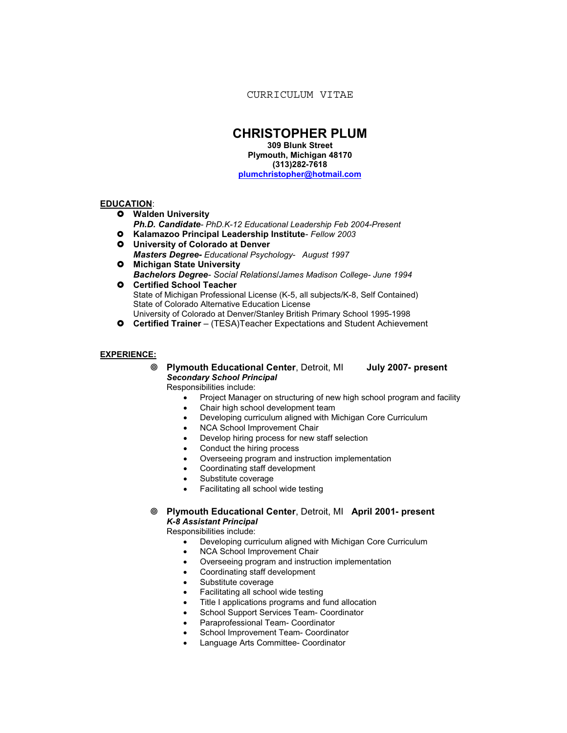CURRICULUM VITAE

# CHRISTOPHER PLUM

**309 Blunk Street**
**Plymouth, Michigan 48170**
**(313)282-7618**
**plumchristopher@hotmail.com**

## EDUCATION:

- **Walden University**
  ***Ph.D. Candidate***- *PhD.K-12 Educational Leadership Feb 2004-Present*
- **Kalamazoo Principal Leadership Institute**- *Fellow 2003*
- **University of Colorado at Denver**
  ***Masters Degree-*** *Educational Psychology- August 1997*
- **Michigan State University**
  ***Bachelors Degree***- *Social Relations/James Madison College- June 1994*
- **Certified School Teacher**
  State of Michigan Professional License (K-5, all subjects/K-8, Self Contained)
  State of Colorado Alternative Education License
  University of Colorado at Denver/Stanley British Primary School 1995-1998
- **Certified Trainer** – (TESA)Teacher Expectations and Student Achievement

## EXPERIENCE:

- **Plymouth Educational Center**, Detroit, MI **July 2007- present**
  ***Secondary School Principal***
  Responsibilities include:
  - Project Manager on structuring of new high school program and facility
  - Chair high school development team
  - Developing curriculum aligned with Michigan Core Curriculum
  - NCA School Improvement Chair
  - Develop hiring process for new staff selection
  - Conduct the hiring process
  - Overseeing program and instruction implementation
  - Coordinating staff development
  - Substitute coverage
  - Facilitating all school wide testing

- **Plymouth Educational Center**, Detroit, MI **April 2001- present**
  ***K-8 Assistant Principal***
  Responsibilities include:
  - Developing curriculum aligned with Michigan Core Curriculum
  - NCA School Improvement Chair
  - Overseeing program and instruction implementation
  - Coordinating staff development
  - Substitute coverage
  - Facilitating all school wide testing
  - Title I applications programs and fund allocation
  - School Support Services Team- Coordinator
  - Paraprofessional Team- Coordinator
  - School Improvement Team- Coordinator
  - Language Arts Committee- Coordinator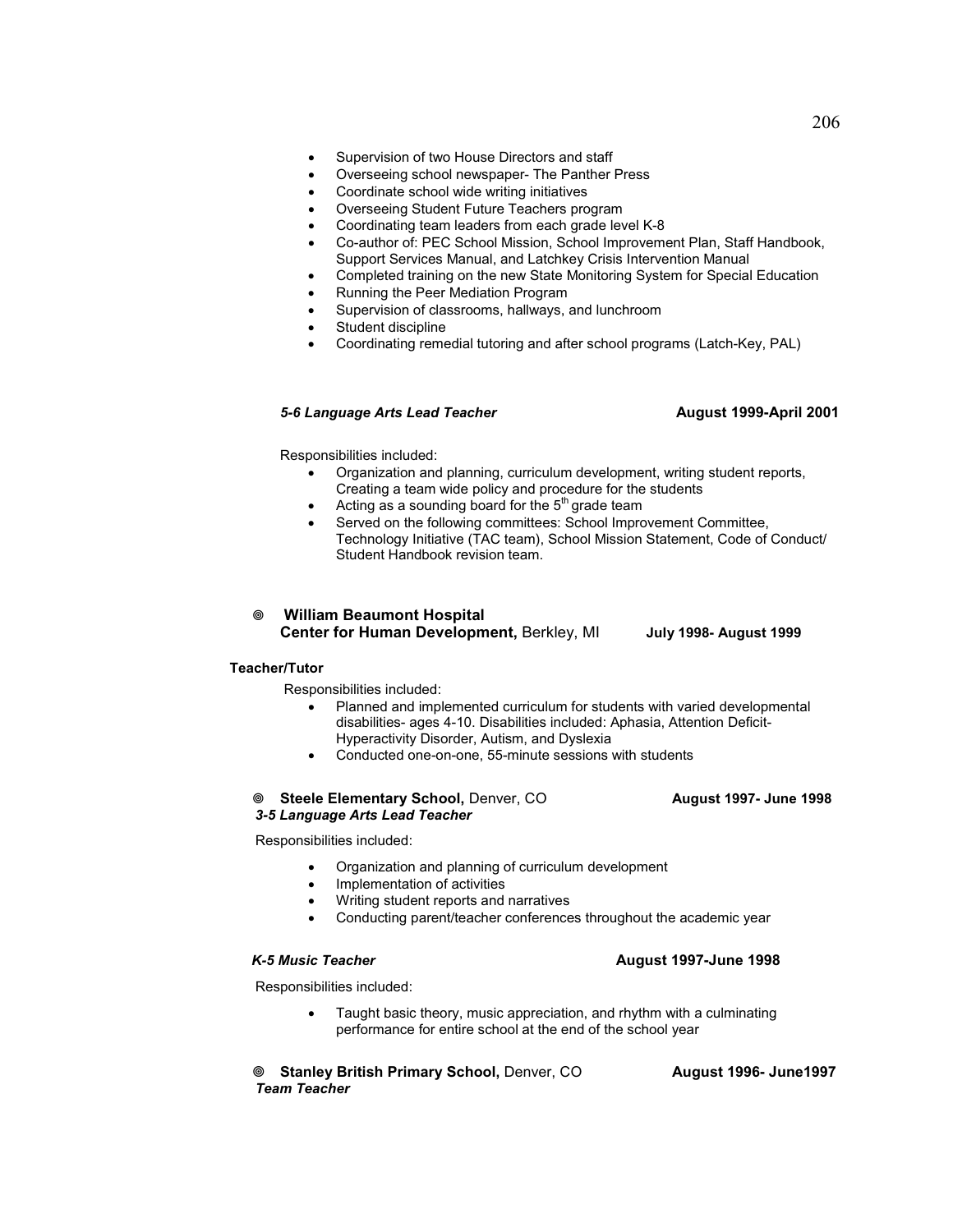- Supervision of two House Directors and staff
- Overseeing school newspaper- The Panther Press
- Coordinate school wide writing initiatives
- Overseeing Student Future Teachers program
- Coordinating team leaders from each grade level K-8
- Co-author of: PEC School Mission, School Improvement Plan, Staff Handbook, Support Services Manual, and Latchkey Crisis Intervention Manual
- Completed training on the new State Monitoring System for Special Education
- Running the Peer Mediation Program
- Supervision of classrooms, hallways, and lunchroom
- Student discipline
- Coordinating remedial tutoring and after school programs (Latch-Key, PAL)

***5-6 Language Arts Lead Teacher*** **August 1999-April 2001**

Responsibilities included:

- Organization and planning, curriculum development, writing student reports, Creating a team wide policy and procedure for the students
- Acting as a sounding board for the 5th grade team
- Served on the following committees: School Improvement Committee, Technology Initiative (TAC team), School Mission Statement, Code of Conduct/ Student Handbook revision team.

◎ **William Beaumont Hospital**
**Center for Human Development,** Berkley, MI **July 1998- August 1999**

**Teacher/Tutor**

Responsibilities included:

- Planned and implemented curriculum for students with varied developmental disabilities- ages 4-10. Disabilities included: Aphasia, Attention Deficit-Hyperactivity Disorder, Autism, and Dyslexia
- Conducted one-on-one, 55-minute sessions with students

◎ **Steele Elementary School,** Denver, CO **August 1997- June 1998**
***3-5 Language Arts Lead Teacher***

Responsibilities included:

- Organization and planning of curriculum development
- Implementation of activities
- Writing student reports and narratives
- Conducting parent/teacher conferences throughout the academic year

***K-5 Music Teacher*** **August 1997-June 1998**

Responsibilities included:

- Taught basic theory, music appreciation, and rhythm with a culminating performance for entire school at the end of the school year

◎ **Stanley British Primary School,** Denver, CO **August 1996- June1997**
***Team Teacher***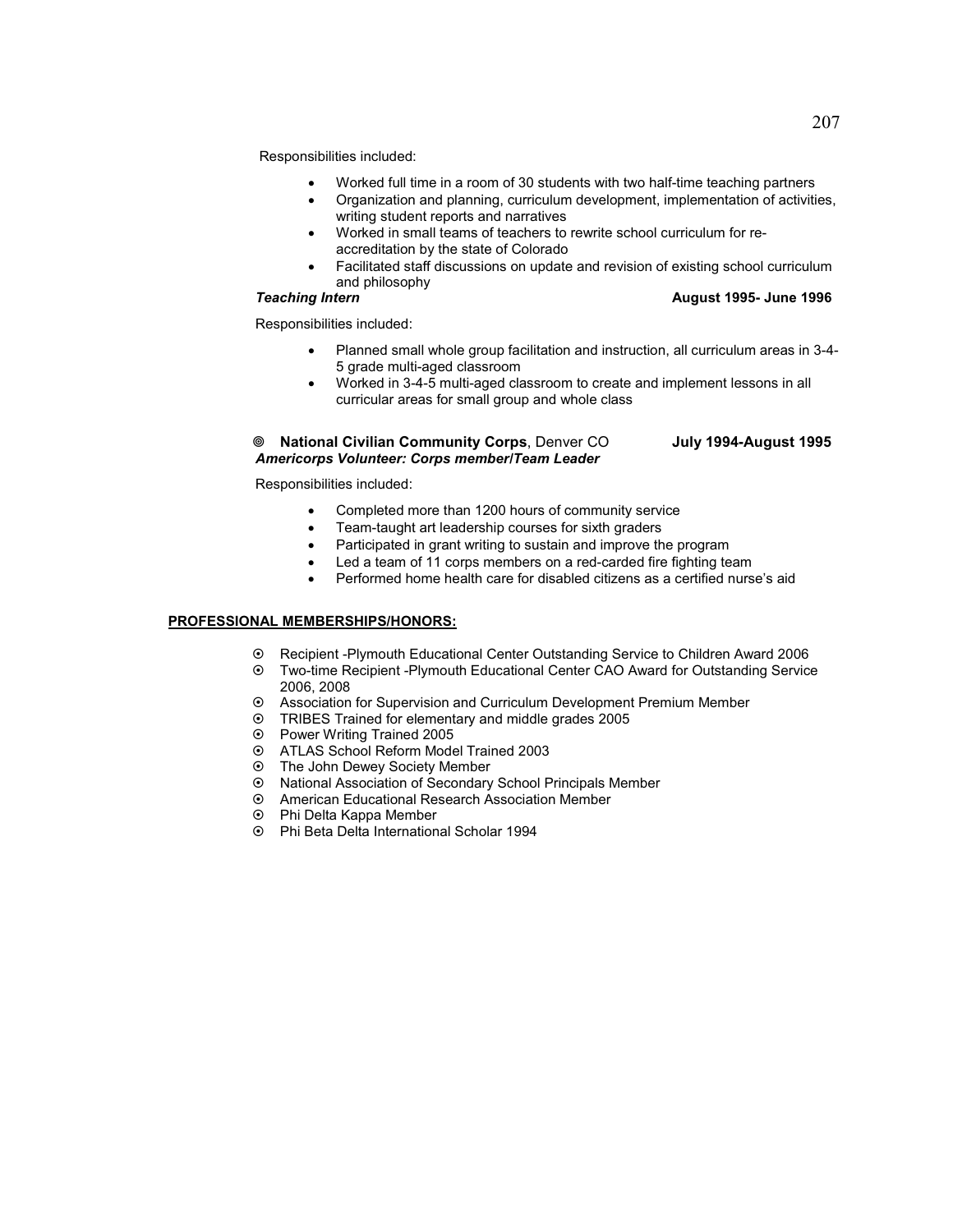Responsibilities included:

- Worked full time in a room of 30 students with two half-time teaching partners
- Organization and planning, curriculum development, implementation of activities, writing student reports and narratives
- Worked in small teams of teachers to rewrite school curriculum for re-accreditation by the state of Colorado
- Facilitated staff discussions on update and revision of existing school curriculum and philosophy

***Teaching Intern*** **August 1995- June 1996**

Responsibilities included:

- Planned small whole group facilitation and instruction, all curriculum areas in 3-4-5 grade multi-aged classroom
- Worked in 3-4-5 multi-aged classroom to create and implement lessons in all curricular areas for small group and whole class

◎ **National Civilian Community Corps**, Denver CO **July 1994-August 1995**
***Americorps Volunteer: Corps member/Team Leader***

Responsibilities included:

- Completed more than 1200 hours of community service
- Team-taught art leadership courses for sixth graders
- Participated in grant writing to sustain and improve the program
- Led a team of 11 corps members on a red-carded fire fighting team
- Performed home health care for disabled citizens as a certified nurse's aid

**PROFESSIONAL MEMBERSHIPS/HONORS:**

- Recipient -Plymouth Educational Center Outstanding Service to Children Award 2006
- Two-time Recipient -Plymouth Educational Center CAO Award for Outstanding Service 2006, 2008
- Association for Supervision and Curriculum Development Premium Member
- TRIBES Trained for elementary and middle grades 2005
- Power Writing Trained 2005
- ATLAS School Reform Model Trained 2003
- The John Dewey Society Member
- National Association of Secondary School Principals Member
- American Educational Research Association Member
- Phi Delta Kappa Member
- Phi Beta Delta International Scholar 1994